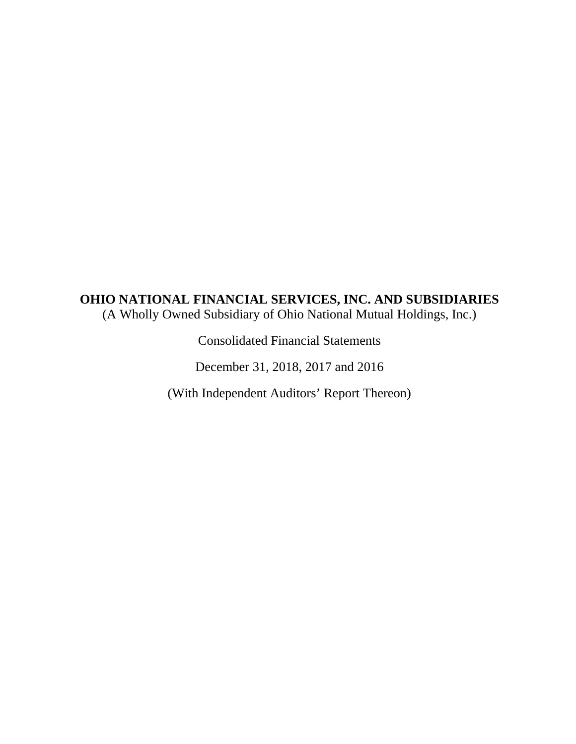# OHIO NATIONAL FINANCIAL SERVICES, INC. AND SUBSIDIARIES

(A Wholly Owned Subsidiary of Ohio National Mutual Holdings, Inc.)

Consolidated Financial Statements

December 31, 2018, 2017 and 2016

(With Independent Auditors' Report Thereon)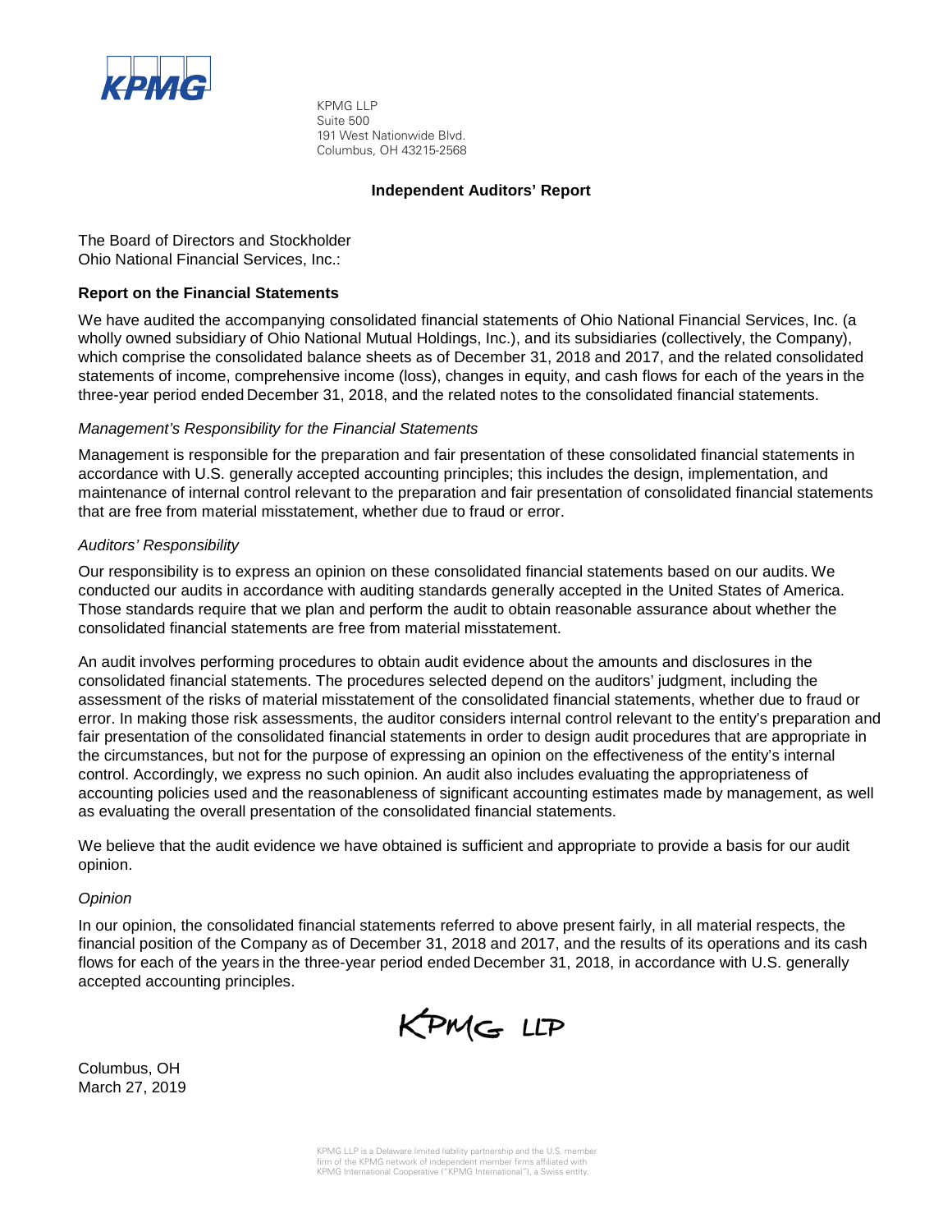KPMG LLP
Suite 500
191 West Nationwide Blvd.
Columbus, OH 43215-2568

# Independent Auditors' Report

The Board of Directors and Stockholder
Ohio National Financial Services, Inc.:

## Report on the Financial Statements

We have audited the accompanying consolidated financial statements of Ohio National Financial Services, Inc. (a wholly owned subsidiary of Ohio National Mutual Holdings, Inc.), and its subsidiaries (collectively, the Company), which comprise the consolidated balance sheets as of December 31, 2018 and 2017, and the related consolidated statements of income, comprehensive income (loss), changes in equity, and cash flows for each of the years in the three-year period ended December 31, 2018, and the related notes to the consolidated financial statements.

*Management's Responsibility for the Financial Statements*

Management is responsible for the preparation and fair presentation of these consolidated financial statements in accordance with U.S. generally accepted accounting principles; this includes the design, implementation, and maintenance of internal control relevant to the preparation and fair presentation of consolidated financial statements that are free from material misstatement, whether due to fraud or error.

*Auditors' Responsibility*

Our responsibility is to express an opinion on these consolidated financial statements based on our audits. We conducted our audits in accordance with auditing standards generally accepted in the United States of America. Those standards require that we plan and perform the audit to obtain reasonable assurance about whether the consolidated financial statements are free from material misstatement.

An audit involves performing procedures to obtain audit evidence about the amounts and disclosures in the consolidated financial statements. The procedures selected depend on the auditors' judgment, including the assessment of the risks of material misstatement of the consolidated financial statements, whether due to fraud or error. In making those risk assessments, the auditor considers internal control relevant to the entity's preparation and fair presentation of the consolidated financial statements in order to design audit procedures that are appropriate in the circumstances, but not for the purpose of expressing an opinion on the effectiveness of the entity's internal control. Accordingly, we express no such opinion. An audit also includes evaluating the appropriateness of accounting policies used and the reasonableness of significant accounting estimates made by management, as well as evaluating the overall presentation of the consolidated financial statements.

We believe that the audit evidence we have obtained is sufficient and appropriate to provide a basis for our audit opinion.

*Opinion*

In our opinion, the consolidated financial statements referred to above present fairly, in all material respects, the financial position of the Company as of December 31, 2018 and 2017, and the results of its operations and its cash flows for each of the years in the three-year period ended December 31, 2018, in accordance with U.S. generally accepted accounting principles.

KPMG LLP

Columbus, OH
March 27, 2019

KPMG LLP is a Delaware limited liability partnership and the U.S. member firm of the KPMG network of independent member firms affiliated with KPMG International Cooperative ("KPMG International"), a Swiss entity.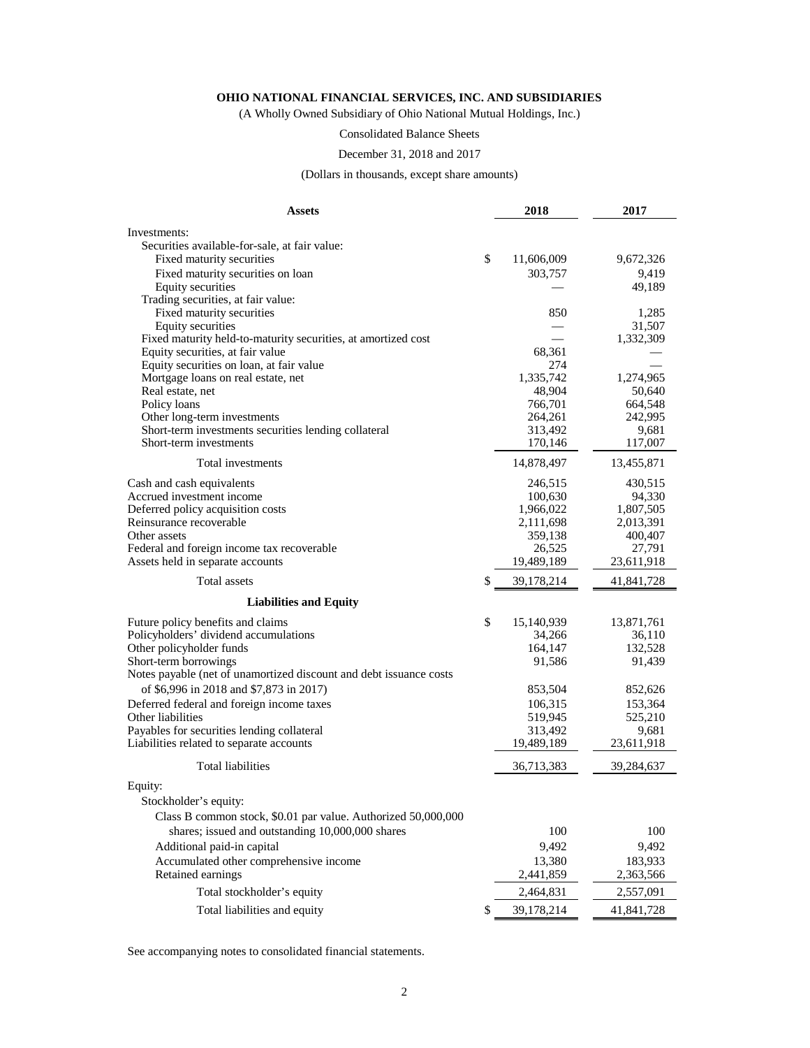**OHIO NATIONAL FINANCIAL SERVICES, INC. AND SUBSIDIARIES**

(A Wholly Owned Subsidiary of Ohio National Mutual Holdings, Inc.)

Consolidated Balance Sheets

December 31, 2018 and 2017

(Dollars in thousands, except share amounts)

| **Assets** | **2018** | **2017** |
|---|---|---|
| Investments: | | |
| Securities available-for-sale, at fair value: | | |
| Fixed maturity securities | $ 11,606,009 | 9,672,326 |
| Fixed maturity securities on loan | 303,757 | 9,419 |
| Equity securities | — | 49,189 |
| Trading securities, at fair value: | | |
| Fixed maturity securities | 850 | 1,285 |
| Equity securities | — | 31,507 |
| Fixed maturity held-to-maturity securities, at amortized cost | — | 1,332,309 |
| Equity securities, at fair value | 68,361 | — |
| Equity securities on loan, at fair value | 274 | — |
| Mortgage loans on real estate, net | 1,335,742 | 1,274,965 |
| Real estate, net | 48,904 | 50,640 |
| Policy loans | 766,701 | 664,548 |
| Other long-term investments | 264,261 | 242,995 |
| Short-term investments securities lending collateral | 313,492 | 9,681 |
| Short-term investments | 170,146 | 117,007 |
| Total investments | 14,878,497 | 13,455,871 |
| Cash and cash equivalents | 246,515 | 430,515 |
| Accrued investment income | 100,630 | 94,330 |
| Deferred policy acquisition costs | 1,966,022 | 1,807,505 |
| Reinsurance recoverable | 2,111,698 | 2,013,391 |
| Other assets | 359,138 | 400,407 |
| Federal and foreign income tax recoverable | 26,525 | 27,791 |
| Assets held in separate accounts | 19,489,189 | 23,611,918 |
| Total assets | $ 39,178,214 | 41,841,728 |
| **Liabilities and Equity** | | |
| Future policy benefits and claims | $ 15,140,939 | 13,871,761 |
| Policyholders' dividend accumulations | 34,266 | 36,110 |
| Other policyholder funds | 164,147 | 132,528 |
| Short-term borrowings | 91,586 | 91,439 |
| Notes payable (net of unamortized discount and debt issuance costs of $6,996 in 2018 and $7,873 in 2017) | 853,504 | 852,626 |
| Deferred federal and foreign income taxes | 106,315 | 153,364 |
| Other liabilities | 519,945 | 525,210 |
| Payables for securities lending collateral | 313,492 | 9,681 |
| Liabilities related to separate accounts | 19,489,189 | 23,611,918 |
| Total liabilities | 36,713,383 | 39,284,637 |
| Equity: | | |
| Stockholder's equity: | | |
| Class B common stock, $0.01 par value. Authorized 50,000,000 shares; issued and outstanding 10,000,000 shares | 100 | 100 |
| Additional paid-in capital | 9,492 | 9,492 |
| Accumulated other comprehensive income | 13,380 | 183,933 |
| Retained earnings | 2,441,859 | 2,363,566 |
| Total stockholder's equity | 2,464,831 | 2,557,091 |
| Total liabilities and equity | $ 39,178,214 | 41,841,728 |

See accompanying notes to consolidated financial statements.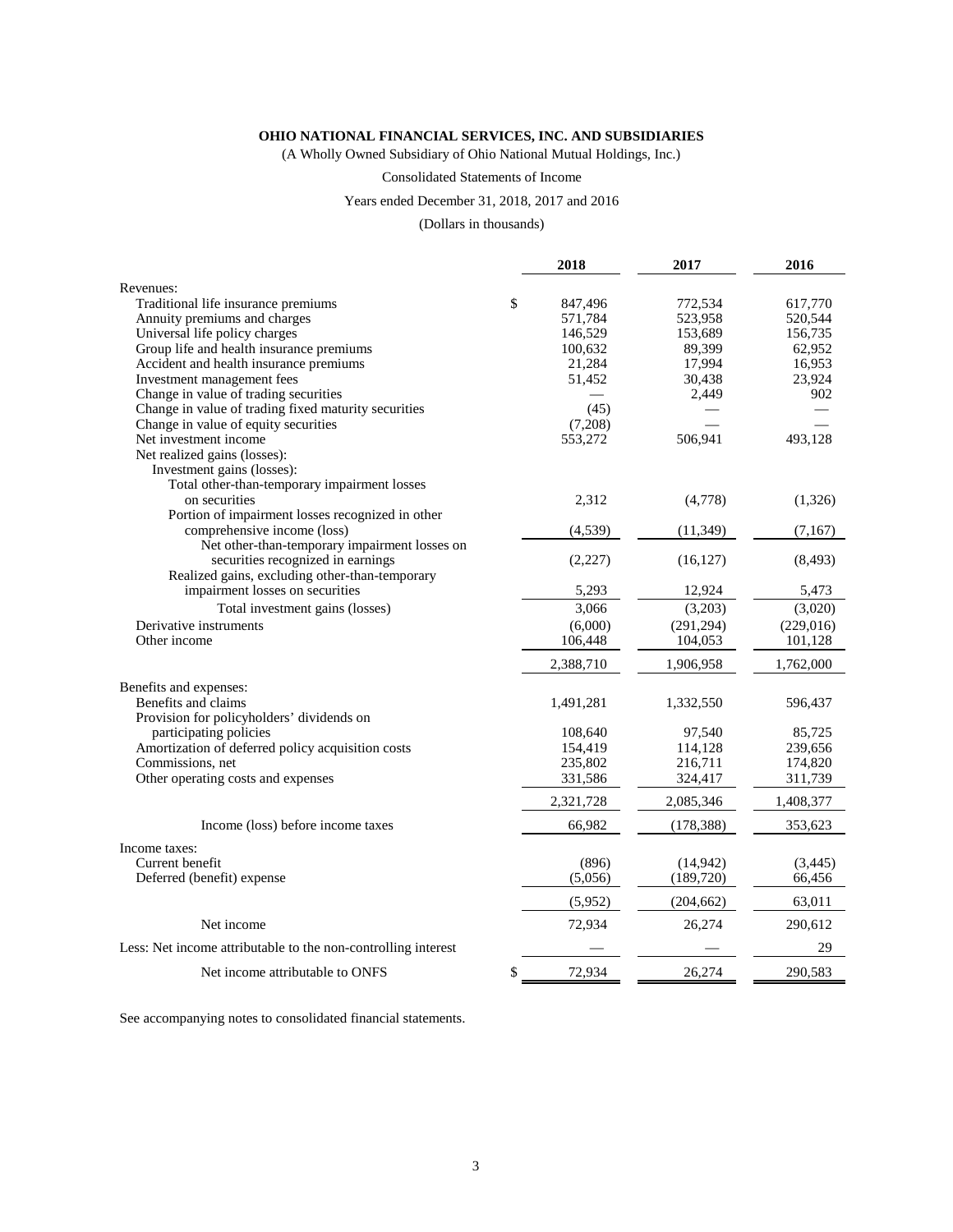**OHIO NATIONAL FINANCIAL SERVICES, INC. AND SUBSIDIARIES**

(A Wholly Owned Subsidiary of Ohio National Mutual Holdings, Inc.)

Consolidated Statements of Income

Years ended December 31, 2018, 2017 and 2016

(Dollars in thousands)

| | 2018 | 2017 | 2016 |
|---|---|---|---|
| Revenues: | | | |
| Traditional life insurance premiums | $ 847,496 | 772,534 | 617,770 |
| Annuity premiums and charges | 571,784 | 523,958 | 520,544 |
| Universal life policy charges | 146,529 | 153,689 | 156,735 |
| Group life and health insurance premiums | 100,632 | 89,399 | 62,952 |
| Accident and health insurance premiums | 21,284 | 17,994 | 16,953 |
| Investment management fees | 51,452 | 30,438 | 23,924 |
| Change in value of trading securities | — | 2,449 | 902 |
| Change in value of trading fixed maturity securities | (45) | — | — |
| Change in value of equity securities | (7,208) | — | — |
| Net investment income | 553,272 | 506,941 | 493,128 |
| Net realized gains (losses): | | | |
| Investment gains (losses): | | | |
| Total other-than-temporary impairment losses on securities | 2,312 | (4,778) | (1,326) |
| Portion of impairment losses recognized in other comprehensive income (loss) | (4,539) | (11,349) | (7,167) |
| Net other-than-temporary impairment losses on securities recognized in earnings | (2,227) | (16,127) | (8,493) |
| Realized gains, excluding other-than-temporary impairment losses on securities | 5,293 | 12,924 | 5,473 |
| Total investment gains (losses) | 3,066 | (3,203) | (3,020) |
| Derivative instruments | (6,000) | (291,294) | (229,016) |
| Other income | 106,448 | 104,053 | 101,128 |
| | 2,388,710 | 1,906,958 | 1,762,000 |
| Benefits and expenses: | | | |
| Benefits and claims | 1,491,281 | 1,332,550 | 596,437 |
| Provision for policyholders' dividends on participating policies | 108,640 | 97,540 | 85,725 |
| Amortization of deferred policy acquisition costs | 154,419 | 114,128 | 239,656 |
| Commissions, net | 235,802 | 216,711 | 174,820 |
| Other operating costs and expenses | 331,586 | 324,417 | 311,739 |
| | 2,321,728 | 2,085,346 | 1,408,377 |
| Income (loss) before income taxes | 66,982 | (178,388) | 353,623 |
| Income taxes: | | | |
| Current benefit | (896) | (14,942) | (3,445) |
| Deferred (benefit) expense | (5,056) | (189,720) | 66,456 |
| | (5,952) | (204,662) | 63,011 |
| Net income | 72,934 | 26,274 | 290,612 |
| Less: Net income attributable to the non-controlling interest | — | — | 29 |
| Net income attributable to ONFS | $ 72,934 | 26,274 | 290,583 |

See accompanying notes to consolidated financial statements.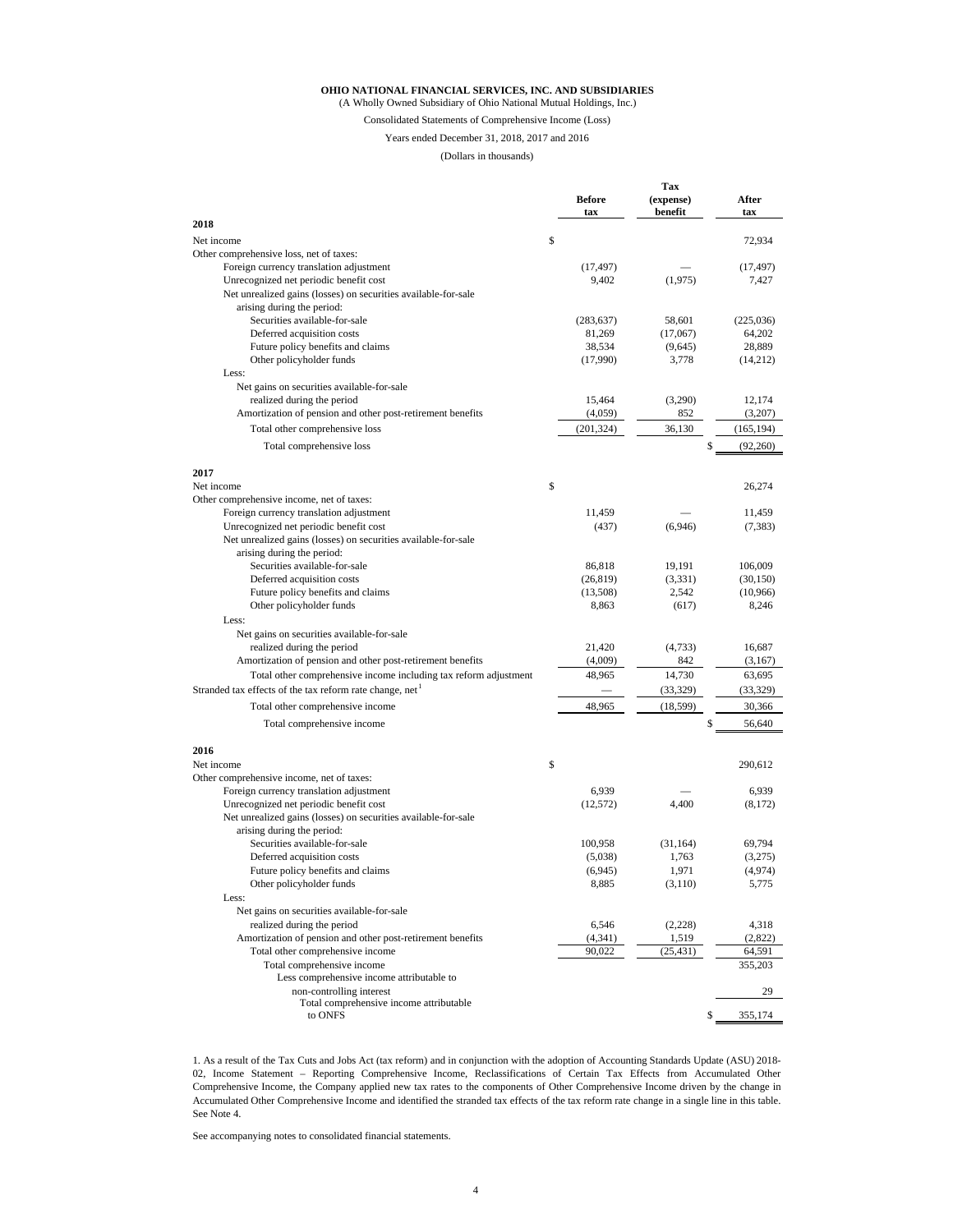**OHIO NATIONAL FINANCIAL SERVICES, INC. AND SUBSIDIARIES**

(A Wholly Owned Subsidiary of Ohio National Mutual Holdings, Inc.)

Consolidated Statements of Comprehensive Income (Loss)

Years ended December 31, 2018, 2017 and 2016

(Dollars in thousands)

| | Before tax | Tax (expense) benefit | After tax |
|---|---|---|---|
| **2018** | | | |
| Net income | $ | | 72,934 |
| Other comprehensive loss, net of taxes: | | | |
| Foreign currency translation adjustment | (17,497) | — | (17,497) |
| Unrecognized net periodic benefit cost | 9,402 | (1,975) | 7,427 |
| Net unrealized gains (losses) on securities available-for-sale arising during the period: | | | |
| Securities available-for-sale | (283,637) | 58,601 | (225,036) |
| Deferred acquisition costs | 81,269 | (17,067) | 64,202 |
| Future policy benefits and claims | 38,534 | (9,645) | 28,889 |
| Other policyholder funds | (17,990) | 3,778 | (14,212) |
| Less: | | | |
| Net gains on securities available-for-sale realized during the period | 15,464 | (3,290) | 12,174 |
| Amortization of pension and other post-retirement benefits | (4,059) | 852 | (3,207) |
| Total other comprehensive loss | (201,324) | 36,130 | (165,194) |
| Total comprehensive loss | | | $ (92,260) |
| **2017** | | | |
| Net income | $ | | 26,274 |
| Other comprehensive income, net of taxes: | | | |
| Foreign currency translation adjustment | 11,459 | — | 11,459 |
| Unrecognized net periodic benefit cost | (437) | (6,946) | (7,383) |
| Net unrealized gains (losses) on securities available-for-sale arising during the period: | | | |
| Securities available-for-sale | 86,818 | 19,191 | 106,009 |
| Deferred acquisition costs | (26,819) | (3,331) | (30,150) |
| Future policy benefits and claims | (13,508) | 2,542 | (10,966) |
| Other policyholder funds | 8,863 | (617) | 8,246 |
| Less: | | | |
| Net gains on securities available-for-sale realized during the period | 21,420 | (4,733) | 16,687 |
| Amortization of pension and other post-retirement benefits | (4,009) | 842 | (3,167) |
| Total other comprehensive income including tax reform adjustment | 48,965 | 14,730 | 63,695 |
| Stranded tax effects of the tax reform rate change, net[1] | — | (33,329) | (33,329) |
| Total other comprehensive income | 48,965 | (18,599) | 30,366 |
| Total comprehensive income | | | $ 56,640 |
| **2016** | | | |
| Net income | $ | | 290,612 |
| Other comprehensive income, net of taxes: | | | |
| Foreign currency translation adjustment | 6,939 | — | 6,939 |
| Unrecognized net periodic benefit cost | (12,572) | 4,400 | (8,172) |
| Net unrealized gains (losses) on securities available-for-sale arising during the period: | | | |
| Securities available-for-sale | 100,958 | (31,164) | 69,794 |
| Deferred acquisition costs | (5,038) | 1,763 | (3,275) |
| Future policy benefits and claims | (6,945) | 1,971 | (4,974) |
| Other policyholder funds | 8,885 | (3,110) | 5,775 |
| Less: | | | |
| Net gains on securities available-for-sale realized during the period | 6,546 | (2,228) | 4,318 |
| Amortization of pension and other post-retirement benefits | (4,341) | 1,519 | (2,822) |
| Total other comprehensive income | 90,022 | (25,431) | 64,591 |
| Total comprehensive income | | | 355,203 |
| Less comprehensive income attributable to non-controlling interest | | | 29 |
| Total comprehensive income attributable to ONFS | | | $ 355,174 |

1. As a result of the Tax Cuts and Jobs Act (tax reform) and in conjunction with the adoption of Accounting Standards Update (ASU) 2018-02, Income Statement – Reporting Comprehensive Income, Reclassifications of Certain Tax Effects from Accumulated Other Comprehensive Income, the Company applied new tax rates to the components of Other Comprehensive Income driven by the change in Accumulated Other Comprehensive Income and identified the stranded tax effects of the tax reform rate change in a single line in this table. See Note 4.

See accompanying notes to consolidated financial statements.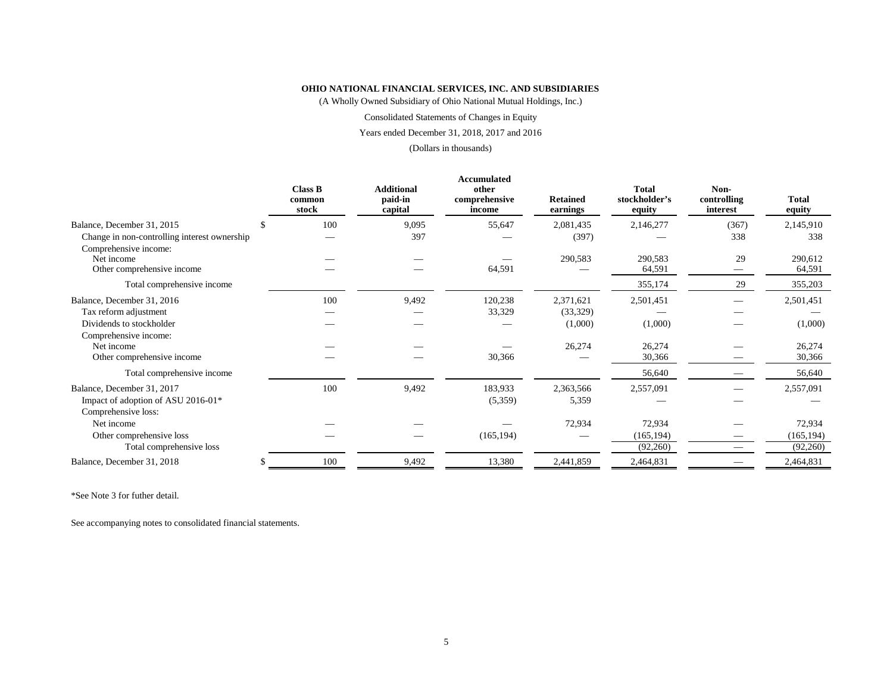**OHIO NATIONAL FINANCIAL SERVICES, INC. AND SUBSIDIARIES**

(A Wholly Owned Subsidiary of Ohio National Mutual Holdings, Inc.)

Consolidated Statements of Changes in Equity

Years ended December 31, 2018, 2017 and 2016

(Dollars in thousands)

| | Class B common stock | Additional paid-in capital | Accumulated other comprehensive income | Retained earnings | Total stockholder's equity | Non-controlling interest | Total equity |
|---|---|---|---|---|---|---|---|
| Balance, December 31, 2015 | $ 100 | 9,095 | 55,647 | 2,081,435 | 2,146,277 | (367) | 2,145,910 |
| Change in non-controlling interest ownership | — | 397 | — | (397) | — | 338 | 338 |
| Comprehensive income: | | | | | | | |
| Net income | — | — | — | 290,583 | 290,583 | 29 | 290,612 |
| Other comprehensive income | — | — | 64,591 | — | 64,591 | — | 64,591 |
| Total comprehensive income | | | | | 355,174 | 29 | 355,203 |
| Balance, December 31, 2016 | 100 | 9,492 | 120,238 | 2,371,621 | 2,501,451 | — | 2,501,451 |
| Tax reform adjustment | — | — | 33,329 | (33,329) | — | — | — |
| Dividends to stockholder | — | — | — | (1,000) | (1,000) | — | (1,000) |
| Comprehensive income: | | | | | | | |
| Net income | — | — | — | 26,274 | 26,274 | — | 26,274 |
| Other comprehensive income | — | — | 30,366 | — | 30,366 | — | 30,366 |
| Total comprehensive income | | | | | 56,640 | — | 56,640 |
| Balance, December 31, 2017 | 100 | 9,492 | 183,933 | 2,363,566 | 2,557,091 | — | 2,557,091 |
| Impact of adoption of ASU 2016-01* | | | (5,359) | 5,359 | — | — | — |
| Comprehensive loss: | | | | | | | |
| Net income | — | — | — | 72,934 | 72,934 | — | 72,934 |
| Other comprehensive loss | — | — | (165,194) | — | (165,194) | — | (165,194) |
| Total comprehensive loss | | | | | (92,260) | — | (92,260) |
| Balance, December 31, 2018 | $ 100 | 9,492 | 13,380 | 2,441,859 | 2,464,831 | — | 2,464,831 |

*See Note 3 for futher detail.

See accompanying notes to consolidated financial statements.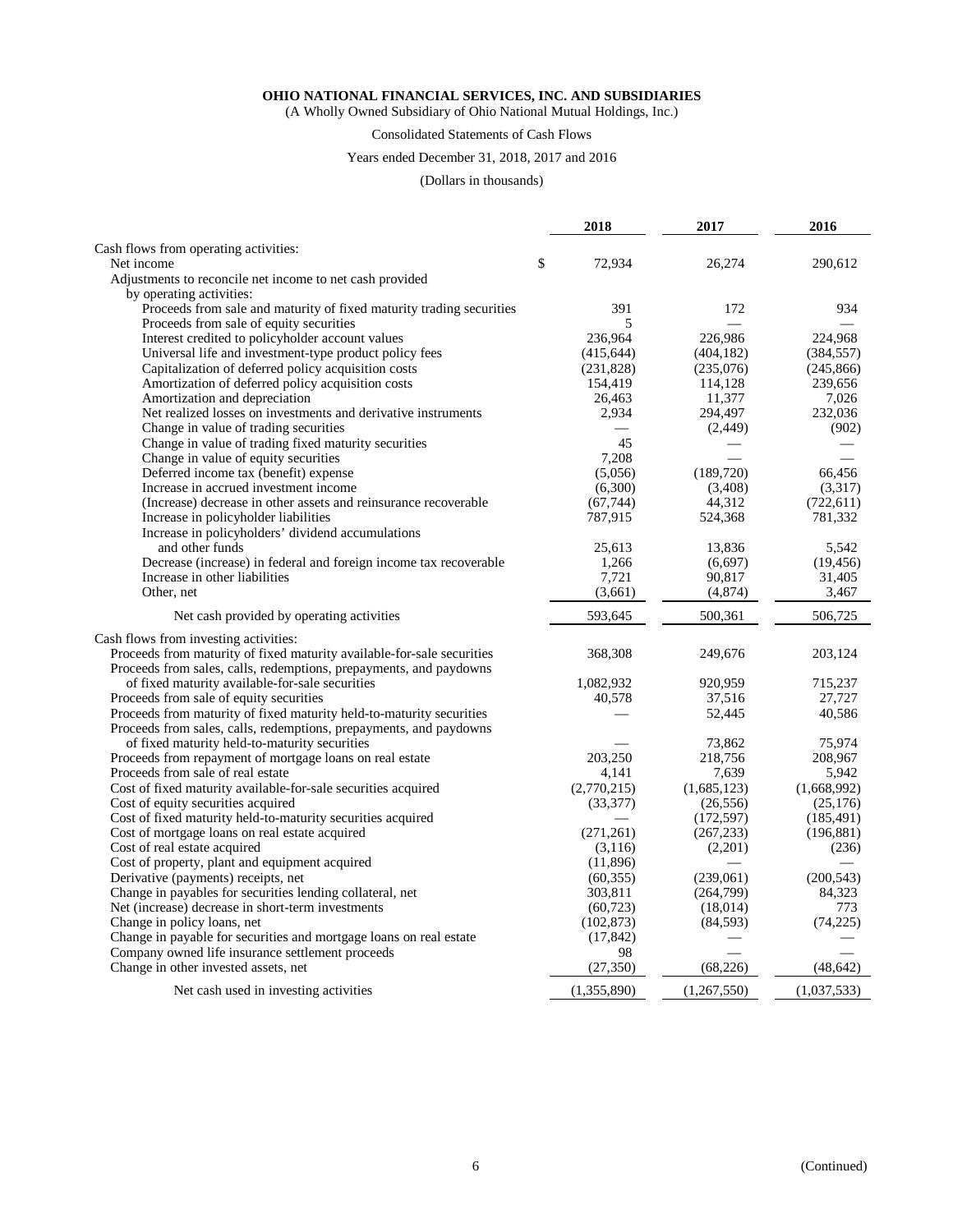**OHIO NATIONAL FINANCIAL SERVICES, INC. AND SUBSIDIARIES**

(A Wholly Owned Subsidiary of Ohio National Mutual Holdings, Inc.)

Consolidated Statements of Cash Flows

Years ended December 31, 2018, 2017 and 2016

(Dollars in thousands)

| | 2018 | 2017 | 2016 |
|---|---|---|---|
| Cash flows from operating activities: | | | |
| Net income | $ 72,934 | 26,274 | 290,612 |
| Adjustments to reconcile net income to net cash provided by operating activities: | | | |
| Proceeds from sale and maturity of fixed maturity trading securities | 391 | 172 | 934 |
| Proceeds from sale of equity securities | 5 | — | — |
| Interest credited to policyholder account values | 236,964 | 226,986 | 224,968 |
| Universal life and investment-type product policy fees | (415,644) | (404,182) | (384,557) |
| Capitalization of deferred policy acquisition costs | (231,828) | (235,076) | (245,866) |
| Amortization of deferred policy acquisition costs | 154,419 | 114,128 | 239,656 |
| Amortization and depreciation | 26,463 | 11,377 | 7,026 |
| Net realized losses on investments and derivative instruments | 2,934 | 294,497 | 232,036 |
| Change in value of trading securities | — | (2,449) | (902) |
| Change in value of trading fixed maturity securities | 45 | — | — |
| Change in value of equity securities | 7,208 | — | — |
| Deferred income tax (benefit) expense | (5,056) | (189,720) | 66,456 |
| Increase in accrued investment income | (6,300) | (3,408) | (3,317) |
| (Increase) decrease in other assets and reinsurance recoverable | (67,744) | 44,312 | (722,611) |
| Increase in policyholder liabilities | 787,915 | 524,368 | 781,332 |
| Increase in policyholders' dividend accumulations and other funds | 25,613 | 13,836 | 5,542 |
| Decrease (increase) in federal and foreign income tax recoverable | 1,266 | (6,697) | (19,456) |
| Increase in other liabilities | 7,721 | 90,817 | 31,405 |
| Other, net | (3,661) | (4,874) | 3,467 |
| Net cash provided by operating activities | 593,645 | 500,361 | 506,725 |
| Cash flows from investing activities: | | | |
| Proceeds from maturity of fixed maturity available-for-sale securities | 368,308 | 249,676 | 203,124 |
| Proceeds from sales, calls, redemptions, prepayments, and paydowns of fixed maturity available-for-sale securities | 1,082,932 | 920,959 | 715,237 |
| Proceeds from sale of equity securities | 40,578 | 37,516 | 27,727 |
| Proceeds from maturity of fixed maturity held-to-maturity securities | — | 52,445 | 40,586 |
| Proceeds from sales, calls, redemptions, prepayments, and paydowns of fixed maturity held-to-maturity securities | — | 73,862 | 75,974 |
| Proceeds from repayment of mortgage loans on real estate | 203,250 | 218,756 | 208,967 |
| Proceeds from sale of real estate | 4,141 | 7,639 | 5,942 |
| Cost of fixed maturity available-for-sale securities acquired | (2,770,215) | (1,685,123) | (1,668,992) |
| Cost of equity securities acquired | (33,377) | (26,556) | (25,176) |
| Cost of fixed maturity held-to-maturity securities acquired | — | (172,597) | (185,491) |
| Cost of mortgage loans on real estate acquired | (271,261) | (267,233) | (196,881) |
| Cost of real estate acquired | (3,116) | (2,201) | (236) |
| Cost of property, plant and equipment acquired | (11,896) | — | — |
| Derivative (payments) receipts, net | (60,355) | (239,061) | (200,543) |
| Change in payables for securities lending collateral, net | 303,811 | (264,799) | 84,323 |
| Net (increase) decrease in short-term investments | (60,723) | (18,014) | 773 |
| Change in policy loans, net | (102,873) | (84,593) | (74,225) |
| Change in payable for securities and mortgage loans on real estate | (17,842) | — | — |
| Company owned life insurance settlement proceeds | 98 | — | — |
| Change in other invested assets, net | (27,350) | (68,226) | (48,642) |
| Net cash used in investing activities | (1,355,890) | (1,267,550) | (1,037,533) |

(Continued)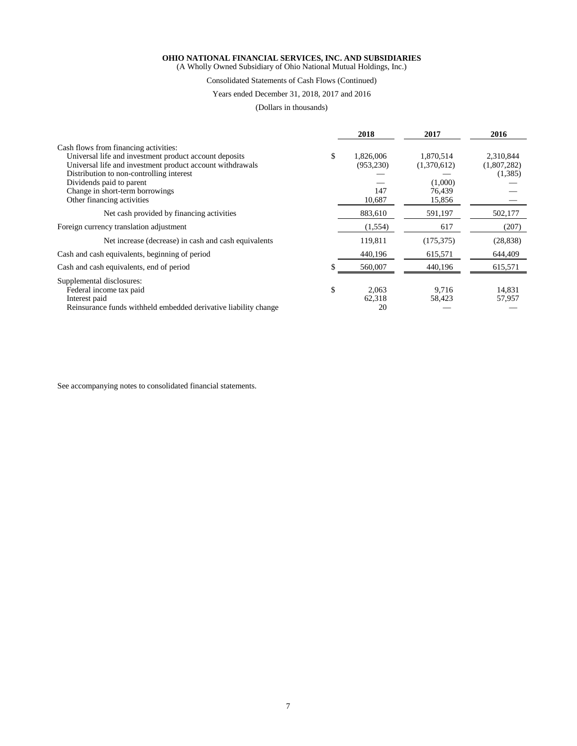**OHIO NATIONAL FINANCIAL SERVICES, INC. AND SUBSIDIARIES**
(A Wholly Owned Subsidiary of Ohio National Mutual Holdings, Inc.)

Consolidated Statements of Cash Flows (Continued)

Years ended December 31, 2018, 2017 and 2016

(Dollars in thousands)

| | 2018 | 2017 | 2016 |
|---|---|---|---|
| Cash flows from financing activities: | | | |
| Universal life and investment product account deposits | $ 1,826,006 | 1,870,514 | 2,310,844 |
| Universal life and investment product account withdrawals | (953,230) | (1,370,612) | (1,807,282) |
| Distribution to non-controlling interest | — | — | (1,385) |
| Dividends paid to parent | — | (1,000) | — |
| Change in short-term borrowings | 147 | 76,439 | — |
| Other financing activities | 10,687 | 15,856 | — |
| Net cash provided by financing activities | 883,610 | 591,197 | 502,177 |
| Foreign currency translation adjustment | (1,554) | 617 | (207) |
| Net increase (decrease) in cash and cash equivalents | 119,811 | (175,375) | (28,838) |
| Cash and cash equivalents, beginning of period | 440,196 | 615,571 | 644,409 |
| Cash and cash equivalents, end of period | $ 560,007 | 440,196 | 615,571 |
| Supplemental disclosures: | | | |
| Federal income tax paid | $ 2,063 | 9,716 | 14,831 |
| Interest paid | 62,318 | 58,423 | 57,957 |
| Reinsurance funds withheld embedded derivative liability change | 20 | — | — |

See accompanying notes to consolidated financial statements.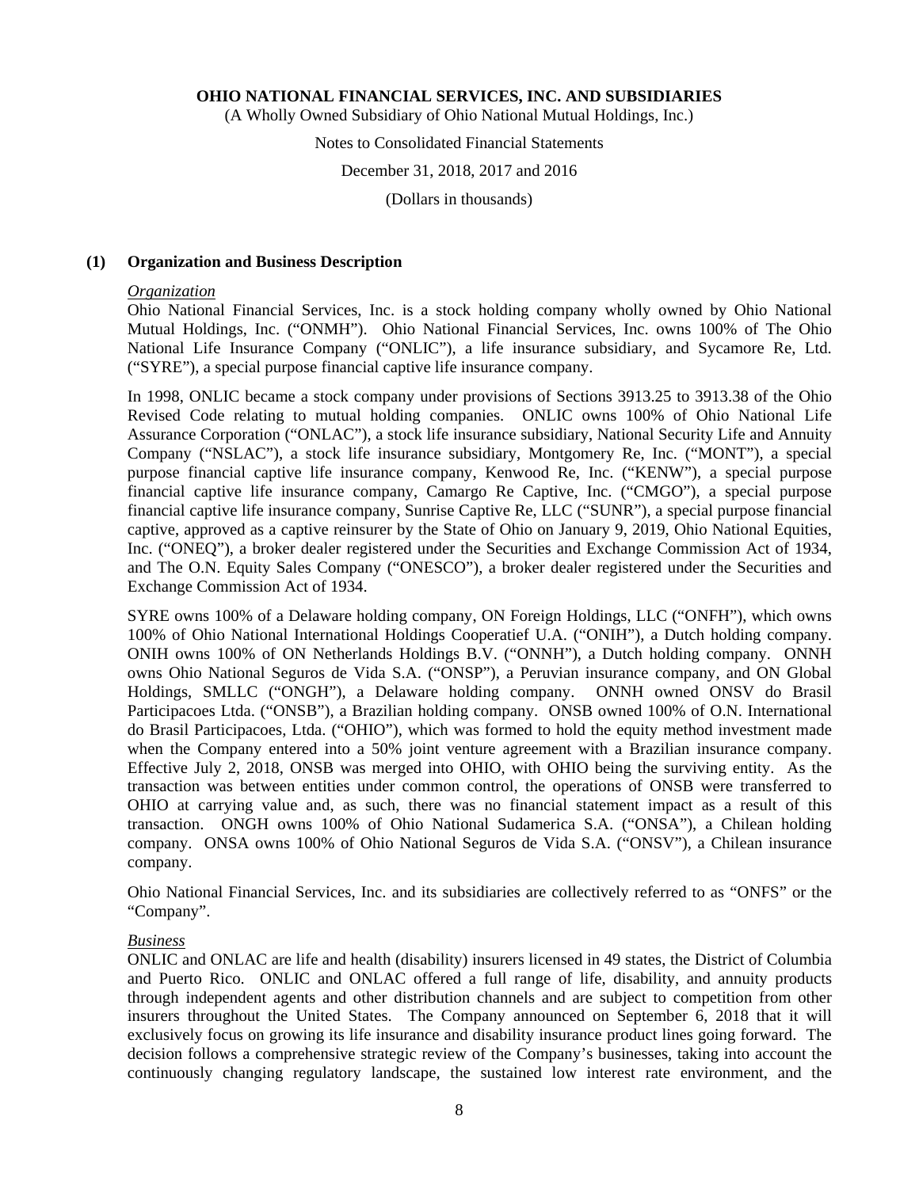## (1) Organization and Business Description

*Organization*

Ohio National Financial Services, Inc. is a stock holding company wholly owned by Ohio National Mutual Holdings, Inc. ("ONMH"). Ohio National Financial Services, Inc. owns 100% of The Ohio National Life Insurance Company ("ONLIC"), a life insurance subsidiary, and Sycamore Re, Ltd. ("SYRE"), a special purpose financial captive life insurance company.

In 1998, ONLIC became a stock company under provisions of Sections 3913.25 to 3913.38 of the Ohio Revised Code relating to mutual holding companies. ONLIC owns 100% of Ohio National Life Assurance Corporation ("ONLAC"), a stock life insurance subsidiary, National Security Life and Annuity Company ("NSLAC"), a stock life insurance subsidiary, Montgomery Re, Inc. ("MONT"), a special purpose financial captive life insurance company, Kenwood Re, Inc. ("KENW"), a special purpose financial captive life insurance company, Camargo Re Captive, Inc. ("CMGO"), a special purpose financial captive life insurance company, Sunrise Captive Re, LLC ("SUNR"), a special purpose financial captive, approved as a captive reinsurer by the State of Ohio on January 9, 2019, Ohio National Equities, Inc. ("ONEQ"), a broker dealer registered under the Securities and Exchange Commission Act of 1934, and The O.N. Equity Sales Company ("ONESCO"), a broker dealer registered under the Securities and Exchange Commission Act of 1934.

SYRE owns 100% of a Delaware holding company, ON Foreign Holdings, LLC ("ONFH"), which owns 100% of Ohio National International Holdings Cooperatief U.A. ("ONIH"), a Dutch holding company. ONIH owns 100% of ON Netherlands Holdings B.V. ("ONNH"), a Dutch holding company. ONNH owns Ohio National Seguros de Vida S.A. ("ONSP"), a Peruvian insurance company, and ON Global Holdings, SMLLC ("ONGH"), a Delaware holding company. ONNH owned ONSV do Brasil Participacoes Ltda. ("ONSB"), a Brazilian holding company. ONSB owned 100% of O.N. International do Brasil Participacoes, Ltda. ("OHIO"), which was formed to hold the equity method investment made when the Company entered into a 50% joint venture agreement with a Brazilian insurance company. Effective July 2, 2018, ONSB was merged into OHIO, with OHIO being the surviving entity. As the transaction was between entities under common control, the operations of ONSB were transferred to OHIO at carrying value and, as such, there was no financial statement impact as a result of this transaction. ONGH owns 100% of Ohio National Sudamerica S.A. ("ONSA"), a Chilean holding company. ONSA owns 100% of Ohio National Seguros de Vida S.A. ("ONSV"), a Chilean insurance company.

Ohio National Financial Services, Inc. and its subsidiaries are collectively referred to as "ONFS" or the "Company".

*Business*

ONLIC and ONLAC are life and health (disability) insurers licensed in 49 states, the District of Columbia and Puerto Rico. ONLIC and ONLAC offered a full range of life, disability, and annuity products through independent agents and other distribution channels and are subject to competition from other insurers throughout the United States. The Company announced on September 6, 2018 that it will exclusively focus on growing its life insurance and disability insurance product lines going forward. The decision follows a comprehensive strategic review of the Company's businesses, taking into account the continuously changing regulatory landscape, the sustained low interest rate environment, and the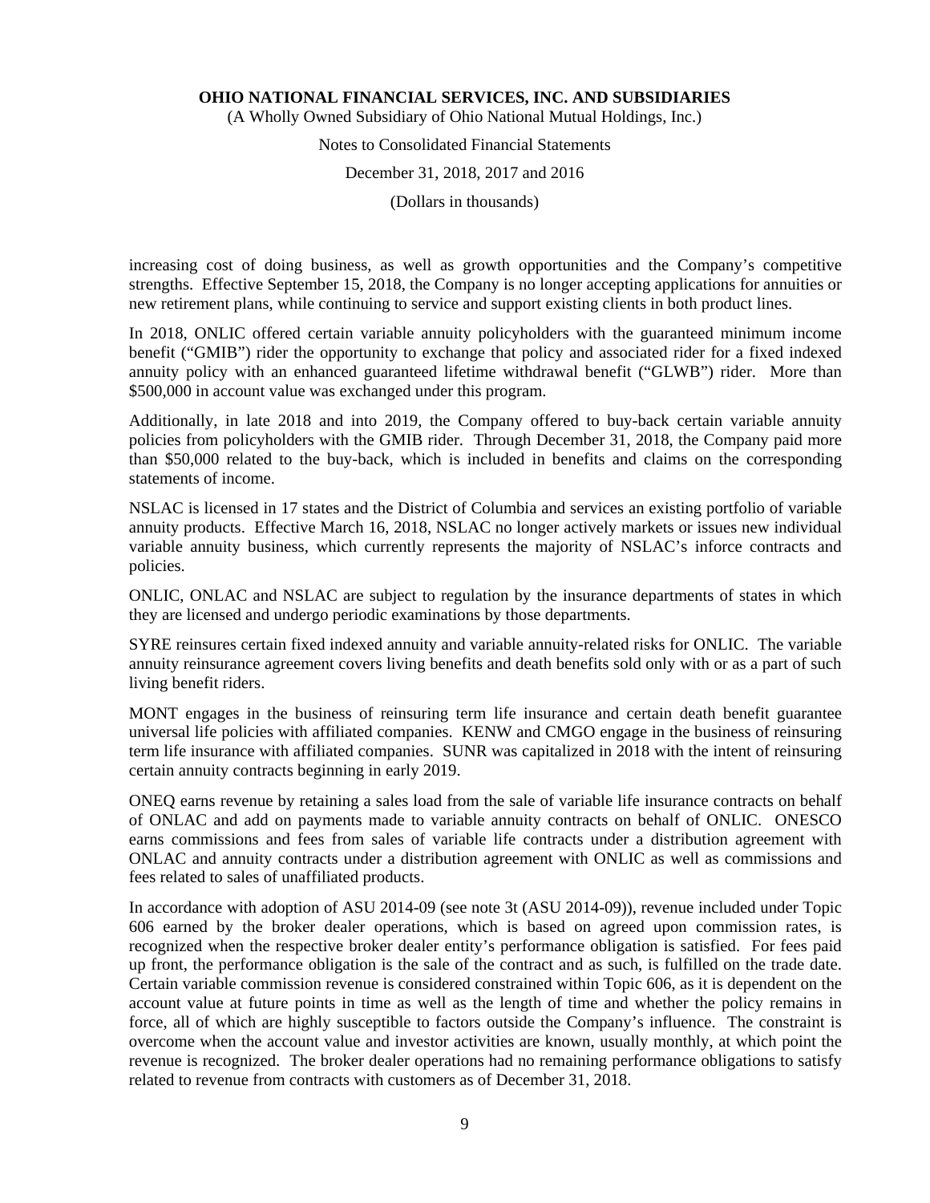increasing cost of doing business, as well as growth opportunities and the Company's competitive strengths. Effective September 15, 2018, the Company is no longer accepting applications for annuities or new retirement plans, while continuing to service and support existing clients in both product lines.

In 2018, ONLIC offered certain variable annuity policyholders with the guaranteed minimum income benefit ("GMIB") rider the opportunity to exchange that policy and associated rider for a fixed indexed annuity policy with an enhanced guaranteed lifetime withdrawal benefit ("GLWB") rider. More than $500,000 in account value was exchanged under this program.

Additionally, in late 2018 and into 2019, the Company offered to buy-back certain variable annuity policies from policyholders with the GMIB rider. Through December 31, 2018, the Company paid more than $50,000 related to the buy-back, which is included in benefits and claims on the corresponding statements of income.

NSLAC is licensed in 17 states and the District of Columbia and services an existing portfolio of variable annuity products. Effective March 16, 2018, NSLAC no longer actively markets or issues new individual variable annuity business, which currently represents the majority of NSLAC's inforce contracts and policies.

ONLIC, ONLAC and NSLAC are subject to regulation by the insurance departments of states in which they are licensed and undergo periodic examinations by those departments.

SYRE reinsures certain fixed indexed annuity and variable annuity-related risks for ONLIC. The variable annuity reinsurance agreement covers living benefits and death benefits sold only with or as a part of such living benefit riders.

MONT engages in the business of reinsuring term life insurance and certain death benefit guarantee universal life policies with affiliated companies. KENW and CMGO engage in the business of reinsuring term life insurance with affiliated companies. SUNR was capitalized in 2018 with the intent of reinsuring certain annuity contracts beginning in early 2019.

ONEQ earns revenue by retaining a sales load from the sale of variable life insurance contracts on behalf of ONLAC and add on payments made to variable annuity contracts on behalf of ONLIC. ONESCO earns commissions and fees from sales of variable life contracts under a distribution agreement with ONLAC and annuity contracts under a distribution agreement with ONLIC as well as commissions and fees related to sales of unaffiliated products.

In accordance with adoption of ASU 2014-09 (see note 3t (ASU 2014-09)), revenue included under Topic 606 earned by the broker dealer operations, which is based on agreed upon commission rates, is recognized when the respective broker dealer entity's performance obligation is satisfied. For fees paid up front, the performance obligation is the sale of the contract and as such, is fulfilled on the trade date. Certain variable commission revenue is considered constrained within Topic 606, as it is dependent on the account value at future points in time as well as the length of time and whether the policy remains in force, all of which are highly susceptible to factors outside the Company's influence. The constraint is overcome when the account value and investor activities are known, usually monthly, at which point the revenue is recognized. The broker dealer operations had no remaining performance obligations to satisfy related to revenue from contracts with customers as of December 31, 2018.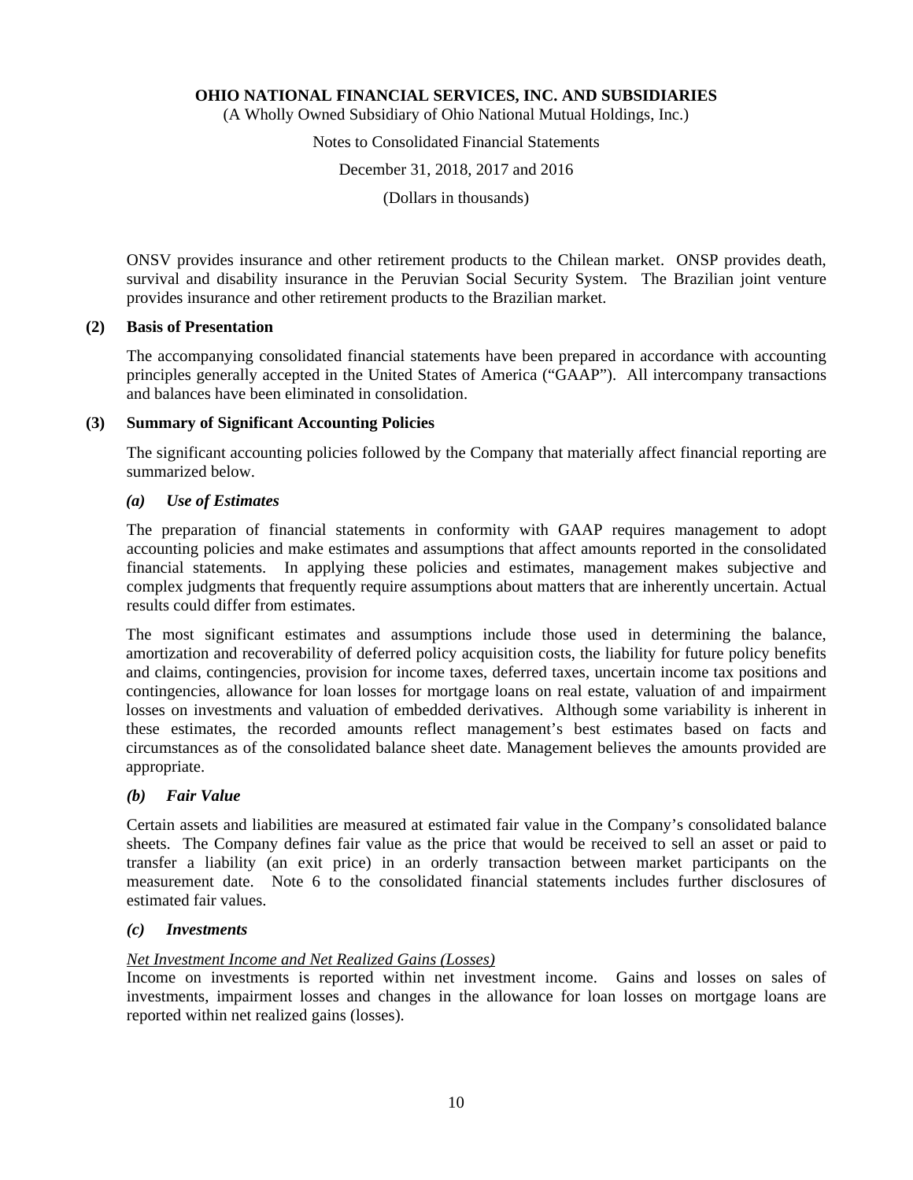ONSV provides insurance and other retirement products to the Chilean market. ONSP provides death, survival and disability insurance in the Peruvian Social Security System. The Brazilian joint venture provides insurance and other retirement products to the Brazilian market.

## (2) Basis of Presentation

The accompanying consolidated financial statements have been prepared in accordance with accounting principles generally accepted in the United States of America ("GAAP"). All intercompany transactions and balances have been eliminated in consolidation.

## (3) Summary of Significant Accounting Policies

The significant accounting policies followed by the Company that materially affect financial reporting are summarized below.

### *(a) Use of Estimates*

The preparation of financial statements in conformity with GAAP requires management to adopt accounting policies and make estimates and assumptions that affect amounts reported in the consolidated financial statements. In applying these policies and estimates, management makes subjective and complex judgments that frequently require assumptions about matters that are inherently uncertain. Actual results could differ from estimates.

The most significant estimates and assumptions include those used in determining the balance, amortization and recoverability of deferred policy acquisition costs, the liability for future policy benefits and claims, contingencies, provision for income taxes, deferred taxes, uncertain income tax positions and contingencies, allowance for loan losses for mortgage loans on real estate, valuation of and impairment losses on investments and valuation of embedded derivatives. Although some variability is inherent in these estimates, the recorded amounts reflect management's best estimates based on facts and circumstances as of the consolidated balance sheet date. Management believes the amounts provided are appropriate.

### *(b) Fair Value*

Certain assets and liabilities are measured at estimated fair value in the Company's consolidated balance sheets. The Company defines fair value as the price that would be received to sell an asset or paid to transfer a liability (an exit price) in an orderly transaction between market participants on the measurement date. Note 6 to the consolidated financial statements includes further disclosures of estimated fair values.

### *(c) Investments*

<u>*Net Investment Income and Net Realized Gains (Losses)*</u>
Income on investments is reported within net investment income. Gains and losses on sales of investments, impairment losses and changes in the allowance for loan losses on mortgage loans are reported within net realized gains (losses).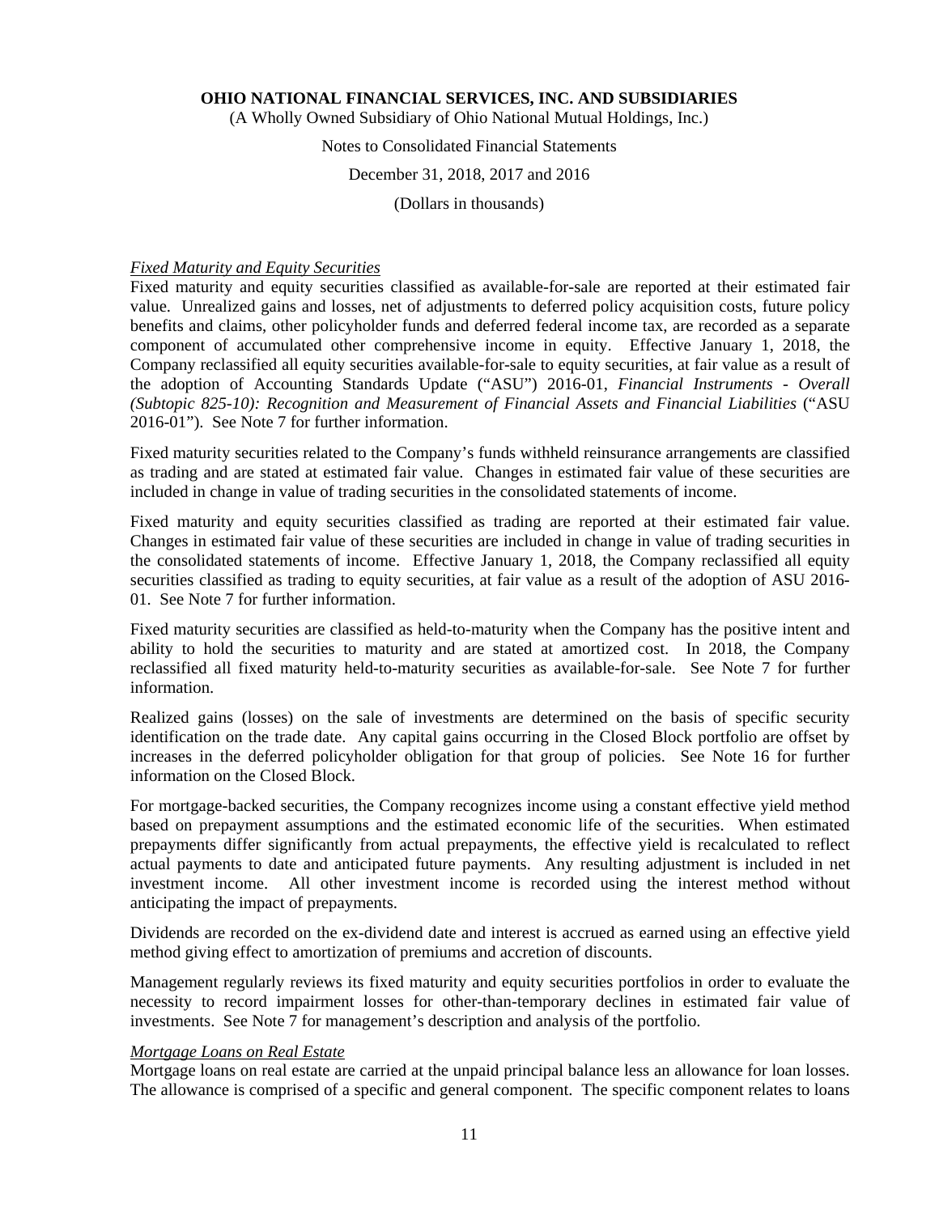*Fixed Maturity and Equity Securities*

Fixed maturity and equity securities classified as available-for-sale are reported at their estimated fair value. Unrealized gains and losses, net of adjustments to deferred policy acquisition costs, future policy benefits and claims, other policyholder funds and deferred federal income tax, are recorded as a separate component of accumulated other comprehensive income in equity. Effective January 1, 2018, the Company reclassified all equity securities available-for-sale to equity securities, at fair value as a result of the adoption of Accounting Standards Update ("ASU") 2016-01, *Financial Instruments - Overall (Subtopic 825-10): Recognition and Measurement of Financial Assets and Financial Liabilities* ("ASU 2016-01"). See Note 7 for further information.

Fixed maturity securities related to the Company's funds withheld reinsurance arrangements are classified as trading and are stated at estimated fair value. Changes in estimated fair value of these securities are included in change in value of trading securities in the consolidated statements of income.

Fixed maturity and equity securities classified as trading are reported at their estimated fair value. Changes in estimated fair value of these securities are included in change in value of trading securities in the consolidated statements of income. Effective January 1, 2018, the Company reclassified all equity securities classified as trading to equity securities, at fair value as a result of the adoption of ASU 2016-01. See Note 7 for further information.

Fixed maturity securities are classified as held-to-maturity when the Company has the positive intent and ability to hold the securities to maturity and are stated at amortized cost. In 2018, the Company reclassified all fixed maturity held-to-maturity securities as available-for-sale. See Note 7 for further information.

Realized gains (losses) on the sale of investments are determined on the basis of specific security identification on the trade date. Any capital gains occurring in the Closed Block portfolio are offset by increases in the deferred policyholder obligation for that group of policies. See Note 16 for further information on the Closed Block.

For mortgage-backed securities, the Company recognizes income using a constant effective yield method based on prepayment assumptions and the estimated economic life of the securities. When estimated prepayments differ significantly from actual prepayments, the effective yield is recalculated to reflect actual payments to date and anticipated future payments. Any resulting adjustment is included in net investment income. All other investment income is recorded using the interest method without anticipating the impact of prepayments.

Dividends are recorded on the ex-dividend date and interest is accrued as earned using an effective yield method giving effect to amortization of premiums and accretion of discounts.

Management regularly reviews its fixed maturity and equity securities portfolios in order to evaluate the necessity to record impairment losses for other-than-temporary declines in estimated fair value of investments. See Note 7 for management's description and analysis of the portfolio.

*Mortgage Loans on Real Estate*

Mortgage loans on real estate are carried at the unpaid principal balance less an allowance for loan losses. The allowance is comprised of a specific and general component. The specific component relates to loans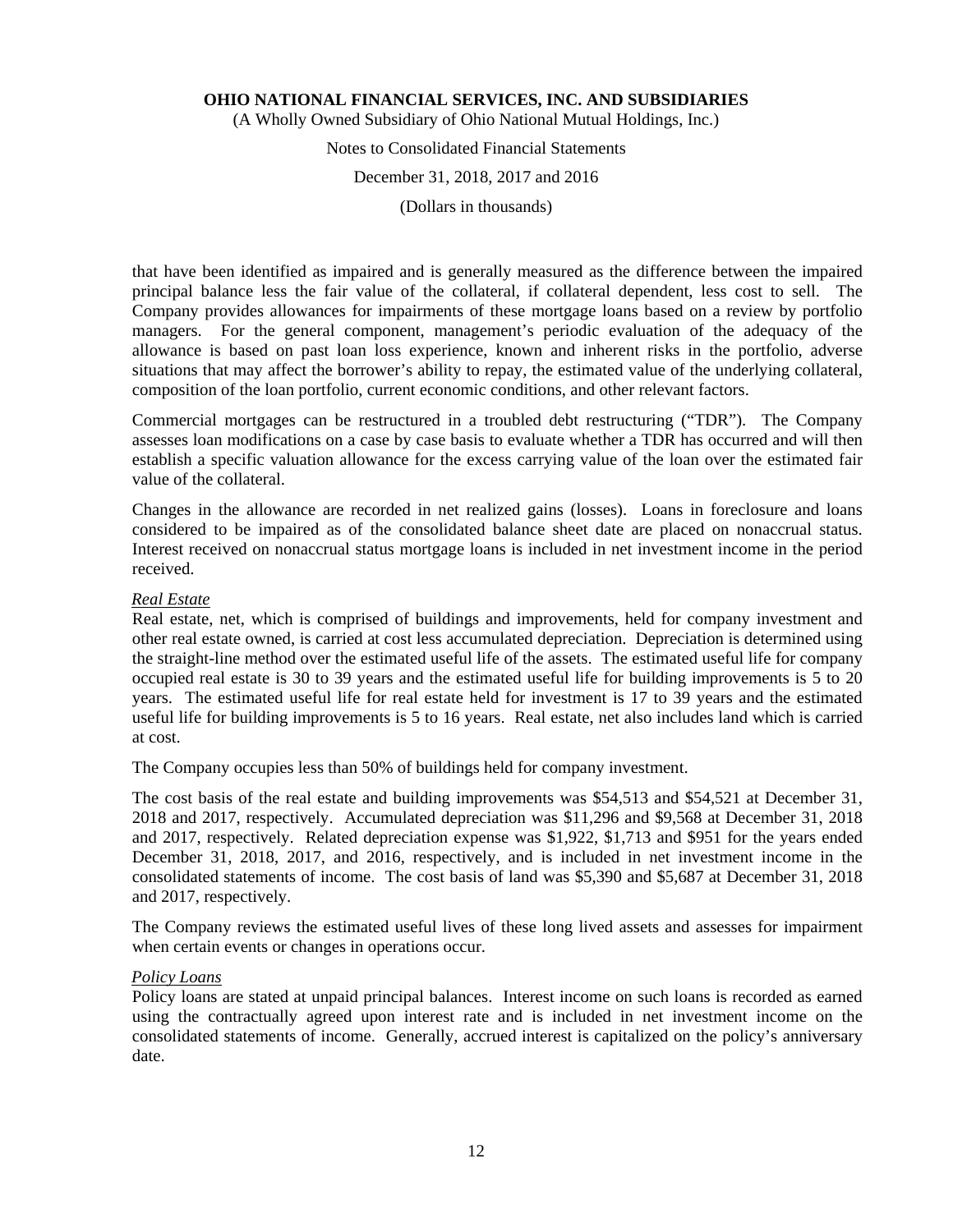that have been identified as impaired and is generally measured as the difference between the impaired principal balance less the fair value of the collateral, if collateral dependent, less cost to sell. The Company provides allowances for impairments of these mortgage loans based on a review by portfolio managers. For the general component, management's periodic evaluation of the adequacy of the allowance is based on past loan loss experience, known and inherent risks in the portfolio, adverse situations that may affect the borrower's ability to repay, the estimated value of the underlying collateral, composition of the loan portfolio, current economic conditions, and other relevant factors.

Commercial mortgages can be restructured in a troubled debt restructuring ("TDR"). The Company assesses loan modifications on a case by case basis to evaluate whether a TDR has occurred and will then establish a specific valuation allowance for the excess carrying value of the loan over the estimated fair value of the collateral.

Changes in the allowance are recorded in net realized gains (losses). Loans in foreclosure and loans considered to be impaired as of the consolidated balance sheet date are placed on nonaccrual status. Interest received on nonaccrual status mortgage loans is included in net investment income in the period received.

*Real Estate*

Real estate, net, which is comprised of buildings and improvements, held for company investment and other real estate owned, is carried at cost less accumulated depreciation. Depreciation is determined using the straight-line method over the estimated useful life of the assets. The estimated useful life for company occupied real estate is 30 to 39 years and the estimated useful life for building improvements is 5 to 20 years. The estimated useful life for real estate held for investment is 17 to 39 years and the estimated useful life for building improvements is 5 to 16 years. Real estate, net also includes land which is carried at cost.

The Company occupies less than 50% of buildings held for company investment.

The cost basis of the real estate and building improvements was $54,513 and $54,521 at December 31, 2018 and 2017, respectively. Accumulated depreciation was $11,296 and $9,568 at December 31, 2018 and 2017, respectively. Related depreciation expense was $1,922, $1,713 and $951 for the years ended December 31, 2018, 2017, and 2016, respectively, and is included in net investment income in the consolidated statements of income. The cost basis of land was $5,390 and $5,687 at December 31, 2018 and 2017, respectively.

The Company reviews the estimated useful lives of these long lived assets and assesses for impairment when certain events or changes in operations occur.

*Policy Loans*

Policy loans are stated at unpaid principal balances. Interest income on such loans is recorded as earned using the contractually agreed upon interest rate and is included in net investment income on the consolidated statements of income. Generally, accrued interest is capitalized on the policy's anniversary date.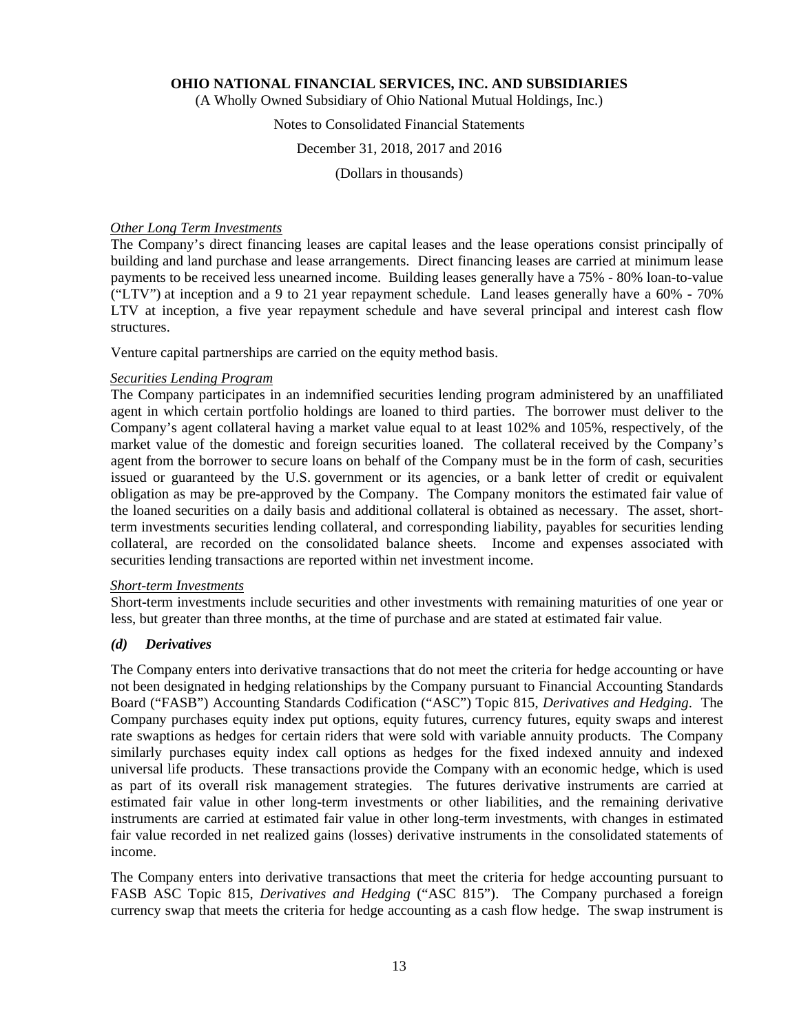*Other Long Term Investments*

The Company's direct financing leases are capital leases and the lease operations consist principally of building and land purchase and lease arrangements. Direct financing leases are carried at minimum lease payments to be received less unearned income. Building leases generally have a 75% - 80% loan-to-value ("LTV") at inception and a 9 to 21 year repayment schedule. Land leases generally have a 60% - 70% LTV at inception, a five year repayment schedule and have several principal and interest cash flow structures.

Venture capital partnerships are carried on the equity method basis.

*Securities Lending Program*

The Company participates in an indemnified securities lending program administered by an unaffiliated agent in which certain portfolio holdings are loaned to third parties. The borrower must deliver to the Company's agent collateral having a market value equal to at least 102% and 105%, respectively, of the market value of the domestic and foreign securities loaned. The collateral received by the Company's agent from the borrower to secure loans on behalf of the Company must be in the form of cash, securities issued or guaranteed by the U.S. government or its agencies, or a bank letter of credit or equivalent obligation as may be pre-approved by the Company. The Company monitors the estimated fair value of the loaned securities on a daily basis and additional collateral is obtained as necessary. The asset, short-term investments securities lending collateral, and corresponding liability, payables for securities lending collateral, are recorded on the consolidated balance sheets. Income and expenses associated with securities lending transactions are reported within net investment income.

*Short-term Investments*

Short-term investments include securities and other investments with remaining maturities of one year or less, but greater than three months, at the time of purchase and are stated at estimated fair value.

### *(d) Derivatives*

The Company enters into derivative transactions that do not meet the criteria for hedge accounting or have not been designated in hedging relationships by the Company pursuant to Financial Accounting Standards Board ("FASB") Accounting Standards Codification ("ASC") Topic 815, *Derivatives and Hedging*. The Company purchases equity index put options, equity futures, currency futures, equity swaps and interest rate swaptions as hedges for certain riders that were sold with variable annuity products. The Company similarly purchases equity index call options as hedges for the fixed indexed annuity and indexed universal life products. These transactions provide the Company with an economic hedge, which is used as part of its overall risk management strategies. The futures derivative instruments are carried at estimated fair value in other long-term investments or other liabilities, and the remaining derivative instruments are carried at estimated fair value in other long-term investments, with changes in estimated fair value recorded in net realized gains (losses) derivative instruments in the consolidated statements of income.

The Company enters into derivative transactions that meet the criteria for hedge accounting pursuant to FASB ASC Topic 815, *Derivatives and Hedging* ("ASC 815"). The Company purchased a foreign currency swap that meets the criteria for hedge accounting as a cash flow hedge. The swap instrument is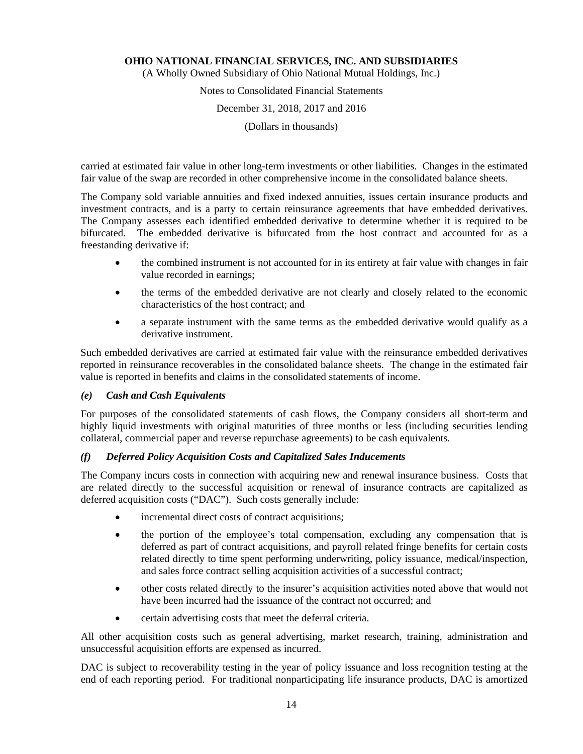carried at estimated fair value in other long-term investments or other liabilities. Changes in the estimated fair value of the swap are recorded in other comprehensive income in the consolidated balance sheets.

The Company sold variable annuities and fixed indexed annuities, issues certain insurance products and investment contracts, and is a party to certain reinsurance agreements that have embedded derivatives. The Company assesses each identified embedded derivative to determine whether it is required to be bifurcated. The embedded derivative is bifurcated from the host contract and accounted for as a freestanding derivative if:

- the combined instrument is not accounted for in its entirety at fair value with changes in fair value recorded in earnings;
- the terms of the embedded derivative are not clearly and closely related to the economic characteristics of the host contract; and
- a separate instrument with the same terms as the embedded derivative would qualify as a derivative instrument.

Such embedded derivatives are carried at estimated fair value with the reinsurance embedded derivatives reported in reinsurance recoverables in the consolidated balance sheets. The change in the estimated fair value is reported in benefits and claims in the consolidated statements of income.

### *(e) Cash and Cash Equivalents*

For purposes of the consolidated statements of cash flows, the Company considers all short-term and highly liquid investments with original maturities of three months or less (including securities lending collateral, commercial paper and reverse repurchase agreements) to be cash equivalents.

### *(f) Deferred Policy Acquisition Costs and Capitalized Sales Inducements*

The Company incurs costs in connection with acquiring new and renewal insurance business. Costs that are related directly to the successful acquisition or renewal of insurance contracts are capitalized as deferred acquisition costs ("DAC"). Such costs generally include:

- incremental direct costs of contract acquisitions;
- the portion of the employee's total compensation, excluding any compensation that is deferred as part of contract acquisitions, and payroll related fringe benefits for certain costs related directly to time spent performing underwriting, policy issuance, medical/inspection, and sales force contract selling acquisition activities of a successful contract;
- other costs related directly to the insurer's acquisition activities noted above that would not have been incurred had the issuance of the contract not occurred; and
- certain advertising costs that meet the deferral criteria.

All other acquisition costs such as general advertising, market research, training, administration and unsuccessful acquisition efforts are expensed as incurred.

DAC is subject to recoverability testing in the year of policy issuance and loss recognition testing at the end of each reporting period. For traditional nonparticipating life insurance products, DAC is amortized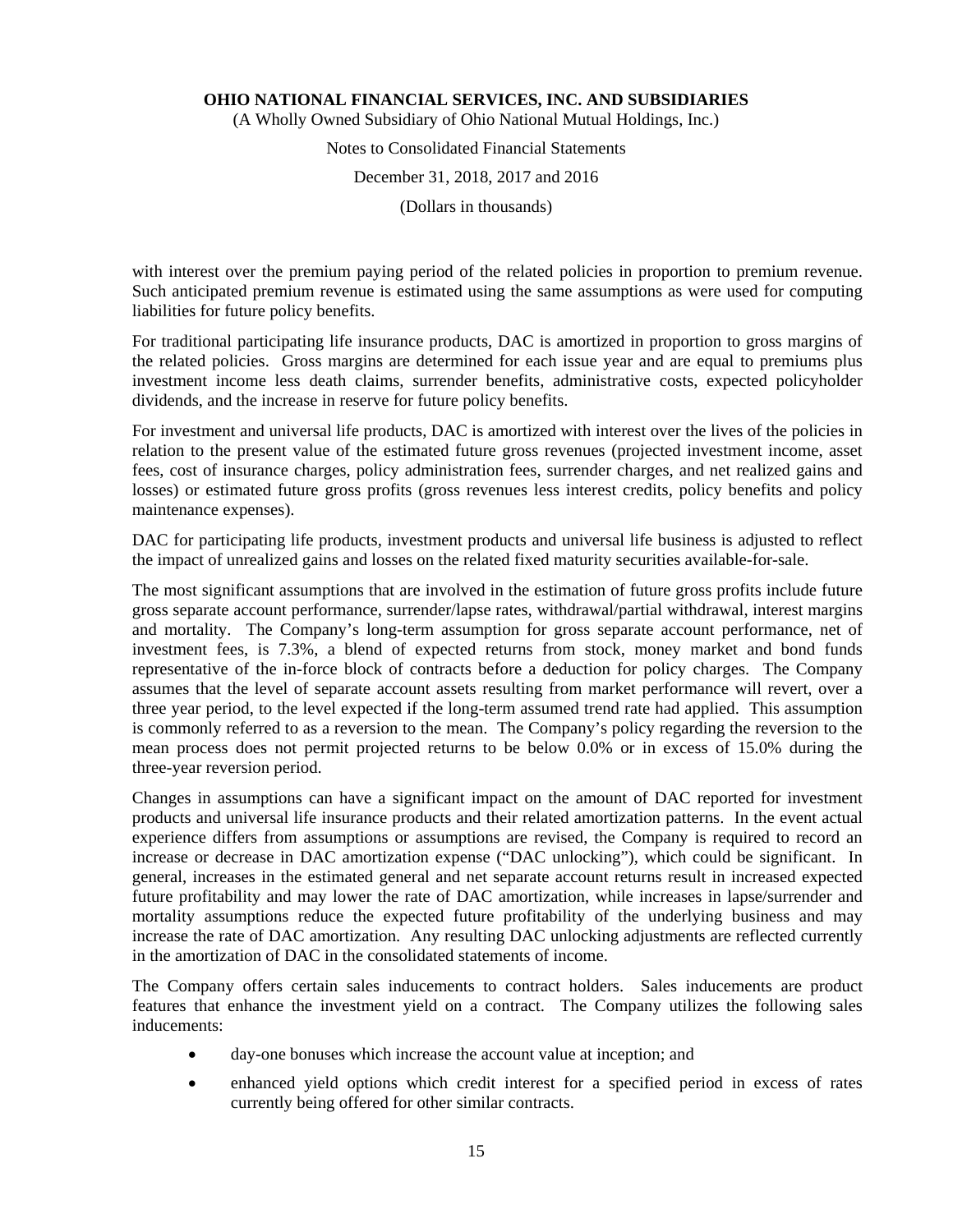with interest over the premium paying period of the related policies in proportion to premium revenue. Such anticipated premium revenue is estimated using the same assumptions as were used for computing liabilities for future policy benefits.

For traditional participating life insurance products, DAC is amortized in proportion to gross margins of the related policies. Gross margins are determined for each issue year and are equal to premiums plus investment income less death claims, surrender benefits, administrative costs, expected policyholder dividends, and the increase in reserve for future policy benefits.

For investment and universal life products, DAC is amortized with interest over the lives of the policies in relation to the present value of the estimated future gross revenues (projected investment income, asset fees, cost of insurance charges, policy administration fees, surrender charges, and net realized gains and losses) or estimated future gross profits (gross revenues less interest credits, policy benefits and policy maintenance expenses).

DAC for participating life products, investment products and universal life business is adjusted to reflect the impact of unrealized gains and losses on the related fixed maturity securities available-for-sale.

The most significant assumptions that are involved in the estimation of future gross profits include future gross separate account performance, surrender/lapse rates, withdrawal/partial withdrawal, interest margins and mortality. The Company's long-term assumption for gross separate account performance, net of investment fees, is 7.3%, a blend of expected returns from stock, money market and bond funds representative of the in-force block of contracts before a deduction for policy charges. The Company assumes that the level of separate account assets resulting from market performance will revert, over a three year period, to the level expected if the long-term assumed trend rate had applied. This assumption is commonly referred to as a reversion to the mean. The Company's policy regarding the reversion to the mean process does not permit projected returns to be below 0.0% or in excess of 15.0% during the three-year reversion period.

Changes in assumptions can have a significant impact on the amount of DAC reported for investment products and universal life insurance products and their related amortization patterns. In the event actual experience differs from assumptions or assumptions are revised, the Company is required to record an increase or decrease in DAC amortization expense ("DAC unlocking"), which could be significant. In general, increases in the estimated general and net separate account returns result in increased expected future profitability and may lower the rate of DAC amortization, while increases in lapse/surrender and mortality assumptions reduce the expected future profitability of the underlying business and may increase the rate of DAC amortization. Any resulting DAC unlocking adjustments are reflected currently in the amortization of DAC in the consolidated statements of income.

The Company offers certain sales inducements to contract holders. Sales inducements are product features that enhance the investment yield on a contract. The Company utilizes the following sales inducements:

- day-one bonuses which increase the account value at inception; and
- enhanced yield options which credit interest for a specified period in excess of rates currently being offered for other similar contracts.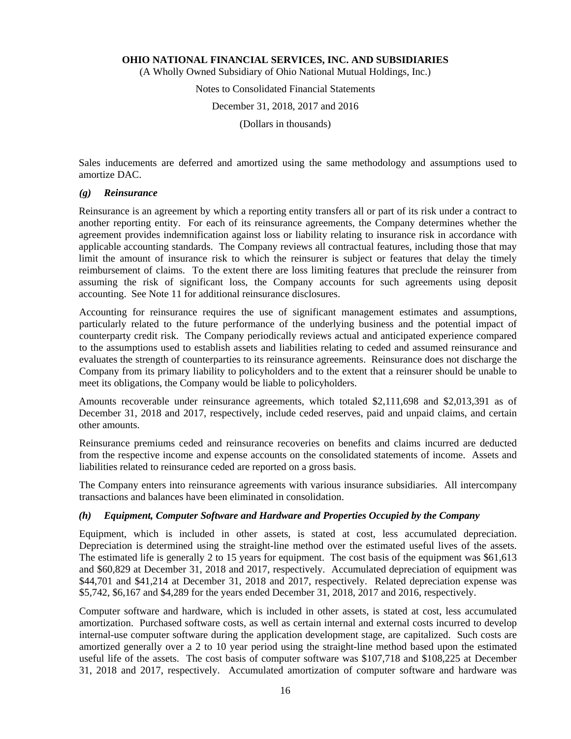Sales inducements are deferred and amortized using the same methodology and assumptions used to amortize DAC.

### *(g) Reinsurance*

Reinsurance is an agreement by which a reporting entity transfers all or part of its risk under a contract to another reporting entity. For each of its reinsurance agreements, the Company determines whether the agreement provides indemnification against loss or liability relating to insurance risk in accordance with applicable accounting standards. The Company reviews all contractual features, including those that may limit the amount of insurance risk to which the reinsurer is subject or features that delay the timely reimbursement of claims. To the extent there are loss limiting features that preclude the reinsurer from assuming the risk of significant loss, the Company accounts for such agreements using deposit accounting. See Note 11 for additional reinsurance disclosures.

Accounting for reinsurance requires the use of significant management estimates and assumptions, particularly related to the future performance of the underlying business and the potential impact of counterparty credit risk. The Company periodically reviews actual and anticipated experience compared to the assumptions used to establish assets and liabilities relating to ceded and assumed reinsurance and evaluates the strength of counterparties to its reinsurance agreements. Reinsurance does not discharge the Company from its primary liability to policyholders and to the extent that a reinsurer should be unable to meet its obligations, the Company would be liable to policyholders.

Amounts recoverable under reinsurance agreements, which totaled $2,111,698 and $2,013,391 as of December 31, 2018 and 2017, respectively, include ceded reserves, paid and unpaid claims, and certain other amounts.

Reinsurance premiums ceded and reinsurance recoveries on benefits and claims incurred are deducted from the respective income and expense accounts on the consolidated statements of income. Assets and liabilities related to reinsurance ceded are reported on a gross basis.

The Company enters into reinsurance agreements with various insurance subsidiaries. All intercompany transactions and balances have been eliminated in consolidation.

### *(h) Equipment, Computer Software and Hardware and Properties Occupied by the Company*

Equipment, which is included in other assets, is stated at cost, less accumulated depreciation. Depreciation is determined using the straight-line method over the estimated useful lives of the assets. The estimated life is generally 2 to 15 years for equipment. The cost basis of the equipment was $61,613 and $60,829 at December 31, 2018 and 2017, respectively. Accumulated depreciation of equipment was $44,701 and $41,214 at December 31, 2018 and 2017, respectively. Related depreciation expense was $5,742, $6,167 and $4,289 for the years ended December 31, 2018, 2017 and 2016, respectively.

Computer software and hardware, which is included in other assets, is stated at cost, less accumulated amortization. Purchased software costs, as well as certain internal and external costs incurred to develop internal-use computer software during the application development stage, are capitalized. Such costs are amortized generally over a 2 to 10 year period using the straight-line method based upon the estimated useful life of the assets. The cost basis of computer software was $107,718 and $108,225 at December 31, 2018 and 2017, respectively. Accumulated amortization of computer software and hardware was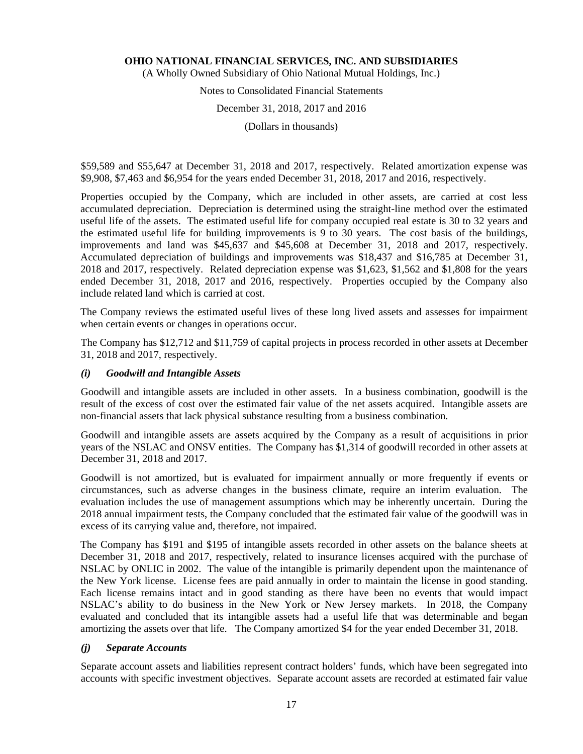$59,589 and $55,647 at December 31, 2018 and 2017, respectively. Related amortization expense was $9,908, $7,463 and $6,954 for the years ended December 31, 2018, 2017 and 2016, respectively.

Properties occupied by the Company, which are included in other assets, are carried at cost less accumulated depreciation. Depreciation is determined using the straight-line method over the estimated useful life of the assets. The estimated useful life for company occupied real estate is 30 to 32 years and the estimated useful life for building improvements is 9 to 30 years. The cost basis of the buildings, improvements and land was $45,637 and $45,608 at December 31, 2018 and 2017, respectively. Accumulated depreciation of buildings and improvements was $18,437 and $16,785 at December 31, 2018 and 2017, respectively. Related depreciation expense was $1,623, $1,562 and $1,808 for the years ended December 31, 2018, 2017 and 2016, respectively. Properties occupied by the Company also include related land which is carried at cost.

The Company reviews the estimated useful lives of these long lived assets and assesses for impairment when certain events or changes in operations occur.

The Company has $12,712 and $11,759 of capital projects in process recorded in other assets at December 31, 2018 and 2017, respectively.

### *(i) Goodwill and Intangible Assets*

Goodwill and intangible assets are included in other assets. In a business combination, goodwill is the result of the excess of cost over the estimated fair value of the net assets acquired. Intangible assets are non-financial assets that lack physical substance resulting from a business combination.

Goodwill and intangible assets are assets acquired by the Company as a result of acquisitions in prior years of the NSLAC and ONSV entities. The Company has $1,314 of goodwill recorded in other assets at December 31, 2018 and 2017.

Goodwill is not amortized, but is evaluated for impairment annually or more frequently if events or circumstances, such as adverse changes in the business climate, require an interim evaluation. The evaluation includes the use of management assumptions which may be inherently uncertain. During the 2018 annual impairment tests, the Company concluded that the estimated fair value of the goodwill was in excess of its carrying value and, therefore, not impaired.

The Company has $191 and $195 of intangible assets recorded in other assets on the balance sheets at December 31, 2018 and 2017, respectively, related to insurance licenses acquired with the purchase of NSLAC by ONLIC in 2002. The value of the intangible is primarily dependent upon the maintenance of the New York license. License fees are paid annually in order to maintain the license in good standing. Each license remains intact and in good standing as there have been no events that would impact NSLAC's ability to do business in the New York or New Jersey markets. In 2018, the Company evaluated and concluded that its intangible assets had a useful life that was determinable and began amortizing the assets over that life. The Company amortized $4 for the year ended December 31, 2018.

### *(j) Separate Accounts*

Separate account assets and liabilities represent contract holders' funds, which have been segregated into accounts with specific investment objectives. Separate account assets are recorded at estimated fair value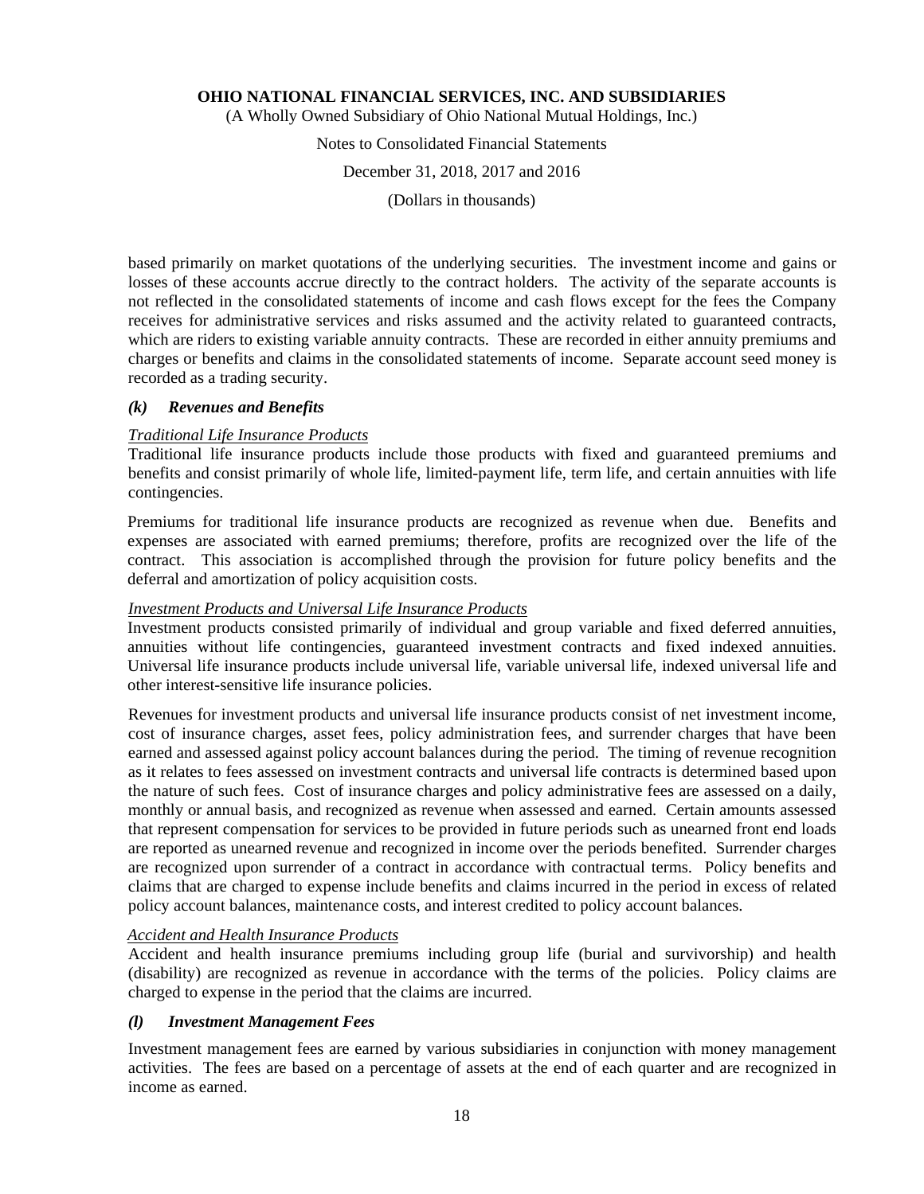based primarily on market quotations of the underlying securities. The investment income and gains or losses of these accounts accrue directly to the contract holders. The activity of the separate accounts is not reflected in the consolidated statements of income and cash flows except for the fees the Company receives for administrative services and risks assumed and the activity related to guaranteed contracts, which are riders to existing variable annuity contracts. These are recorded in either annuity premiums and charges or benefits and claims in the consolidated statements of income. Separate account seed money is recorded as a trading security.

### *(k) Revenues and Benefits*

*Traditional Life Insurance Products*

Traditional life insurance products include those products with fixed and guaranteed premiums and benefits and consist primarily of whole life, limited-payment life, term life, and certain annuities with life contingencies.

Premiums for traditional life insurance products are recognized as revenue when due. Benefits and expenses are associated with earned premiums; therefore, profits are recognized over the life of the contract. This association is accomplished through the provision for future policy benefits and the deferral and amortization of policy acquisition costs.

*Investment Products and Universal Life Insurance Products*

Investment products consisted primarily of individual and group variable and fixed deferred annuities, annuities without life contingencies, guaranteed investment contracts and fixed indexed annuities. Universal life insurance products include universal life, variable universal life, indexed universal life and other interest-sensitive life insurance policies.

Revenues for investment products and universal life insurance products consist of net investment income, cost of insurance charges, asset fees, policy administration fees, and surrender charges that have been earned and assessed against policy account balances during the period. The timing of revenue recognition as it relates to fees assessed on investment contracts and universal life contracts is determined based upon the nature of such fees. Cost of insurance charges and policy administrative fees are assessed on a daily, monthly or annual basis, and recognized as revenue when assessed and earned. Certain amounts assessed that represent compensation for services to be provided in future periods such as unearned front end loads are reported as unearned revenue and recognized in income over the periods benefited. Surrender charges are recognized upon surrender of a contract in accordance with contractual terms. Policy benefits and claims that are charged to expense include benefits and claims incurred in the period in excess of related policy account balances, maintenance costs, and interest credited to policy account balances.

*Accident and Health Insurance Products*

Accident and health insurance premiums including group life (burial and survivorship) and health (disability) are recognized as revenue in accordance with the terms of the policies. Policy claims are charged to expense in the period that the claims are incurred.

### *(l) Investment Management Fees*

Investment management fees are earned by various subsidiaries in conjunction with money management activities. The fees are based on a percentage of assets at the end of each quarter and are recognized in income as earned.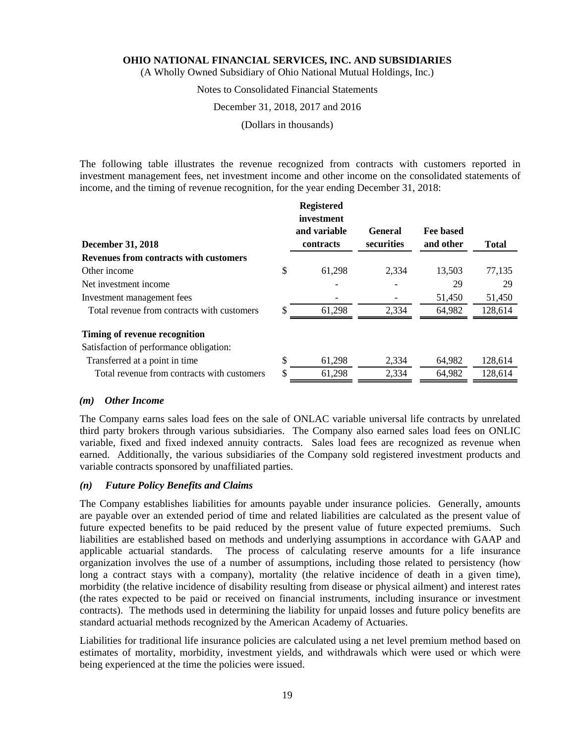The following table illustrates the revenue recognized from contracts with customers reported in investment management fees, net investment income and other income on the consolidated statements of income, and the timing of revenue recognition, for the year ending December 31, 2018:

| December 31, 2018 | Registered investment and variable contracts | General securities | Fee based and other | Total |
|---|---|---|---|---|
| **Revenues from contracts with customers** | | | | |
| Other income | $ 61,298 | 2,334 | 13,503 | 77,135 |
| Net investment income | - | - | 29 | 29 |
| Investment management fees | - | - | 51,450 | 51,450 |
| Total revenue from contracts with customers | $ 61,298 | 2,334 | 64,982 | 128,614 |
| **Timing of revenue recognition** | | | | |
| Satisfaction of performance obligation: | | | | |
| Transferred at a point in time | $ 61,298 | 2,334 | 64,982 | 128,614 |
| Total revenue from contracts with customers | $ 61,298 | 2,334 | 64,982 | 128,614 |

### *(m) Other Income*

The Company earns sales load fees on the sale of ONLAC variable universal life contracts by unrelated third party brokers through various subsidiaries. The Company also earned sales load fees on ONLIC variable, fixed and fixed indexed annuity contracts. Sales load fees are recognized as revenue when earned. Additionally, the various subsidiaries of the Company sold registered investment products and variable contracts sponsored by unaffiliated parties.

### *(n) Future Policy Benefits and Claims*

The Company establishes liabilities for amounts payable under insurance policies. Generally, amounts are payable over an extended period of time and related liabilities are calculated as the present value of future expected benefits to be paid reduced by the present value of future expected premiums. Such liabilities are established based on methods and underlying assumptions in accordance with GAAP and applicable actuarial standards. The process of calculating reserve amounts for a life insurance organization involves the use of a number of assumptions, including those related to persistency (how long a contract stays with a company), mortality (the relative incidence of death in a given time), morbidity (the relative incidence of disability resulting from disease or physical ailment) and interest rates (the rates expected to be paid or received on financial instruments, including insurance or investment contracts). The methods used in determining the liability for unpaid losses and future policy benefits are standard actuarial methods recognized by the American Academy of Actuaries.

Liabilities for traditional life insurance policies are calculated using a net level premium method based on estimates of mortality, morbidity, investment yields, and withdrawals which were used or which were being experienced at the time the policies were issued.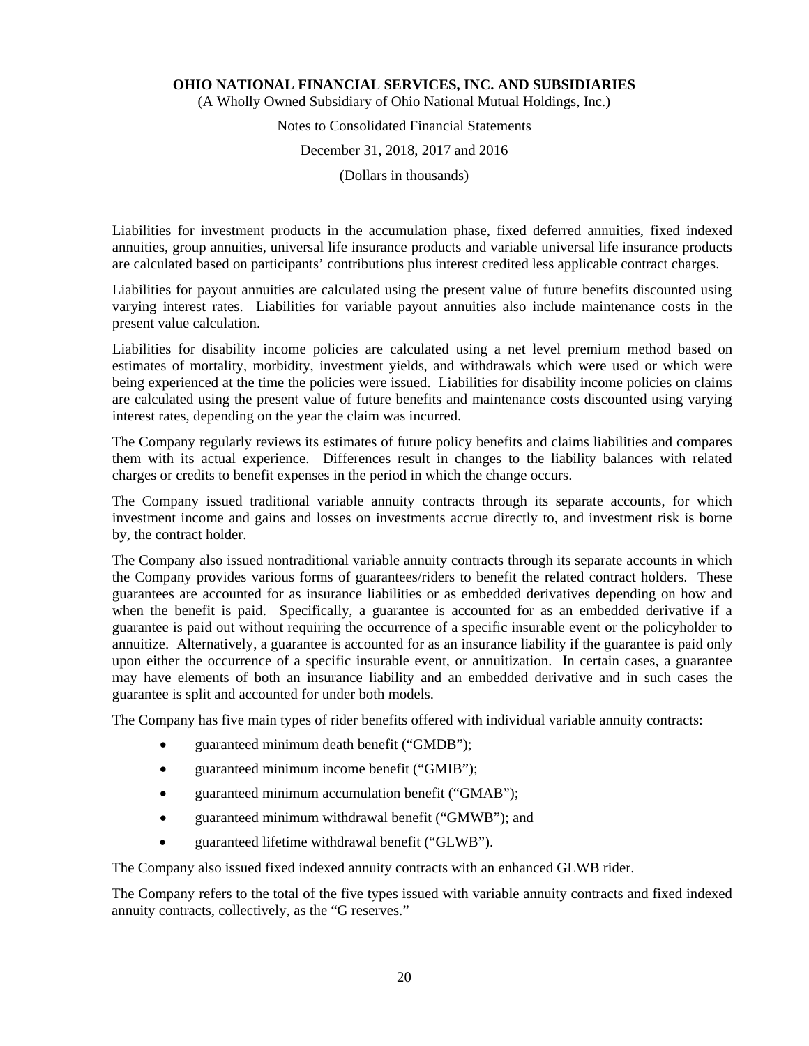Liabilities for investment products in the accumulation phase, fixed deferred annuities, fixed indexed annuities, group annuities, universal life insurance products and variable universal life insurance products are calculated based on participants' contributions plus interest credited less applicable contract charges.

Liabilities for payout annuities are calculated using the present value of future benefits discounted using varying interest rates. Liabilities for variable payout annuities also include maintenance costs in the present value calculation.

Liabilities for disability income policies are calculated using a net level premium method based on estimates of mortality, morbidity, investment yields, and withdrawals which were used or which were being experienced at the time the policies were issued. Liabilities for disability income policies on claims are calculated using the present value of future benefits and maintenance costs discounted using varying interest rates, depending on the year the claim was incurred.

The Company regularly reviews its estimates of future policy benefits and claims liabilities and compares them with its actual experience. Differences result in changes to the liability balances with related charges or credits to benefit expenses in the period in which the change occurs.

The Company issued traditional variable annuity contracts through its separate accounts, for which investment income and gains and losses on investments accrue directly to, and investment risk is borne by, the contract holder.

The Company also issued nontraditional variable annuity contracts through its separate accounts in which the Company provides various forms of guarantees/riders to benefit the related contract holders. These guarantees are accounted for as insurance liabilities or as embedded derivatives depending on how and when the benefit is paid. Specifically, a guarantee is accounted for as an embedded derivative if a guarantee is paid out without requiring the occurrence of a specific insurable event or the policyholder to annuitize. Alternatively, a guarantee is accounted for as an insurance liability if the guarantee is paid only upon either the occurrence of a specific insurable event, or annuitization. In certain cases, a guarantee may have elements of both an insurance liability and an embedded derivative and in such cases the guarantee is split and accounted for under both models.

The Company has five main types of rider benefits offered with individual variable annuity contracts:

- guaranteed minimum death benefit ("GMDB");
- guaranteed minimum income benefit ("GMIB");
- guaranteed minimum accumulation benefit ("GMAB");
- guaranteed minimum withdrawal benefit ("GMWB"); and
- guaranteed lifetime withdrawal benefit ("GLWB").

The Company also issued fixed indexed annuity contracts with an enhanced GLWB rider.

The Company refers to the total of the five types issued with variable annuity contracts and fixed indexed annuity contracts, collectively, as the "G reserves."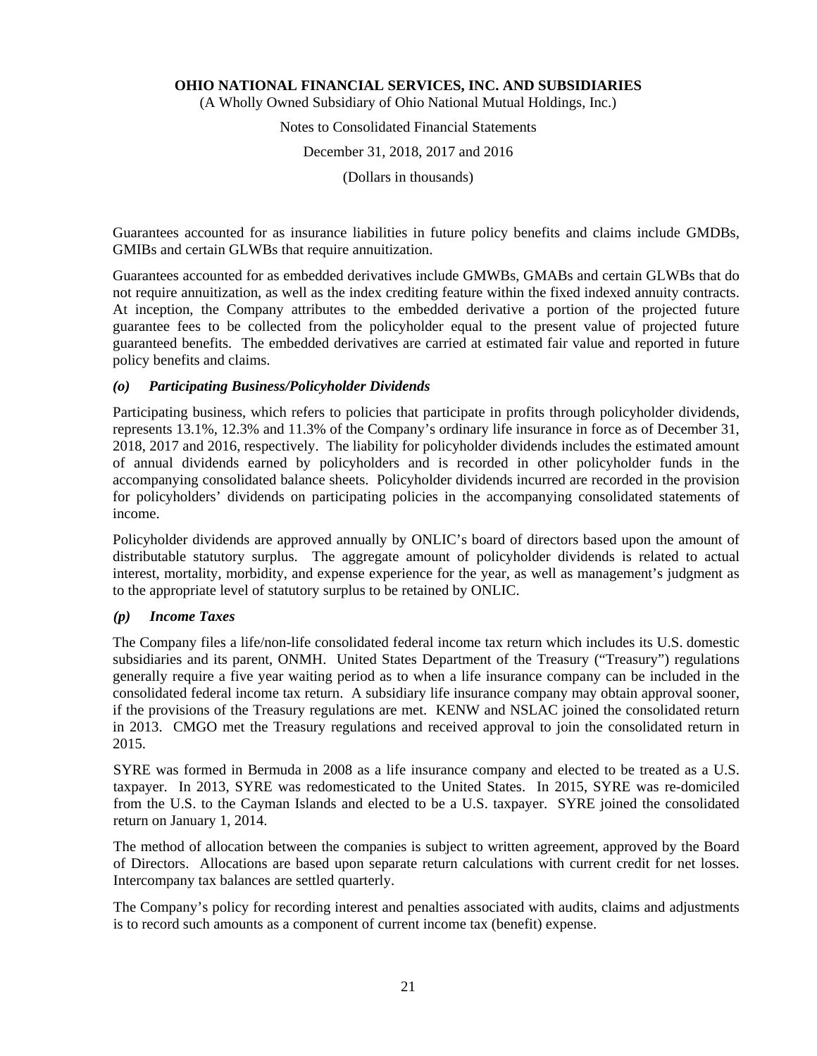Guarantees accounted for as insurance liabilities in future policy benefits and claims include GMDBs, GMIBs and certain GLWBs that require annuitization.

Guarantees accounted for as embedded derivatives include GMWBs, GMABs and certain GLWBs that do not require annuitization, as well as the index crediting feature within the fixed indexed annuity contracts. At inception, the Company attributes to the embedded derivative a portion of the projected future guarantee fees to be collected from the policyholder equal to the present value of projected future guaranteed benefits. The embedded derivatives are carried at estimated fair value and reported in future policy benefits and claims.

### *(o) Participating Business/Policyholder Dividends*

Participating business, which refers to policies that participate in profits through policyholder dividends, represents 13.1%, 12.3% and 11.3% of the Company's ordinary life insurance in force as of December 31, 2018, 2017 and 2016, respectively. The liability for policyholder dividends includes the estimated amount of annual dividends earned by policyholders and is recorded in other policyholder funds in the accompanying consolidated balance sheets. Policyholder dividends incurred are recorded in the provision for policyholders' dividends on participating policies in the accompanying consolidated statements of income.

Policyholder dividends are approved annually by ONLIC's board of directors based upon the amount of distributable statutory surplus. The aggregate amount of policyholder dividends is related to actual interest, mortality, morbidity, and expense experience for the year, as well as management's judgment as to the appropriate level of statutory surplus to be retained by ONLIC.

### *(p) Income Taxes*

The Company files a life/non-life consolidated federal income tax return which includes its U.S. domestic subsidiaries and its parent, ONMH. United States Department of the Treasury ("Treasury") regulations generally require a five year waiting period as to when a life insurance company can be included in the consolidated federal income tax return. A subsidiary life insurance company may obtain approval sooner, if the provisions of the Treasury regulations are met. KENW and NSLAC joined the consolidated return in 2013. CMGO met the Treasury regulations and received approval to join the consolidated return in 2015.

SYRE was formed in Bermuda in 2008 as a life insurance company and elected to be treated as a U.S. taxpayer. In 2013, SYRE was redomesticated to the United States. In 2015, SYRE was re-domiciled from the U.S. to the Cayman Islands and elected to be a U.S. taxpayer. SYRE joined the consolidated return on January 1, 2014.

The method of allocation between the companies is subject to written agreement, approved by the Board of Directors. Allocations are based upon separate return calculations with current credit for net losses. Intercompany tax balances are settled quarterly.

The Company's policy for recording interest and penalties associated with audits, claims and adjustments is to record such amounts as a component of current income tax (benefit) expense.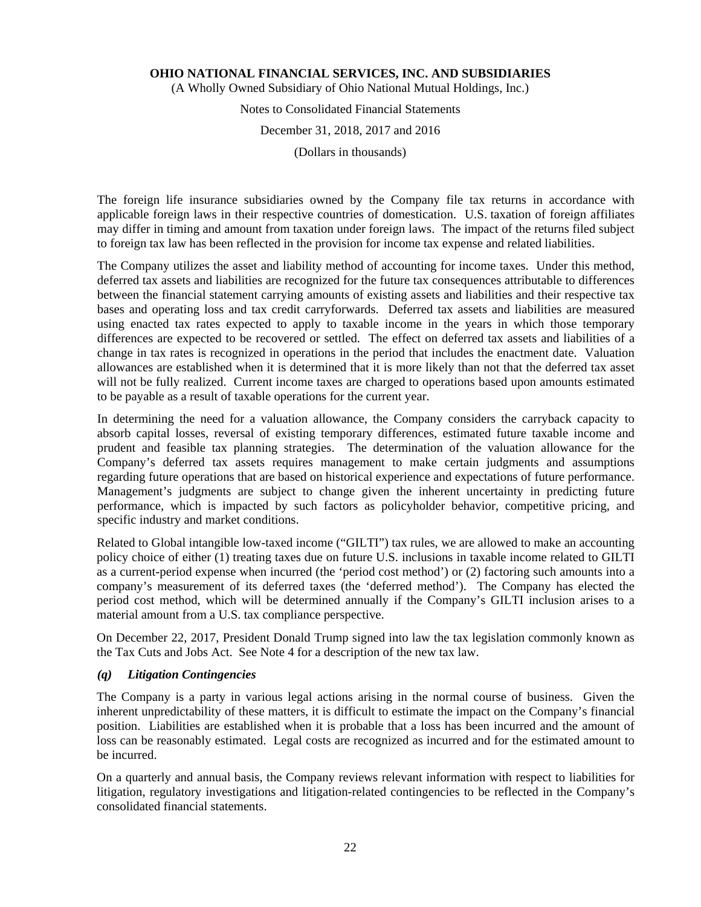The foreign life insurance subsidiaries owned by the Company file tax returns in accordance with applicable foreign laws in their respective countries of domestication. U.S. taxation of foreign affiliates may differ in timing and amount from taxation under foreign laws. The impact of the returns filed subject to foreign tax law has been reflected in the provision for income tax expense and related liabilities.

The Company utilizes the asset and liability method of accounting for income taxes. Under this method, deferred tax assets and liabilities are recognized for the future tax consequences attributable to differences between the financial statement carrying amounts of existing assets and liabilities and their respective tax bases and operating loss and tax credit carryforwards. Deferred tax assets and liabilities are measured using enacted tax rates expected to apply to taxable income in the years in which those temporary differences are expected to be recovered or settled. The effect on deferred tax assets and liabilities of a change in tax rates is recognized in operations in the period that includes the enactment date. Valuation allowances are established when it is determined that it is more likely than not that the deferred tax asset will not be fully realized. Current income taxes are charged to operations based upon amounts estimated to be payable as a result of taxable operations for the current year.

In determining the need for a valuation allowance, the Company considers the carryback capacity to absorb capital losses, reversal of existing temporary differences, estimated future taxable income and prudent and feasible tax planning strategies. The determination of the valuation allowance for the Company's deferred tax assets requires management to make certain judgments and assumptions regarding future operations that are based on historical experience and expectations of future performance. Management's judgments are subject to change given the inherent uncertainty in predicting future performance, which is impacted by such factors as policyholder behavior, competitive pricing, and specific industry and market conditions.

Related to Global intangible low-taxed income ("GILTI") tax rules, we are allowed to make an accounting policy choice of either (1) treating taxes due on future U.S. inclusions in taxable income related to GILTI as a current-period expense when incurred (the 'period cost method') or (2) factoring such amounts into a company's measurement of its deferred taxes (the 'deferred method'). The Company has elected the period cost method, which will be determined annually if the Company's GILTI inclusion arises to a material amount from a U.S. tax compliance perspective.

On December 22, 2017, President Donald Trump signed into law the tax legislation commonly known as the Tax Cuts and Jobs Act. See Note 4 for a description of the new tax law.

### *(q) Litigation Contingencies*

The Company is a party in various legal actions arising in the normal course of business. Given the inherent unpredictability of these matters, it is difficult to estimate the impact on the Company's financial position. Liabilities are established when it is probable that a loss has been incurred and the amount of loss can be reasonably estimated. Legal costs are recognized as incurred and for the estimated amount to be incurred.

On a quarterly and annual basis, the Company reviews relevant information with respect to liabilities for litigation, regulatory investigations and litigation-related contingencies to be reflected in the Company's consolidated financial statements.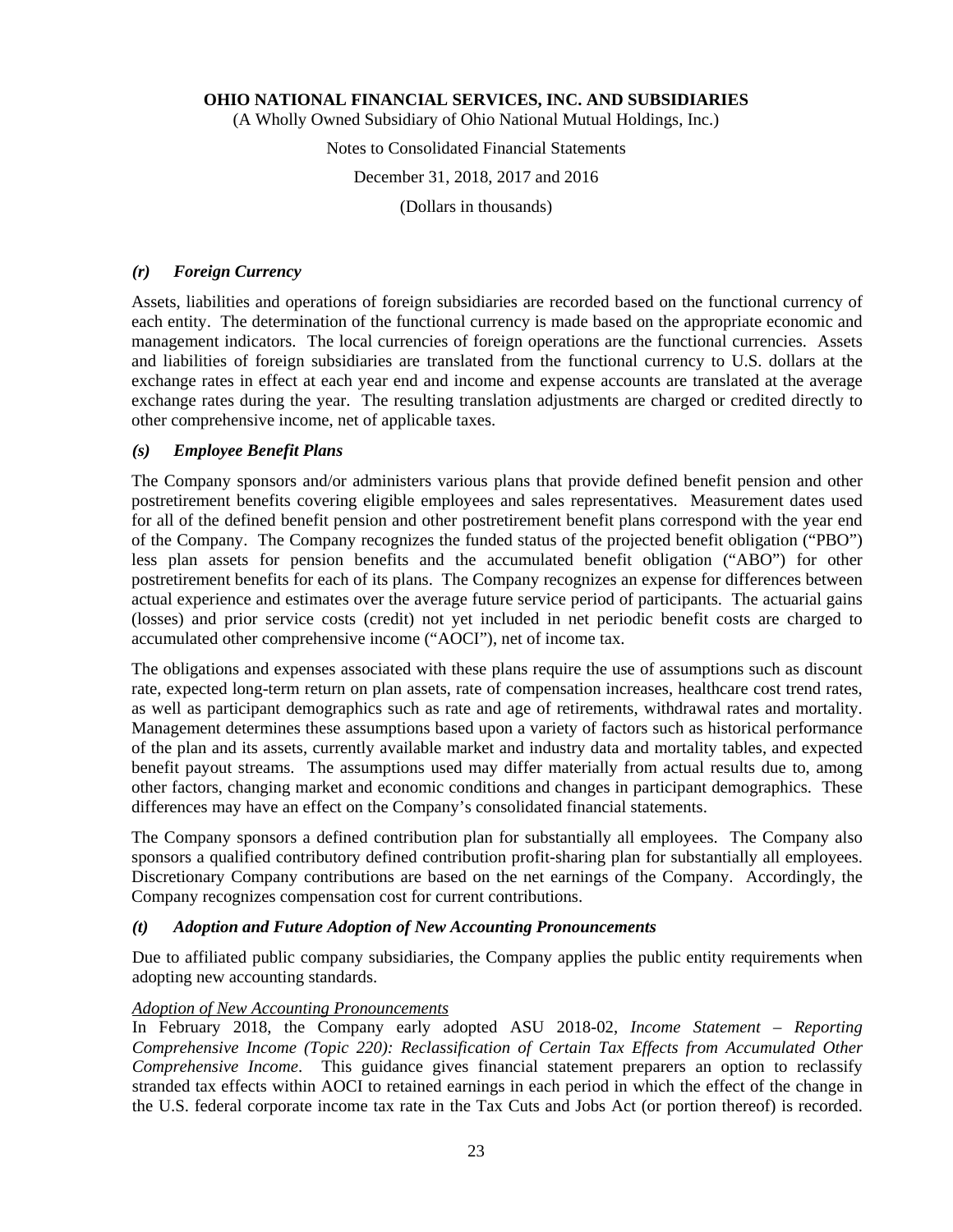### *(r) Foreign Currency*

Assets, liabilities and operations of foreign subsidiaries are recorded based on the functional currency of each entity. The determination of the functional currency is made based on the appropriate economic and management indicators. The local currencies of foreign operations are the functional currencies. Assets and liabilities of foreign subsidiaries are translated from the functional currency to U.S. dollars at the exchange rates in effect at each year end and income and expense accounts are translated at the average exchange rates during the year. The resulting translation adjustments are charged or credited directly to other comprehensive income, net of applicable taxes.

### *(s) Employee Benefit Plans*

The Company sponsors and/or administers various plans that provide defined benefit pension and other postretirement benefits covering eligible employees and sales representatives. Measurement dates used for all of the defined benefit pension and other postretirement benefit plans correspond with the year end of the Company. The Company recognizes the funded status of the projected benefit obligation ("PBO") less plan assets for pension benefits and the accumulated benefit obligation ("ABO") for other postretirement benefits for each of its plans. The Company recognizes an expense for differences between actual experience and estimates over the average future service period of participants. The actuarial gains (losses) and prior service costs (credit) not yet included in net periodic benefit costs are charged to accumulated other comprehensive income ("AOCI"), net of income tax.

The obligations and expenses associated with these plans require the use of assumptions such as discount rate, expected long-term return on plan assets, rate of compensation increases, healthcare cost trend rates, as well as participant demographics such as rate and age of retirements, withdrawal rates and mortality. Management determines these assumptions based upon a variety of factors such as historical performance of the plan and its assets, currently available market and industry data and mortality tables, and expected benefit payout streams. The assumptions used may differ materially from actual results due to, among other factors, changing market and economic conditions and changes in participant demographics. These differences may have an effect on the Company's consolidated financial statements.

The Company sponsors a defined contribution plan for substantially all employees. The Company also sponsors a qualified contributory defined contribution profit-sharing plan for substantially all employees. Discretionary Company contributions are based on the net earnings of the Company. Accordingly, the Company recognizes compensation cost for current contributions.

### *(t) Adoption and Future Adoption of New Accounting Pronouncements*

Due to affiliated public company subsidiaries, the Company applies the public entity requirements when adopting new accounting standards.

*Adoption of New Accounting Pronouncements*

In February 2018, the Company early adopted ASU 2018-02, *Income Statement – Reporting Comprehensive Income (Topic 220): Reclassification of Certain Tax Effects from Accumulated Other Comprehensive Income*. This guidance gives financial statement preparers an option to reclassify stranded tax effects within AOCI to retained earnings in each period in which the effect of the change in the U.S. federal corporate income tax rate in the Tax Cuts and Jobs Act (or portion thereof) is recorded.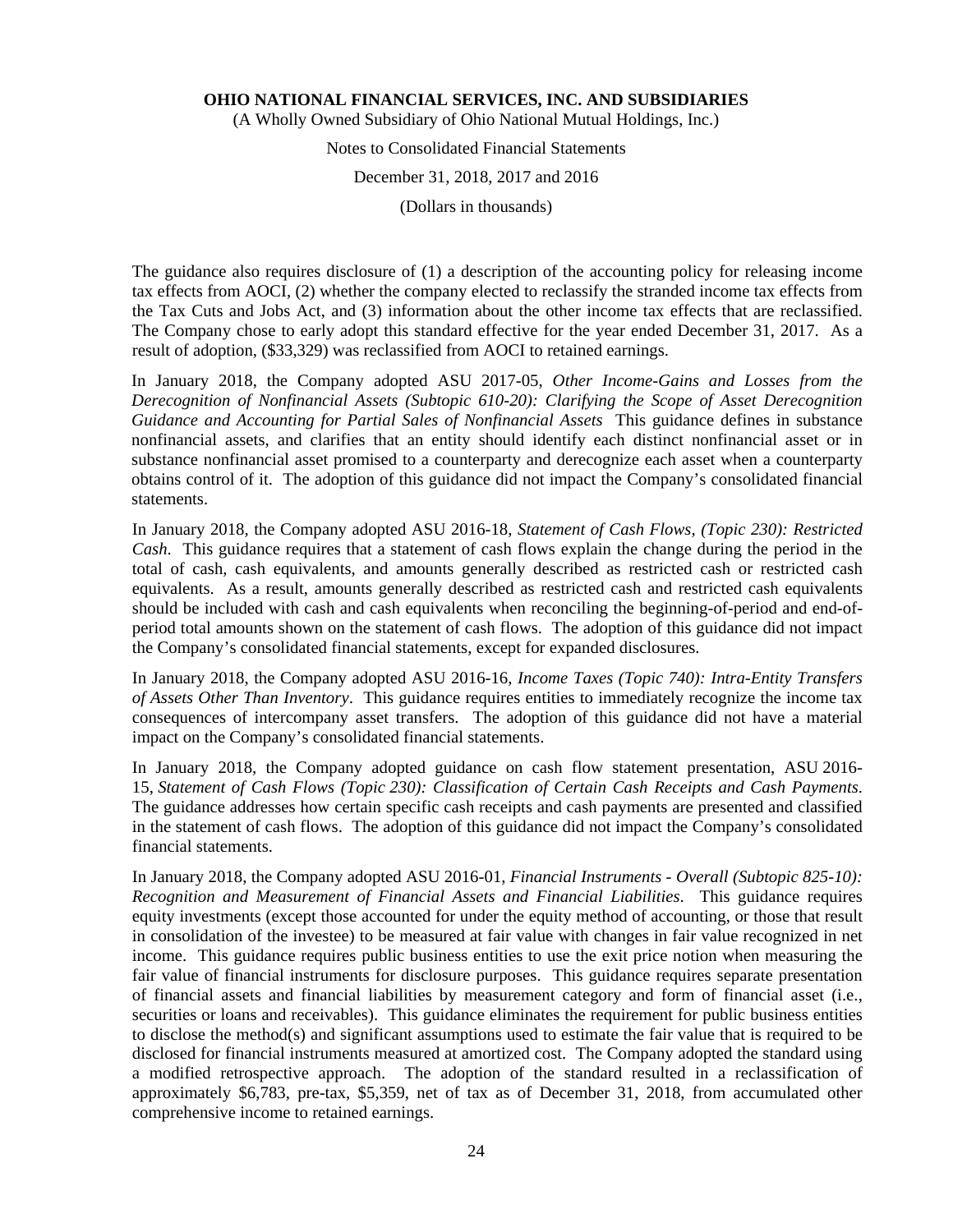The guidance also requires disclosure of (1) a description of the accounting policy for releasing income tax effects from AOCI, (2) whether the company elected to reclassify the stranded income tax effects from the Tax Cuts and Jobs Act, and (3) information about the other income tax effects that are reclassified. The Company chose to early adopt this standard effective for the year ended December 31, 2017. As a result of adoption, ($33,329) was reclassified from AOCI to retained earnings.

In January 2018, the Company adopted ASU 2017-05, *Other Income-Gains and Losses from the Derecognition of Nonfinancial Assets (Subtopic 610-20): Clarifying the Scope of Asset Derecognition Guidance and Accounting for Partial Sales of Nonfinancial Assets* This guidance defines in substance nonfinancial assets, and clarifies that an entity should identify each distinct nonfinancial asset or in substance nonfinancial asset promised to a counterparty and derecognize each asset when a counterparty obtains control of it. The adoption of this guidance did not impact the Company's consolidated financial statements.

In January 2018, the Company adopted ASU 2016-18, *Statement of Cash Flows, (Topic 230): Restricted Cash*. This guidance requires that a statement of cash flows explain the change during the period in the total of cash, cash equivalents, and amounts generally described as restricted cash or restricted cash equivalents. As a result, amounts generally described as restricted cash and restricted cash equivalents should be included with cash and cash equivalents when reconciling the beginning-of-period and end-of-period total amounts shown on the statement of cash flows. The adoption of this guidance did not impact the Company's consolidated financial statements, except for expanded disclosures.

In January 2018, the Company adopted ASU 2016-16, *Income Taxes (Topic 740): Intra-Entity Transfers of Assets Other Than Inventory*. This guidance requires entities to immediately recognize the income tax consequences of intercompany asset transfers. The adoption of this guidance did not have a material impact on the Company's consolidated financial statements.

In January 2018, the Company adopted guidance on cash flow statement presentation, ASU 2016-15, *Statement of Cash Flows (Topic 230): Classification of Certain Cash Receipts and Cash Payments*. The guidance addresses how certain specific cash receipts and cash payments are presented and classified in the statement of cash flows. The adoption of this guidance did not impact the Company's consolidated financial statements.

In January 2018, the Company adopted ASU 2016-01, *Financial Instruments - Overall (Subtopic 825-10): Recognition and Measurement of Financial Assets and Financial Liabilities*. This guidance requires equity investments (except those accounted for under the equity method of accounting, or those that result in consolidation of the investee) to be measured at fair value with changes in fair value recognized in net income. This guidance requires public business entities to use the exit price notion when measuring the fair value of financial instruments for disclosure purposes. This guidance requires separate presentation of financial assets and financial liabilities by measurement category and form of financial asset (i.e., securities or loans and receivables). This guidance eliminates the requirement for public business entities to disclose the method(s) and significant assumptions used to estimate the fair value that is required to be disclosed for financial instruments measured at amortized cost. The Company adopted the standard using a modified retrospective approach. The adoption of the standard resulted in a reclassification of approximately $6,783, pre-tax, $5,359, net of tax as of December 31, 2018, from accumulated other comprehensive income to retained earnings.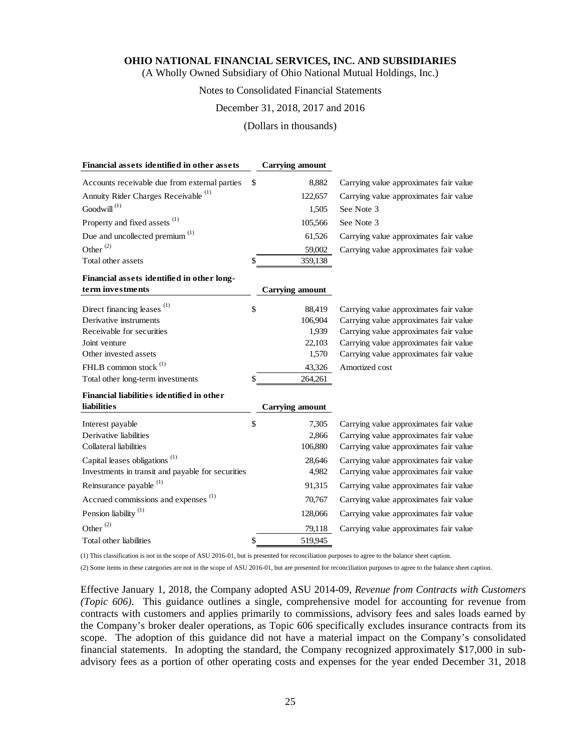| Financial assets identified in other assets | Carrying amount | |
|---|---|---|
| Accounts receivable due from external parties | $ 8,882 | Carrying value approximates fair value |
| Annuity Rider Charges Receivable [(1)] | 122,657 | Carrying value approximates fair value |
| Goodwill [(1)] | 1,505 | See Note 3 |
| Property and fixed assets [(1)] | 105,566 | See Note 3 |
| Due and uncollected premium [(1)] | 61,526 | Carrying value approximates fair value |
| Other [(2)] | 59,002 | Carrying value approximates fair value |
| Total other assets | $ 359,138 | |

| Financial assets identified in other long-term investments | Carrying amount | |
|---|---|---|
| Direct financing leases [(1)] | $ 88,419 | Carrying value approximates fair value |
| Derivative instruments | 106,904 | Carrying value approximates fair value |
| Receivable for securities | 1,939 | Carrying value approximates fair value |
| Joint venture | 22,103 | Carrying value approximates fair value |
| Other invested assets | 1,570 | Carrying value approximates fair value |
| FHLB common stock [(1)] | 43,326 | Amortized cost |
| Total other long-term investments | $ 264,261 | |

| Financial liabilities identified in other liabilities | Carrying amount | |
|---|---|---|
| Interest payable | $ 7,305 | Carrying value approximates fair value |
| Derivative liabilities | 2,866 | Carrying value approximates fair value |
| Collateral liabilities | 106,880 | Carrying value approximates fair value |
| Capital leases obligations [(1)] | 28,646 | Carrying value approximates fair value |
| Investments in transit and payable for securities | 4,982 | Carrying value approximates fair value |
| Reinsurance payable [(1)] | 91,315 | Carrying value approximates fair value |
| Accrued commissions and expenses [(1)] | 70,767 | Carrying value approximates fair value |
| Pension liability [(1)] | 128,066 | Carrying value approximates fair value |
| Other [(2)] | 79,118 | Carrying value approximates fair value |
| Total other liabilities | $ 519,945 | |

(1) This classification is not in the scope of ASU 2016-01, but is presented for reconciliation purposes to agree to the balance sheet caption.

(2) Some items in these categories are not in the scope of ASU 2016-01, but are presented for reconciliation purposes to agree to the balance sheet caption.

Effective January 1, 2018, the Company adopted ASU 2014-09, *Revenue from Contracts with Customers (Topic 606)*. This guidance outlines a single, comprehensive model for accounting for revenue from contracts with customers and applies primarily to commissions, advisory fees and sales loads earned by the Company's broker dealer operations, as Topic 606 specifically excludes insurance contracts from its scope. The adoption of this guidance did not have a material impact on the Company's consolidated financial statements. In adopting the standard, the Company recognized approximately $17,000 in sub-advisory fees as a portion of other operating costs and expenses for the year ended December 31, 2018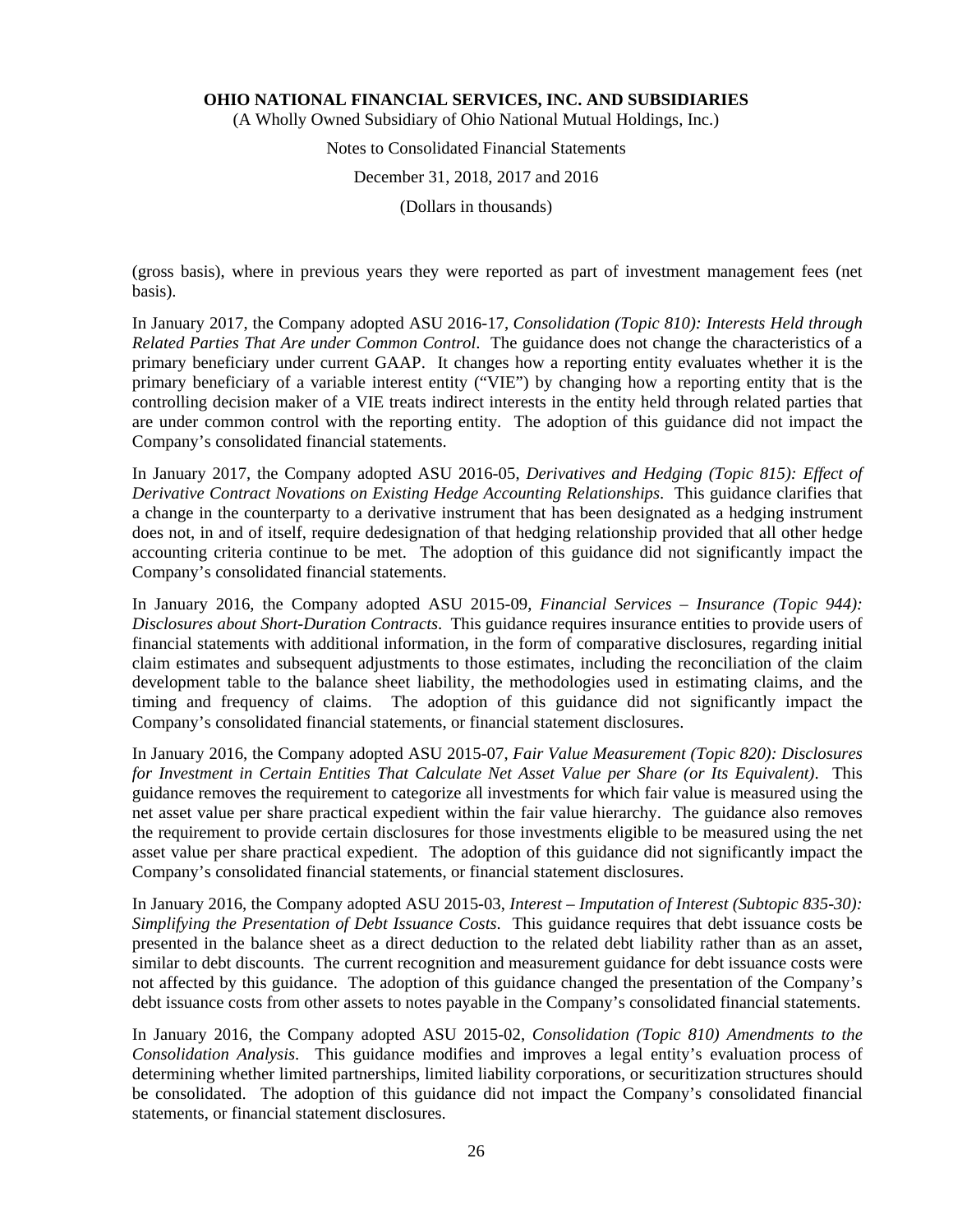(gross basis), where in previous years they were reported as part of investment management fees (net basis).

In January 2017, the Company adopted ASU 2016-17, *Consolidation (Topic 810): Interests Held through Related Parties That Are under Common Control*. The guidance does not change the characteristics of a primary beneficiary under current GAAP. It changes how a reporting entity evaluates whether it is the primary beneficiary of a variable interest entity ("VIE") by changing how a reporting entity that is the controlling decision maker of a VIE treats indirect interests in the entity held through related parties that are under common control with the reporting entity. The adoption of this guidance did not impact the Company's consolidated financial statements.

In January 2017, the Company adopted ASU 2016-05, *Derivatives and Hedging (Topic 815): Effect of Derivative Contract Novations on Existing Hedge Accounting Relationships*. This guidance clarifies that a change in the counterparty to a derivative instrument that has been designated as a hedging instrument does not, in and of itself, require dedesignation of that hedging relationship provided that all other hedge accounting criteria continue to be met. The adoption of this guidance did not significantly impact the Company's consolidated financial statements.

In January 2016, the Company adopted ASU 2015-09, *Financial Services – Insurance (Topic 944): Disclosures about Short-Duration Contracts*. This guidance requires insurance entities to provide users of financial statements with additional information, in the form of comparative disclosures, regarding initial claim estimates and subsequent adjustments to those estimates, including the reconciliation of the claim development table to the balance sheet liability, the methodologies used in estimating claims, and the timing and frequency of claims. The adoption of this guidance did not significantly impact the Company's consolidated financial statements, or financial statement disclosures.

In January 2016, the Company adopted ASU 2015-07, *Fair Value Measurement (Topic 820): Disclosures for Investment in Certain Entities That Calculate Net Asset Value per Share (or Its Equivalent)*. This guidance removes the requirement to categorize all investments for which fair value is measured using the net asset value per share practical expedient within the fair value hierarchy. The guidance also removes the requirement to provide certain disclosures for those investments eligible to be measured using the net asset value per share practical expedient. The adoption of this guidance did not significantly impact the Company's consolidated financial statements, or financial statement disclosures.

In January 2016, the Company adopted ASU 2015-03, *Interest – Imputation of Interest (Subtopic 835-30): Simplifying the Presentation of Debt Issuance Costs*. This guidance requires that debt issuance costs be presented in the balance sheet as a direct deduction to the related debt liability rather than as an asset, similar to debt discounts. The current recognition and measurement guidance for debt issuance costs were not affected by this guidance. The adoption of this guidance changed the presentation of the Company's debt issuance costs from other assets to notes payable in the Company's consolidated financial statements.

In January 2016, the Company adopted ASU 2015-02, *Consolidation (Topic 810) Amendments to the Consolidation Analysis*. This guidance modifies and improves a legal entity's evaluation process of determining whether limited partnerships, limited liability corporations, or securitization structures should be consolidated. The adoption of this guidance did not impact the Company's consolidated financial statements, or financial statement disclosures.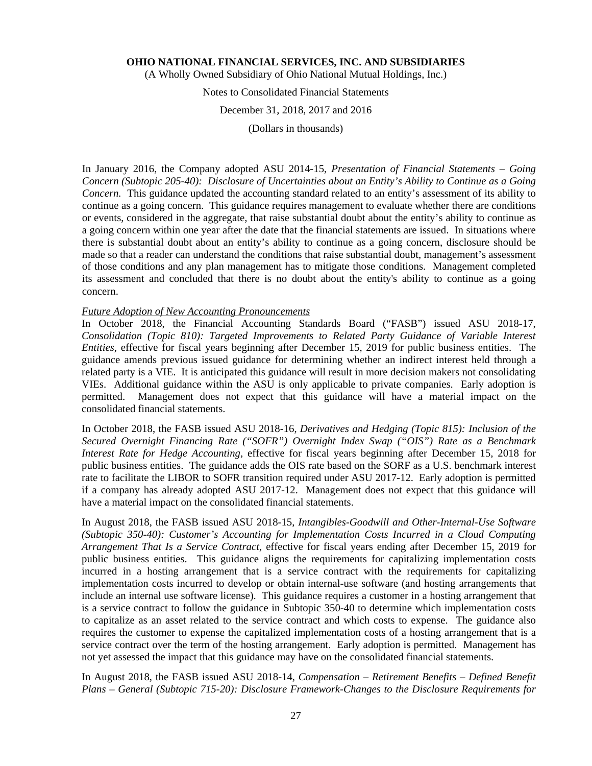In January 2016, the Company adopted ASU 2014-15, *Presentation of Financial Statements – Going Concern (Subtopic 205-40): Disclosure of Uncertainties about an Entity's Ability to Continue as a Going Concern.* This guidance updated the accounting standard related to an entity's assessment of its ability to continue as a going concern. This guidance requires management to evaluate whether there are conditions or events, considered in the aggregate, that raise substantial doubt about the entity's ability to continue as a going concern within one year after the date that the financial statements are issued. In situations where there is substantial doubt about an entity's ability to continue as a going concern, disclosure should be made so that a reader can understand the conditions that raise substantial doubt, management's assessment of those conditions and any plan management has to mitigate those conditions. Management completed its assessment and concluded that there is no doubt about the entity's ability to continue as a going concern.

*Future Adoption of New Accounting Pronouncements*

In October 2018, the Financial Accounting Standards Board ("FASB") issued ASU 2018-17, *Consolidation (Topic 810): Targeted Improvements to Related Party Guidance of Variable Interest Entities*, effective for fiscal years beginning after December 15, 2019 for public business entities. The guidance amends previous issued guidance for determining whether an indirect interest held through a related party is a VIE. It is anticipated this guidance will result in more decision makers not consolidating VIEs. Additional guidance within the ASU is only applicable to private companies. Early adoption is permitted. Management does not expect that this guidance will have a material impact on the consolidated financial statements.

In October 2018, the FASB issued ASU 2018-16, *Derivatives and Hedging (Topic 815): Inclusion of the Secured Overnight Financing Rate ("SOFR") Overnight Index Swap ("OIS") Rate as a Benchmark Interest Rate for Hedge Accounting*, effective for fiscal years beginning after December 15, 2018 for public business entities. The guidance adds the OIS rate based on the SORF as a U.S. benchmark interest rate to facilitate the LIBOR to SOFR transition required under ASU 2017-12. Early adoption is permitted if a company has already adopted ASU 2017-12. Management does not expect that this guidance will have a material impact on the consolidated financial statements.

In August 2018, the FASB issued ASU 2018-15, *Intangibles-Goodwill and Other-Internal-Use Software (Subtopic 350-40): Customer's Accounting for Implementation Costs Incurred in a Cloud Computing Arrangement That Is a Service Contract*, effective for fiscal years ending after December 15, 2019 for public business entities. This guidance aligns the requirements for capitalizing implementation costs incurred in a hosting arrangement that is a service contract with the requirements for capitalizing implementation costs incurred to develop or obtain internal-use software (and hosting arrangements that include an internal use software license). This guidance requires a customer in a hosting arrangement that is a service contract to follow the guidance in Subtopic 350-40 to determine which implementation costs to capitalize as an asset related to the service contract and which costs to expense. The guidance also requires the customer to expense the capitalized implementation costs of a hosting arrangement that is a service contract over the term of the hosting arrangement. Early adoption is permitted. Management has not yet assessed the impact that this guidance may have on the consolidated financial statements.

In August 2018, the FASB issued ASU 2018-14, *Compensation – Retirement Benefits – Defined Benefit Plans – General (Subtopic 715-20): Disclosure Framework-Changes to the Disclosure Requirements for*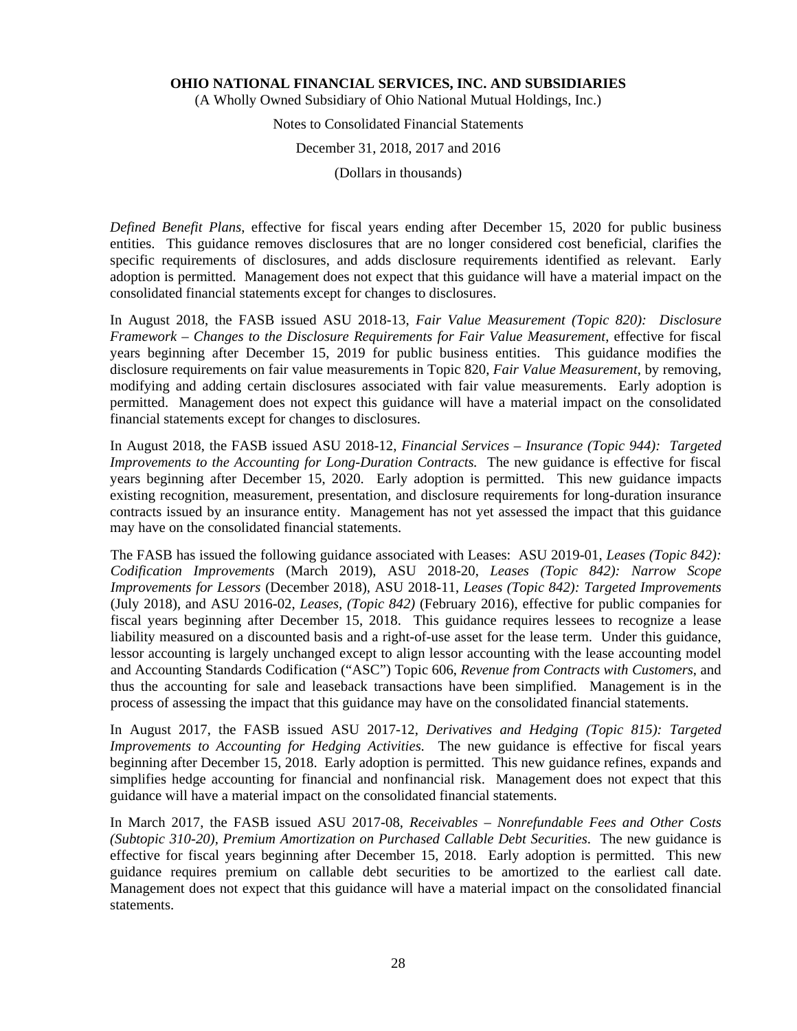*Defined Benefit Plans*, effective for fiscal years ending after December 15, 2020 for public business entities. This guidance removes disclosures that are no longer considered cost beneficial, clarifies the specific requirements of disclosures, and adds disclosure requirements identified as relevant. Early adoption is permitted. Management does not expect that this guidance will have a material impact on the consolidated financial statements except for changes to disclosures.

In August 2018, the FASB issued ASU 2018-13, *Fair Value Measurement (Topic 820): Disclosure Framework – Changes to the Disclosure Requirements for Fair Value Measurement*, effective for fiscal years beginning after December 15, 2019 for public business entities. This guidance modifies the disclosure requirements on fair value measurements in Topic 820, *Fair Value Measurement*, by removing, modifying and adding certain disclosures associated with fair value measurements. Early adoption is permitted. Management does not expect this guidance will have a material impact on the consolidated financial statements except for changes to disclosures.

In August 2018, the FASB issued ASU 2018-12, *Financial Services – Insurance (Topic 944): Targeted Improvements to the Accounting for Long-Duration Contracts.* The new guidance is effective for fiscal years beginning after December 15, 2020. Early adoption is permitted. This new guidance impacts existing recognition, measurement, presentation, and disclosure requirements for long-duration insurance contracts issued by an insurance entity. Management has not yet assessed the impact that this guidance may have on the consolidated financial statements.

The FASB has issued the following guidance associated with Leases: ASU 2019-01, *Leases (Topic 842): Codification Improvements* (March 2019), ASU 2018-20, *Leases (Topic 842): Narrow Scope Improvements for Lessors* (December 2018), ASU 2018-11, *Leases (Topic 842): Targeted Improvements* (July 2018), and ASU 2016-02, *Leases, (Topic 842)* (February 2016), effective for public companies for fiscal years beginning after December 15, 2018. This guidance requires lessees to recognize a lease liability measured on a discounted basis and a right-of-use asset for the lease term. Under this guidance, lessor accounting is largely unchanged except to align lessor accounting with the lease accounting model and Accounting Standards Codification ("ASC") Topic 606, *Revenue from Contracts with Customers*, and thus the accounting for sale and leaseback transactions have been simplified. Management is in the process of assessing the impact that this guidance may have on the consolidated financial statements.

In August 2017, the FASB issued ASU 2017-12, *Derivatives and Hedging (Topic 815): Targeted Improvements to Accounting for Hedging Activities.* The new guidance is effective for fiscal years beginning after December 15, 2018. Early adoption is permitted. This new guidance refines, expands and simplifies hedge accounting for financial and nonfinancial risk. Management does not expect that this guidance will have a material impact on the consolidated financial statements.

In March 2017, the FASB issued ASU 2017-08, *Receivables – Nonrefundable Fees and Other Costs (Subtopic 310-20), Premium Amortization on Purchased Callable Debt Securities*. The new guidance is effective for fiscal years beginning after December 15, 2018. Early adoption is permitted. This new guidance requires premium on callable debt securities to be amortized to the earliest call date. Management does not expect that this guidance will have a material impact on the consolidated financial statements.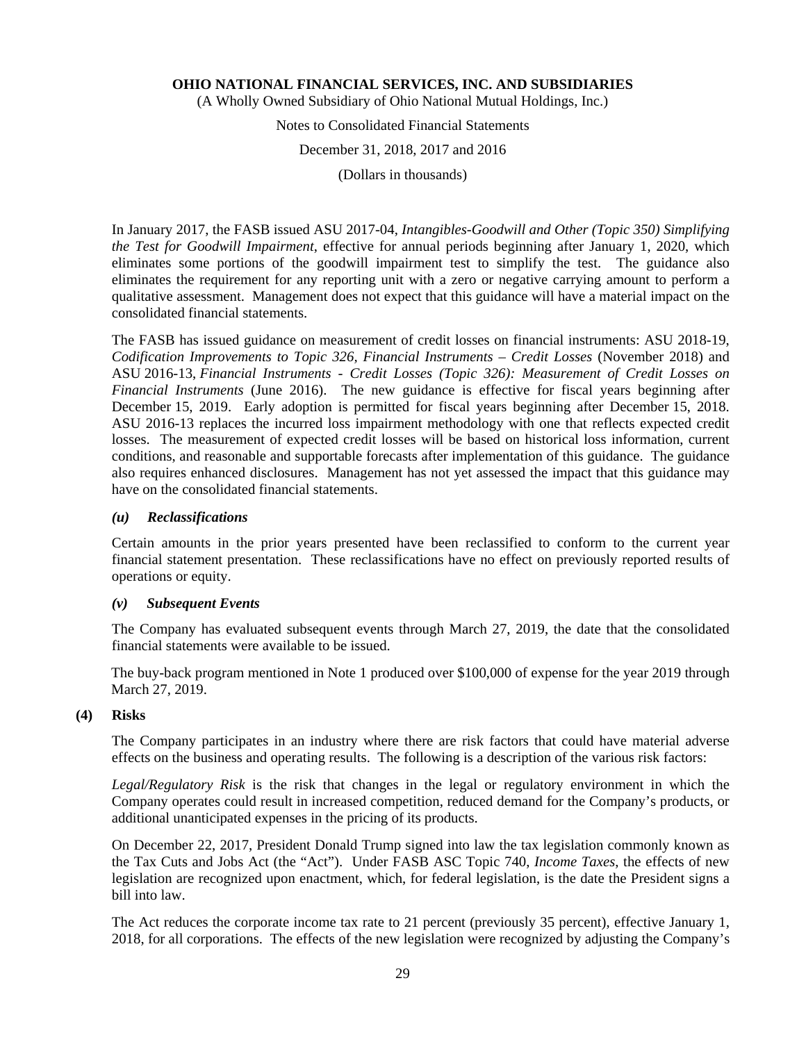In January 2017, the FASB issued ASU 2017-04, *Intangibles-Goodwill and Other (Topic 350) Simplifying the Test for Goodwill Impairment*, effective for annual periods beginning after January 1, 2020, which eliminates some portions of the goodwill impairment test to simplify the test. The guidance also eliminates the requirement for any reporting unit with a zero or negative carrying amount to perform a qualitative assessment. Management does not expect that this guidance will have a material impact on the consolidated financial statements.

The FASB has issued guidance on measurement of credit losses on financial instruments: ASU 2018-19, *Codification Improvements to Topic 326, Financial Instruments – Credit Losses* (November 2018) and ASU 2016-13, *Financial Instruments - Credit Losses (Topic 326): Measurement of Credit Losses on Financial Instruments* (June 2016). The new guidance is effective for fiscal years beginning after December 15, 2019. Early adoption is permitted for fiscal years beginning after December 15, 2018. ASU 2016-13 replaces the incurred loss impairment methodology with one that reflects expected credit losses. The measurement of expected credit losses will be based on historical loss information, current conditions, and reasonable and supportable forecasts after implementation of this guidance. The guidance also requires enhanced disclosures. Management has not yet assessed the impact that this guidance may have on the consolidated financial statements.

***(u) Reclassifications***

Certain amounts in the prior years presented have been reclassified to conform to the current year financial statement presentation. These reclassifications have no effect on previously reported results of operations or equity.

***(v) Subsequent Events***

The Company has evaluated subsequent events through March 27, 2019, the date that the consolidated financial statements were available to be issued.

The buy-back program mentioned in Note 1 produced over $100,000 of expense for the year 2019 through March 27, 2019.

## (4) Risks

The Company participates in an industry where there are risk factors that could have material adverse effects on the business and operating results. The following is a description of the various risk factors:

*Legal/Regulatory Risk* is the risk that changes in the legal or regulatory environment in which the Company operates could result in increased competition, reduced demand for the Company's products, or additional unanticipated expenses in the pricing of its products.

On December 22, 2017, President Donald Trump signed into law the tax legislation commonly known as the Tax Cuts and Jobs Act (the "Act"). Under FASB ASC Topic 740, *Income Taxes*, the effects of new legislation are recognized upon enactment, which, for federal legislation, is the date the President signs a bill into law.

The Act reduces the corporate income tax rate to 21 percent (previously 35 percent), effective January 1, 2018, for all corporations. The effects of the new legislation were recognized by adjusting the Company's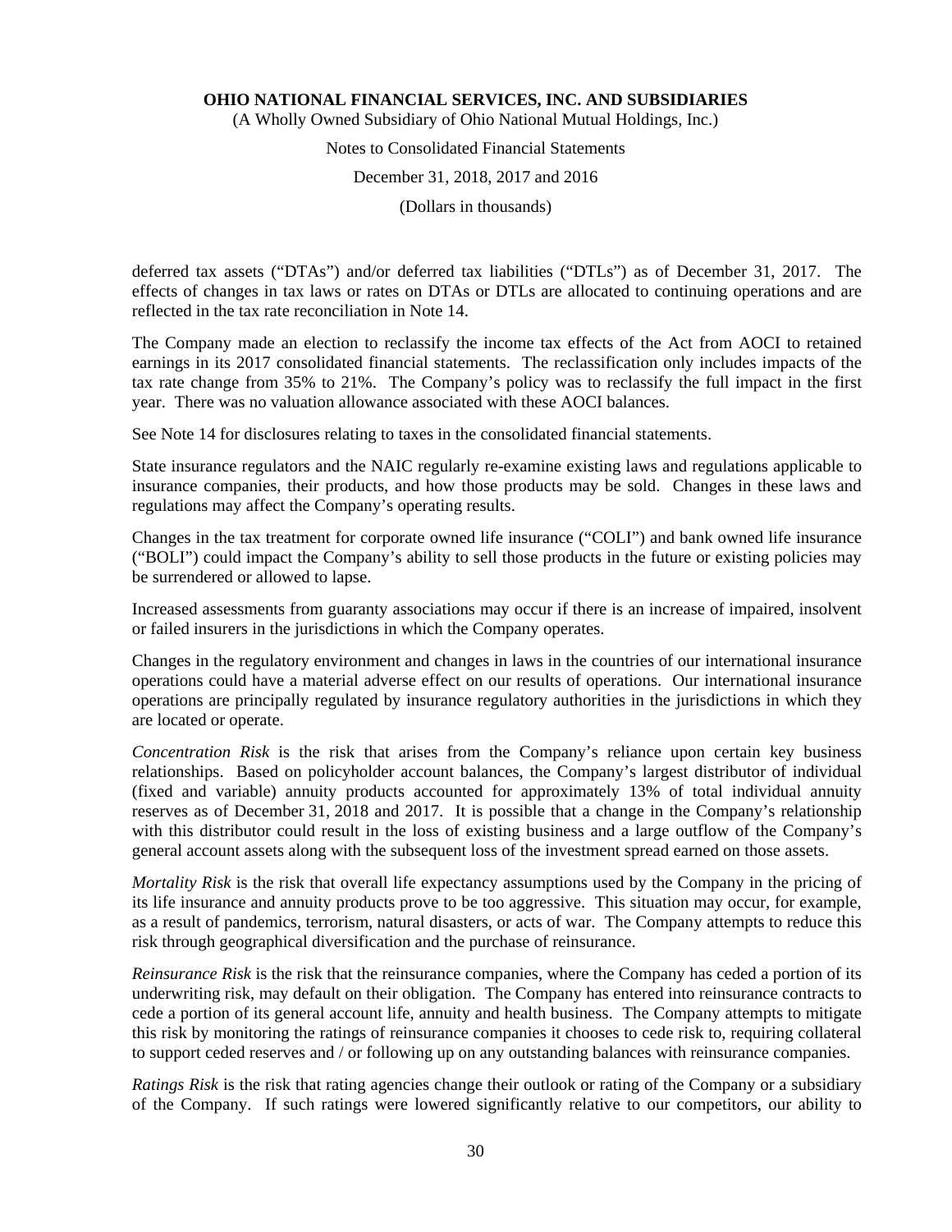deferred tax assets ("DTAs") and/or deferred tax liabilities ("DTLs") as of December 31, 2017. The effects of changes in tax laws or rates on DTAs or DTLs are allocated to continuing operations and are reflected in the tax rate reconciliation in Note 14.

The Company made an election to reclassify the income tax effects of the Act from AOCI to retained earnings in its 2017 consolidated financial statements. The reclassification only includes impacts of the tax rate change from 35% to 21%. The Company's policy was to reclassify the full impact in the first year. There was no valuation allowance associated with these AOCI balances.

See Note 14 for disclosures relating to taxes in the consolidated financial statements.

State insurance regulators and the NAIC regularly re-examine existing laws and regulations applicable to insurance companies, their products, and how those products may be sold. Changes in these laws and regulations may affect the Company's operating results.

Changes in the tax treatment for corporate owned life insurance ("COLI") and bank owned life insurance ("BOLI") could impact the Company's ability to sell those products in the future or existing policies may be surrendered or allowed to lapse.

Increased assessments from guaranty associations may occur if there is an increase of impaired, insolvent or failed insurers in the jurisdictions in which the Company operates.

Changes in the regulatory environment and changes in laws in the countries of our international insurance operations could have a material adverse effect on our results of operations. Our international insurance operations are principally regulated by insurance regulatory authorities in the jurisdictions in which they are located or operate.

*Concentration Risk* is the risk that arises from the Company's reliance upon certain key business relationships. Based on policyholder account balances, the Company's largest distributor of individual (fixed and variable) annuity products accounted for approximately 13% of total individual annuity reserves as of December 31, 2018 and 2017. It is possible that a change in the Company's relationship with this distributor could result in the loss of existing business and a large outflow of the Company's general account assets along with the subsequent loss of the investment spread earned on those assets.

*Mortality Risk* is the risk that overall life expectancy assumptions used by the Company in the pricing of its life insurance and annuity products prove to be too aggressive. This situation may occur, for example, as a result of pandemics, terrorism, natural disasters, or acts of war. The Company attempts to reduce this risk through geographical diversification and the purchase of reinsurance.

*Reinsurance Risk* is the risk that the reinsurance companies, where the Company has ceded a portion of its underwriting risk, may default on their obligation. The Company has entered into reinsurance contracts to cede a portion of its general account life, annuity and health business. The Company attempts to mitigate this risk by monitoring the ratings of reinsurance companies it chooses to cede risk to, requiring collateral to support ceded reserves and / or following up on any outstanding balances with reinsurance companies.

*Ratings Risk* is the risk that rating agencies change their outlook or rating of the Company or a subsidiary of the Company. If such ratings were lowered significantly relative to our competitors, our ability to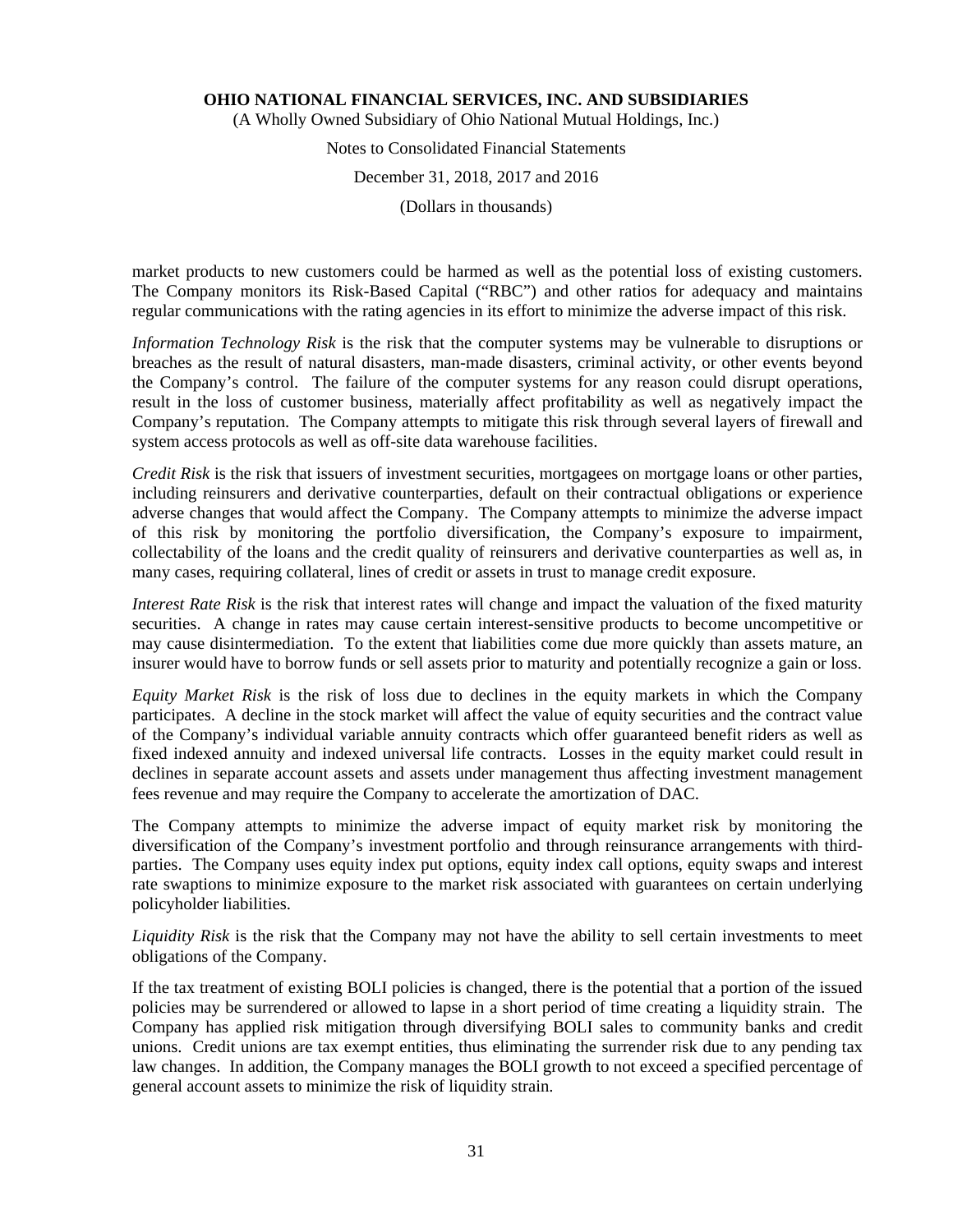market products to new customers could be harmed as well as the potential loss of existing customers. The Company monitors its Risk-Based Capital ("RBC") and other ratios for adequacy and maintains regular communications with the rating agencies in its effort to minimize the adverse impact of this risk.

*Information Technology Risk* is the risk that the computer systems may be vulnerable to disruptions or breaches as the result of natural disasters, man-made disasters, criminal activity, or other events beyond the Company's control. The failure of the computer systems for any reason could disrupt operations, result in the loss of customer business, materially affect profitability as well as negatively impact the Company's reputation. The Company attempts to mitigate this risk through several layers of firewall and system access protocols as well as off-site data warehouse facilities.

*Credit Risk* is the risk that issuers of investment securities, mortgagees on mortgage loans or other parties, including reinsurers and derivative counterparties, default on their contractual obligations or experience adverse changes that would affect the Company. The Company attempts to minimize the adverse impact of this risk by monitoring the portfolio diversification, the Company's exposure to impairment, collectability of the loans and the credit quality of reinsurers and derivative counterparties as well as, in many cases, requiring collateral, lines of credit or assets in trust to manage credit exposure.

*Interest Rate Risk* is the risk that interest rates will change and impact the valuation of the fixed maturity securities. A change in rates may cause certain interest-sensitive products to become uncompetitive or may cause disintermediation. To the extent that liabilities come due more quickly than assets mature, an insurer would have to borrow funds or sell assets prior to maturity and potentially recognize a gain or loss.

*Equity Market Risk* is the risk of loss due to declines in the equity markets in which the Company participates. A decline in the stock market will affect the value of equity securities and the contract value of the Company's individual variable annuity contracts which offer guaranteed benefit riders as well as fixed indexed annuity and indexed universal life contracts. Losses in the equity market could result in declines in separate account assets and assets under management thus affecting investment management fees revenue and may require the Company to accelerate the amortization of DAC.

The Company attempts to minimize the adverse impact of equity market risk by monitoring the diversification of the Company's investment portfolio and through reinsurance arrangements with third-parties. The Company uses equity index put options, equity index call options, equity swaps and interest rate swaptions to minimize exposure to the market risk associated with guarantees on certain underlying policyholder liabilities.

*Liquidity Risk* is the risk that the Company may not have the ability to sell certain investments to meet obligations of the Company.

If the tax treatment of existing BOLI policies is changed, there is the potential that a portion of the issued policies may be surrendered or allowed to lapse in a short period of time creating a liquidity strain. The Company has applied risk mitigation through diversifying BOLI sales to community banks and credit unions. Credit unions are tax exempt entities, thus eliminating the surrender risk due to any pending tax law changes. In addition, the Company manages the BOLI growth to not exceed a specified percentage of general account assets to minimize the risk of liquidity strain.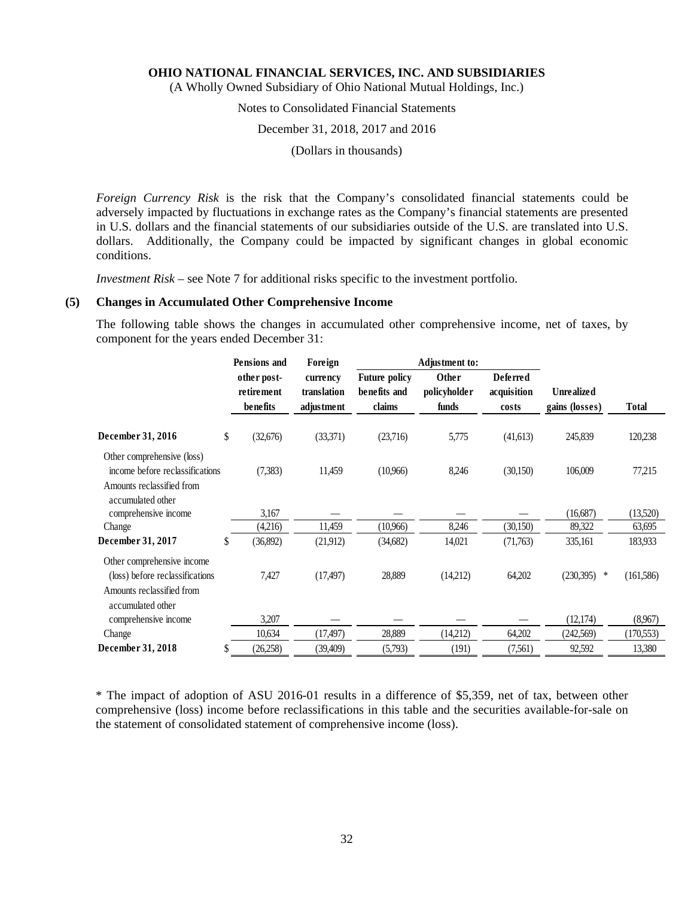*Foreign Currency Risk* is the risk that the Company's consolidated financial statements could be adversely impacted by fluctuations in exchange rates as the Company's financial statements are presented in U.S. dollars and the financial statements of our subsidiaries outside of the U.S. are translated into U.S. dollars. Additionally, the Company could be impacted by significant changes in global economic conditions.

*Investment Risk* – see Note 7 for additional risks specific to the investment portfolio.

## (5) Changes in Accumulated Other Comprehensive Income

The following table shows the changes in accumulated other comprehensive income, net of taxes, by component for the years ended December 31:

| | Pensions and other post-retirement benefits | Foreign currency translation adjustment | Adjustment to: Future policy benefits and claims | Adjustment to: Other policyholder funds | Adjustment to: Deferred acquisition costs | Unrealized gains (losses) | Total |
|---|---|---|---|---|---|---|---|
| **December 31, 2016** | $ (32,676) | (33,371) | (23,716) | 5,775 | (41,613) | 245,839 | 120,238 |
| Other comprehensive (loss) income before reclassifications | (7,383) | 11,459 | (10,966) | 8,246 | (30,150) | 106,009 | 77,215 |
| Amounts reclassified from accumulated other comprehensive income | 3,167 | — | — | — | — | (16,687) | (13,520) |
| Change | (4,216) | 11,459 | (10,966) | 8,246 | (30,150) | 89,322 | 63,695 |
| **December 31, 2017** | $ (36,892) | (21,912) | (34,682) | 14,021 | (71,763) | 335,161 | 183,933 |
| Other comprehensive income (loss) before reclassifications | 7,427 | (17,497) | 28,889 | (14,212) | 64,202 | (230,395) * | (161,586) |
| Amounts reclassified from accumulated other comprehensive income | 3,207 | — | — | — | — | (12,174) | (8,967) |
| Change | 10,634 | (17,497) | 28,889 | (14,212) | 64,202 | (242,569) | (170,553) |
| **December 31, 2018** | $ (26,258) | (39,409) | (5,793) | (191) | (7,561) | 92,592 | 13,380 |

* The impact of adoption of ASU 2016-01 results in a difference of $5,359, net of tax, between other comprehensive (loss) income before reclassifications in this table and the securities available-for-sale on the statement of consolidated statement of comprehensive income (loss).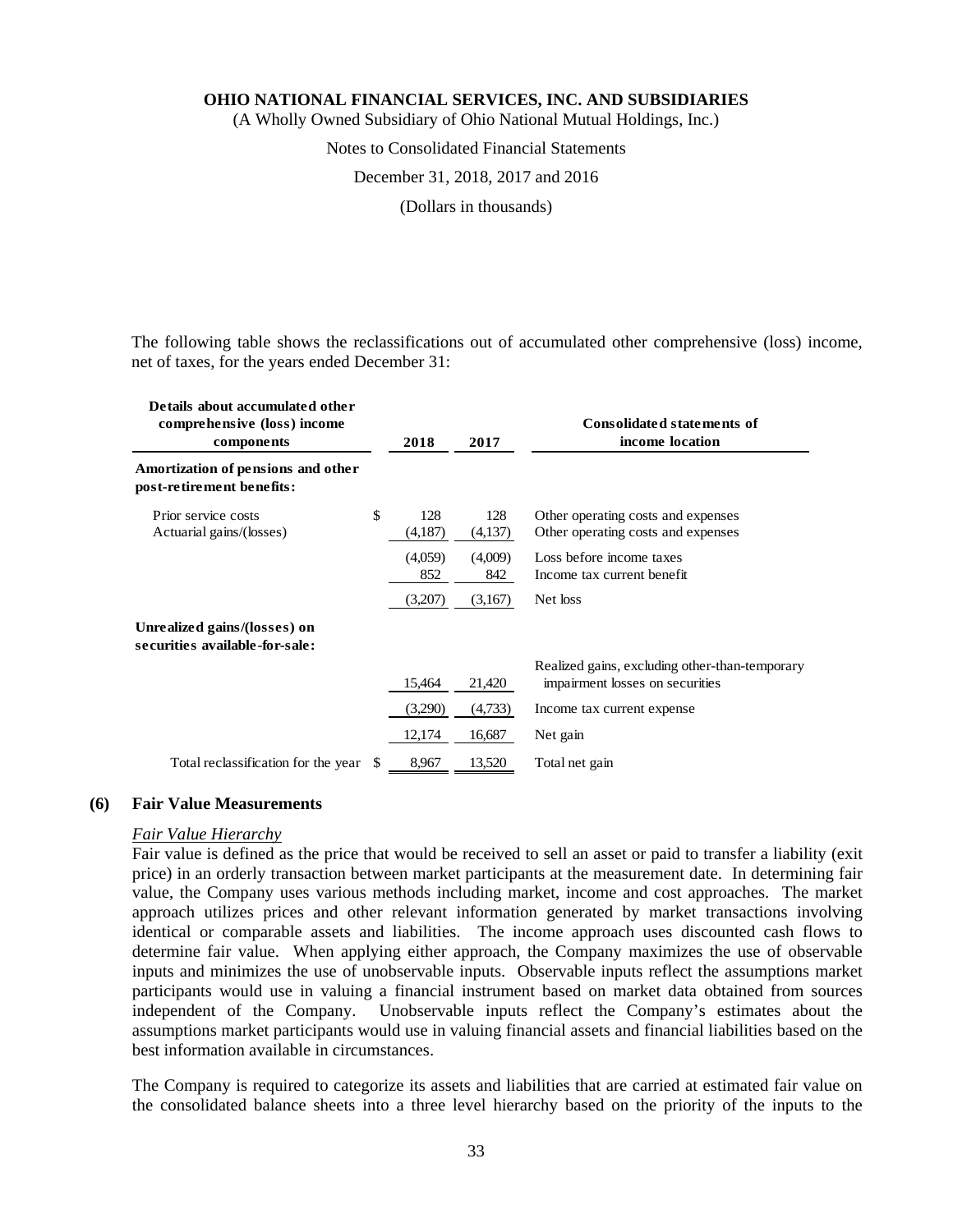The following table shows the reclassifications out of accumulated other comprehensive (loss) income, net of taxes, for the years ended December 31:

| Details about accumulated other comprehensive (loss) income components | 2018 | 2017 | Consolidated statements of income location |
|---|---|---|---|
| **Amortization of pensions and other post-retirement benefits:** | | | |
| Prior service costs | $ 128 | 128 | Other operating costs and expenses |
| Actuarial gains/(losses) | (4,187) | (4,137) | Other operating costs and expenses |
| | (4,059) | (4,009) | Loss before income taxes |
| | 852 | 842 | Income tax current benefit |
| | (3,207) | (3,167) | Net loss |
| **Unrealized gains/(losses) on securities available-for-sale:** | | | |
| | 15,464 | 21,420 | Realized gains, excluding other-than-temporary impairment losses on securities |
| | (3,290) | (4,733) | Income tax current expense |
| | 12,174 | 16,687 | Net gain |
| Total reclassification for the year | $ 8,967 | 13,520 | Total net gain |

## (6) Fair Value Measurements

*Fair Value Hierarchy*

Fair value is defined as the price that would be received to sell an asset or paid to transfer a liability (exit price) in an orderly transaction between market participants at the measurement date. In determining fair value, the Company uses various methods including market, income and cost approaches. The market approach utilizes prices and other relevant information generated by market transactions involving identical or comparable assets and liabilities. The income approach uses discounted cash flows to determine fair value. When applying either approach, the Company maximizes the use of observable inputs and minimizes the use of unobservable inputs. Observable inputs reflect the assumptions market participants would use in valuing a financial instrument based on market data obtained from sources independent of the Company. Unobservable inputs reflect the Company's estimates about the assumptions market participants would use in valuing financial assets and financial liabilities based on the best information available in circumstances.

The Company is required to categorize its assets and liabilities that are carried at estimated fair value on the consolidated balance sheets into a three level hierarchy based on the priority of the inputs to the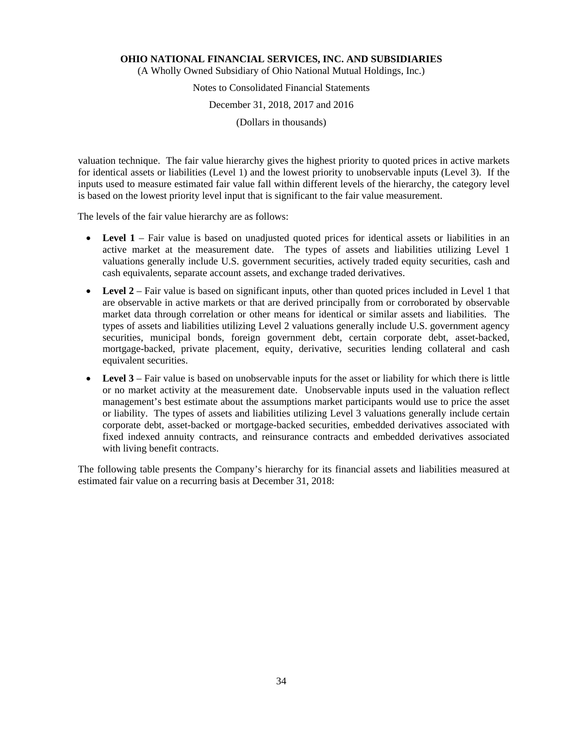valuation technique. The fair value hierarchy gives the highest priority to quoted prices in active markets for identical assets or liabilities (Level 1) and the lowest priority to unobservable inputs (Level 3). If the inputs used to measure estimated fair value fall within different levels of the hierarchy, the category level is based on the lowest priority level input that is significant to the fair value measurement.

The levels of the fair value hierarchy are as follows:

- **Level 1** – Fair value is based on unadjusted quoted prices for identical assets or liabilities in an active market at the measurement date. The types of assets and liabilities utilizing Level 1 valuations generally include U.S. government securities, actively traded equity securities, cash and cash equivalents, separate account assets, and exchange traded derivatives.
- **Level 2** – Fair value is based on significant inputs, other than quoted prices included in Level 1 that are observable in active markets or that are derived principally from or corroborated by observable market data through correlation or other means for identical or similar assets and liabilities. The types of assets and liabilities utilizing Level 2 valuations generally include U.S. government agency securities, municipal bonds, foreign government debt, certain corporate debt, asset-backed, mortgage-backed, private placement, equity, derivative, securities lending collateral and cash equivalent securities.
- **Level 3** – Fair value is based on unobservable inputs for the asset or liability for which there is little or no market activity at the measurement date. Unobservable inputs used in the valuation reflect management's best estimate about the assumptions market participants would use to price the asset or liability. The types of assets and liabilities utilizing Level 3 valuations generally include certain corporate debt, asset-backed or mortgage-backed securities, embedded derivatives associated with fixed indexed annuity contracts, and reinsurance contracts and embedded derivatives associated with living benefit contracts.

The following table presents the Company's hierarchy for its financial assets and liabilities measured at estimated fair value on a recurring basis at December 31, 2018: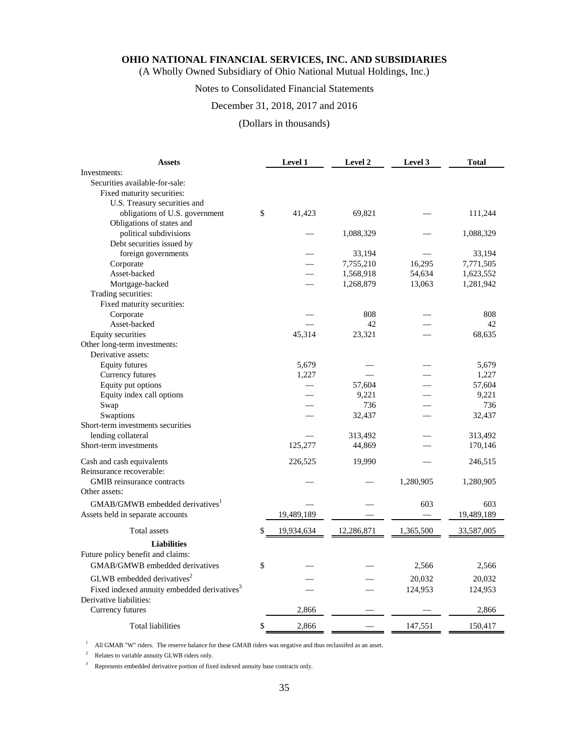**OHIO NATIONAL FINANCIAL SERVICES, INC. AND SUBSIDIARIES**
(A Wholly Owned Subsidiary of Ohio National Mutual Holdings, Inc.)

Notes to Consolidated Financial Statements

December 31, 2018, 2017 and 2016

(Dollars in thousands)

| Assets | Level 1 | Level 2 | Level 3 | Total |
|---|---|---|---|---|
| Investments: | | | | |
| Securities available-for-sale: | | | | |
| Fixed maturity securities: | | | | |
| U.S. Treasury securities and obligations of U.S. government | $ 41,423 | 69,821 | — | 111,244 |
| Obligations of states and political subdivisions | — | 1,088,329 | — | 1,088,329 |
| Debt securities issued by foreign governments | — | 33,194 | — | 33,194 |
| Corporate | — | 7,755,210 | 16,295 | 7,771,505 |
| Asset-backed | — | 1,568,918 | 54,634 | 1,623,552 |
| Mortgage-backed | — | 1,268,879 | 13,063 | 1,281,942 |
| Trading securities: | | | | |
| Fixed maturity securities: | | | | |
| Corporate | — | 808 | — | 808 |
| Asset-backed | — | 42 | — | 42 |
| Equity securities | 45,314 | 23,321 | — | 68,635 |
| Other long-term investments: | | | | |
| Derivative assets: | | | | |
| Equity futures | 5,679 | — | — | 5,679 |
| Currency futures | 1,227 | — | — | 1,227 |
| Equity put options | — | 57,604 | — | 57,604 |
| Equity index call options | — | 9,221 | — | 9,221 |
| Swap | — | 736 | — | 736 |
| Swaptions | — | 32,437 | — | 32,437 |
| Short-term investments securities lending collateral | — | 313,492 | — | 313,492 |
| Short-term investments | 125,277 | 44,869 | — | 170,146 |
| Cash and cash equivalents | 226,525 | 19,990 | — | 246,515 |
| Reinsurance recoverable: | | | | |
| GMIB reinsurance contracts | — | — | 1,280,905 | 1,280,905 |
| Other assets: | | | | |
| GMAB/GMWB embedded derivatives[1] | — | — | 603 | 603 |
| Assets held in separate accounts | 19,489,189 | — | — | 19,489,189 |
| Total assets | $ 19,934,634 | 12,286,871 | 1,365,500 | 33,587,005 |
| **Liabilities** | | | | |
| Future policy benefit and claims: | | | | |
| GMAB/GMWB embedded derivatives | $ — | — | 2,566 | 2,566 |
| GLWB embedded derivatives[2] | — | — | 20,032 | 20,032 |
| Fixed indexed annuity embedded derivatives[3] | — | — | 124,953 | 124,953 |
| Derivative liabilities: | | | | |
| Currency futures | 2,866 | — | — | 2,866 |
| Total liabilities | $ 2,866 | — | 147,551 | 150,417 |

[1] All GMAB "W" riders. The reserve balance for these GMAB riders was negative and thus reclassifed as an asset.

[2] Relates to variable annuity GLWB riders only.

[3] Represents embedded derivative portion of fixed indexed annuity base contracts only.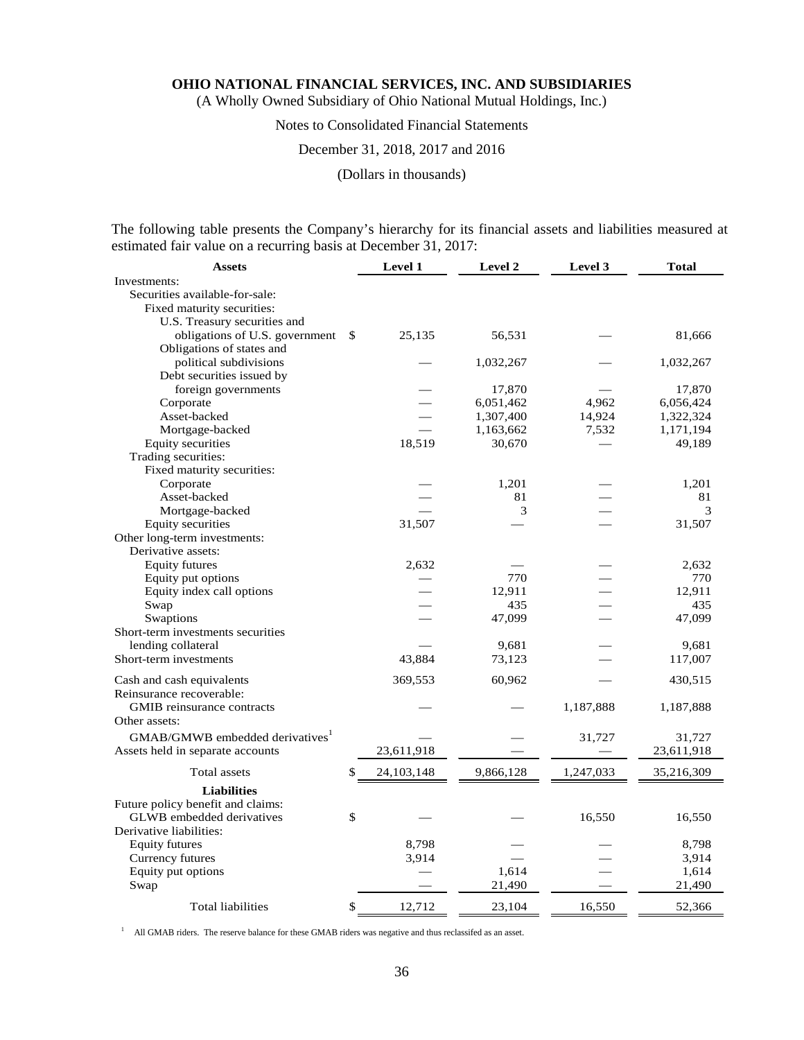The following table presents the Company's hierarchy for its financial assets and liabilities measured at estimated fair value on a recurring basis at December 31, 2017:

| Assets | Level 1 | Level 2 | Level 3 | Total |
|---|---|---|---|---|
| Investments: | | | | |
| Securities available-for-sale: | | | | |
| Fixed maturity securities: | | | | |
| U.S. Treasury securities and obligations of U.S. government | $ 25,135 | 56,531 | — | 81,666 |
| Obligations of states and political subdivisions | — | 1,032,267 | — | 1,032,267 |
| Debt securities issued by foreign governments | — | 17,870 | — | 17,870 |
| Corporate | — | 6,051,462 | 4,962 | 6,056,424 |
| Asset-backed | — | 1,307,400 | 14,924 | 1,322,324 |
| Mortgage-backed | — | 1,163,662 | 7,532 | 1,171,194 |
| Equity securities | 18,519 | 30,670 | — | 49,189 |
| Trading securities: | | | | |
| Fixed maturity securities: | | | | |
| Corporate | — | 1,201 | — | 1,201 |
| Asset-backed | — | 81 | — | 81 |
| Mortgage-backed | — | 3 | — | 3 |
| Equity securities | 31,507 | — | — | 31,507 |
| Other long-term investments: | | | | |
| Derivative assets: | | | | |
| Equity futures | 2,632 | — | — | 2,632 |
| Equity put options | — | 770 | — | 770 |
| Equity index call options | — | 12,911 | — | 12,911 |
| Swap | — | 435 | — | 435 |
| Swaptions | — | 47,099 | — | 47,099 |
| Short-term investments securities lending collateral | — | 9,681 | — | 9,681 |
| Short-term investments | 43,884 | 73,123 | — | 117,007 |
| Cash and cash equivalents | 369,553 | 60,962 | — | 430,515 |
| Reinsurance recoverable: | | | | |
| GMIB reinsurance contracts | — | — | 1,187,888 | 1,187,888 |
| Other assets: | | | | |
| GMAB/GMWB embedded derivatives[1] | — | — | 31,727 | 31,727 |
| Assets held in separate accounts | 23,611,918 | — | — | 23,611,918 |
| Total assets | $ 24,103,148 | 9,866,128 | 1,247,033 | 35,216,309 |
| **Liabilities** | | | | |
| Future policy benefit and claims: | | | | |
| GLWB embedded derivatives | $ — | — | 16,550 | 16,550 |
| Derivative liabilities: | | | | |
| Equity futures | 8,798 | — | — | 8,798 |
| Currency futures | 3,914 | — | — | 3,914 |
| Equity put options | — | 1,614 | — | 1,614 |
| Swap | — | 21,490 | — | 21,490 |
| Total liabilities | $ 12,712 | 23,104 | 16,550 | 52,366 |

[1] All GMAB riders. The reserve balance for these GMAB riders was negative and thus reclassifed as an asset.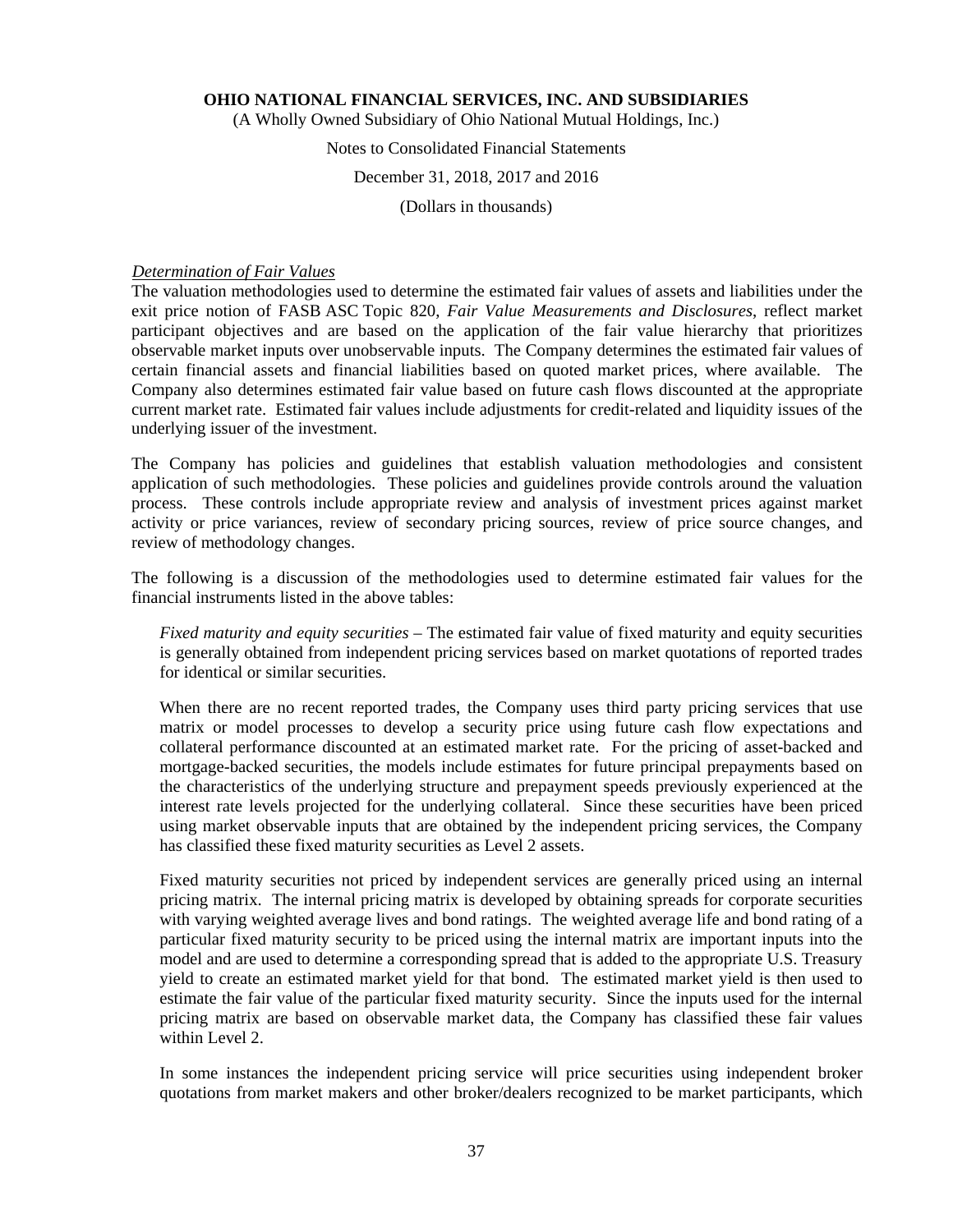*Determination of Fair Values*

The valuation methodologies used to determine the estimated fair values of assets and liabilities under the exit price notion of FASB ASC Topic 820, *Fair Value Measurements and Disclosures*, reflect market participant objectives and are based on the application of the fair value hierarchy that prioritizes observable market inputs over unobservable inputs. The Company determines the estimated fair values of certain financial assets and financial liabilities based on quoted market prices, where available. The Company also determines estimated fair value based on future cash flows discounted at the appropriate current market rate. Estimated fair values include adjustments for credit-related and liquidity issues of the underlying issuer of the investment.

The Company has policies and guidelines that establish valuation methodologies and consistent application of such methodologies. These policies and guidelines provide controls around the valuation process. These controls include appropriate review and analysis of investment prices against market activity or price variances, review of secondary pricing sources, review of price source changes, and review of methodology changes.

The following is a discussion of the methodologies used to determine estimated fair values for the financial instruments listed in the above tables:

*Fixed maturity and equity securities* – The estimated fair value of fixed maturity and equity securities is generally obtained from independent pricing services based on market quotations of reported trades for identical or similar securities.

When there are no recent reported trades, the Company uses third party pricing services that use matrix or model processes to develop a security price using future cash flow expectations and collateral performance discounted at an estimated market rate. For the pricing of asset-backed and mortgage-backed securities, the models include estimates for future principal prepayments based on the characteristics of the underlying structure and prepayment speeds previously experienced at the interest rate levels projected for the underlying collateral. Since these securities have been priced using market observable inputs that are obtained by the independent pricing services, the Company has classified these fixed maturity securities as Level 2 assets.

Fixed maturity securities not priced by independent services are generally priced using an internal pricing matrix. The internal pricing matrix is developed by obtaining spreads for corporate securities with varying weighted average lives and bond ratings. The weighted average life and bond rating of a particular fixed maturity security to be priced using the internal matrix are important inputs into the model and are used to determine a corresponding spread that is added to the appropriate U.S. Treasury yield to create an estimated market yield for that bond. The estimated market yield is then used to estimate the fair value of the particular fixed maturity security. Since the inputs used for the internal pricing matrix are based on observable market data, the Company has classified these fair values within Level 2.

In some instances the independent pricing service will price securities using independent broker quotations from market makers and other broker/dealers recognized to be market participants, which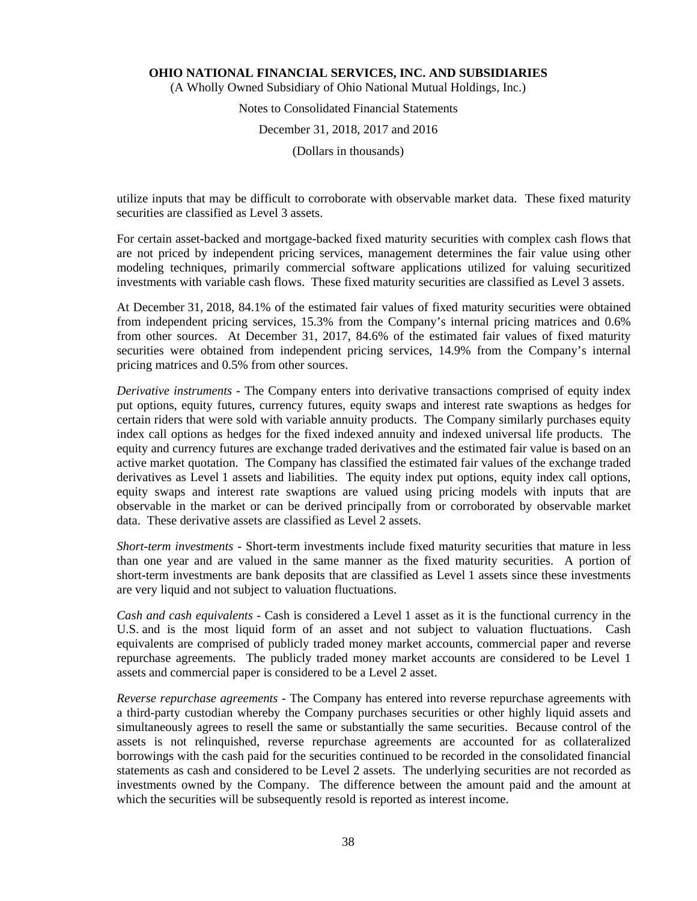utilize inputs that may be difficult to corroborate with observable market data. These fixed maturity securities are classified as Level 3 assets.

For certain asset-backed and mortgage-backed fixed maturity securities with complex cash flows that are not priced by independent pricing services, management determines the fair value using other modeling techniques, primarily commercial software applications utilized for valuing securitized investments with variable cash flows. These fixed maturity securities are classified as Level 3 assets.

At December 31, 2018, 84.1% of the estimated fair values of fixed maturity securities were obtained from independent pricing services, 15.3% from the Company's internal pricing matrices and 0.6% from other sources. At December 31, 2017, 84.6% of the estimated fair values of fixed maturity securities were obtained from independent pricing services, 14.9% from the Company's internal pricing matrices and 0.5% from other sources.

*Derivative instruments* - The Company enters into derivative transactions comprised of equity index put options, equity futures, currency futures, equity swaps and interest rate swaptions as hedges for certain riders that were sold with variable annuity products. The Company similarly purchases equity index call options as hedges for the fixed indexed annuity and indexed universal life products. The equity and currency futures are exchange traded derivatives and the estimated fair value is based on an active market quotation. The Company has classified the estimated fair values of the exchange traded derivatives as Level 1 assets and liabilities. The equity index put options, equity index call options, equity swaps and interest rate swaptions are valued using pricing models with inputs that are observable in the market or can be derived principally from or corroborated by observable market data. These derivative assets are classified as Level 2 assets.

*Short-term investments* - Short-term investments include fixed maturity securities that mature in less than one year and are valued in the same manner as the fixed maturity securities. A portion of short-term investments are bank deposits that are classified as Level 1 assets since these investments are very liquid and not subject to valuation fluctuations.

*Cash and cash equivalents* - Cash is considered a Level 1 asset as it is the functional currency in the U.S. and is the most liquid form of an asset and not subject to valuation fluctuations. Cash equivalents are comprised of publicly traded money market accounts, commercial paper and reverse repurchase agreements. The publicly traded money market accounts are considered to be Level 1 assets and commercial paper is considered to be a Level 2 asset.

*Reverse repurchase agreements* - The Company has entered into reverse repurchase agreements with a third-party custodian whereby the Company purchases securities or other highly liquid assets and simultaneously agrees to resell the same or substantially the same securities. Because control of the assets is not relinquished, reverse repurchase agreements are accounted for as collateralized borrowings with the cash paid for the securities continued to be recorded in the consolidated financial statements as cash and considered to be Level 2 assets. The underlying securities are not recorded as investments owned by the Company. The difference between the amount paid and the amount at which the securities will be subsequently resold is reported as interest income.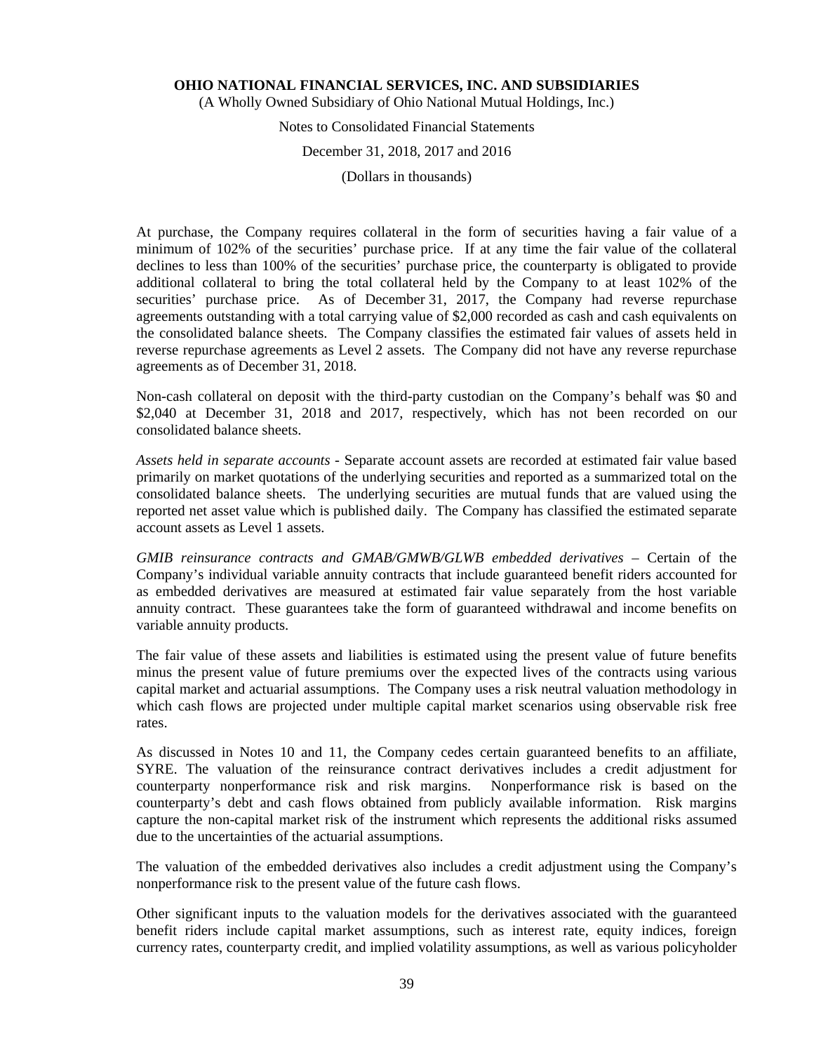At purchase, the Company requires collateral in the form of securities having a fair value of a minimum of 102% of the securities' purchase price. If at any time the fair value of the collateral declines to less than 100% of the securities' purchase price, the counterparty is obligated to provide additional collateral to bring the total collateral held by the Company to at least 102% of the securities' purchase price. As of December 31, 2017, the Company had reverse repurchase agreements outstanding with a total carrying value of $2,000 recorded as cash and cash equivalents on the consolidated balance sheets. The Company classifies the estimated fair values of assets held in reverse repurchase agreements as Level 2 assets. The Company did not have any reverse repurchase agreements as of December 31, 2018.

Non-cash collateral on deposit with the third-party custodian on the Company's behalf was $0 and $2,040 at December 31, 2018 and 2017, respectively, which has not been recorded on our consolidated balance sheets.

*Assets held in separate accounts* - Separate account assets are recorded at estimated fair value based primarily on market quotations of the underlying securities and reported as a summarized total on the consolidated balance sheets. The underlying securities are mutual funds that are valued using the reported net asset value which is published daily. The Company has classified the estimated separate account assets as Level 1 assets.

*GMIB reinsurance contracts and GMAB/GMWB/GLWB embedded derivatives* – Certain of the Company's individual variable annuity contracts that include guaranteed benefit riders accounted for as embedded derivatives are measured at estimated fair value separately from the host variable annuity contract. These guarantees take the form of guaranteed withdrawal and income benefits on variable annuity products.

The fair value of these assets and liabilities is estimated using the present value of future benefits minus the present value of future premiums over the expected lives of the contracts using various capital market and actuarial assumptions. The Company uses a risk neutral valuation methodology in which cash flows are projected under multiple capital market scenarios using observable risk free rates.

As discussed in Notes 10 and 11, the Company cedes certain guaranteed benefits to an affiliate, SYRE. The valuation of the reinsurance contract derivatives includes a credit adjustment for counterparty nonperformance risk and risk margins. Nonperformance risk is based on the counterparty's debt and cash flows obtained from publicly available information. Risk margins capture the non-capital market risk of the instrument which represents the additional risks assumed due to the uncertainties of the actuarial assumptions.

The valuation of the embedded derivatives also includes a credit adjustment using the Company's nonperformance risk to the present value of the future cash flows.

Other significant inputs to the valuation models for the derivatives associated with the guaranteed benefit riders include capital market assumptions, such as interest rate, equity indices, foreign currency rates, counterparty credit, and implied volatility assumptions, as well as various policyholder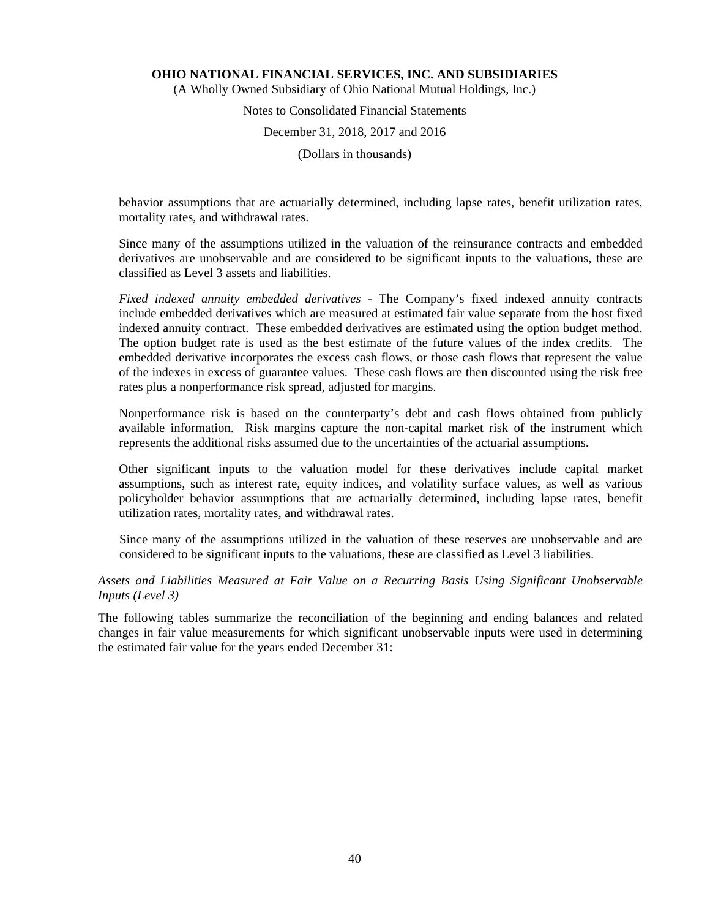behavior assumptions that are actuarially determined, including lapse rates, benefit utilization rates, mortality rates, and withdrawal rates.

Since many of the assumptions utilized in the valuation of the reinsurance contracts and embedded derivatives are unobservable and are considered to be significant inputs to the valuations, these are classified as Level 3 assets and liabilities.

*Fixed indexed annuity embedded derivatives* - The Company's fixed indexed annuity contracts include embedded derivatives which are measured at estimated fair value separate from the host fixed indexed annuity contract. These embedded derivatives are estimated using the option budget method. The option budget rate is used as the best estimate of the future values of the index credits. The embedded derivative incorporates the excess cash flows, or those cash flows that represent the value of the indexes in excess of guarantee values. These cash flows are then discounted using the risk free rates plus a nonperformance risk spread, adjusted for margins.

Nonperformance risk is based on the counterparty's debt and cash flows obtained from publicly available information. Risk margins capture the non-capital market risk of the instrument which represents the additional risks assumed due to the uncertainties of the actuarial assumptions.

Other significant inputs to the valuation model for these derivatives include capital market assumptions, such as interest rate, equity indices, and volatility surface values, as well as various policyholder behavior assumptions that are actuarially determined, including lapse rates, benefit utilization rates, mortality rates, and withdrawal rates.

Since many of the assumptions utilized in the valuation of these reserves are unobservable and are considered to be significant inputs to the valuations, these are classified as Level 3 liabilities.

*Assets and Liabilities Measured at Fair Value on a Recurring Basis Using Significant Unobservable Inputs (Level 3)*

The following tables summarize the reconciliation of the beginning and ending balances and related changes in fair value measurements for which significant unobservable inputs were used in determining the estimated fair value for the years ended December 31: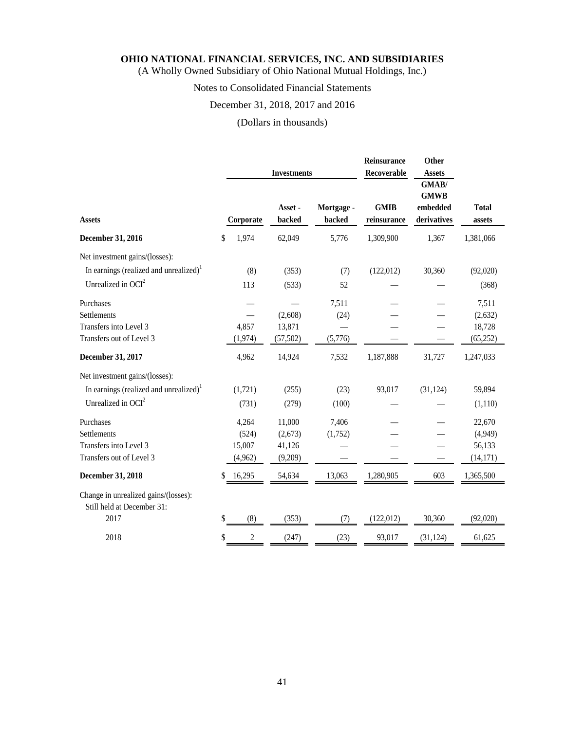**OHIO NATIONAL FINANCIAL SERVICES, INC. AND SUBSIDIARIES**
(A Wholly Owned Subsidiary of Ohio National Mutual Holdings, Inc.)

Notes to Consolidated Financial Statements

December 31, 2018, 2017 and 2016

(Dollars in thousands)

| | Investments | | | Reinsurance Recoverable | Other Assets | |
|---|---|---|---|---|---|---|
| **Assets** | **Corporate** | **Asset - backed** | **Mortgage - backed** | **GMIB reinsurance** | **GMAB/ GMWB embedded derivatives** | **Total assets** |
| **December 31, 2016** | $ 1,974 | 62,049 | 5,776 | 1,309,900 | 1,367 | 1,381,066 |
| Net investment gains/(losses): | | | | | | |
| In earnings (realized and unrealized)[1] | (8) | (353) | (7) | (122,012) | 30,360 | (92,020) |
| Unrealized in OCI[2] | 113 | (533) | 52 | — | — | (368) |
| Purchases | — | — | 7,511 | — | — | 7,511 |
| Settlements | — | (2,608) | (24) | — | — | (2,632) |
| Transfers into Level 3 | 4,857 | 13,871 | — | — | — | 18,728 |
| Transfers out of Level 3 | (1,974) | (57,502) | (5,776) | — | — | (65,252) |
| **December 31, 2017** | 4,962 | 14,924 | 7,532 | 1,187,888 | 31,727 | 1,247,033 |
| Net investment gains/(losses): | | | | | | |
| In earnings (realized and unrealized)[1] | (1,721) | (255) | (23) | 93,017 | (31,124) | 59,894 |
| Unrealized in OCI[2] | (731) | (279) | (100) | — | — | (1,110) |
| Purchases | 4,264 | 11,000 | 7,406 | — | — | 22,670 |
| Settlements | (524) | (2,673) | (1,752) | — | — | (4,949) |
| Transfers into Level 3 | 15,007 | 41,126 | — | — | — | 56,133 |
| Transfers out of Level 3 | (4,962) | (9,209) | — | — | — | (14,171) |
| **December 31, 2018** | $ 16,295 | 54,634 | 13,063 | 1,280,905 | 603 | 1,365,500 |
| Change in unrealized gains/(losses): Still held at December 31: | | | | | | |
| 2017 | $ (8) | (353) | (7) | (122,012) | 30,360 | (92,020) |
| 2018 | $ 2 | (247) | (23) | 93,017 | (31,124) | 61,625 |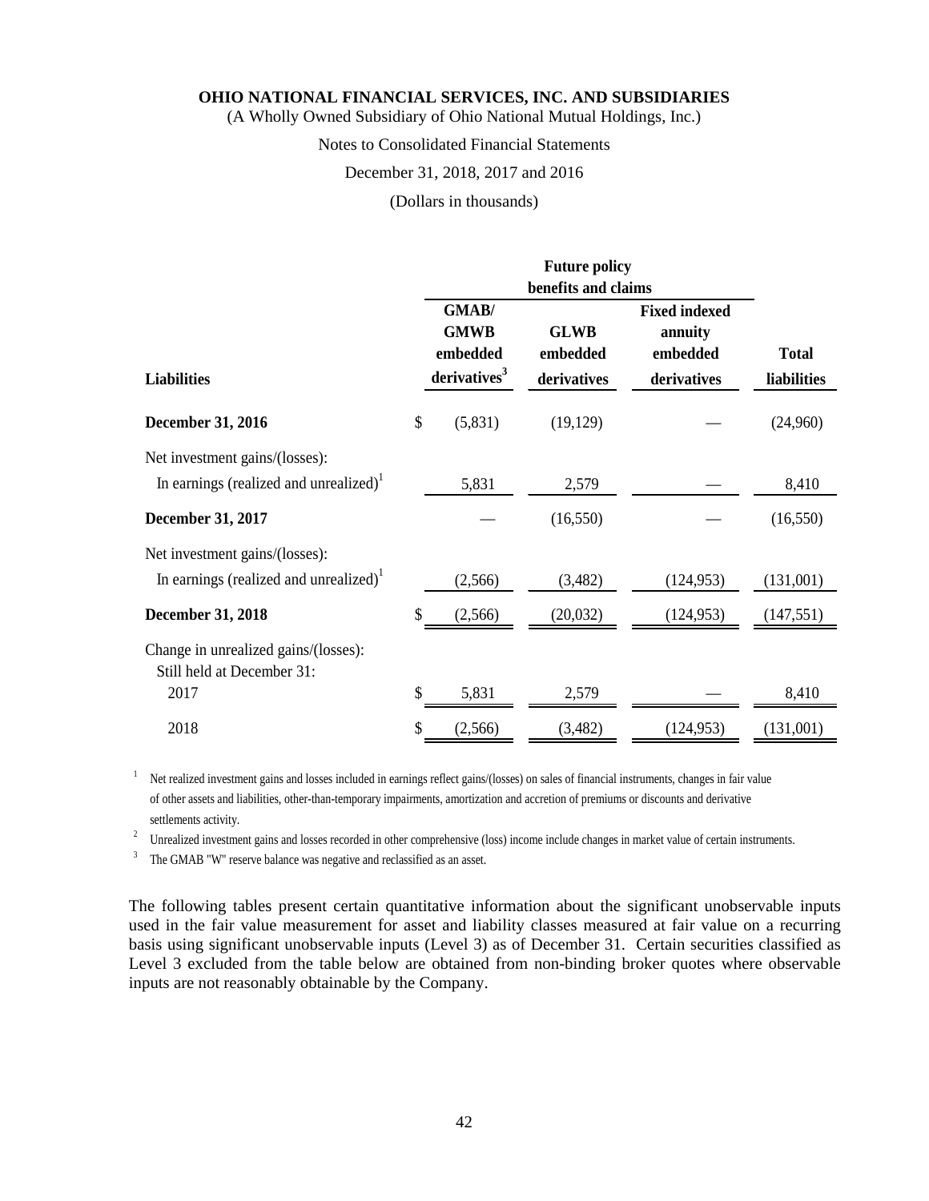**OHIO NATIONAL FINANCIAL SERVICES, INC. AND SUBSIDIARIES**
(A Wholly Owned Subsidiary of Ohio National Mutual Holdings, Inc.)

Notes to Consolidated Financial Statements

December 31, 2018, 2017 and 2016

(Dollars in thousands)

| | Future policy benefits and claims | | | |
|---|---|---|---|---|
| **Liabilities** | **GMAB/ GMWB embedded derivatives[3]** | **GLWB embedded derivatives** | **Fixed indexed annuity embedded derivatives** | **Total liabilities** |
| **December 31, 2016** | $ (5,831) | (19,129) | — | (24,960) |
| Net investment gains/(losses): | | | | |
| In earnings (realized and unrealized)[1] | 5,831 | 2,579 | — | 8,410 |
| **December 31, 2017** | — | (16,550) | — | (16,550) |
| Net investment gains/(losses): | | | | |
| In earnings (realized and unrealized)[1] | (2,566) | (3,482) | (124,953) | (131,001) |
| **December 31, 2018** | $ (2,566) | (20,032) | (124,953) | (147,551) |
| Change in unrealized gains/(losses): Still held at December 31: | | | | |
| 2017 | $ 5,831 | 2,579 | — | 8,410 |
| 2018 | $ (2,566) | (3,482) | (124,953) | (131,001) |

[1] Net realized investment gains and losses included in earnings reflect gains/(losses) on sales of financial instruments, changes in fair value of other assets and liabilities, other-than-temporary impairments, amortization and accretion of premiums or discounts and derivative settlements activity.

[2] Unrealized investment gains and losses recorded in other comprehensive (loss) income include changes in market value of certain instruments.

[3] The GMAB "W" reserve balance was negative and reclassified as an asset.

The following tables present certain quantitative information about the significant unobservable inputs used in the fair value measurement for asset and liability classes measured at fair value on a recurring basis using significant unobservable inputs (Level 3) as of December 31. Certain securities classified as Level 3 excluded from the table below are obtained from non-binding broker quotes where observable inputs are not reasonably obtainable by the Company.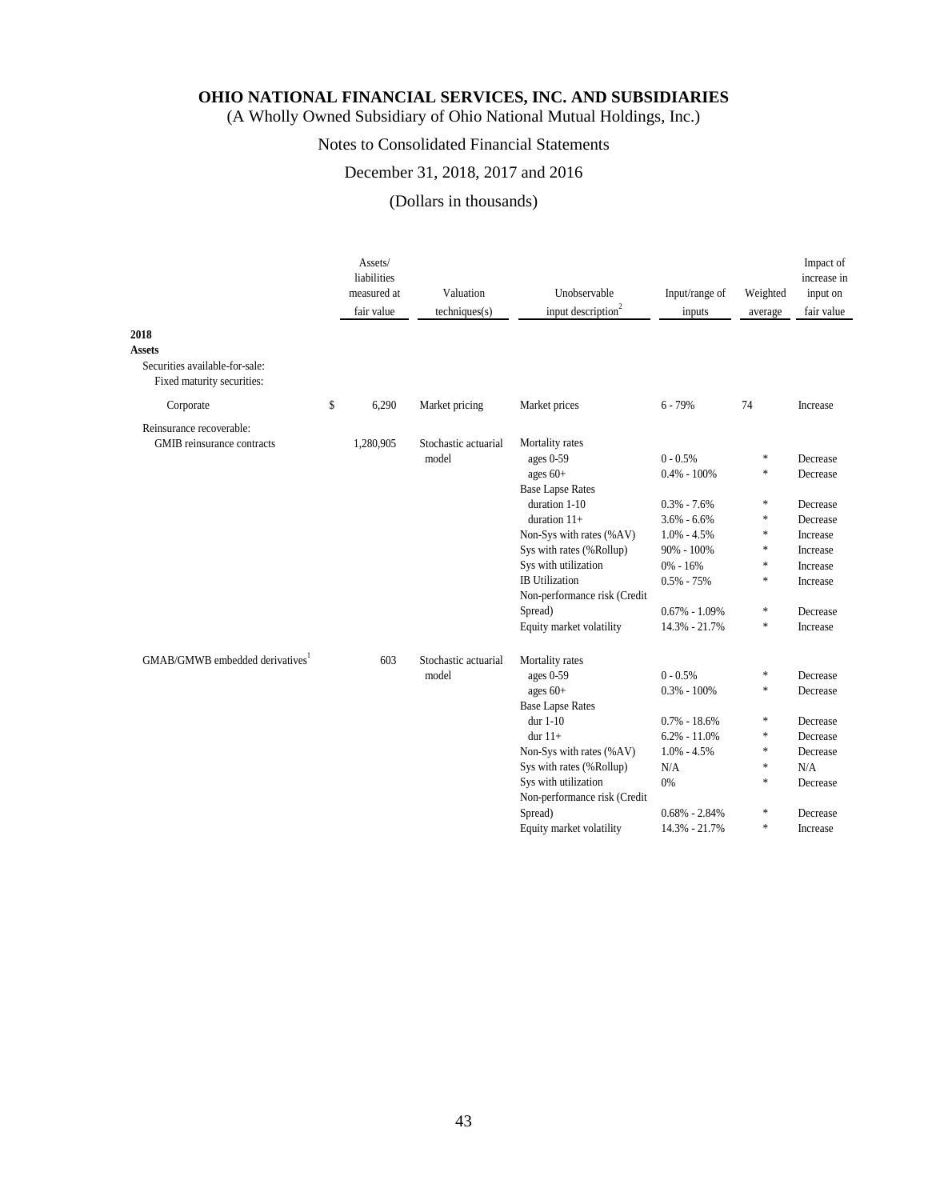# OHIO NATIONAL FINANCIAL SERVICES, INC. AND SUBSIDIARIES

(A Wholly Owned Subsidiary of Ohio National Mutual Holdings, Inc.)

Notes to Consolidated Financial Statements

December 31, 2018, 2017 and 2016

(Dollars in thousands)

| | Assets/ liabilities measured at fair value | Valuation techniques(s) | Unobservable input description[2] | Input/range of inputs | Weighted average | Impact of increase in input on fair value |
|---|---|---|---|---|---|---|
| **2018** | | | | | | |
| **Assets** | | | | | | |
| Securities available-for-sale: | | | | | | |
| Fixed maturity securities: | | | | | | |
| Corporate | $ 6,290 | Market pricing | Market prices | 6 - 79% | 74 | Increase |
| Reinsurance recoverable: | | | | | | |
| GMIB reinsurance contracts | 1,280,905 | Stochastic actuarial model | Mortality rates | | | |
| | | | ages 0-59 | 0 - 0.5% | * | Decrease |
| | | | ages 60+ | 0.4% - 100% | * | Decrease |
| | | | Base Lapse Rates | | | |
| | | | duration 1-10 | 0.3% - 7.6% | * | Decrease |
| | | | duration 11+ | 3.6% - 6.6% | * | Decrease |
| | | | Non-Sys with rates (%AV) | 1.0% - 4.5% | * | Increase |
| | | | Sys with rates (%Rollup) | 90% - 100% | * | Increase |
| | | | Sys with utilization | 0% - 16% | * | Increase |
| | | | IB Utilization | 0.5% - 75% | * | Increase |
| | | | Non-performance risk (Credit Spread) | 0.67% - 1.09% | * | Decrease |
| | | | Equity market volatility | 14.3% - 21.7% | * | Increase |
| GMAB/GMWB embedded derivatives[1] | 603 | Stochastic actuarial model | Mortality rates | | | |
| | | | ages 0-59 | 0 - 0.5% | * | Decrease |
| | | | ages 60+ | 0.3% - 100% | * | Decrease |
| | | | Base Lapse Rates | | | |
| | | | dur 1-10 | 0.7% - 18.6% | * | Decrease |
| | | | dur 11+ | 6.2% - 11.0% | * | Decrease |
| | | | Non-Sys with rates (%AV) | 1.0% - 4.5% | * | Decrease |
| | | | Sys with rates (%Rollup) | N/A | * | N/A |
| | | | Sys with utilization | 0% | * | Decrease |
| | | | Non-performance risk (Credit Spread) | 0.68% - 2.84% | * | Decrease |
| | | | Equity market volatility | 14.3% - 21.7% | * | Increase |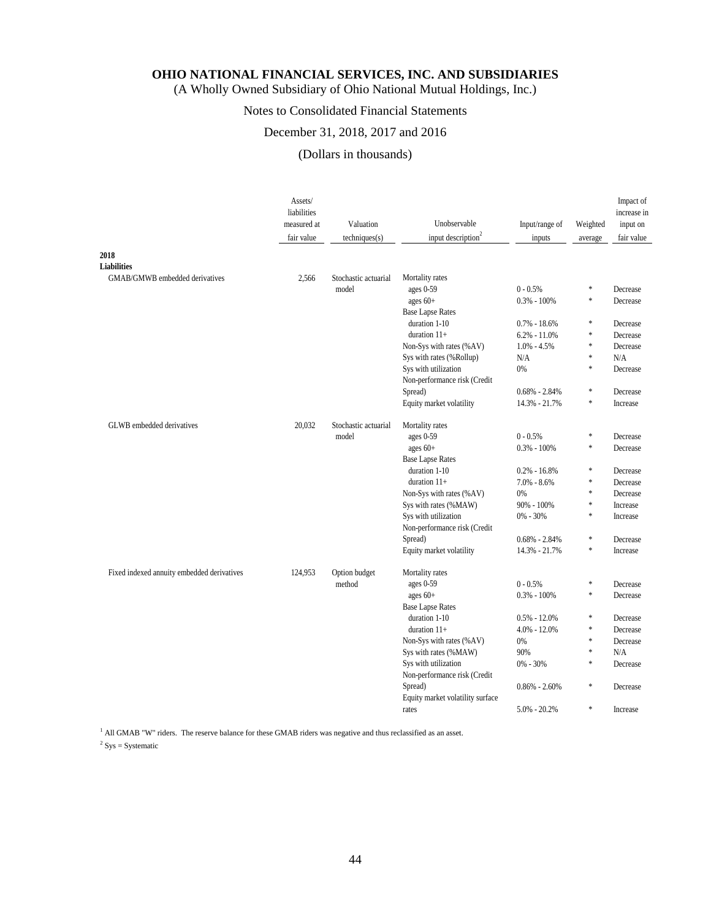**OHIO NATIONAL FINANCIAL SERVICES, INC. AND SUBSIDIARIES**
(A Wholly Owned Subsidiary of Ohio National Mutual Holdings, Inc.)

Notes to Consolidated Financial Statements

December 31, 2018, 2017 and 2016

(Dollars in thousands)

| | Assets/ liabilities measured at fair value | Valuation techniques(s) | Unobservable input description[2] | Input/range of inputs | Weighted average | Impact of increase in input on fair value |
|---|---|---|---|---|---|---|
| **2018** | | | | | | |
| **Liabilities** | | | | | | |
| GMAB/GMWB embedded derivatives | 2,566 | Stochastic actuarial model | Mortality rates | | | |
| | | | ages 0-59 | 0 - 0.5% | * | Decrease |
| | | | ages 60+ | 0.3% - 100% | * | Decrease |
| | | | Base Lapse Rates | | | |
| | | | duration 1-10 | 0.7% - 18.6% | * | Decrease |
| | | | duration 11+ | 6.2% - 11.0% | * | Decrease |
| | | | Non-Sys with rates (%AV) | 1.0% - 4.5% | * | Decrease |
| | | | Sys with rates (%Rollup) | N/A | * | N/A |
| | | | Sys with utilization | 0% | * | Decrease |
| | | | Non-performance risk (Credit Spread) | 0.68% - 2.84% | * | Decrease |
| | | | Equity market volatility | 14.3% - 21.7% | * | Increase |
| GLWB embedded derivatives | 20,032 | Stochastic actuarial model | Mortality rates | | | |
| | | | ages 0-59 | 0 - 0.5% | * | Decrease |
| | | | ages 60+ | 0.3% - 100% | * | Decrease |
| | | | Base Lapse Rates | | | |
| | | | duration 1-10 | 0.2% - 16.8% | * | Decrease |
| | | | duration 11+ | 7.0% - 8.6% | * | Decrease |
| | | | Non-Sys with rates (%AV) | 0% | * | Decrease |
| | | | Sys with rates (%MAW) | 90% - 100% | * | Increase |
| | | | Sys with utilization | 0% - 30% | * | Increase |
| | | | Non-performance risk (Credit Spread) | 0.68% - 2.84% | * | Decrease |
| | | | Equity market volatility | 14.3% - 21.7% | * | Increase |
| Fixed indexed annuity embedded derivatives | 124,953 | Option budget method | Mortality rates | | | |
| | | | ages 0-59 | 0 - 0.5% | * | Decrease |
| | | | ages 60+ | 0.3% - 100% | * | Decrease |
| | | | Base Lapse Rates | | | |
| | | | duration 1-10 | 0.5% - 12.0% | * | Decrease |
| | | | duration 11+ | 4.0% - 12.0% | * | Decrease |
| | | | Non-Sys with rates (%AV) | 0% | * | Decrease |
| | | | Sys with rates (%MAW) | 90% | * | N/A |
| | | | Sys with utilization | 0% - 30% | * | Decrease |
| | | | Non-performance risk (Credit Spread) | 0.86% - 2.60% | * | Decrease |
| | | | Equity market volatility surface rates | 5.0% - 20.2% | * | Increase |

[1] All GMAB "W" riders. The reserve balance for these GMAB riders was negative and thus reclassified as an asset.

[2] Sys = Systematic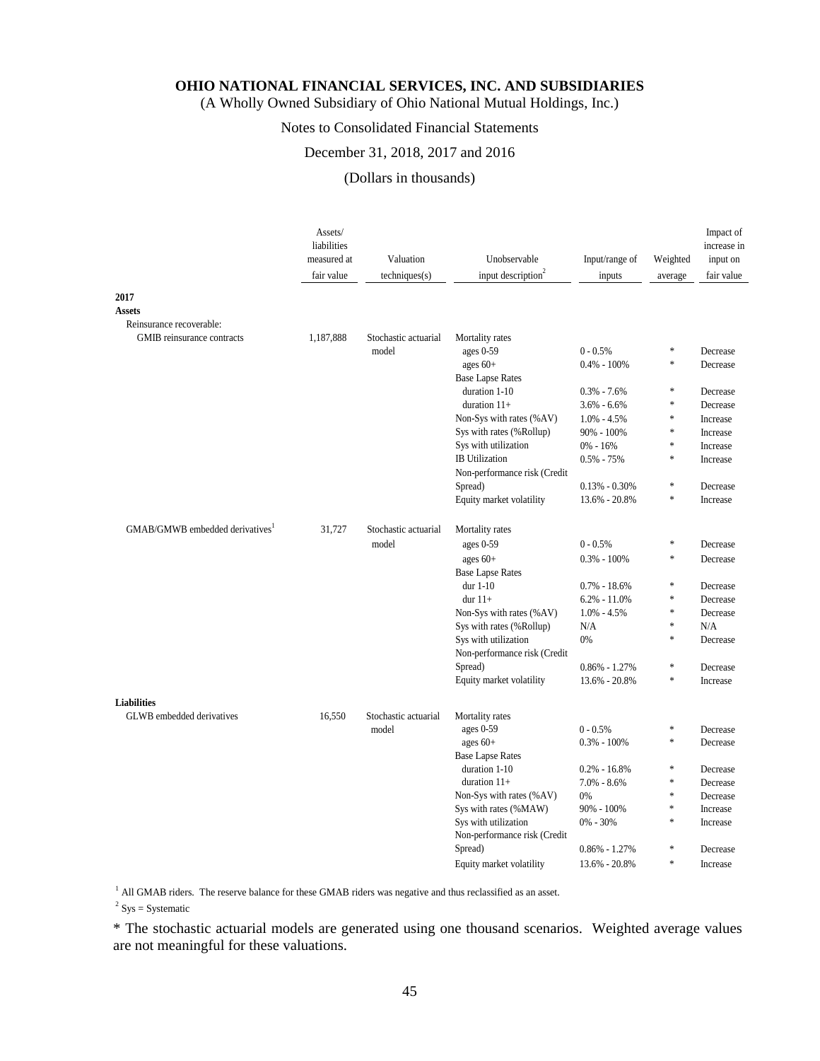# OHIO NATIONAL FINANCIAL SERVICES, INC. AND SUBSIDIARIES

(A Wholly Owned Subsidiary of Ohio National Mutual Holdings, Inc.)

Notes to Consolidated Financial Statements

December 31, 2018, 2017 and 2016

(Dollars in thousands)

| | Assets/ liabilities measured at fair value | Valuation techniques(s) | Unobservable input description[2] | Input/range of inputs | Weighted average | Impact of increase in input on fair value |
|---|---|---|---|---|---|---|
| **2017** | | | | | | |
| **Assets** | | | | | | |
| Reinsurance recoverable: | | | | | | |
| GMIB reinsurance contracts | 1,187,888 | Stochastic actuarial model | Mortality rates | | | |
| | | | ages 0-59 | 0 - 0.5% | * | Decrease |
| | | | ages 60+ | 0.4% - 100% | * | Decrease |
| | | | Base Lapse Rates | | | |
| | | | duration 1-10 | 0.3% - 7.6% | * | Decrease |
| | | | duration 11+ | 3.6% - 6.6% | * | Decrease |
| | | | Non-Sys with rates (%AV) | 1.0% - 4.5% | * | Increase |
| | | | Sys with rates (%Rollup) | 90% - 100% | * | Increase |
| | | | Sys with utilization | 0% - 16% | * | Increase |
| | | | IB Utilization | 0.5% - 75% | * | Increase |
| | | | Non-performance risk (Credit Spread) | 0.13% - 0.30% | * | Decrease |
| | | | Equity market volatility | 13.6% - 20.8% | * | Increase |
| GMAB/GMWB embedded derivatives[1] | 31,727 | Stochastic actuarial model | Mortality rates | | | |
| | | | ages 0-59 | 0 - 0.5% | * | Decrease |
| | | | ages 60+ | 0.3% - 100% | * | Decrease |
| | | | Base Lapse Rates | | | |
| | | | dur 1-10 | 0.7% - 18.6% | * | Decrease |
| | | | dur 11+ | 6.2% - 11.0% | * | Decrease |
| | | | Non-Sys with rates (%AV) | 1.0% - 4.5% | * | Decrease |
| | | | Sys with rates (%Rollup) | N/A | * | N/A |
| | | | Sys with utilization | 0% | * | Decrease |
| | | | Non-performance risk (Credit Spread) | 0.86% - 1.27% | * | Decrease |
| | | | Equity market volatility | 13.6% - 20.8% | * | Increase |
| **Liabilities** | | | | | | |
| GLWB embedded derivatives | 16,550 | Stochastic actuarial model | Mortality rates | | | |
| | | | ages 0-59 | 0 - 0.5% | * | Decrease |
| | | | ages 60+ | 0.3% - 100% | * | Decrease |
| | | | Base Lapse Rates | | | |
| | | | duration 1-10 | 0.2% - 16.8% | * | Decrease |
| | | | duration 11+ | 7.0% - 8.6% | * | Decrease |
| | | | Non-Sys with rates (%AV) | 0% | * | Decrease |
| | | | Sys with rates (%MAW) | 90% - 100% | * | Increase |
| | | | Sys with utilization | 0% - 30% | * | Increase |
| | | | Non-performance risk (Credit Spread) | 0.86% - 1.27% | * | Decrease |
| | | | Equity market volatility | 13.6% - 20.8% | * | Increase |

[1] All GMAB riders. The reserve balance for these GMAB riders was negative and thus reclassified as an asset.

[2] Sys = Systematic

* The stochastic actuarial models are generated using one thousand scenarios. Weighted average values are not meaningful for these valuations.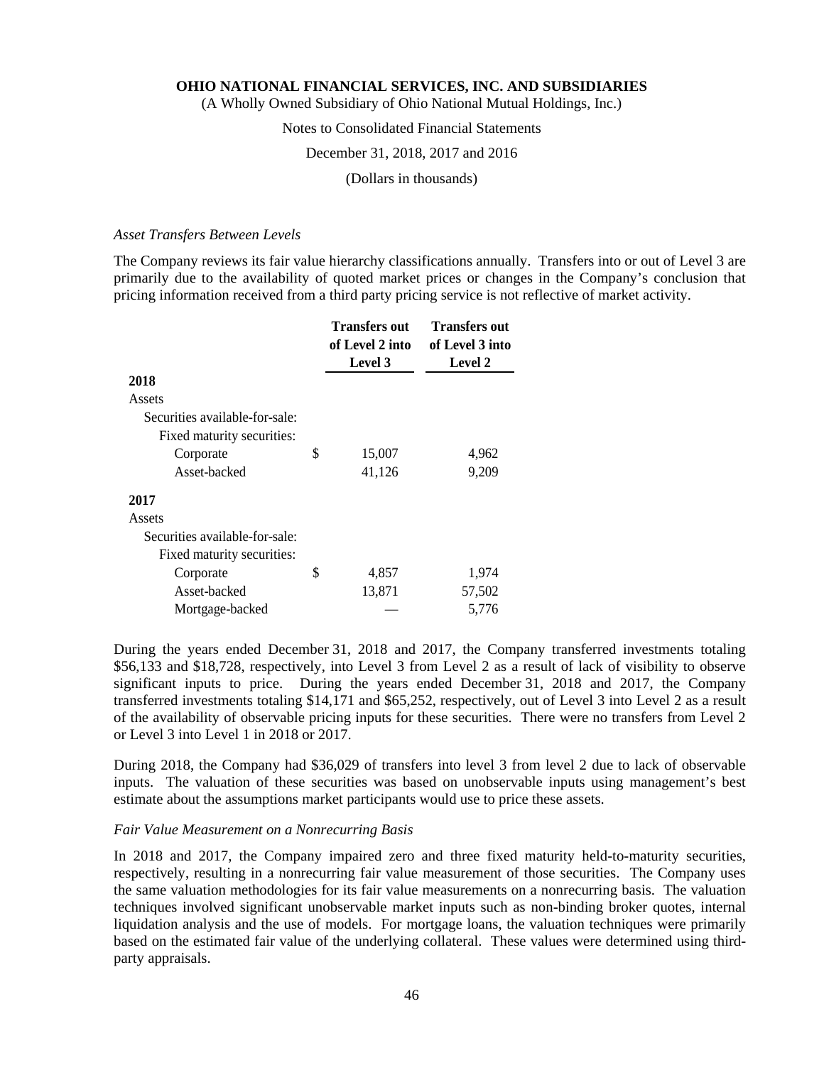### *Asset Transfers Between Levels*

The Company reviews its fair value hierarchy classifications annually. Transfers into or out of Level 3 are primarily due to the availability of quoted market prices or changes in the Company's conclusion that pricing information received from a third party pricing service is not reflective of market activity.

| | Transfers out of Level 2 into Level 3 | Transfers out of Level 3 into Level 2 |
|---|---|---|
| **2018** | | |
| Assets | | |
| Securities available-for-sale: | | |
| Fixed maturity securities: | | |
| Corporate | $ 15,007 | 4,962 |
| Asset-backed | 41,126 | 9,209 |
| **2017** | | |
| Assets | | |
| Securities available-for-sale: | | |
| Fixed maturity securities: | | |
| Corporate | $ 4,857 | 1,974 |
| Asset-backed | 13,871 | 57,502 |
| Mortgage-backed | — | 5,776 |

During the years ended December 31, 2018 and 2017, the Company transferred investments totaling $56,133 and $18,728, respectively, into Level 3 from Level 2 as a result of lack of visibility to observe significant inputs to price. During the years ended December 31, 2018 and 2017, the Company transferred investments totaling $14,171 and $65,252, respectively, out of Level 3 into Level 2 as a result of the availability of observable pricing inputs for these securities. There were no transfers from Level 2 or Level 3 into Level 1 in 2018 or 2017.

During 2018, the Company had $36,029 of transfers into level 3 from level 2 due to lack of observable inputs. The valuation of these securities was based on unobservable inputs using management's best estimate about the assumptions market participants would use to price these assets.

### *Fair Value Measurement on a Nonrecurring Basis*

In 2018 and 2017, the Company impaired zero and three fixed maturity held-to-maturity securities, respectively, resulting in a nonrecurring fair value measurement of those securities. The Company uses the same valuation methodologies for its fair value measurements on a nonrecurring basis. The valuation techniques involved significant unobservable market inputs such as non-binding broker quotes, internal liquidation analysis and the use of models. For mortgage loans, the valuation techniques were primarily based on the estimated fair value of the underlying collateral. These values were determined using third-party appraisals.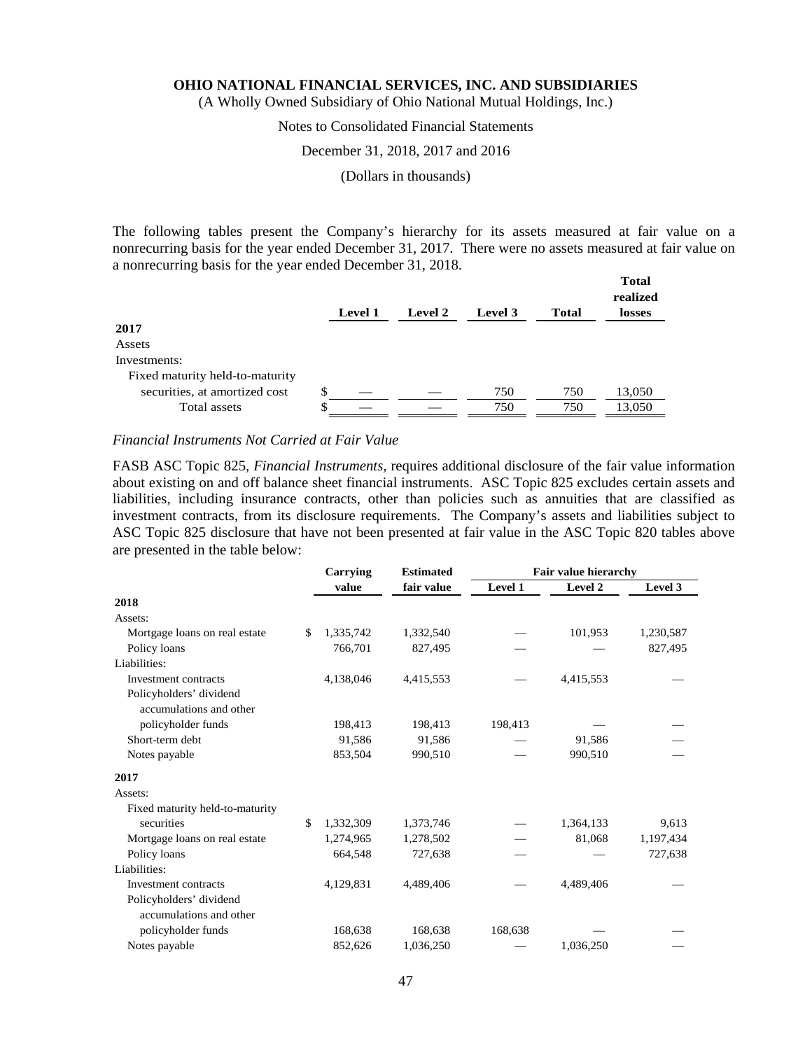The following tables present the Company's hierarchy for its assets measured at fair value on a nonrecurring basis for the year ended December 31, 2017. There were no assets measured at fair value on a nonrecurring basis for the year ended December 31, 2018.

| | Level 1 | Level 2 | Level 3 | Total | Total realized losses |
|---|---|---|---|---|---|
| **2017** | | | | | |
| Assets | | | | | |
| Investments: | | | | | |
| Fixed maturity held-to-maturity securities, at amortized cost | $ — | — | 750 | 750 | 13,050 |
| Total assets | $ — | — | 750 | 750 | 13,050 |

*Financial Instruments Not Carried at Fair Value*

FASB ASC Topic 825, *Financial Instruments*, requires additional disclosure of the fair value information about existing on and off balance sheet financial instruments. ASC Topic 825 excludes certain assets and liabilities, including insurance contracts, other than policies such as annuities that are classified as investment contracts, from its disclosure requirements. The Company's assets and liabilities subject to ASC Topic 825 disclosure that have not been presented at fair value in the ASC Topic 820 tables above are presented in the table below:

| | Carrying value | Estimated fair value | Fair value hierarchy | | |
|---|---|---|---|---|---|
| | | | Level 1 | Level 2 | Level 3 |
| **2018** | | | | | |
| Assets: | | | | | |
| Mortgage loans on real estate | $ 1,335,742 | 1,332,540 | — | 101,953 | 1,230,587 |
| Policy loans | 766,701 | 827,495 | — | — | 827,495 |
| Liabilities: | | | | | |
| Investment contracts | 4,138,046 | 4,415,553 | — | 4,415,553 | — |
| Policyholders' dividend accumulations and other policyholder funds | 198,413 | 198,413 | 198,413 | — | — |
| Short-term debt | 91,586 | 91,586 | — | 91,586 | — |
| Notes payable | 853,504 | 990,510 | — | 990,510 | — |
| **2017** | | | | | |
| Assets: | | | | | |
| Fixed maturity held-to-maturity securities | $ 1,332,309 | 1,373,746 | — | 1,364,133 | 9,613 |
| Mortgage loans on real estate | 1,274,965 | 1,278,502 | — | 81,068 | 1,197,434 |
| Policy loans | 664,548 | 727,638 | — | — | 727,638 |
| Liabilities: | | | | | |
| Investment contracts | 4,129,831 | 4,489,406 | — | 4,489,406 | — |
| Policyholders' dividend accumulations and other policyholder funds | 168,638 | 168,638 | 168,638 | — | — |
| Notes payable | 852,626 | 1,036,250 | — | 1,036,250 | — |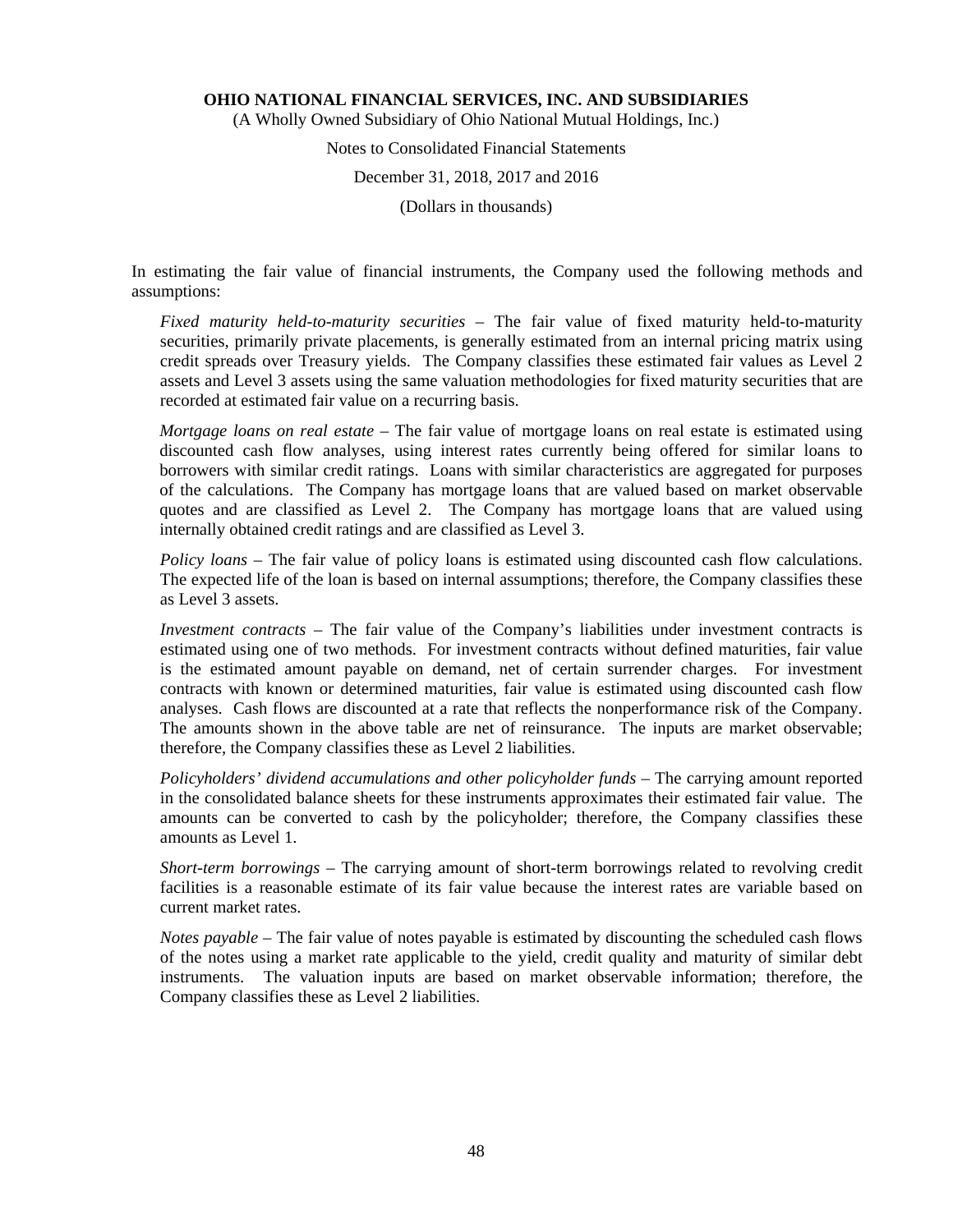In estimating the fair value of financial instruments, the Company used the following methods and assumptions:

*Fixed maturity held-to-maturity securities* – The fair value of fixed maturity held-to-maturity securities, primarily private placements, is generally estimated from an internal pricing matrix using credit spreads over Treasury yields. The Company classifies these estimated fair values as Level 2 assets and Level 3 assets using the same valuation methodologies for fixed maturity securities that are recorded at estimated fair value on a recurring basis.

*Mortgage loans on real estate* – The fair value of mortgage loans on real estate is estimated using discounted cash flow analyses, using interest rates currently being offered for similar loans to borrowers with similar credit ratings. Loans with similar characteristics are aggregated for purposes of the calculations. The Company has mortgage loans that are valued based on market observable quotes and are classified as Level 2. The Company has mortgage loans that are valued using internally obtained credit ratings and are classified as Level 3.

*Policy loans* – The fair value of policy loans is estimated using discounted cash flow calculations. The expected life of the loan is based on internal assumptions; therefore, the Company classifies these as Level 3 assets.

*Investment contracts* – The fair value of the Company's liabilities under investment contracts is estimated using one of two methods. For investment contracts without defined maturities, fair value is the estimated amount payable on demand, net of certain surrender charges. For investment contracts with known or determined maturities, fair value is estimated using discounted cash flow analyses. Cash flows are discounted at a rate that reflects the nonperformance risk of the Company. The amounts shown in the above table are net of reinsurance. The inputs are market observable; therefore, the Company classifies these as Level 2 liabilities.

*Policyholders' dividend accumulations and other policyholder funds* – The carrying amount reported in the consolidated balance sheets for these instruments approximates their estimated fair value. The amounts can be converted to cash by the policyholder; therefore, the Company classifies these amounts as Level 1.

*Short-term borrowings* – The carrying amount of short-term borrowings related to revolving credit facilities is a reasonable estimate of its fair value because the interest rates are variable based on current market rates.

*Notes payable* – The fair value of notes payable is estimated by discounting the scheduled cash flows of the notes using a market rate applicable to the yield, credit quality and maturity of similar debt instruments. The valuation inputs are based on market observable information; therefore, the Company classifies these as Level 2 liabilities.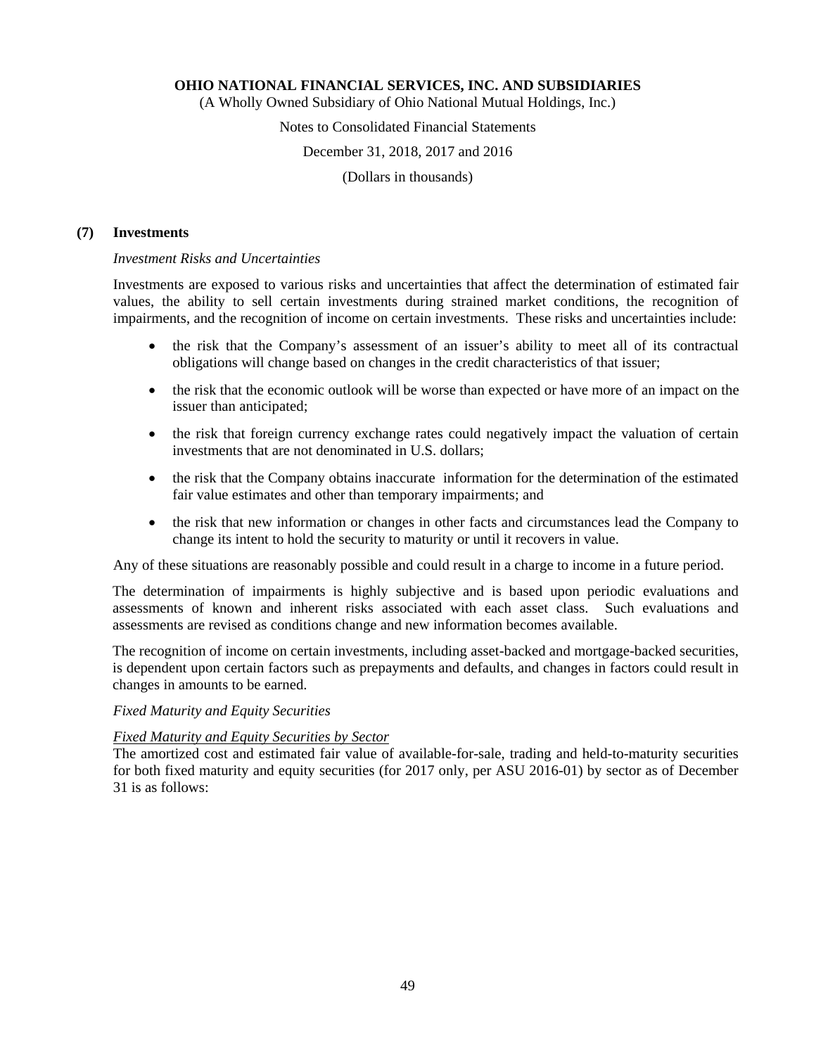## (7) Investments

*Investment Risks and Uncertainties*

Investments are exposed to various risks and uncertainties that affect the determination of estimated fair values, the ability to sell certain investments during strained market conditions, the recognition of impairments, and the recognition of income on certain investments. These risks and uncertainties include:

- the risk that the Company's assessment of an issuer's ability to meet all of its contractual obligations will change based on changes in the credit characteristics of that issuer;
- the risk that the economic outlook will be worse than expected or have more of an impact on the issuer than anticipated;
- the risk that foreign currency exchange rates could negatively impact the valuation of certain investments that are not denominated in U.S. dollars;
- the risk that the Company obtains inaccurate information for the determination of the estimated fair value estimates and other than temporary impairments; and
- the risk that new information or changes in other facts and circumstances lead the Company to change its intent to hold the security to maturity or until it recovers in value.

Any of these situations are reasonably possible and could result in a charge to income in a future period.

The determination of impairments is highly subjective and is based upon periodic evaluations and assessments of known and inherent risks associated with each asset class. Such evaluations and assessments are revised as conditions change and new information becomes available.

The recognition of income on certain investments, including asset-backed and mortgage-backed securities, is dependent upon certain factors such as prepayments and defaults, and changes in factors could result in changes in amounts to be earned.

*Fixed Maturity and Equity Securities*

*Fixed Maturity and Equity Securities by Sector*

The amortized cost and estimated fair value of available-for-sale, trading and held-to-maturity securities for both fixed maturity and equity securities (for 2017 only, per ASU 2016-01) by sector as of December 31 is as follows: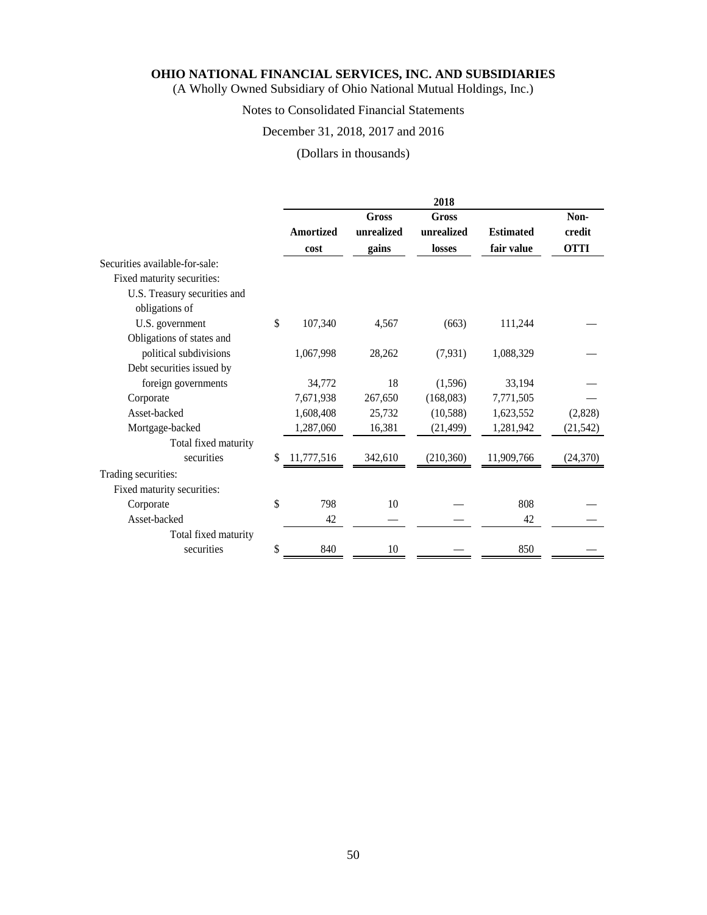**OHIO NATIONAL FINANCIAL SERVICES, INC. AND SUBSIDIARIES**

(A Wholly Owned Subsidiary of Ohio National Mutual Holdings, Inc.)

Notes to Consolidated Financial Statements

December 31, 2018, 2017 and 2016

(Dollars in thousands)

| | 2018 | | | | |
|---|---|---|---|---|---|
| | Amortized cost | Gross unrealized gains | Gross unrealized losses | Estimated fair value | Non-credit OTTI |
| Securities available-for-sale: | | | | | |
| Fixed maturity securities: | | | | | |
| U.S. Treasury securities and obligations of U.S. government | $ 107,340 | 4,567 | (663) | 111,244 | — |
| Obligations of states and political subdivisions | 1,067,998 | 28,262 | (7,931) | 1,088,329 | — |
| Debt securities issued by foreign governments | 34,772 | 18 | (1,596) | 33,194 | — |
| Corporate | 7,671,938 | 267,650 | (168,083) | 7,771,505 | — |
| Asset-backed | 1,608,408 | 25,732 | (10,588) | 1,623,552 | (2,828) |
| Mortgage-backed | 1,287,060 | 16,381 | (21,499) | 1,281,942 | (21,542) |
| Total fixed maturity securities | $ 11,777,516 | 342,610 | (210,360) | 11,909,766 | (24,370) |
| Trading securities: | | | | | |
| Fixed maturity securities: | | | | | |
| Corporate | $ 798 | 10 | — | 808 | — |
| Asset-backed | 42 | — | — | 42 | — |
| Total fixed maturity securities | $ 840 | 10 | — | 850 | — |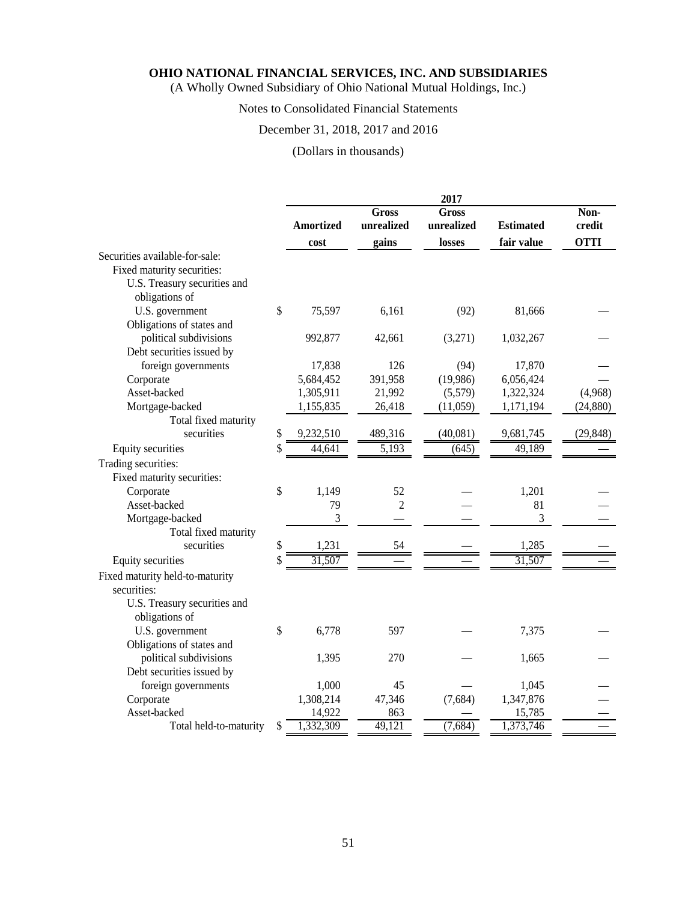**OHIO NATIONAL FINANCIAL SERVICES, INC. AND SUBSIDIARIES**
(A Wholly Owned Subsidiary of Ohio National Mutual Holdings, Inc.)

Notes to Consolidated Financial Statements

December 31, 2018, 2017 and 2016

(Dollars in thousands)

| | 2017 | | | | |
|---|---|---|---|---|---|
| | **Amortized cost** | **Gross unrealized gains** | **Gross unrealized losses** | **Estimated fair value** | **Non-credit OTTI** |
| Securities available-for-sale: | | | | | |
| Fixed maturity securities: | | | | | |
| U.S. Treasury securities and obligations of U.S. government | $ 75,597 | 6,161 | (92) | 81,666 | — |
| Obligations of states and political subdivisions | 992,877 | 42,661 | (3,271) | 1,032,267 | — |
| Debt securities issued by foreign governments | 17,838 | 126 | (94) | 17,870 | — |
| Corporate | 5,684,452 | 391,958 | (19,986) | 6,056,424 | — |
| Asset-backed | 1,305,911 | 21,992 | (5,579) | 1,322,324 | (4,968) |
| Mortgage-backed | 1,155,835 | 26,418 | (11,059) | 1,171,194 | (24,880) |
| Total fixed maturity securities | $ 9,232,510 | 489,316 | (40,081) | 9,681,745 | (29,848) |
| Equity securities | $ 44,641 | 5,193 | (645) | 49,189 | — |
| Trading securities: | | | | | |
| Fixed maturity securities: | | | | | |
| Corporate | $ 1,149 | 52 | — | 1,201 | — |
| Asset-backed | 79 | 2 | — | 81 | — |
| Mortgage-backed | 3 | — | — | 3 | — |
| Total fixed maturity securities | $ 1,231 | 54 | — | 1,285 | — |
| Equity securities | $ 31,507 | — | — | 31,507 | — |
| Fixed maturity held-to-maturity securities: | | | | | |
| U.S. Treasury securities and obligations of U.S. government | $ 6,778 | 597 | — | 7,375 | — |
| Obligations of states and political subdivisions | 1,395 | 270 | — | 1,665 | — |
| Debt securities issued by foreign governments | 1,000 | 45 | — | 1,045 | — |
| Corporate | 1,308,214 | 47,346 | (7,684) | 1,347,876 | — |
| Asset-backed | 14,922 | 863 | — | 15,785 | — |
| Total held-to-maturity | $ 1,332,309 | 49,121 | (7,684) | 1,373,746 | — |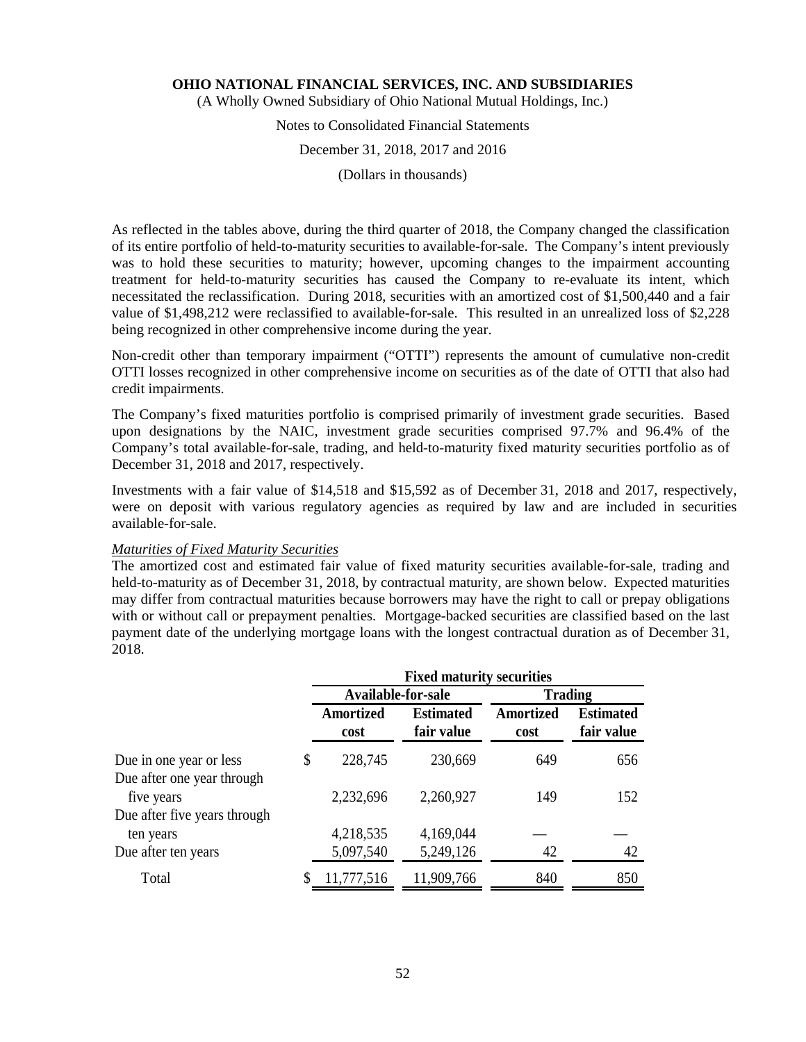As reflected in the tables above, during the third quarter of 2018, the Company changed the classification of its entire portfolio of held-to-maturity securities to available-for-sale. The Company's intent previously was to hold these securities to maturity; however, upcoming changes to the impairment accounting treatment for held-to-maturity securities has caused the Company to re-evaluate its intent, which necessitated the reclassification. During 2018, securities with an amortized cost of $1,500,440 and a fair value of $1,498,212 were reclassified to available-for-sale. This resulted in an unrealized loss of $2,228 being recognized in other comprehensive income during the year.

Non-credit other than temporary impairment ("OTTI") represents the amount of cumulative non-credit OTTI losses recognized in other comprehensive income on securities as of the date of OTTI that also had credit impairments.

The Company's fixed maturities portfolio is comprised primarily of investment grade securities. Based upon designations by the NAIC, investment grade securities comprised 97.7% and 96.4% of the Company's total available-for-sale, trading, and held-to-maturity fixed maturity securities portfolio as of December 31, 2018 and 2017, respectively.

Investments with a fair value of $14,518 and $15,592 as of December 31, 2018 and 2017, respectively, were on deposit with various regulatory agencies as required by law and are included in securities available-for-sale.

*Maturities of Fixed Maturity Securities*

The amortized cost and estimated fair value of fixed maturity securities available-for-sale, trading and held-to-maturity as of December 31, 2018, by contractual maturity, are shown below. Expected maturities may differ from contractual maturities because borrowers may have the right to call or prepay obligations with or without call or prepayment penalties. Mortgage-backed securities are classified based on the last payment date of the underlying mortgage loans with the longest contractual duration as of December 31, 2018.

| | Fixed maturity securities | | | |
|---|---|---|---|---|
| | Available-for-sale | | Trading | |
| | Amortized cost | Estimated fair value | Amortized cost | Estimated fair value |
| Due in one year or less | $ 228,745 | 230,669 | 649 | 656 |
| Due after one year through five years | 2,232,696 | 2,260,927 | 149 | 152 |
| Due after five years through ten years | 4,218,535 | 4,169,044 | — | — |
| Due after ten years | 5,097,540 | 5,249,126 | 42 | 42 |
| Total | $ 11,777,516 | 11,909,766 | 840 | 850 |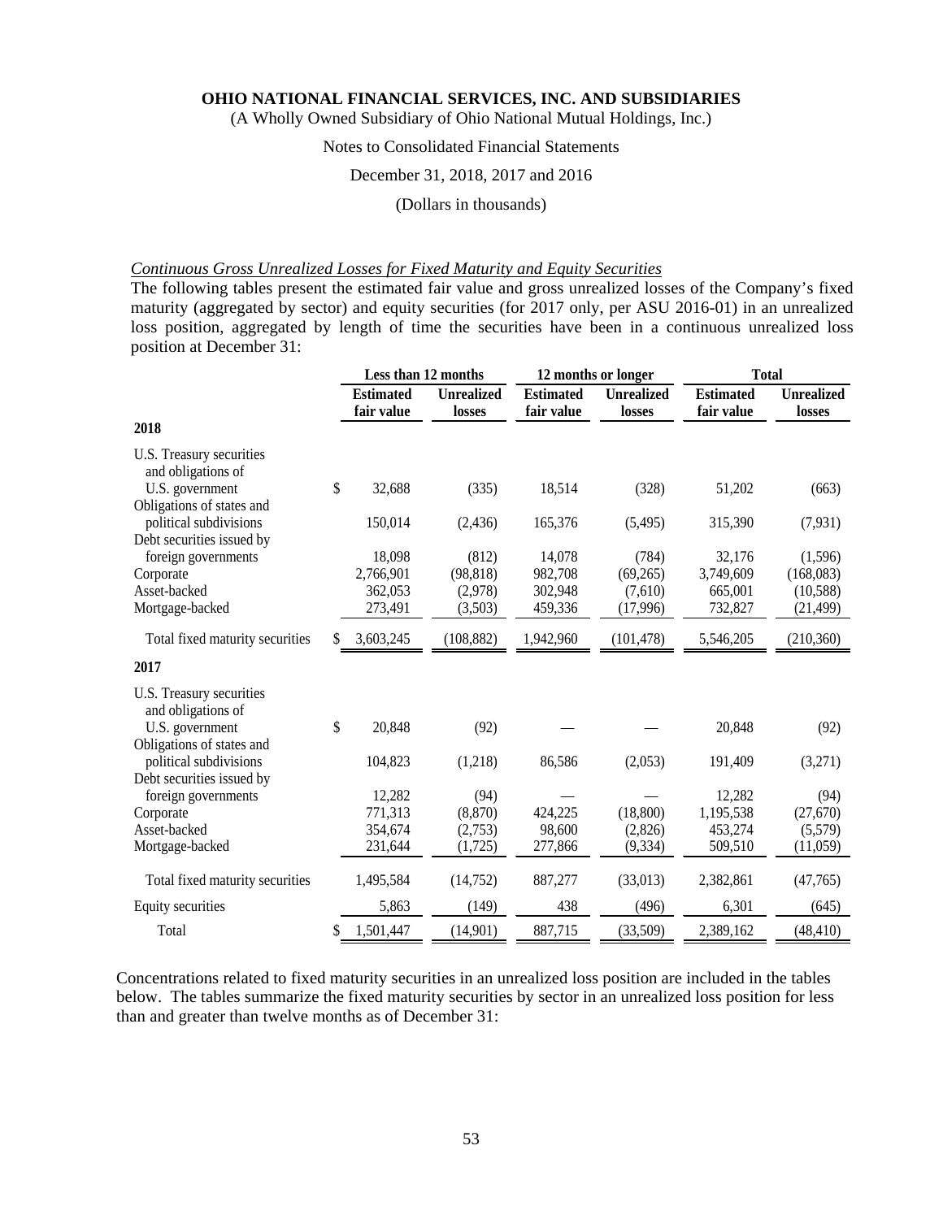**OHIO NATIONAL FINANCIAL SERVICES, INC. AND SUBSIDIARIES**
(A Wholly Owned Subsidiary of Ohio National Mutual Holdings, Inc.)

Notes to Consolidated Financial Statements

December 31, 2018, 2017 and 2016

(Dollars in thousands)

*Continuous Gross Unrealized Losses for Fixed Maturity and Equity Securities*

The following tables present the estimated fair value and gross unrealized losses of the Company's fixed maturity (aggregated by sector) and equity securities (for 2017 only, per ASU 2016-01) in an unrealized loss position, aggregated by length of time the securities have been in a continuous unrealized loss position at December 31:

| | Less than 12 months | | 12 months or longer | | Total | |
|---|---|---|---|---|---|---|
| | Estimated fair value | Unrealized losses | Estimated fair value | Unrealized losses | Estimated fair value | Unrealized losses |
| **2018** | | | | | | |
| U.S. Treasury securities and obligations of U.S. government | $ 32,688 | (335) | 18,514 | (328) | 51,202 | (663) |
| Obligations of states and political subdivisions | 150,014 | (2,436) | 165,376 | (5,495) | 315,390 | (7,931) |
| Debt securities issued by foreign governments | 18,098 | (812) | 14,078 | (784) | 32,176 | (1,596) |
| Corporate | 2,766,901 | (98,818) | 982,708 | (69,265) | 3,749,609 | (168,083) |
| Asset-backed | 362,053 | (2,978) | 302,948 | (7,610) | 665,001 | (10,588) |
| Mortgage-backed | 273,491 | (3,503) | 459,336 | (17,996) | 732,827 | (21,499) |
| Total fixed maturity securities | $ 3,603,245 | (108,882) | 1,942,960 | (101,478) | 5,546,205 | (210,360) |
| **2017** | | | | | | |
| U.S. Treasury securities and obligations of U.S. government | $ 20,848 | (92) | — | — | 20,848 | (92) |
| Obligations of states and political subdivisions | 104,823 | (1,218) | 86,586 | (2,053) | 191,409 | (3,271) |
| Debt securities issued by foreign governments | 12,282 | (94) | — | — | 12,282 | (94) |
| Corporate | 771,313 | (8,870) | 424,225 | (18,800) | 1,195,538 | (27,670) |
| Asset-backed | 354,674 | (2,753) | 98,600 | (2,826) | 453,274 | (5,579) |
| Mortgage-backed | 231,644 | (1,725) | 277,866 | (9,334) | 509,510 | (11,059) |
| Total fixed maturity securities | 1,495,584 | (14,752) | 887,277 | (33,013) | 2,382,861 | (47,765) |
| Equity securities | 5,863 | (149) | 438 | (496) | 6,301 | (645) |
| Total | $ 1,501,447 | (14,901) | 887,715 | (33,509) | 2,389,162 | (48,410) |

Concentrations related to fixed maturity securities in an unrealized loss position are included in the tables below. The tables summarize the fixed maturity securities by sector in an unrealized loss position for less than and greater than twelve months as of December 31: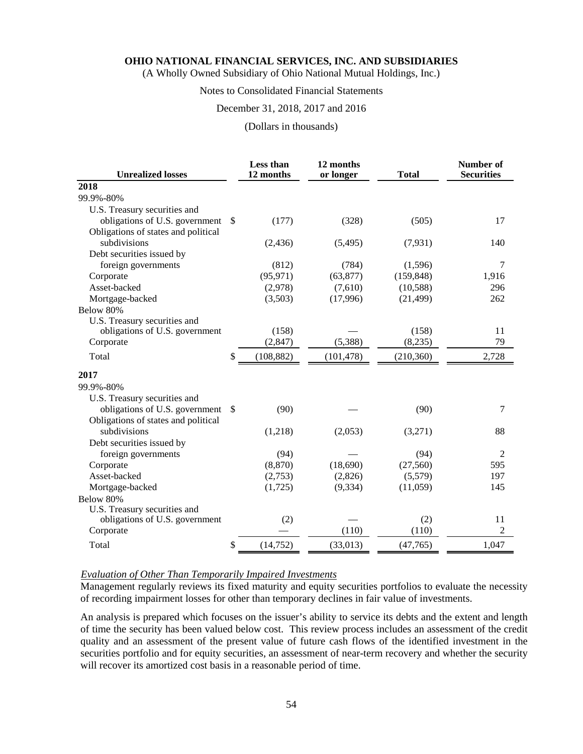# OHIO NATIONAL FINANCIAL SERVICES, INC. AND SUBSIDIARIES

(A Wholly Owned Subsidiary of Ohio National Mutual Holdings, Inc.)

Notes to Consolidated Financial Statements

December 31, 2018, 2017 and 2016

(Dollars in thousands)

| Unrealized losses | Less than 12 months | 12 months or longer | Total | Number of Securities |
|---|---|---|---|---|
| **2018** | | | | |
| 99.9%-80% | | | | |
| U.S. Treasury securities and obligations of U.S. government | $ (177) | (328) | (505) | 17 |
| Obligations of states and political subdivisions | (2,436) | (5,495) | (7,931) | 140 |
| Debt securities issued by foreign governments | (812) | (784) | (1,596) | 7 |
| Corporate | (95,971) | (63,877) | (159,848) | 1,916 |
| Asset-backed | (2,978) | (7,610) | (10,588) | 296 |
| Mortgage-backed | (3,503) | (17,996) | (21,499) | 262 |
| Below 80% | | | | |
| U.S. Treasury securities and obligations of U.S. government | (158) | — | (158) | 11 |
| Corporate | (2,847) | (5,388) | (8,235) | 79 |
| Total | $ (108,882) | (101,478) | (210,360) | 2,728 |
| **2017** | | | | |
| 99.9%-80% | | | | |
| U.S. Treasury securities and obligations of U.S. government | $ (90) | — | (90) | 7 |
| Obligations of states and political subdivisions | (1,218) | (2,053) | (3,271) | 88 |
| Debt securities issued by foreign governments | (94) | — | (94) | 2 |
| Corporate | (8,870) | (18,690) | (27,560) | 595 |
| Asset-backed | (2,753) | (2,826) | (5,579) | 197 |
| Mortgage-backed | (1,725) | (9,334) | (11,059) | 145 |
| Below 80% | | | | |
| U.S. Treasury securities and obligations of U.S. government | (2) | — | (2) | 11 |
| Corporate | — | (110) | (110) | 2 |
| Total | $ (14,752) | (33,013) | (47,765) | 1,047 |

*Evaluation of Other Than Temporarily Impaired Investments*

Management regularly reviews its fixed maturity and equity securities portfolios to evaluate the necessity of recording impairment losses for other than temporary declines in fair value of investments.

An analysis is prepared which focuses on the issuer's ability to service its debts and the extent and length of time the security has been valued below cost. This review process includes an assessment of the credit quality and an assessment of the present value of future cash flows of the identified investment in the securities portfolio and for equity securities, an assessment of near-term recovery and whether the security will recover its amortized cost basis in a reasonable period of time.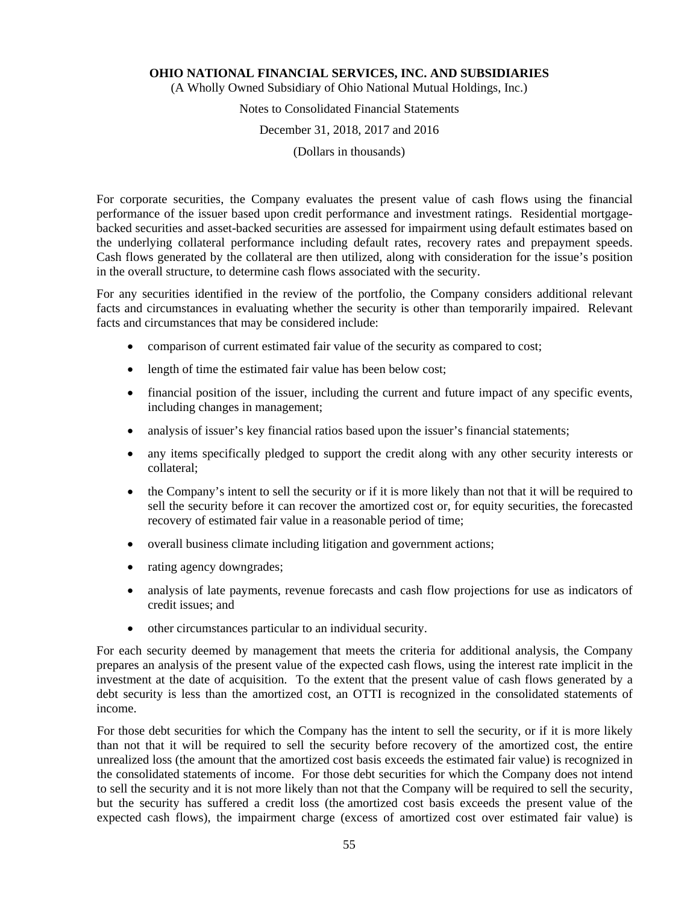For corporate securities, the Company evaluates the present value of cash flows using the financial performance of the issuer based upon credit performance and investment ratings. Residential mortgage-backed securities and asset-backed securities are assessed for impairment using default estimates based on the underlying collateral performance including default rates, recovery rates and prepayment speeds. Cash flows generated by the collateral are then utilized, along with consideration for the issue's position in the overall structure, to determine cash flows associated with the security.

For any securities identified in the review of the portfolio, the Company considers additional relevant facts and circumstances in evaluating whether the security is other than temporarily impaired. Relevant facts and circumstances that may be considered include:

- comparison of current estimated fair value of the security as compared to cost;
- length of time the estimated fair value has been below cost;
- financial position of the issuer, including the current and future impact of any specific events, including changes in management;
- analysis of issuer's key financial ratios based upon the issuer's financial statements;
- any items specifically pledged to support the credit along with any other security interests or collateral;
- the Company's intent to sell the security or if it is more likely than not that it will be required to sell the security before it can recover the amortized cost or, for equity securities, the forecasted recovery of estimated fair value in a reasonable period of time;
- overall business climate including litigation and government actions;
- rating agency downgrades;
- analysis of late payments, revenue forecasts and cash flow projections for use as indicators of credit issues; and
- other circumstances particular to an individual security.

For each security deemed by management that meets the criteria for additional analysis, the Company prepares an analysis of the present value of the expected cash flows, using the interest rate implicit in the investment at the date of acquisition. To the extent that the present value of cash flows generated by a debt security is less than the amortized cost, an OTTI is recognized in the consolidated statements of income.

For those debt securities for which the Company has the intent to sell the security, or if it is more likely than not that it will be required to sell the security before recovery of the amortized cost, the entire unrealized loss (the amount that the amortized cost basis exceeds the estimated fair value) is recognized in the consolidated statements of income. For those debt securities for which the Company does not intend to sell the security and it is not more likely than not that the Company will be required to sell the security, but the security has suffered a credit loss (the amortized cost basis exceeds the present value of the expected cash flows), the impairment charge (excess of amortized cost over estimated fair value) is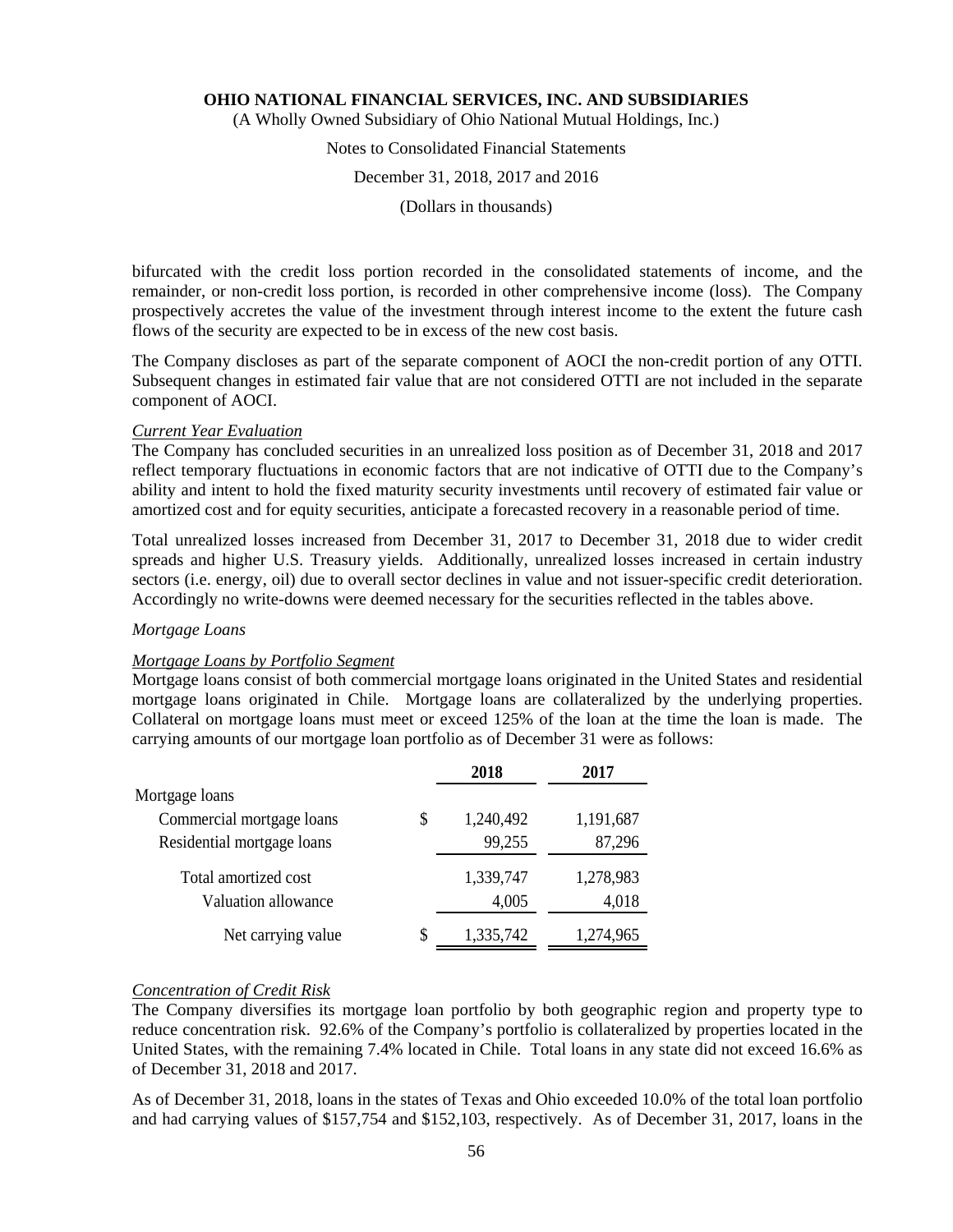bifurcated with the credit loss portion recorded in the consolidated statements of income, and the remainder, or non-credit loss portion, is recorded in other comprehensive income (loss). The Company prospectively accretes the value of the investment through interest income to the extent the future cash flows of the security are expected to be in excess of the new cost basis.

The Company discloses as part of the separate component of AOCI the non-credit portion of any OTTI. Subsequent changes in estimated fair value that are not considered OTTI are not included in the separate component of AOCI.

*Current Year Evaluation*

The Company has concluded securities in an unrealized loss position as of December 31, 2018 and 2017 reflect temporary fluctuations in economic factors that are not indicative of OTTI due to the Company's ability and intent to hold the fixed maturity security investments until recovery of estimated fair value or amortized cost and for equity securities, anticipate a forecasted recovery in a reasonable period of time.

Total unrealized losses increased from December 31, 2017 to December 31, 2018 due to wider credit spreads and higher U.S. Treasury yields. Additionally, unrealized losses increased in certain industry sectors (i.e. energy, oil) due to overall sector declines in value and not issuer-specific credit deterioration. Accordingly no write-downs were deemed necessary for the securities reflected in the tables above.

*Mortgage Loans*

*Mortgage Loans by Portfolio Segment*

Mortgage loans consist of both commercial mortgage loans originated in the United States and residential mortgage loans originated in Chile. Mortgage loans are collateralized by the underlying properties. Collateral on mortgage loans must meet or exceed 125% of the loan at the time the loan is made. The carrying amounts of our mortgage loan portfolio as of December 31 were as follows:

| | 2018 | 2017 |
|---|---|---|
| Mortgage loans | | |
| Commercial mortgage loans | $ 1,240,492 | 1,191,687 |
| Residential mortgage loans | 99,255 | 87,296 |
| Total amortized cost | 1,339,747 | 1,278,983 |
| Valuation allowance | 4,005 | 4,018 |
| Net carrying value | $ 1,335,742 | 1,274,965 |

*Concentration of Credit Risk*

The Company diversifies its mortgage loan portfolio by both geographic region and property type to reduce concentration risk. 92.6% of the Company's portfolio is collateralized by properties located in the United States, with the remaining 7.4% located in Chile. Total loans in any state did not exceed 16.6% as of December 31, 2018 and 2017.

As of December 31, 2018, loans in the states of Texas and Ohio exceeded 10.0% of the total loan portfolio and had carrying values of $157,754 and $152,103, respectively. As of December 31, 2017, loans in the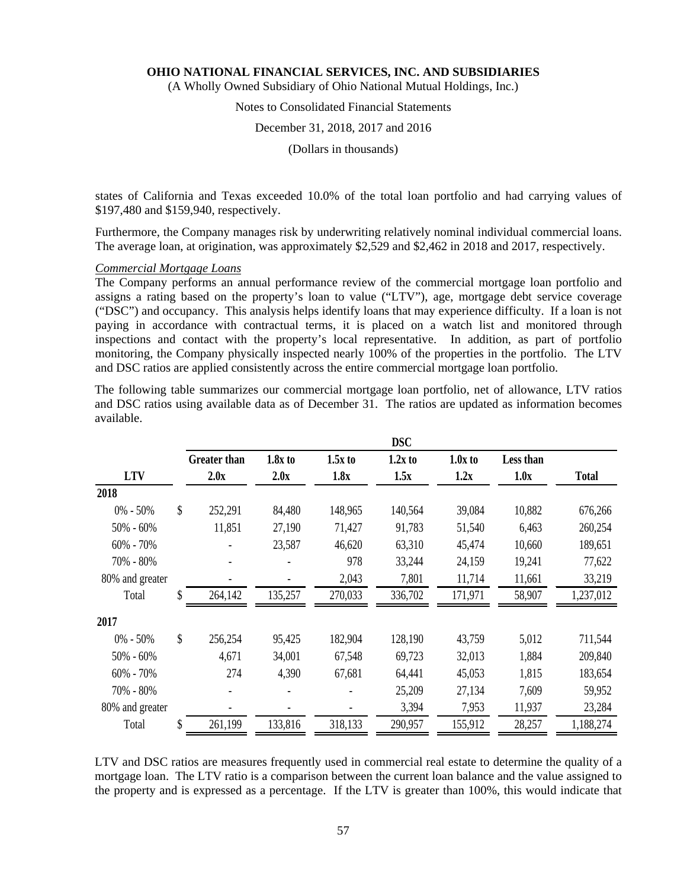states of California and Texas exceeded 10.0% of the total loan portfolio and had carrying values of $197,480 and $159,940, respectively.

Furthermore, the Company manages risk by underwriting relatively nominal individual commercial loans. The average loan, at origination, was approximately $2,529 and $2,462 in 2018 and 2017, respectively.

*Commercial Mortgage Loans*

The Company performs an annual performance review of the commercial mortgage loan portfolio and assigns a rating based on the property's loan to value ("LTV"), age, mortgage debt service coverage ("DSC") and occupancy. This analysis helps identify loans that may experience difficulty. If a loan is not paying in accordance with contractual terms, it is placed on a watch list and monitored through inspections and contact with the property's local representative. In addition, as part of portfolio monitoring, the Company physically inspected nearly 100% of the properties in the portfolio. The LTV and DSC ratios are applied consistently across the entire commercial mortgage loan portfolio.

The following table summarizes our commercial mortgage loan portfolio, net of allowance, LTV ratios and DSC ratios using available data as of December 31. The ratios are updated as information becomes available.

| | DSC | | | | | | |
|---|---|---|---|---|---|---|---|
| **LTV** | **Greater than 2.0x** | **1.8x to 2.0x** | **1.5x to 1.8x** | **1.2x to 1.5x** | **1.0x to 1.2x** | **Less than 1.0x** | **Total** |
| **2018** | | | | | | | |
| 0% - 50% | $ 252,291 | 84,480 | 148,965 | 140,564 | 39,084 | 10,882 | 676,266 |
| 50% - 60% | 11,851 | 27,190 | 71,427 | 91,783 | 51,540 | 6,463 | 260,254 |
| 60% - 70% | - | 23,587 | 46,620 | 63,310 | 45,474 | 10,660 | 189,651 |
| 70% - 80% | - | - | 978 | 33,244 | 24,159 | 19,241 | 77,622 |
| 80% and greater | - | - | 2,043 | 7,801 | 11,714 | 11,661 | 33,219 |
| Total | $ 264,142 | 135,257 | 270,033 | 336,702 | 171,971 | 58,907 | 1,237,012 |
| **2017** | | | | | | | |
| 0% - 50% | $ 256,254 | 95,425 | 182,904 | 128,190 | 43,759 | 5,012 | 711,544 |
| 50% - 60% | 4,671 | 34,001 | 67,548 | 69,723 | 32,013 | 1,884 | 209,840 |
| 60% - 70% | 274 | 4,390 | 67,681 | 64,441 | 45,053 | 1,815 | 183,654 |
| 70% - 80% | - | - | - | 25,209 | 27,134 | 7,609 | 59,952 |
| 80% and greater | - | - | - | 3,394 | 7,953 | 11,937 | 23,284 |
| Total | $ 261,199 | 133,816 | 318,133 | 290,957 | 155,912 | 28,257 | 1,188,274 |

LTV and DSC ratios are measures frequently used in commercial real estate to determine the quality of a mortgage loan. The LTV ratio is a comparison between the current loan balance and the value assigned to the property and is expressed as a percentage. If the LTV is greater than 100%, this would indicate that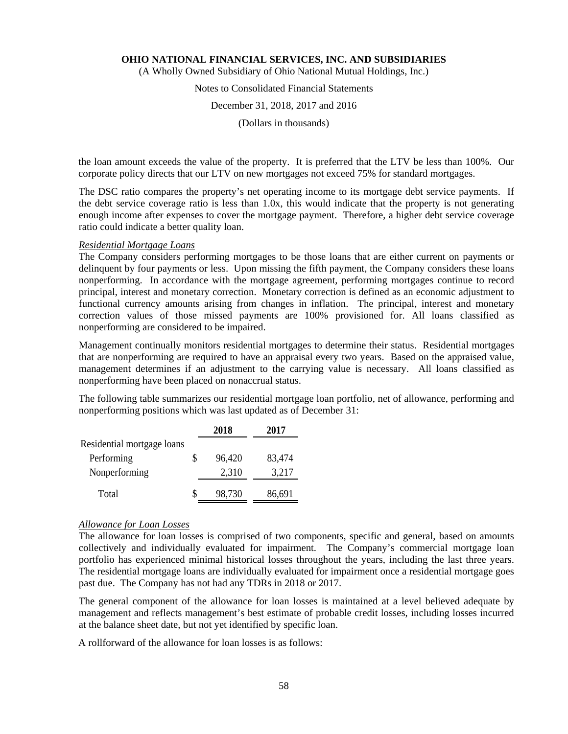the loan amount exceeds the value of the property. It is preferred that the LTV be less than 100%. Our corporate policy directs that our LTV on new mortgages not exceed 75% for standard mortgages.

The DSC ratio compares the property's net operating income to its mortgage debt service payments. If the debt service coverage ratio is less than 1.0x, this would indicate that the property is not generating enough income after expenses to cover the mortgage payment. Therefore, a higher debt service coverage ratio could indicate a better quality loan.

*Residential Mortgage Loans*
The Company considers performing mortgages to be those loans that are either current on payments or delinquent by four payments or less. Upon missing the fifth payment, the Company considers these loans nonperforming. In accordance with the mortgage agreement, performing mortgages continue to record principal, interest and monetary correction. Monetary correction is defined as an economic adjustment to functional currency amounts arising from changes in inflation. The principal, interest and monetary correction values of those missed payments are 100% provisioned for. All loans classified as nonperforming are considered to be impaired.

Management continually monitors residential mortgages to determine their status. Residential mortgages that are nonperforming are required to have an appraisal every two years. Based on the appraised value, management determines if an adjustment to the carrying value is necessary. All loans classified as nonperforming have been placed on nonaccrual status.

The following table summarizes our residential mortgage loan portfolio, net of allowance, performing and nonperforming positions which was last updated as of December 31:

| | 2018 | 2017 |
|---|---|---|
| Residential mortgage loans | | |
| Performing | $ 96,420 | 83,474 |
| Nonperforming | 2,310 | 3,217 |
| Total | $ 98,730 | 86,691 |

*Allowance for Loan Losses*
The allowance for loan losses is comprised of two components, specific and general, based on amounts collectively and individually evaluated for impairment. The Company's commercial mortgage loan portfolio has experienced minimal historical losses throughout the years, including the last three years. The residential mortgage loans are individually evaluated for impairment once a residential mortgage goes past due. The Company has not had any TDRs in 2018 or 2017.

The general component of the allowance for loan losses is maintained at a level believed adequate by management and reflects management's best estimate of probable credit losses, including losses incurred at the balance sheet date, but not yet identified by specific loan.

A rollforward of the allowance for loan losses is as follows: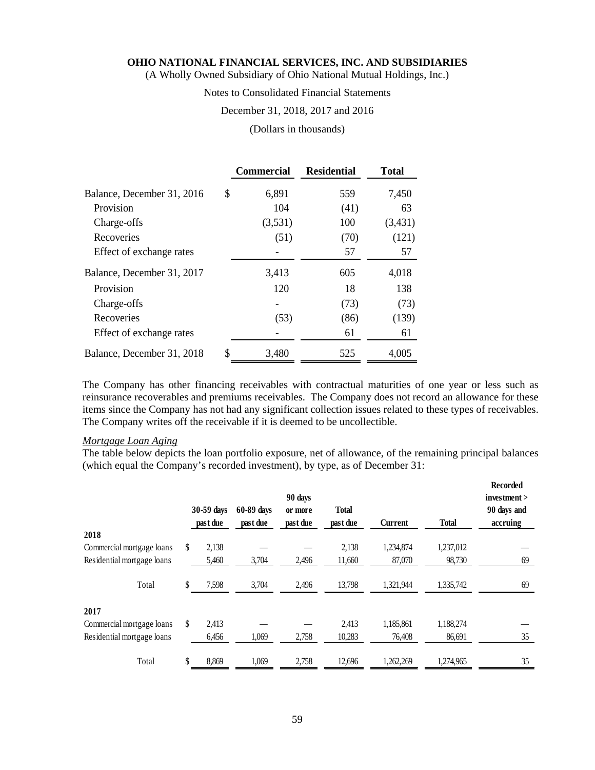|  | Commercial | Residential | Total |
|---|---|---|---|
| Balance, December 31, 2016 | $ 6,891 | 559 | 7,450 |
| Provision | 104 | (41) | 63 |
| Charge-offs | (3,531) | 100 | (3,431) |
| Recoveries | (51) | (70) | (121) |
| Effect of exchange rates | - | 57 | 57 |
| Balance, December 31, 2017 | 3,413 | 605 | 4,018 |
| Provision | 120 | 18 | 138 |
| Charge-offs | - | (73) | (73) |
| Recoveries | (53) | (86) | (139) |
| Effect of exchange rates | - | 61 | 61 |
| Balance, December 31, 2018 | $ 3,480 | 525 | 4,005 |

The Company has other financing receivables with contractual maturities of one year or less such as reinsurance recoverables and premiums receivables. The Company does not record an allowance for these items since the Company has not had any significant collection issues related to these types of receivables. The Company writes off the receivable if it is deemed to be uncollectible.

*Mortgage Loan Aging*

The table below depicts the loan portfolio exposure, net of allowance, of the remaining principal balances (which equal the Company's recorded investment), by type, as of December 31:

|  | 30-59 days past due | 60-89 days past due | 90 days or more past due | Total past due | Current | Total | Recorded investment > 90 days and accruing |
|---|---|---|---|---|---|---|---|
| **2018** |  |  |  |  |  |  |  |
| Commercial mortgage loans | $ 2,138 | — | — | 2,138 | 1,234,874 | 1,237,012 | — |
| Residential mortgage loans | 5,460 | 3,704 | 2,496 | 11,660 | 87,070 | 98,730 | 69 |
| Total | $ 7,598 | 3,704 | 2,496 | 13,798 | 1,321,944 | 1,335,742 | 69 |
| **2017** |  |  |  |  |  |  |  |
| Commercial mortgage loans | $ 2,413 | — | — | 2,413 | 1,185,861 | 1,188,274 | — |
| Residential mortgage loans | 6,456 | 1,069 | 2,758 | 10,283 | 76,408 | 86,691 | 35 |
| Total | $ 8,869 | 1,069 | 2,758 | 12,696 | 1,262,269 | 1,274,965 | 35 |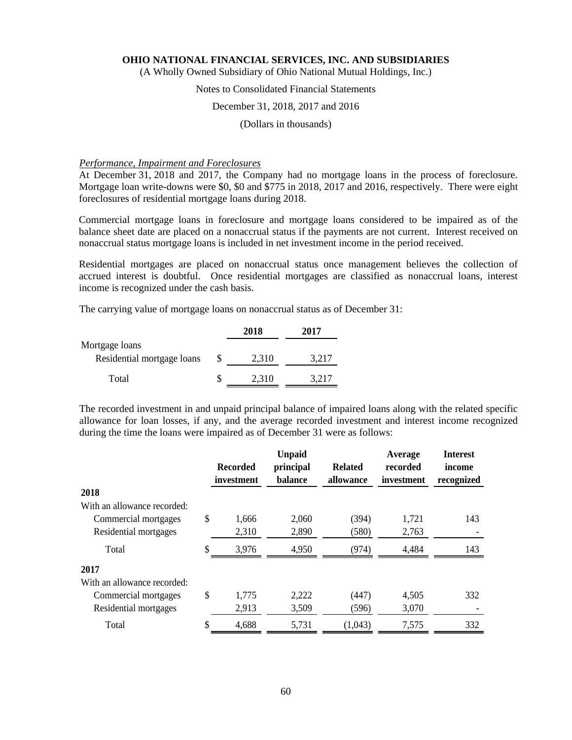*Performance, Impairment and Foreclosures*

At December 31, 2018 and 2017, the Company had no mortgage loans in the process of foreclosure. Mortgage loan write-downs were $0, $0 and $775 in 2018, 2017 and 2016, respectively. There were eight foreclosures of residential mortgage loans during 2018.

Commercial mortgage loans in foreclosure and mortgage loans considered to be impaired as of the balance sheet date are placed on a nonaccrual status if the payments are not current. Interest received on nonaccrual status mortgage loans is included in net investment income in the period received.

Residential mortgages are placed on nonaccrual status once management believes the collection of accrued interest is doubtful. Once residential mortgages are classified as nonaccrual loans, interest income is recognized under the cash basis.

The carrying value of mortgage loans on nonaccrual status as of December 31:

| | 2018 | 2017 |
|---|---|---|
| Mortgage loans | | |
| Residential mortgage loans | $ 2,310 | 3,217 |
| Total | $ 2,310 | 3,217 |

The recorded investment in and unpaid principal balance of impaired loans along with the related specific allowance for loan losses, if any, and the average recorded investment and interest income recognized during the time the loans were impaired as of December 31 were as follows:

| | Recorded investment | Unpaid principal balance | Related allowance | Average recorded investment | Interest income recognized |
|---|---|---|---|---|---|
| **2018** | | | | | |
| With an allowance recorded: | | | | | |
| Commercial mortgages | $ 1,666 | 2,060 | (394) | 1,721 | 143 |
| Residential mortgages | 2,310 | 2,890 | (580) | 2,763 | - |
| Total | $ 3,976 | 4,950 | (974) | 4,484 | 143 |
| **2017** | | | | | |
| With an allowance recorded: | | | | | |
| Commercial mortgages | $ 1,775 | 2,222 | (447) | 4,505 | 332 |
| Residential mortgages | 2,913 | 3,509 | (596) | 3,070 | - |
| Total | $ 4,688 | 5,731 | (1,043) | 7,575 | 332 |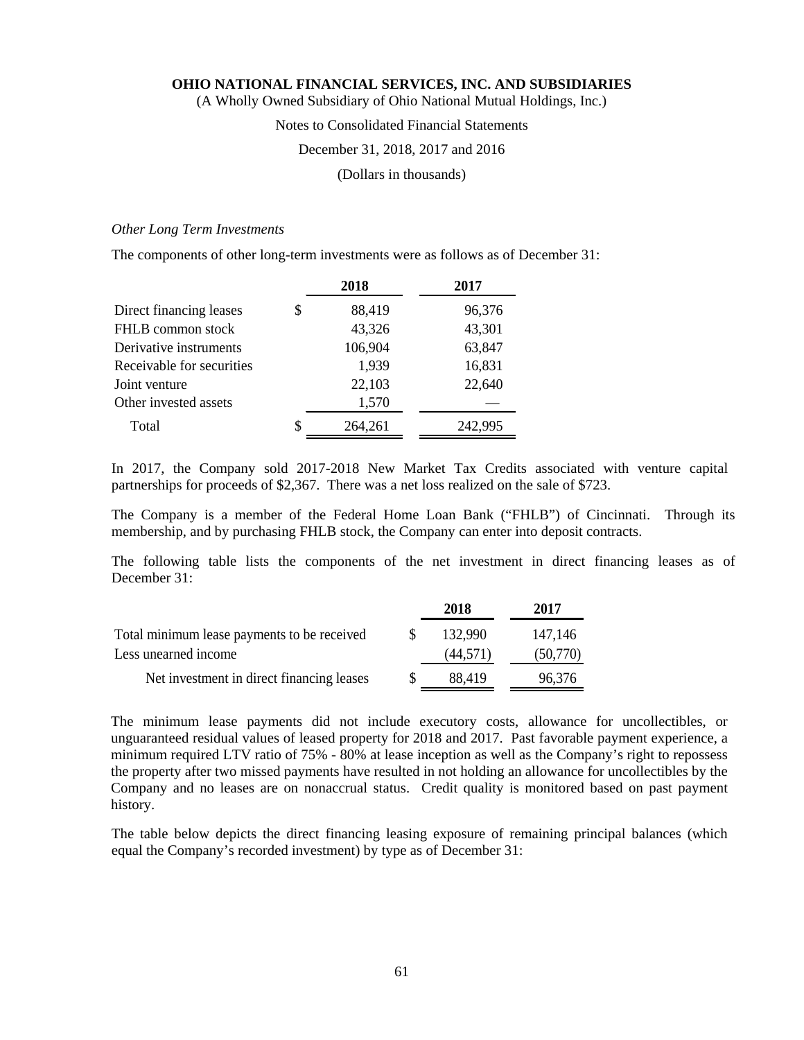*Other Long Term Investments*

The components of other long-term investments were as follows as of December 31:

| | 2018 | 2017 |
|---|---|---|
| Direct financing leases | $ 88,419 | 96,376 |
| FHLB common stock | 43,326 | 43,301 |
| Derivative instruments | 106,904 | 63,847 |
| Receivable for securities | 1,939 | 16,831 |
| Joint venture | 22,103 | 22,640 |
| Other invested assets | 1,570 | — |
| Total | $ 264,261 | 242,995 |

In 2017, the Company sold 2017-2018 New Market Tax Credits associated with venture capital partnerships for proceeds of $2,367. There was a net loss realized on the sale of $723.

The Company is a member of the Federal Home Loan Bank ("FHLB") of Cincinnati. Through its membership, and by purchasing FHLB stock, the Company can enter into deposit contracts.

The following table lists the components of the net investment in direct financing leases as of December 31:

| | 2018 | 2017 |
|---|---|---|
| Total minimum lease payments to be received | $ 132,990 | 147,146 |
| Less unearned income | (44,571) | (50,770) |
| Net investment in direct financing leases | $ 88,419 | 96,376 |

The minimum lease payments did not include executory costs, allowance for uncollectibles, or unguaranteed residual values of leased property for 2018 and 2017. Past favorable payment experience, a minimum required LTV ratio of 75% - 80% at lease inception as well as the Company's right to repossess the property after two missed payments have resulted in not holding an allowance for uncollectibles by the Company and no leases are on nonaccrual status. Credit quality is monitored based on past payment history.

The table below depicts the direct financing leasing exposure of remaining principal balances (which equal the Company's recorded investment) by type as of December 31: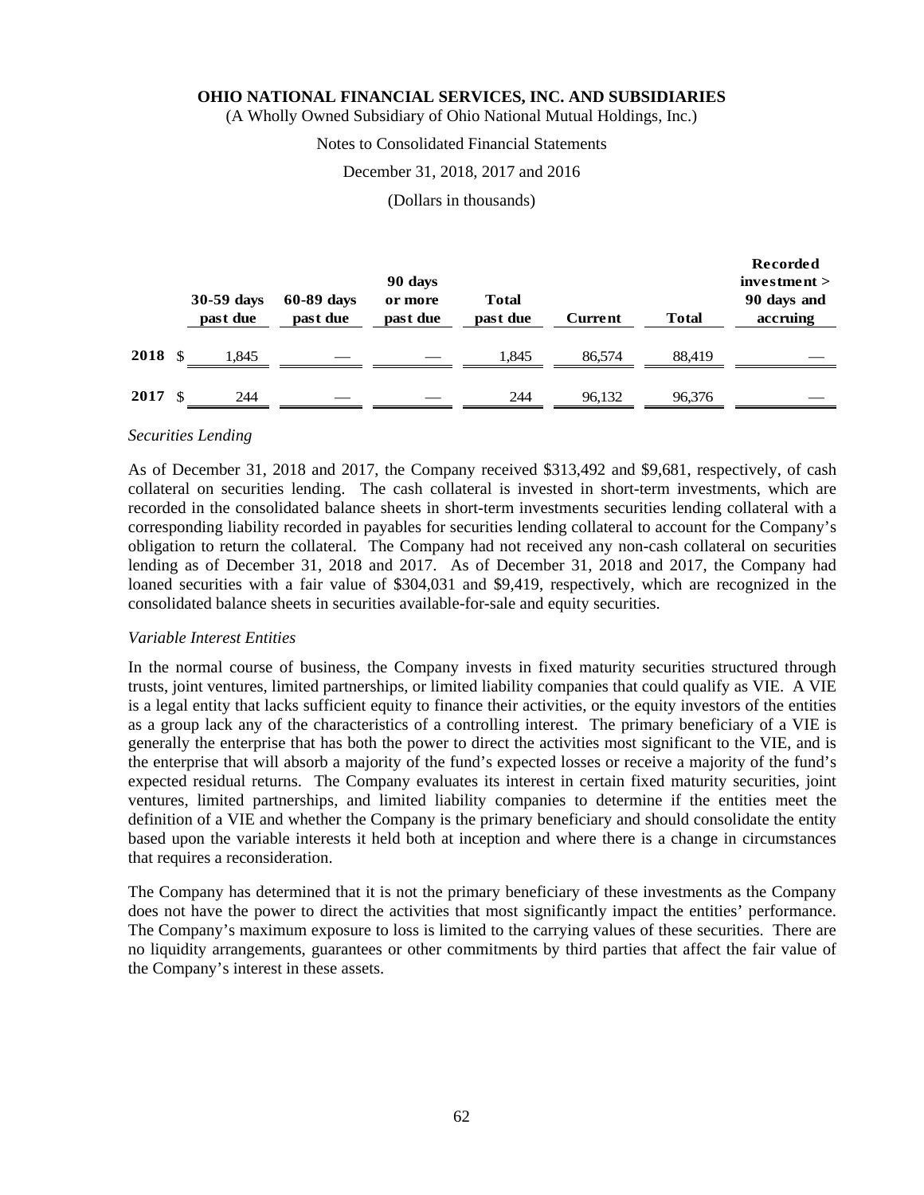| | 30-59 days past due | 60-89 days past due | 90 days or more past due | Total past due | Current | Total | Recorded investment > 90 days and accruing |
|---|---|---|---|---|---|---|---|
| **2018** | $ 1,845 | — | — | 1,845 | 86,574 | 88,419 | — |
| **2017** | $ 244 | — | — | 244 | 96,132 | 96,376 | — |

*Securities Lending*

As of December 31, 2018 and 2017, the Company received $313,492 and $9,681, respectively, of cash collateral on securities lending. The cash collateral is invested in short-term investments, which are recorded in the consolidated balance sheets in short-term investments securities lending collateral with a corresponding liability recorded in payables for securities lending collateral to account for the Company's obligation to return the collateral. The Company had not received any non-cash collateral on securities lending as of December 31, 2018 and 2017. As of December 31, 2018 and 2017, the Company had loaned securities with a fair value of $304,031 and $9,419, respectively, which are recognized in the consolidated balance sheets in securities available-for-sale and equity securities.

*Variable Interest Entities*

In the normal course of business, the Company invests in fixed maturity securities structured through trusts, joint ventures, limited partnerships, or limited liability companies that could qualify as VIE. A VIE is a legal entity that lacks sufficient equity to finance their activities, or the equity investors of the entities as a group lack any of the characteristics of a controlling interest. The primary beneficiary of a VIE is generally the enterprise that has both the power to direct the activities most significant to the VIE, and is the enterprise that will absorb a majority of the fund's expected losses or receive a majority of the fund's expected residual returns. The Company evaluates its interest in certain fixed maturity securities, joint ventures, limited partnerships, and limited liability companies to determine if the entities meet the definition of a VIE and whether the Company is the primary beneficiary and should consolidate the entity based upon the variable interests it held both at inception and where there is a change in circumstances that requires a reconsideration.

The Company has determined that it is not the primary beneficiary of these investments as the Company does not have the power to direct the activities that most significantly impact the entities' performance. The Company's maximum exposure to loss is limited to the carrying values of these securities. There are no liquidity arrangements, guarantees or other commitments by third parties that affect the fair value of the Company's interest in these assets.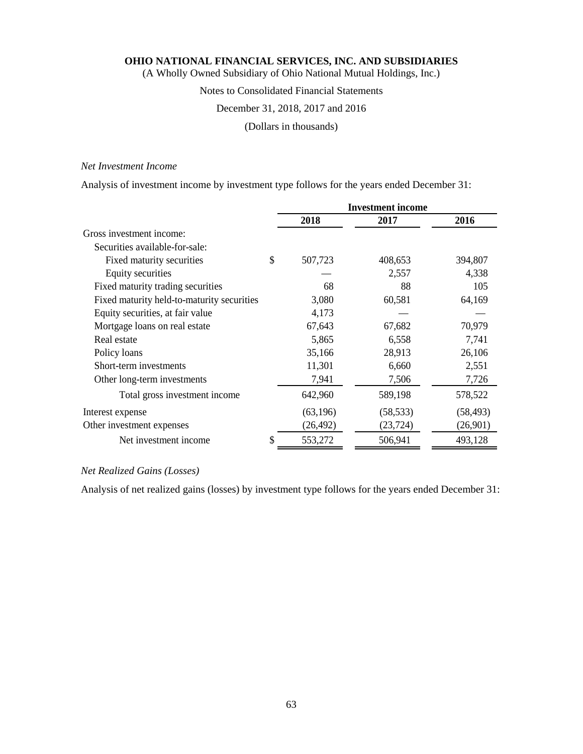**OHIO NATIONAL FINANCIAL SERVICES, INC. AND SUBSIDIARIES**

(A Wholly Owned Subsidiary of Ohio National Mutual Holdings, Inc.)

Notes to Consolidated Financial Statements

December 31, 2018, 2017 and 2016

(Dollars in thousands)

*Net Investment Income*

Analysis of investment income by investment type follows for the years ended December 31:

| | Investment income | | |
|---|---|---|---|
| | 2018 | 2017 | 2016 |
| Gross investment income: | | | |
| Securities available-for-sale: | | | |
| Fixed maturity securities | $ 507,723 | 408,653 | 394,807 |
| Equity securities | — | 2,557 | 4,338 |
| Fixed maturity trading securities | 68 | 88 | 105 |
| Fixed maturity held-to-maturity securities | 3,080 | 60,581 | 64,169 |
| Equity securities, at fair value | 4,173 | — | — |
| Mortgage loans on real estate | 67,643 | 67,682 | 70,979 |
| Real estate | 5,865 | 6,558 | 7,741 |
| Policy loans | 35,166 | 28,913 | 26,106 |
| Short-term investments | 11,301 | 6,660 | 2,551 |
| Other long-term investments | 7,941 | 7,506 | 7,726 |
| Total gross investment income | 642,960 | 589,198 | 578,522 |
| Interest expense | (63,196) | (58,533) | (58,493) |
| Other investment expenses | (26,492) | (23,724) | (26,901) |
| Net investment income | $ 553,272 | 506,941 | 493,128 |

*Net Realized Gains (Losses)*

Analysis of net realized gains (losses) by investment type follows for the years ended December 31: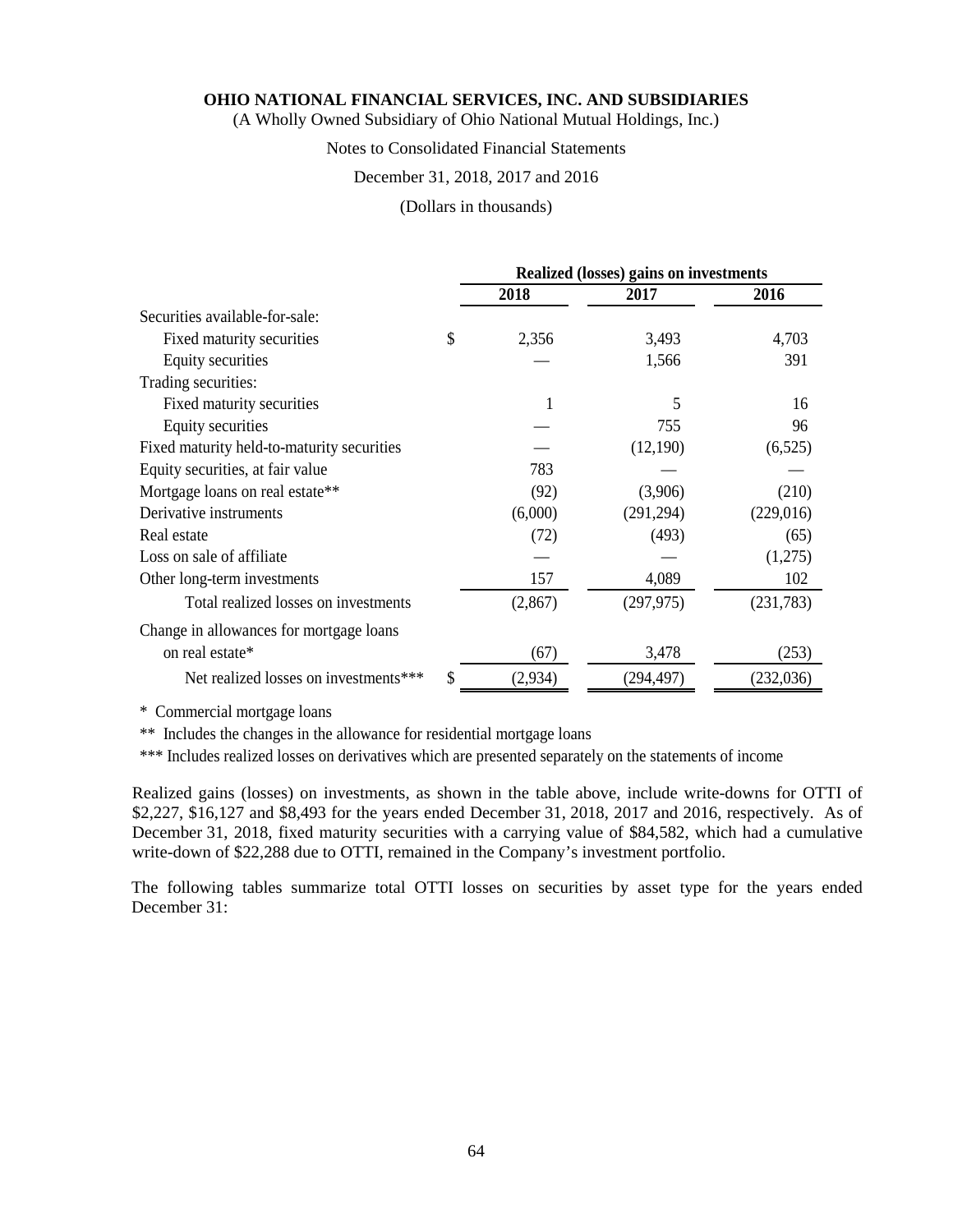| | Realized (losses) gains on investments | | |
|---|---|---|---|
| | 2018 | 2017 | 2016 |
| Securities available-for-sale: | | | |
| Fixed maturity securities | $ 2,356 | 3,493 | 4,703 |
| Equity securities | — | 1,566 | 391 |
| Trading securities: | | | |
| Fixed maturity securities | 1 | 5 | 16 |
| Equity securities | — | 755 | 96 |
| Fixed maturity held-to-maturity securities | — | (12,190) | (6,525) |
| Equity securities, at fair value | 783 | — | — |
| Mortgage loans on real estate** | (92) | (3,906) | (210) |
| Derivative instruments | (6,000) | (291,294) | (229,016) |
| Real estate | (72) | (493) | (65) |
| Loss on sale of affiliate | — | — | (1,275) |
| Other long-term investments | 157 | 4,089 | 102 |
| Total realized losses on investments | (2,867) | (297,975) | (231,783) |
| Change in allowances for mortgage loans on real estate* | (67) | 3,478 | (253) |
| Net realized losses on investments*** | $ (2,934) | (294,497) | (232,036) |

\* Commercial mortgage loans

** Includes the changes in the allowance for residential mortgage loans

*** Includes realized losses on derivatives which are presented separately on the statements of income

Realized gains (losses) on investments, as shown in the table above, include write-downs for OTTI of $2,227, $16,127 and $8,493 for the years ended December 31, 2018, 2017 and 2016, respectively. As of December 31, 2018, fixed maturity securities with a carrying value of $84,582, which had a cumulative write-down of $22,288 due to OTTI, remained in the Company's investment portfolio.

The following tables summarize total OTTI losses on securities by asset type for the years ended December 31: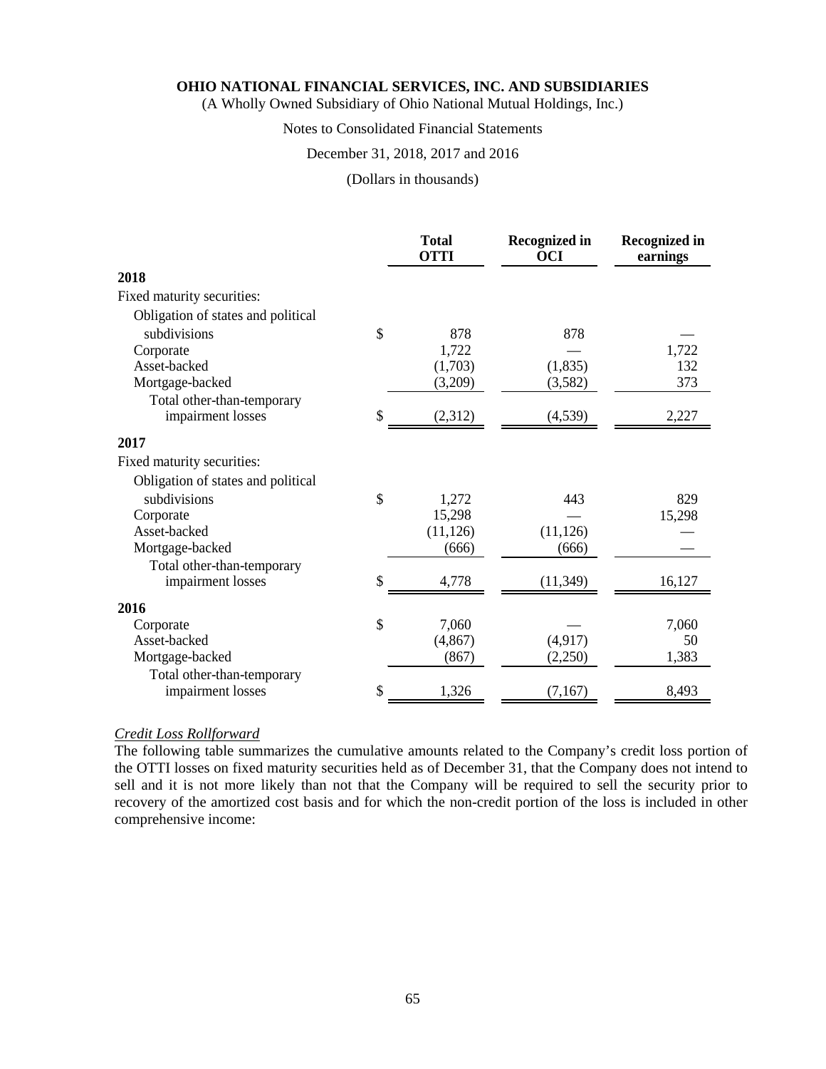| | Total OTTI | Recognized in OCI | Recognized in earnings |
|---|---|---|---|
| **2018** | | | |
| Fixed maturity securities: | | | |
| Obligation of states and political subdivisions | $ 878 | 878 | — |
| Corporate | 1,722 | — | 1,722 |
| Asset-backed | (1,703) | (1,835) | 132 |
| Mortgage-backed | (3,209) | (3,582) | 373 |
| Total other-than-temporary impairment losses | $ (2,312) | (4,539) | 2,227 |
| **2017** | | | |
| Fixed maturity securities: | | | |
| Obligation of states and political subdivisions | $ 1,272 | 443 | 829 |
| Corporate | 15,298 | — | 15,298 |
| Asset-backed | (11,126) | (11,126) | — |
| Mortgage-backed | (666) | (666) | — |
| Total other-than-temporary impairment losses | $ 4,778 | (11,349) | 16,127 |
| **2016** | | | |
| Corporate | $ 7,060 | — | 7,060 |
| Asset-backed | (4,867) | (4,917) | 50 |
| Mortgage-backed | (867) | (2,250) | 1,383 |
| Total other-than-temporary impairment losses | $ 1,326 | (7,167) | 8,493 |

*Credit Loss Rollforward*

The following table summarizes the cumulative amounts related to the Company's credit loss portion of the OTTI losses on fixed maturity securities held as of December 31, that the Company does not intend to sell and it is not more likely than not that the Company will be required to sell the security prior to recovery of the amortized cost basis and for which the non-credit portion of the loss is included in other comprehensive income: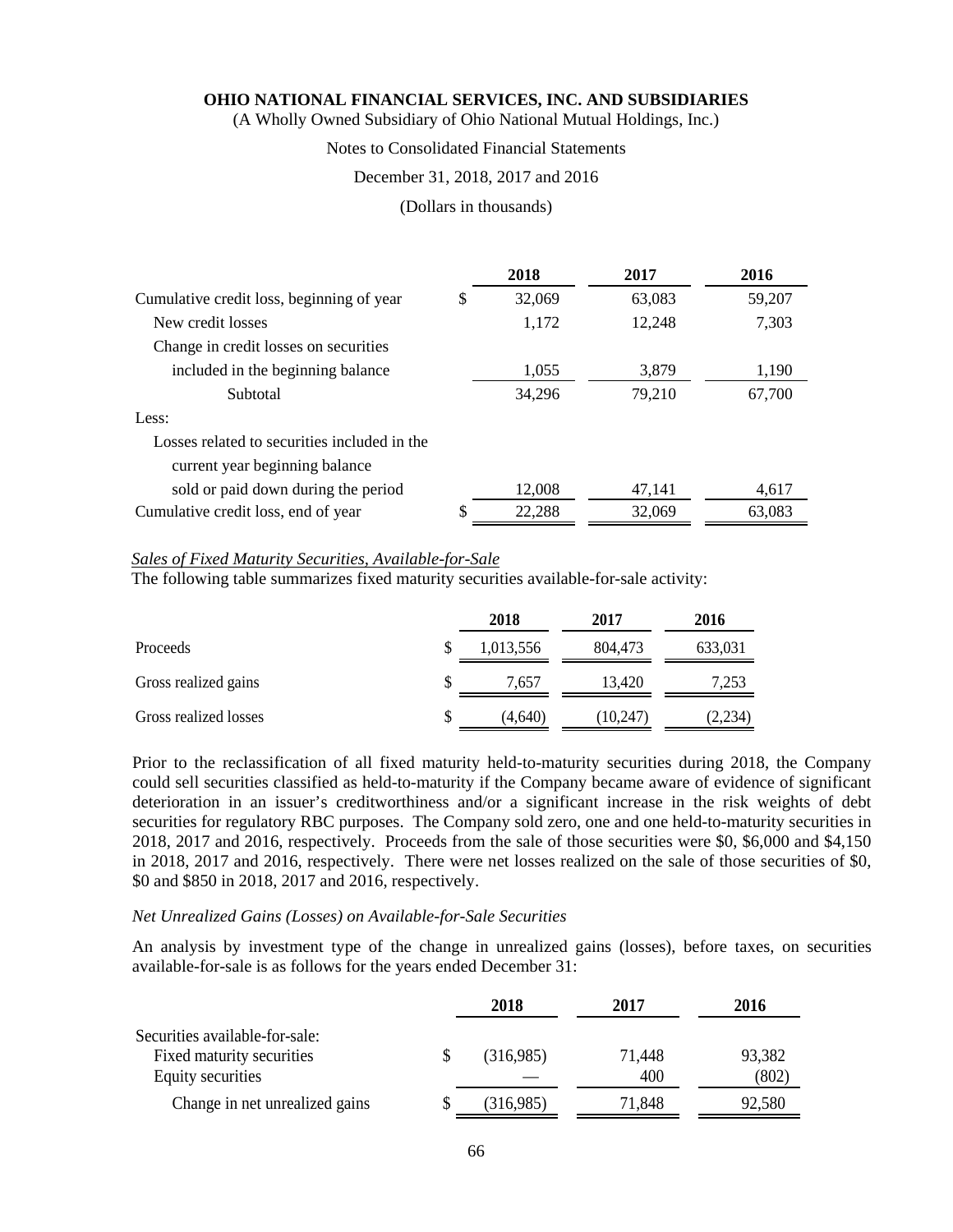**OHIO NATIONAL FINANCIAL SERVICES, INC. AND SUBSIDIARIES**
(A Wholly Owned Subsidiary of Ohio National Mutual Holdings, Inc.)

Notes to Consolidated Financial Statements

December 31, 2018, 2017 and 2016

(Dollars in thousands)

| | 2018 | 2017 | 2016 |
|---|---|---|---|
| Cumulative credit loss, beginning of year | $ 32,069 | 63,083 | 59,207 |
| New credit losses | 1,172 | 12,248 | 7,303 |
| Change in credit losses on securities included in the beginning balance | 1,055 | 3,879 | 1,190 |
| Subtotal | 34,296 | 79,210 | 67,700 |
| Less: | | | |
| Losses related to securities included in the current year beginning balance sold or paid down during the period | 12,008 | 47,141 | 4,617 |
| Cumulative credit loss, end of year | $ 22,288 | 32,069 | 63,083 |

*Sales of Fixed Maturity Securities, Available-for-Sale*

The following table summarizes fixed maturity securities available-for-sale activity:

| | 2018 | 2017 | 2016 |
|---|---|---|---|
| Proceeds | $ 1,013,556 | 804,473 | 633,031 |
| Gross realized gains | $ 7,657 | 13,420 | 7,253 |
| Gross realized losses | $ (4,640) | (10,247) | (2,234) |

Prior to the reclassification of all fixed maturity held-to-maturity securities during 2018, the Company could sell securities classified as held-to-maturity if the Company became aware of evidence of significant deterioration in an issuer's creditworthiness and/or a significant increase in the risk weights of debt securities for regulatory RBC purposes. The Company sold zero, one and one held-to-maturity securities in 2018, 2017 and 2016, respectively. Proceeds from the sale of those securities were $0, $6,000 and $4,150 in 2018, 2017 and 2016, respectively. There were net losses realized on the sale of those securities of $0, $0 and $850 in 2018, 2017 and 2016, respectively.

*Net Unrealized Gains (Losses) on Available-for-Sale Securities*

An analysis by investment type of the change in unrealized gains (losses), before taxes, on securities available-for-sale is as follows for the years ended December 31:

| | 2018 | 2017 | 2016 |
|---|---|---|---|
| Securities available-for-sale: | | | |
| Fixed maturity securities | $ (316,985) | 71,448 | 93,382 |
| Equity securities | — | 400 | (802) |
| Change in net unrealized gains | $ (316,985) | 71,848 | 92,580 |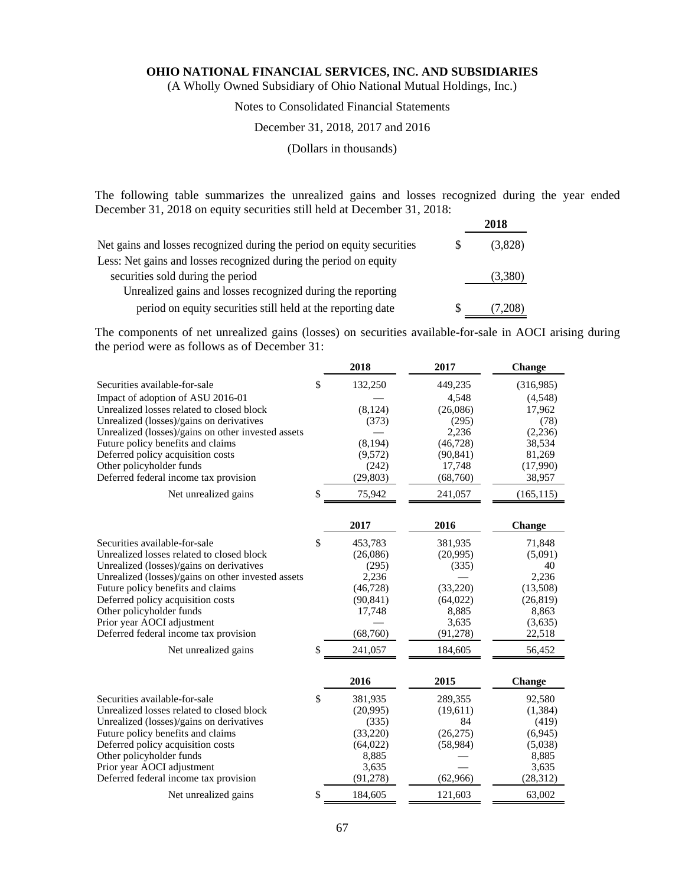The following table summarizes the unrealized gains and losses recognized during the year ended December 31, 2018 on equity securities still held at December 31, 2018:

| | | 2018 |
|---|---|---|
| Net gains and losses recognized during the period on equity securities | $ | (3,828) |
| Less: Net gains and losses recognized during the period on equity securities sold during the period | | (3,380) |
| Unrealized gains and losses recognized during the reporting period on equity securities still held at the reporting date | $ | (7,208) |

The components of net unrealized gains (losses) on securities available-for-sale in AOCI arising during the period were as follows as of December 31:

| | | 2018 | 2017 | Change |
|---|---|---|---|---|
| Securities available-for-sale | $ | 132,250 | 449,235 | (316,985) |
| Impact of adoption of ASU 2016-01 | | — | 4,548 | (4,548) |
| Unrealized losses related to closed block | | (8,124) | (26,086) | 17,962 |
| Unrealized (losses)/gains on derivatives | | (373) | (295) | (78) |
| Unrealized (losses)/gains on other invested assets | | — | 2,236 | (2,236) |
| Future policy benefits and claims | | (8,194) | (46,728) | 38,534 |
| Deferred policy acquisition costs | | (9,572) | (90,841) | 81,269 |
| Other policyholder funds | | (242) | 17,748 | (17,990) |
| Deferred federal income tax provision | | (29,803) | (68,760) | 38,957 |
| Net unrealized gains | $ | 75,942 | 241,057 | (165,115) |

| | | 2017 | 2016 | Change |
|---|---|---|---|---|
| Securities available-for-sale | $ | 453,783 | 381,935 | 71,848 |
| Unrealized losses related to closed block | | (26,086) | (20,995) | (5,091) |
| Unrealized (losses)/gains on derivatives | | (295) | (335) | 40 |
| Unrealized (losses)/gains on other invested assets | | 2,236 | — | 2,236 |
| Future policy benefits and claims | | (46,728) | (33,220) | (13,508) |
| Deferred policy acquisition costs | | (90,841) | (64,022) | (26,819) |
| Other policyholder funds | | 17,748 | 8,885 | 8,863 |
| Prior year AOCI adjustment | | — | 3,635 | (3,635) |
| Deferred federal income tax provision | | (68,760) | (91,278) | 22,518 |
| Net unrealized gains | $ | 241,057 | 184,605 | 56,452 |

| | | 2016 | 2015 | Change |
|---|---|---|---|---|
| Securities available-for-sale | $ | 381,935 | 289,355 | 92,580 |
| Unrealized losses related to closed block | | (20,995) | (19,611) | (1,384) |
| Unrealized (losses)/gains on derivatives | | (335) | 84 | (419) |
| Future policy benefits and claims | | (33,220) | (26,275) | (6,945) |
| Deferred policy acquisition costs | | (64,022) | (58,984) | (5,038) |
| Other policyholder funds | | 8,885 | — | 8,885 |
| Prior year AOCI adjustment | | 3,635 | — | 3,635 |
| Deferred federal income tax provision | | (91,278) | (62,966) | (28,312) |
| Net unrealized gains | $ | 184,605 | 121,603 | 63,002 |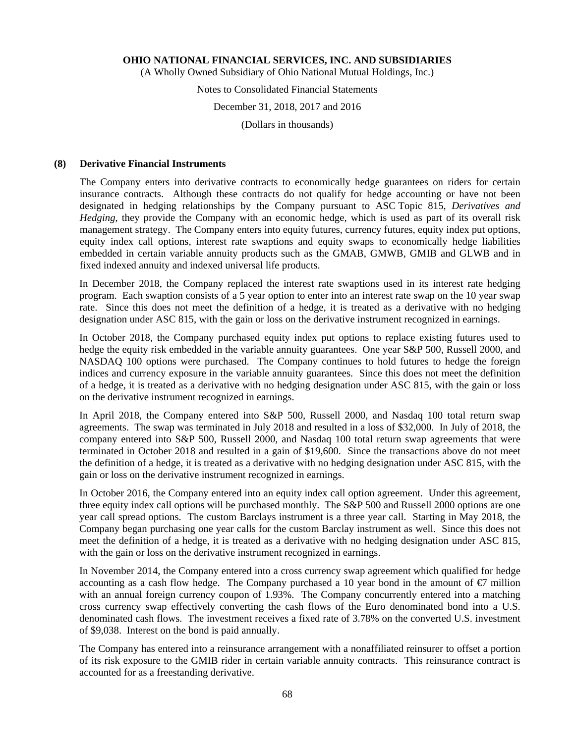## (8) Derivative Financial Instruments

The Company enters into derivative contracts to economically hedge guarantees on riders for certain insurance contracts. Although these contracts do not qualify for hedge accounting or have not been designated in hedging relationships by the Company pursuant to ASC Topic 815, *Derivatives and Hedging*, they provide the Company with an economic hedge, which is used as part of its overall risk management strategy. The Company enters into equity futures, currency futures, equity index put options, equity index call options, interest rate swaptions and equity swaps to economically hedge liabilities embedded in certain variable annuity products such as the GMAB, GMWB, GMIB and GLWB and in fixed indexed annuity and indexed universal life products.

In December 2018, the Company replaced the interest rate swaptions used in its interest rate hedging program. Each swaption consists of a 5 year option to enter into an interest rate swap on the 10 year swap rate. Since this does not meet the definition of a hedge, it is treated as a derivative with no hedging designation under ASC 815, with the gain or loss on the derivative instrument recognized in earnings.

In October 2018, the Company purchased equity index put options to replace existing futures used to hedge the equity risk embedded in the variable annuity guarantees. One year S&P 500, Russell 2000, and NASDAQ 100 options were purchased. The Company continues to hold futures to hedge the foreign indices and currency exposure in the variable annuity guarantees. Since this does not meet the definition of a hedge, it is treated as a derivative with no hedging designation under ASC 815, with the gain or loss on the derivative instrument recognized in earnings.

In April 2018, the Company entered into S&P 500, Russell 2000, and Nasdaq 100 total return swap agreements. The swap was terminated in July 2018 and resulted in a loss of $32,000. In July of 2018, the company entered into S&P 500, Russell 2000, and Nasdaq 100 total return swap agreements that were terminated in October 2018 and resulted in a gain of $19,600. Since the transactions above do not meet the definition of a hedge, it is treated as a derivative with no hedging designation under ASC 815, with the gain or loss on the derivative instrument recognized in earnings.

In October 2016, the Company entered into an equity index call option agreement. Under this agreement, three equity index call options will be purchased monthly. The S&P 500 and Russell 2000 options are one year call spread options. The custom Barclays instrument is a three year call. Starting in May 2018, the Company began purchasing one year calls for the custom Barclay instrument as well. Since this does not meet the definition of a hedge, it is treated as a derivative with no hedging designation under ASC 815, with the gain or loss on the derivative instrument recognized in earnings.

In November 2014, the Company entered into a cross currency swap agreement which qualified for hedge accounting as a cash flow hedge. The Company purchased a 10 year bond in the amount of €7 million with an annual foreign currency coupon of 1.93%. The Company concurrently entered into a matching cross currency swap effectively converting the cash flows of the Euro denominated bond into a U.S. denominated cash flows. The investment receives a fixed rate of 3.78% on the converted U.S. investment of $9,038. Interest on the bond is paid annually.

The Company has entered into a reinsurance arrangement with a nonaffiliated reinsurer to offset a portion of its risk exposure to the GMIB rider in certain variable annuity contracts. This reinsurance contract is accounted for as a freestanding derivative.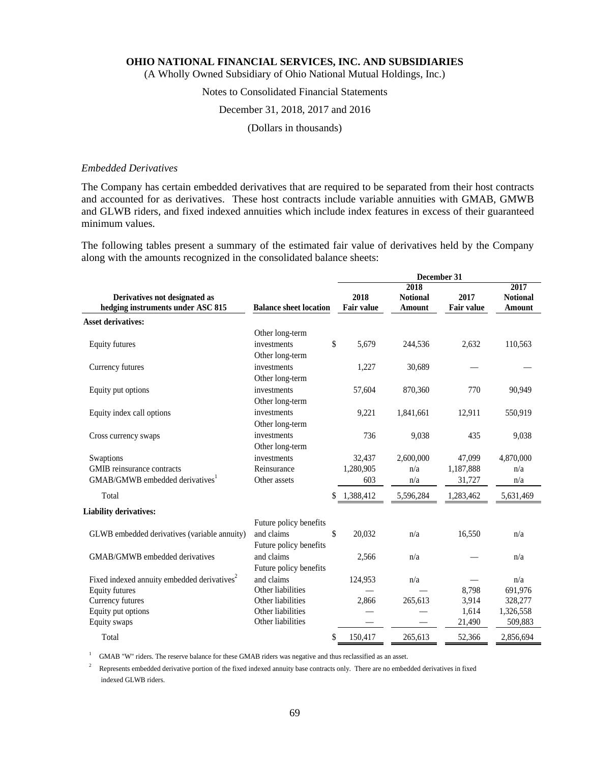*Embedded Derivatives*

The Company has certain embedded derivatives that are required to be separated from their host contracts and accounted for as derivatives. These host contracts include variable annuities with GMAB, GMWB and GLWB riders, and fixed indexed annuities which include index features in excess of their guaranteed minimum values.

The following tables present a summary of the estimated fair value of derivatives held by the Company along with the amounts recognized in the consolidated balance sheets:

| Derivatives not designated as hedging instruments under ASC 815 | Balance sheet location | December 31 | | | |
|---|---|---|---|---|---|
| | | 2018 Fair value | 2018 Notional Amount | 2017 Fair value | 2017 Notional Amount |
| **Asset derivatives:** | | | | | |
| Equity futures | Other long-term investments | $ 5,679 | 244,536 | 2,632 | 110,563 |
| Currency futures | Other long-term investments | 1,227 | 30,689 | — | — |
| Equity put options | Other long-term investments | 57,604 | 870,360 | 770 | 90,949 |
| Equity index call options | Other long-term investments | 9,221 | 1,841,661 | 12,911 | 550,919 |
| Cross currency swaps | Other long-term investments | 736 | 9,038 | 435 | 9,038 |
| Swaptions | Other long-term investments | 32,437 | 2,600,000 | 47,099 | 4,870,000 |
| GMIB reinsurance contracts | Reinsurance | 1,280,905 | n/a | 1,187,888 | n/a |
| GMAB/GMWB embedded derivatives[1] | Other assets | 603 | n/a | 31,727 | n/a |
| Total | | $ 1,388,412 | 5,596,284 | 1,283,462 | 5,631,469 |
| **Liability derivatives:** | | | | | |
| GLWB embedded derivatives (variable annuity) | Future policy benefits and claims | $ 20,032 | n/a | 16,550 | n/a |
| GMAB/GMWB embedded derivatives | Future policy benefits and claims | 2,566 | n/a | — | n/a |
| Fixed indexed annuity embedded derivatives[2] | Future policy benefits and claims | 124,953 | n/a | — | n/a |
| Equity futures | Other liabilities | — | — | 8,798 | 691,976 |
| Currency futures | Other liabilities | 2,866 | 265,613 | 3,914 | 328,277 |
| Equity put options | Other liabilities | — | — | 1,614 | 1,326,558 |
| Equity swaps | Other liabilities | — | — | 21,490 | 509,883 |
| Total | | $ 150,417 | 265,613 | 52,366 | 2,856,694 |

[1] GMAB "W" riders. The reserve balance for these GMAB riders was negative and thus reclassified as an asset.

[2] Represents embedded derivative portion of the fixed indexed annuity base contracts only. There are no embedded derivatives in fixed indexed GLWB riders.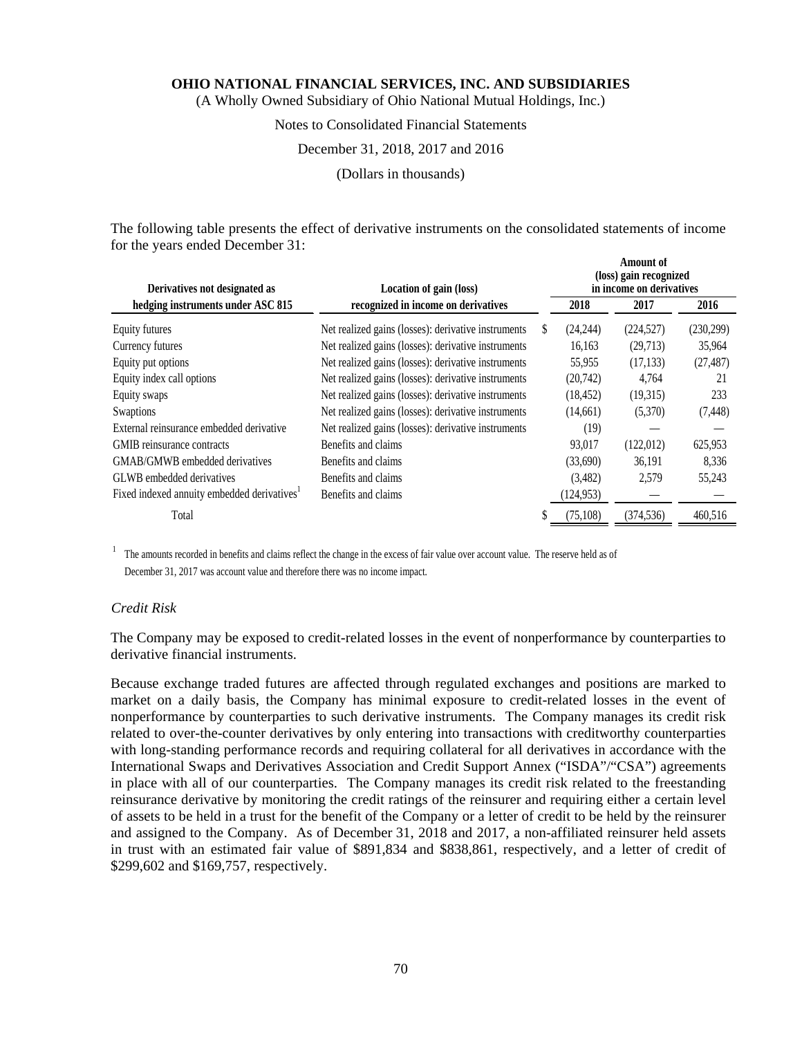The following table presents the effect of derivative instruments on the consolidated statements of income for the years ended December 31:

| Derivatives not designated as hedging instruments under ASC 815 | Location of gain (loss) recognized in income on derivatives | Amount of (loss) gain recognized in income on derivatives | | |
|---|---|---|---|---|
| | | 2018 | 2017 | 2016 |
| Equity futures | Net realized gains (losses): derivative instruments | $ (24,244) | (224,527) | (230,299) |
| Currency futures | Net realized gains (losses): derivative instruments | 16,163 | (29,713) | 35,964 |
| Equity put options | Net realized gains (losses): derivative instruments | 55,955 | (17,133) | (27,487) |
| Equity index call options | Net realized gains (losses): derivative instruments | (20,742) | 4,764 | 21 |
| Equity swaps | Net realized gains (losses): derivative instruments | (18,452) | (19,315) | 233 |
| Swaptions | Net realized gains (losses): derivative instruments | (14,661) | (5,370) | (7,448) |
| External reinsurance embedded derivative | Net realized gains (losses): derivative instruments | (19) | — | — |
| GMIB reinsurance contracts | Benefits and claims | 93,017 | (122,012) | 625,953 |
| GMAB/GMWB embedded derivatives | Benefits and claims | (33,690) | 36,191 | 8,336 |
| GLWB embedded derivatives | Benefits and claims | (3,482) | 2,579 | 55,243 |
| Fixed indexed annuity embedded derivatives[1] | Benefits and claims | (124,953) | — | — |
| Total | | $ (75,108) | (374,536) | 460,516 |

[1] The amounts recorded in benefits and claims reflect the change in the excess of fair value over account value. The reserve held as of December 31, 2017 was account value and therefore there was no income impact.

*Credit Risk*

The Company may be exposed to credit-related losses in the event of nonperformance by counterparties to derivative financial instruments.

Because exchange traded futures are affected through regulated exchanges and positions are marked to market on a daily basis, the Company has minimal exposure to credit-related losses in the event of nonperformance by counterparties to such derivative instruments. The Company manages its credit risk related to over-the-counter derivatives by only entering into transactions with creditworthy counterparties with long-standing performance records and requiring collateral for all derivatives in accordance with the International Swaps and Derivatives Association and Credit Support Annex ("ISDA"/"CSA") agreements in place with all of our counterparties. The Company manages its credit risk related to the freestanding reinsurance derivative by monitoring the credit ratings of the reinsurer and requiring either a certain level of assets to be held in a trust for the benefit of the Company or a letter of credit to be held by the reinsurer and assigned to the Company. As of December 31, 2018 and 2017, a non-affiliated reinsurer held assets in trust with an estimated fair value of $891,834 and $838,861, respectively, and a letter of credit of $299,602 and $169,757, respectively.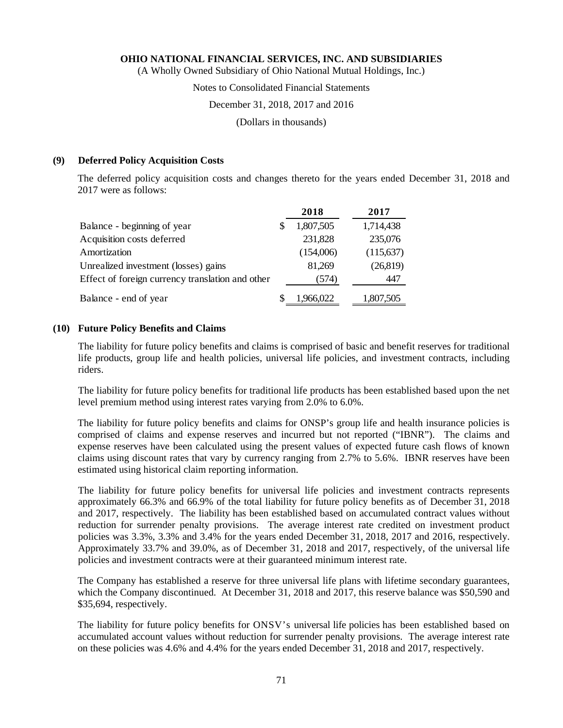## (9) Deferred Policy Acquisition Costs

The deferred policy acquisition costs and changes thereto for the years ended December 31, 2018 and 2017 were as follows:

| | 2018 | 2017 |
|---|---|---|
| Balance - beginning of year | $ 1,807,505 | 1,714,438 |
| Acquisition costs deferred | 231,828 | 235,076 |
| Amortization | (154,006) | (115,637) |
| Unrealized investment (losses) gains | 81,269 | (26,819) |
| Effect of foreign currency translation and other | (574) | 447 |
| Balance - end of year | $ 1,966,022 | 1,807,505 |

## (10) Future Policy Benefits and Claims

The liability for future policy benefits and claims is comprised of basic and benefit reserves for traditional life products, group life and health policies, universal life policies, and investment contracts, including riders.

The liability for future policy benefits for traditional life products has been established based upon the net level premium method using interest rates varying from 2.0% to 6.0%.

The liability for future policy benefits and claims for ONSP's group life and health insurance policies is comprised of claims and expense reserves and incurred but not reported ("IBNR"). The claims and expense reserves have been calculated using the present values of expected future cash flows of known claims using discount rates that vary by currency ranging from 2.7% to 5.6%. IBNR reserves have been estimated using historical claim reporting information.

The liability for future policy benefits for universal life policies and investment contracts represents approximately 66.3% and 66.9% of the total liability for future policy benefits as of December 31, 2018 and 2017, respectively. The liability has been established based on accumulated contract values without reduction for surrender penalty provisions. The average interest rate credited on investment product policies was 3.3%, 3.3% and 3.4% for the years ended December 31, 2018, 2017 and 2016, respectively. Approximately 33.7% and 39.0%, as of December 31, 2018 and 2017, respectively, of the universal life policies and investment contracts were at their guaranteed minimum interest rate.

The Company has established a reserve for three universal life plans with lifetime secondary guarantees, which the Company discontinued. At December 31, 2018 and 2017, this reserve balance was $50,590 and $35,694, respectively.

The liability for future policy benefits for ONSV's universal life policies has been established based on accumulated account values without reduction for surrender penalty provisions. The average interest rate on these policies was 4.6% and 4.4% for the years ended December 31, 2018 and 2017, respectively.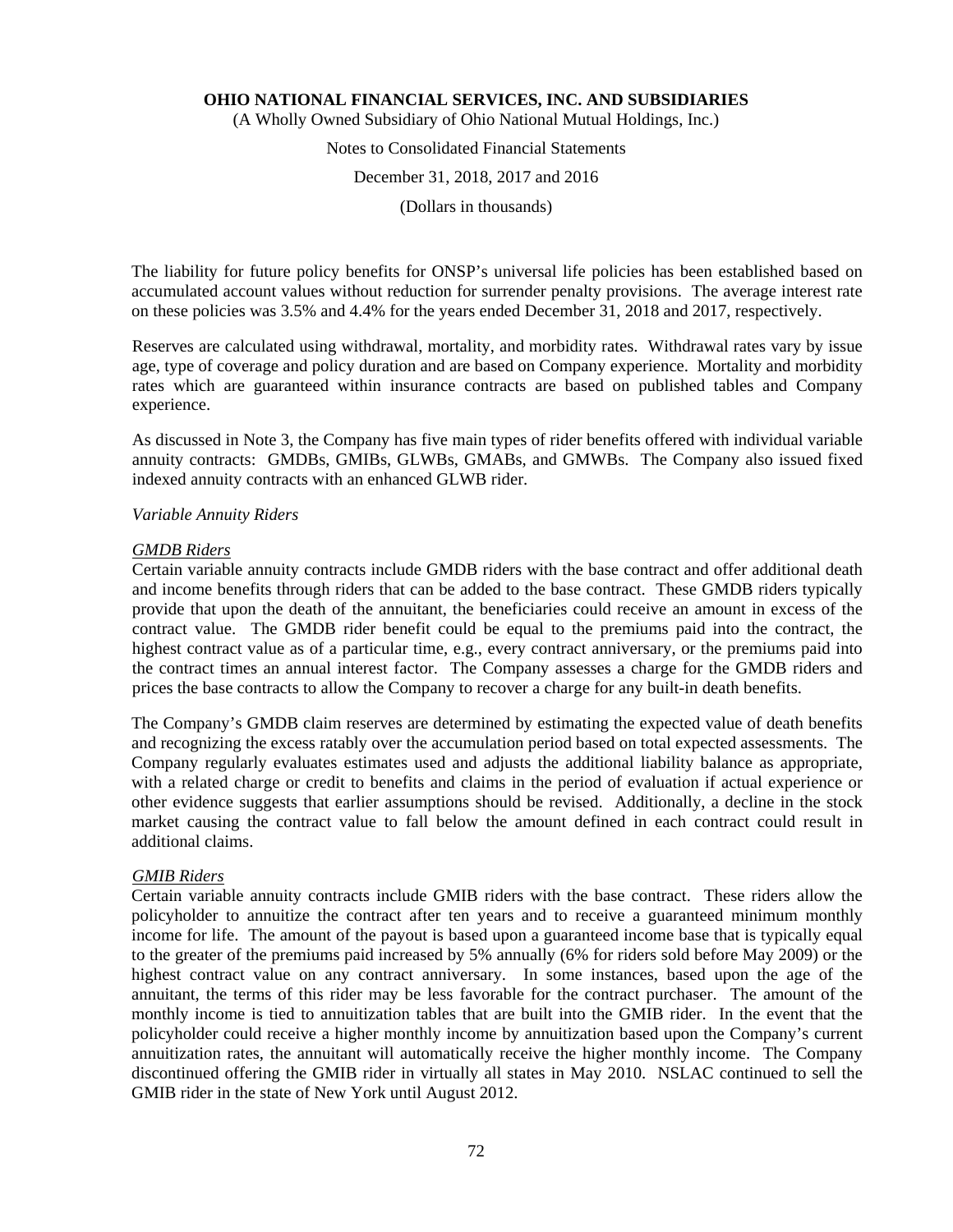The liability for future policy benefits for ONSP's universal life policies has been established based on accumulated account values without reduction for surrender penalty provisions. The average interest rate on these policies was 3.5% and 4.4% for the years ended December 31, 2018 and 2017, respectively.

Reserves are calculated using withdrawal, mortality, and morbidity rates. Withdrawal rates vary by issue age, type of coverage and policy duration and are based on Company experience. Mortality and morbidity rates which are guaranteed within insurance contracts are based on published tables and Company experience.

As discussed in Note 3, the Company has five main types of rider benefits offered with individual variable annuity contracts: GMDBs, GMIBs, GLWBs, GMABs, and GMWBs. The Company also issued fixed indexed annuity contracts with an enhanced GLWB rider.

*Variable Annuity Riders*

*GMDB Riders*

Certain variable annuity contracts include GMDB riders with the base contract and offer additional death and income benefits through riders that can be added to the base contract. These GMDB riders typically provide that upon the death of the annuitant, the beneficiaries could receive an amount in excess of the contract value. The GMDB rider benefit could be equal to the premiums paid into the contract, the highest contract value as of a particular time, e.g., every contract anniversary, or the premiums paid into the contract times an annual interest factor. The Company assesses a charge for the GMDB riders and prices the base contracts to allow the Company to recover a charge for any built-in death benefits.

The Company's GMDB claim reserves are determined by estimating the expected value of death benefits and recognizing the excess ratably over the accumulation period based on total expected assessments. The Company regularly evaluates estimates used and adjusts the additional liability balance as appropriate, with a related charge or credit to benefits and claims in the period of evaluation if actual experience or other evidence suggests that earlier assumptions should be revised. Additionally, a decline in the stock market causing the contract value to fall below the amount defined in each contract could result in additional claims.

*GMIB Riders*

Certain variable annuity contracts include GMIB riders with the base contract. These riders allow the policyholder to annuitize the contract after ten years and to receive a guaranteed minimum monthly income for life. The amount of the payout is based upon a guaranteed income base that is typically equal to the greater of the premiums paid increased by 5% annually (6% for riders sold before May 2009) or the highest contract value on any contract anniversary. In some instances, based upon the age of the annuitant, the terms of this rider may be less favorable for the contract purchaser. The amount of the monthly income is tied to annuitization tables that are built into the GMIB rider. In the event that the policyholder could receive a higher monthly income by annuitization based upon the Company's current annuitization rates, the annuitant will automatically receive the higher monthly income. The Company discontinued offering the GMIB rider in virtually all states in May 2010. NSLAC continued to sell the GMIB rider in the state of New York until August 2012.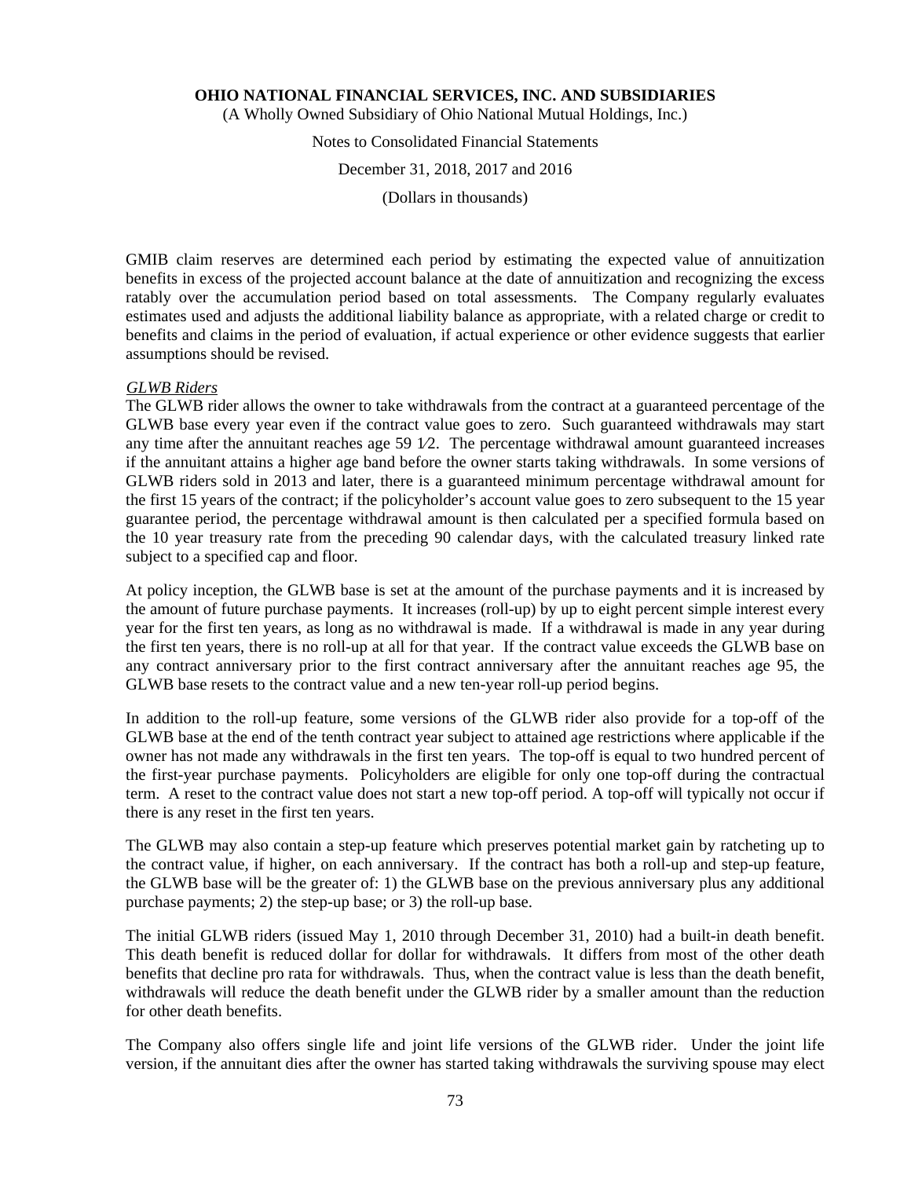GMIB claim reserves are determined each period by estimating the expected value of annuitization benefits in excess of the projected account balance at the date of annuitization and recognizing the excess ratably over the accumulation period based on total assessments. The Company regularly evaluates estimates used and adjusts the additional liability balance as appropriate, with a related charge or credit to benefits and claims in the period of evaluation, if actual experience or other evidence suggests that earlier assumptions should be revised.

*GLWB Riders*

The GLWB rider allows the owner to take withdrawals from the contract at a guaranteed percentage of the GLWB base every year even if the contract value goes to zero. Such guaranteed withdrawals may start any time after the annuitant reaches age 59 1⁄2. The percentage withdrawal amount guaranteed increases if the annuitant attains a higher age band before the owner starts taking withdrawals. In some versions of GLWB riders sold in 2013 and later, there is a guaranteed minimum percentage withdrawal amount for the first 15 years of the contract; if the policyholder's account value goes to zero subsequent to the 15 year guarantee period, the percentage withdrawal amount is then calculated per a specified formula based on the 10 year treasury rate from the preceding 90 calendar days, with the calculated treasury linked rate subject to a specified cap and floor.

At policy inception, the GLWB base is set at the amount of the purchase payments and it is increased by the amount of future purchase payments. It increases (roll-up) by up to eight percent simple interest every year for the first ten years, as long as no withdrawal is made. If a withdrawal is made in any year during the first ten years, there is no roll-up at all for that year. If the contract value exceeds the GLWB base on any contract anniversary prior to the first contract anniversary after the annuitant reaches age 95, the GLWB base resets to the contract value and a new ten-year roll-up period begins.

In addition to the roll-up feature, some versions of the GLWB rider also provide for a top-off of the GLWB base at the end of the tenth contract year subject to attained age restrictions where applicable if the owner has not made any withdrawals in the first ten years. The top-off is equal to two hundred percent of the first-year purchase payments. Policyholders are eligible for only one top-off during the contractual term. A reset to the contract value does not start a new top-off period. A top-off will typically not occur if there is any reset in the first ten years.

The GLWB may also contain a step-up feature which preserves potential market gain by ratcheting up to the contract value, if higher, on each anniversary. If the contract has both a roll-up and step-up feature, the GLWB base will be the greater of: 1) the GLWB base on the previous anniversary plus any additional purchase payments; 2) the step-up base; or 3) the roll-up base.

The initial GLWB riders (issued May 1, 2010 through December 31, 2010) had a built-in death benefit. This death benefit is reduced dollar for dollar for withdrawals. It differs from most of the other death benefits that decline pro rata for withdrawals. Thus, when the contract value is less than the death benefit, withdrawals will reduce the death benefit under the GLWB rider by a smaller amount than the reduction for other death benefits.

The Company also offers single life and joint life versions of the GLWB rider. Under the joint life version, if the annuitant dies after the owner has started taking withdrawals the surviving spouse may elect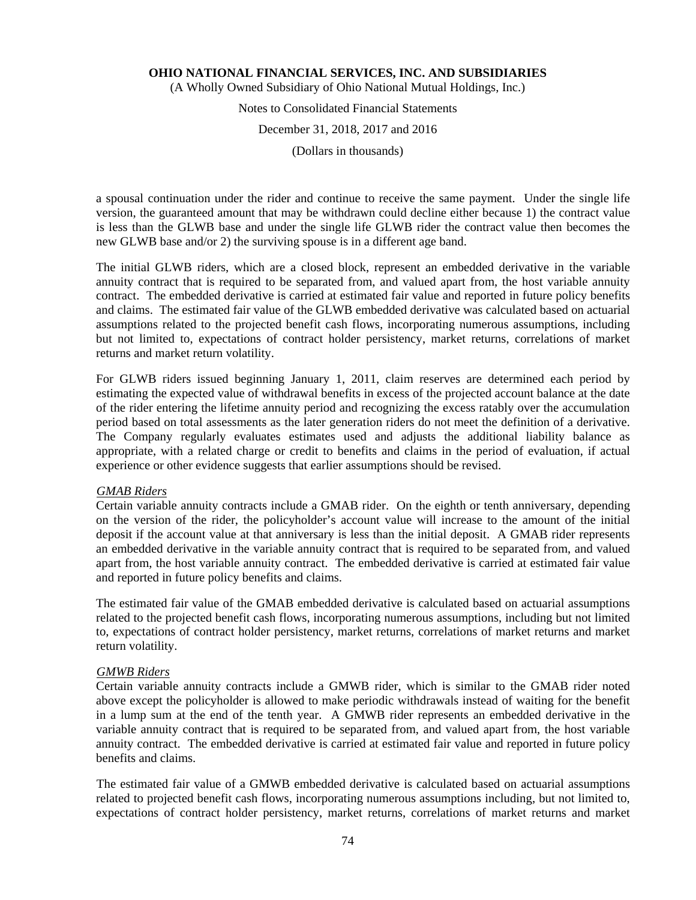a spousal continuation under the rider and continue to receive the same payment. Under the single life version, the guaranteed amount that may be withdrawn could decline either because 1) the contract value is less than the GLWB base and under the single life GLWB rider the contract value then becomes the new GLWB base and/or 2) the surviving spouse is in a different age band.

The initial GLWB riders, which are a closed block, represent an embedded derivative in the variable annuity contract that is required to be separated from, and valued apart from, the host variable annuity contract. The embedded derivative is carried at estimated fair value and reported in future policy benefits and claims. The estimated fair value of the GLWB embedded derivative was calculated based on actuarial assumptions related to the projected benefit cash flows, incorporating numerous assumptions, including but not limited to, expectations of contract holder persistency, market returns, correlations of market returns and market return volatility.

For GLWB riders issued beginning January 1, 2011, claim reserves are determined each period by estimating the expected value of withdrawal benefits in excess of the projected account balance at the date of the rider entering the lifetime annuity period and recognizing the excess ratably over the accumulation period based on total assessments as the later generation riders do not meet the definition of a derivative. The Company regularly evaluates estimates used and adjusts the additional liability balance as appropriate, with a related charge or credit to benefits and claims in the period of evaluation, if actual experience or other evidence suggests that earlier assumptions should be revised.

*GMAB Riders*

Certain variable annuity contracts include a GMAB rider. On the eighth or tenth anniversary, depending on the version of the rider, the policyholder's account value will increase to the amount of the initial deposit if the account value at that anniversary is less than the initial deposit. A GMAB rider represents an embedded derivative in the variable annuity contract that is required to be separated from, and valued apart from, the host variable annuity contract. The embedded derivative is carried at estimated fair value and reported in future policy benefits and claims.

The estimated fair value of the GMAB embedded derivative is calculated based on actuarial assumptions related to the projected benefit cash flows, incorporating numerous assumptions, including but not limited to, expectations of contract holder persistency, market returns, correlations of market returns and market return volatility.

*GMWB Riders*

Certain variable annuity contracts include a GMWB rider, which is similar to the GMAB rider noted above except the policyholder is allowed to make periodic withdrawals instead of waiting for the benefit in a lump sum at the end of the tenth year. A GMWB rider represents an embedded derivative in the variable annuity contract that is required to be separated from, and valued apart from, the host variable annuity contract. The embedded derivative is carried at estimated fair value and reported in future policy benefits and claims.

The estimated fair value of a GMWB embedded derivative is calculated based on actuarial assumptions related to projected benefit cash flows, incorporating numerous assumptions including, but not limited to, expectations of contract holder persistency, market returns, correlations of market returns and market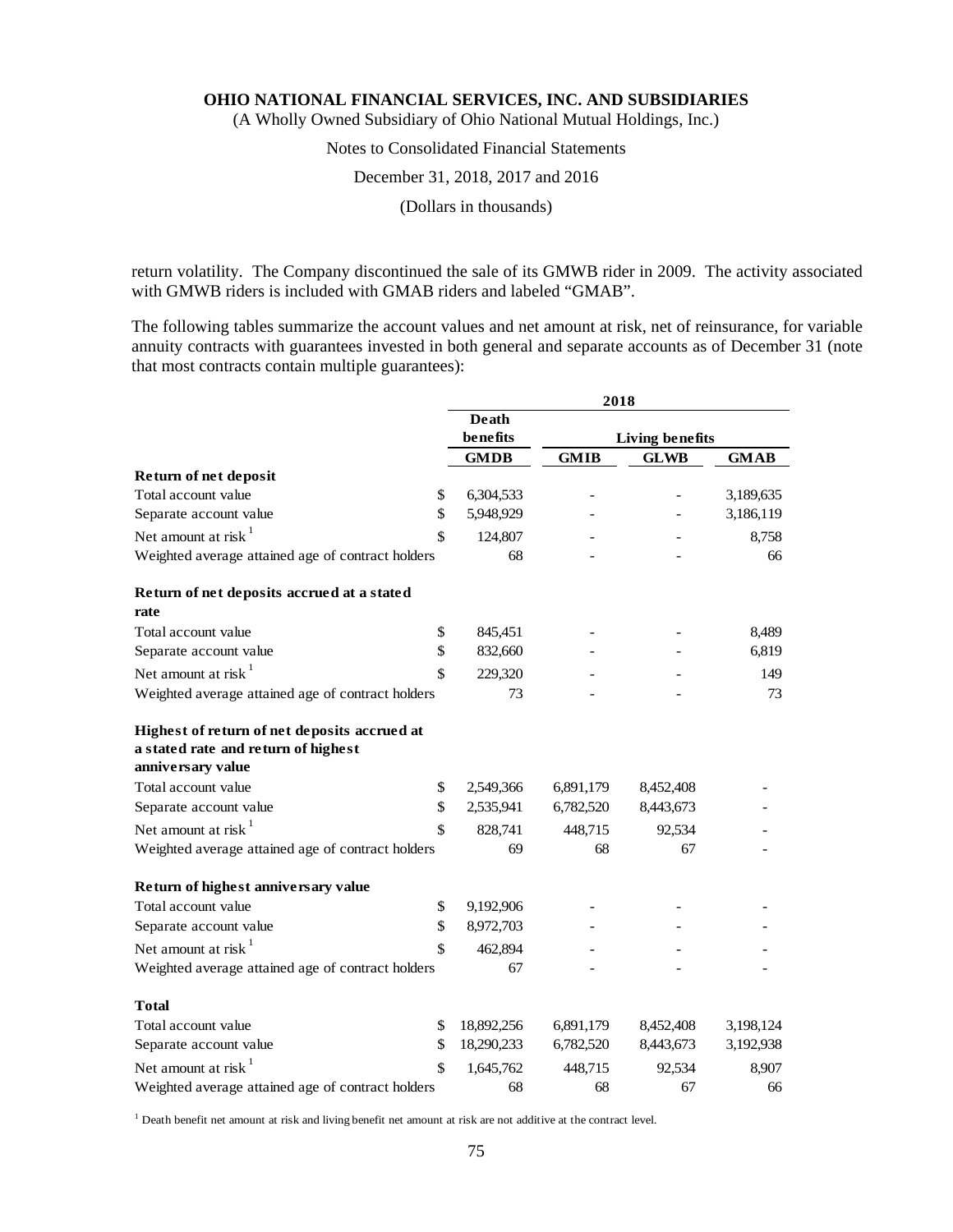return volatility. The Company discontinued the sale of its GMWB rider in 2009. The activity associated with GMWB riders is included with GMAB riders and labeled "GMAB".

The following tables summarize the account values and net amount at risk, net of reinsurance, for variable annuity contracts with guarantees invested in both general and separate accounts as of December 31 (note that most contracts contain multiple guarantees):

| | 2018 | | | |
|---|---|---|---|---|
| | Death benefits | Living benefits | | |
| | GMDB | GMIB | GLWB | GMAB |
| **Return of net deposit** | | | | |
| Total account value | $ 6,304,533 | - | - | 3,189,635 |
| Separate account value | $ 5,948,929 | - | - | 3,186,119 |
| Net amount at risk [1] | $ 124,807 | - | - | 8,758 |
| Weighted average attained age of contract holders | 68 | - | - | 66 |
| **Return of net deposits accrued at a stated rate** | | | | |
| Total account value | $ 845,451 | - | - | 8,489 |
| Separate account value | $ 832,660 | - | - | 6,819 |
| Net amount at risk [1] | $ 229,320 | - | - | 149 |
| Weighted average attained age of contract holders | 73 | - | - | 73 |
| **Highest of return of net deposits accrued at a stated rate and return of highest anniversary value** | | | | |
| Total account value | $ 2,549,366 | 6,891,179 | 8,452,408 | - |
| Separate account value | $ 2,535,941 | 6,782,520 | 8,443,673 | - |
| Net amount at risk [1] | $ 828,741 | 448,715 | 92,534 | - |
| Weighted average attained age of contract holders | 69 | 68 | 67 | - |
| **Return of highest anniversary value** | | | | |
| Total account value | $ 9,192,906 | - | - | - |
| Separate account value | $ 8,972,703 | - | - | - |
| Net amount at risk [1] | $ 462,894 | - | - | - |
| Weighted average attained age of contract holders | 67 | - | - | - |
| **Total** | | | | |
| Total account value | $ 18,892,256 | 6,891,179 | 8,452,408 | 3,198,124 |
| Separate account value | $ 18,290,233 | 6,782,520 | 8,443,673 | 3,192,938 |
| Net amount at risk [1] | $ 1,645,762 | 448,715 | 92,534 | 8,907 |
| Weighted average attained age of contract holders | 68 | 68 | 67 | 66 |

[1] Death benefit net amount at risk and living benefit net amount at risk are not additive at the contract level.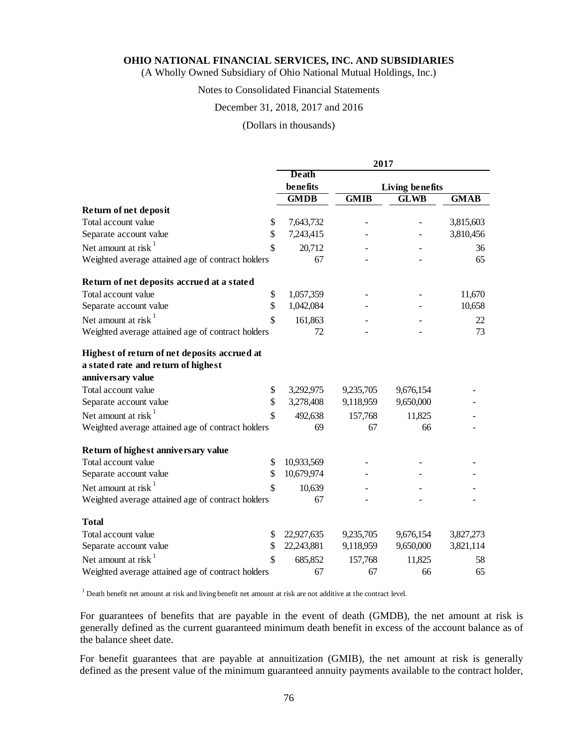**OHIO NATIONAL FINANCIAL SERVICES, INC. AND SUBSIDIARIES**
(A Wholly Owned Subsidiary of Ohio National Mutual Holdings, Inc.)

Notes to Consolidated Financial Statements

December 31, 2018, 2017 and 2016

(Dollars in thousands)

| | 2017 | | | |
|---|---|---|---|---|
| | Death benefits | Living benefits | | |
| | **GMDB** | **GMIB** | **GLWB** | **GMAB** |
| **Return of net deposit** | | | | |
| Total account value | $ 7,643,732 | - | - | 3,815,603 |
| Separate account value | $ 7,243,415 | - | - | 3,810,456 |
| Net amount at risk [1] | $ 20,712 | - | - | 36 |
| Weighted average attained age of contract holders | 67 | - | - | 65 |
| **Return of net deposits accrued at a stated** | | | | |
| Total account value | $ 1,057,359 | - | - | 11,670 |
| Separate account value | $ 1,042,084 | - | - | 10,658 |
| Net amount at risk [1] | $ 161,863 | - | - | 22 |
| Weighted average attained age of contract holders | 72 | - | - | 73 |
| **Highest of return of net deposits accrued at a stated rate and return of highest anniversary value** | | | | |
| Total account value | $ 3,292,975 | 9,235,705 | 9,676,154 | - |
| Separate account value | $ 3,278,408 | 9,118,959 | 9,650,000 | - |
| Net amount at risk [1] | $ 492,638 | 157,768 | 11,825 | - |
| Weighted average attained age of contract holders | 69 | 67 | 66 | - |
| **Return of highest anniversary value** | | | | |
| Total account value | $ 10,933,569 | - | - | - |
| Separate account value | $ 10,679,974 | - | - | - |
| Net amount at risk [1] | $ 10,639 | - | - | - |
| Weighted average attained age of contract holders | 67 | - | - | - |
| **Total** | | | | |
| Total account value | $ 22,927,635 | 9,235,705 | 9,676,154 | 3,827,273 |
| Separate account value | $ 22,243,881 | 9,118,959 | 9,650,000 | 3,821,114 |
| Net amount at risk [1] | $ 685,852 | 157,768 | 11,825 | 58 |
| Weighted average attained age of contract holders | 67 | 67 | 66 | 65 |

[1] Death benefit net amount at risk and living benefit net amount at risk are not additive at the contract level.

For guarantees of benefits that are payable in the event of death (GMDB), the net amount at risk is generally defined as the current guaranteed minimum death benefit in excess of the account balance as of the balance sheet date.

For benefit guarantees that are payable at annuitization (GMIB), the net amount at risk is generally defined as the present value of the minimum guaranteed annuity payments available to the contract holder,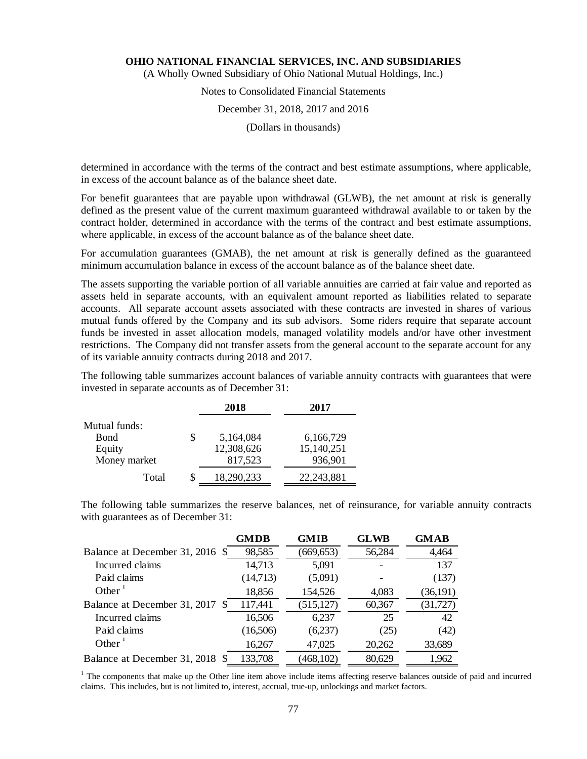determined in accordance with the terms of the contract and best estimate assumptions, where applicable, in excess of the account balance as of the balance sheet date.

For benefit guarantees that are payable upon withdrawal (GLWB), the net amount at risk is generally defined as the present value of the current maximum guaranteed withdrawal available to or taken by the contract holder, determined in accordance with the terms of the contract and best estimate assumptions, where applicable, in excess of the account balance as of the balance sheet date.

For accumulation guarantees (GMAB), the net amount at risk is generally defined as the guaranteed minimum accumulation balance in excess of the account balance as of the balance sheet date.

The assets supporting the variable portion of all variable annuities are carried at fair value and reported as assets held in separate accounts, with an equivalent amount reported as liabilities related to separate accounts. All separate account assets associated with these contracts are invested in shares of various mutual funds offered by the Company and its sub advisors. Some riders require that separate account funds be invested in asset allocation models, managed volatility models and/or have other investment restrictions. The Company did not transfer assets from the general account to the separate account for any of its variable annuity contracts during 2018 and 2017.

The following table summarizes account balances of variable annuity contracts with guarantees that were invested in separate accounts as of December 31:

| | 2018 | 2017 |
|---|---|---|
| Mutual funds: | | |
| Bond | $ 5,164,084 | 6,166,729 |
| Equity | 12,308,626 | 15,140,251 |
| Money market | 817,523 | 936,901 |
| Total | $ 18,290,233 | 22,243,881 |

The following table summarizes the reserve balances, net of reinsurance, for variable annuity contracts with guarantees as of December 31:

| | GMDB | GMIB | GLWB | GMAB |
|---|---|---|---|---|
| Balance at December 31, 2016 | $ 98,585 | (669,653) | 56,284 | 4,464 |
| Incurred claims | 14,713 | 5,091 | - | 137 |
| Paid claims | (14,713) | (5,091) | - | (137) |
| Other [1] | 18,856 | 154,526 | 4,083 | (36,191) |
| Balance at December 31, 2017 | $ 117,441 | (515,127) | 60,367 | (31,727) |
| Incurred claims | 16,506 | 6,237 | 25 | 42 |
| Paid claims | (16,506) | (6,237) | (25) | (42) |
| Other [1] | 16,267 | 47,025 | 20,262 | 33,689 |
| Balance at December 31, 2018 | $ 133,708 | (468,102) | 80,629 | 1,962 |

[1] The components that make up the Other line item above include items affecting reserve balances outside of paid and incurred claims. This includes, but is not limited to, interest, accrual, true-up, unlockings and market factors.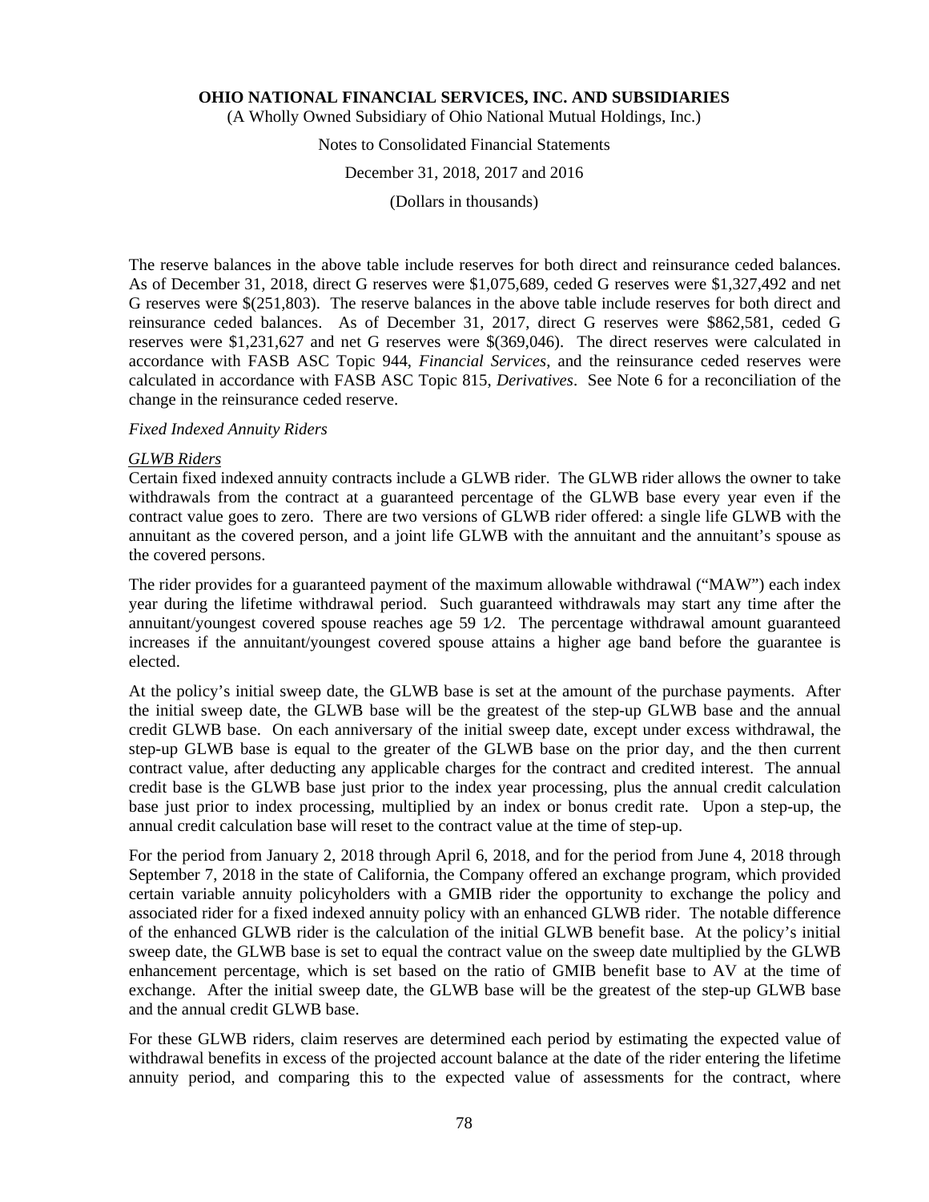The reserve balances in the above table include reserves for both direct and reinsurance ceded balances. As of December 31, 2018, direct G reserves were $1,075,689, ceded G reserves were $1,327,492 and net G reserves were $(251,803). The reserve balances in the above table include reserves for both direct and reinsurance ceded balances. As of December 31, 2017, direct G reserves were $862,581, ceded G reserves were $1,231,627 and net G reserves were $(369,046). The direct reserves were calculated in accordance with FASB ASC Topic 944, *Financial Services*, and the reinsurance ceded reserves were calculated in accordance with FASB ASC Topic 815, *Derivatives*. See Note 6 for a reconciliation of the change in the reinsurance ceded reserve.

*Fixed Indexed Annuity Riders*

*GLWB Riders*

Certain fixed indexed annuity contracts include a GLWB rider. The GLWB rider allows the owner to take withdrawals from the contract at a guaranteed percentage of the GLWB base every year even if the contract value goes to zero. There are two versions of GLWB rider offered: a single life GLWB with the annuitant as the covered person, and a joint life GLWB with the annuitant and the annuitant's spouse as the covered persons.

The rider provides for a guaranteed payment of the maximum allowable withdrawal ("MAW") each index year during the lifetime withdrawal period. Such guaranteed withdrawals may start any time after the annuitant/youngest covered spouse reaches age 59 1⁄2. The percentage withdrawal amount guaranteed increases if the annuitant/youngest covered spouse attains a higher age band before the guarantee is elected.

At the policy's initial sweep date, the GLWB base is set at the amount of the purchase payments. After the initial sweep date, the GLWB base will be the greatest of the step-up GLWB base and the annual credit GLWB base. On each anniversary of the initial sweep date, except under excess withdrawal, the step-up GLWB base is equal to the greater of the GLWB base on the prior day, and the then current contract value, after deducting any applicable charges for the contract and credited interest. The annual credit base is the GLWB base just prior to the index year processing, plus the annual credit calculation base just prior to index processing, multiplied by an index or bonus credit rate. Upon a step-up, the annual credit calculation base will reset to the contract value at the time of step-up.

For the period from January 2, 2018 through April 6, 2018, and for the period from June 4, 2018 through September 7, 2018 in the state of California, the Company offered an exchange program, which provided certain variable annuity policyholders with a GMIB rider the opportunity to exchange the policy and associated rider for a fixed indexed annuity policy with an enhanced GLWB rider. The notable difference of the enhanced GLWB rider is the calculation of the initial GLWB benefit base. At the policy's initial sweep date, the GLWB base is set to equal the contract value on the sweep date multiplied by the GLWB enhancement percentage, which is set based on the ratio of GMIB benefit base to AV at the time of exchange. After the initial sweep date, the GLWB base will be the greatest of the step-up GLWB base and the annual credit GLWB base.

For these GLWB riders, claim reserves are determined each period by estimating the expected value of withdrawal benefits in excess of the projected account balance at the date of the rider entering the lifetime annuity period, and comparing this to the expected value of assessments for the contract, where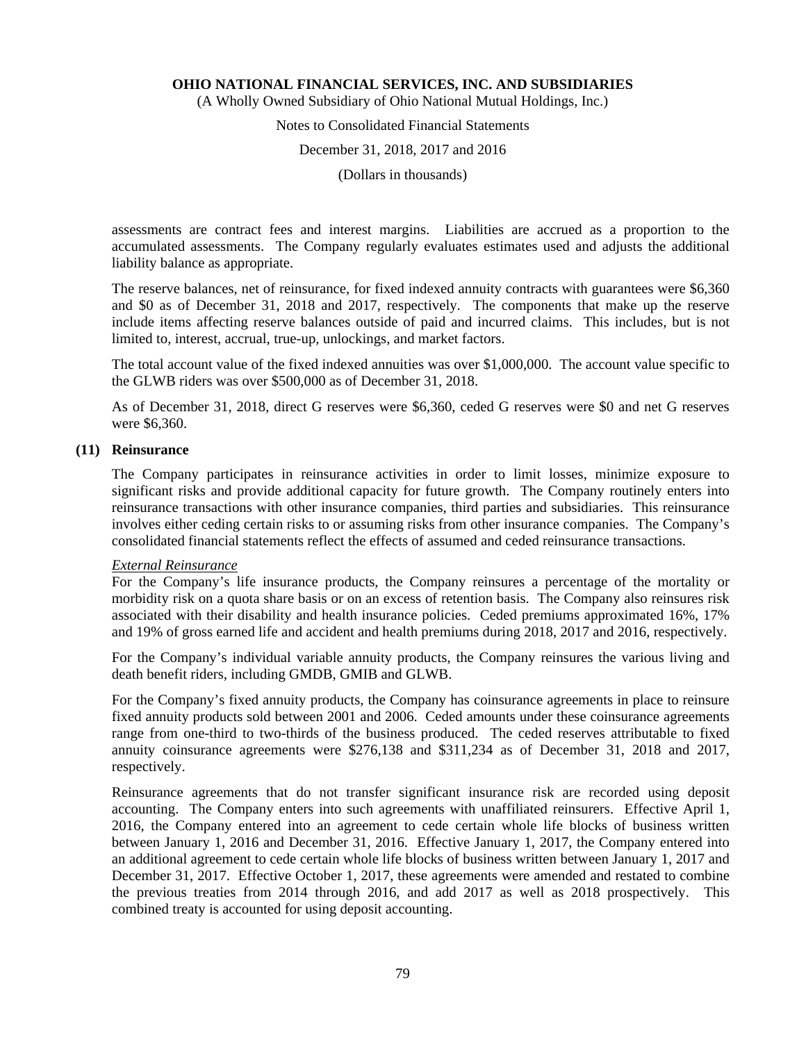assessments are contract fees and interest margins. Liabilities are accrued as a proportion to the accumulated assessments. The Company regularly evaluates estimates used and adjusts the additional liability balance as appropriate.

The reserve balances, net of reinsurance, for fixed indexed annuity contracts with guarantees were $6,360 and $0 as of December 31, 2018 and 2017, respectively. The components that make up the reserve include items affecting reserve balances outside of paid and incurred claims. This includes, but is not limited to, interest, accrual, true-up, unlockings, and market factors.

The total account value of the fixed indexed annuities was over $1,000,000. The account value specific to the GLWB riders was over $500,000 as of December 31, 2018.

As of December 31, 2018, direct G reserves were $6,360, ceded G reserves were $0 and net G reserves were $6,360.

## (11) Reinsurance

The Company participates in reinsurance activities in order to limit losses, minimize exposure to significant risks and provide additional capacity for future growth. The Company routinely enters into reinsurance transactions with other insurance companies, third parties and subsidiaries. This reinsurance involves either ceding certain risks to or assuming risks from other insurance companies. The Company's consolidated financial statements reflect the effects of assumed and ceded reinsurance transactions.

*External Reinsurance*

For the Company's life insurance products, the Company reinsures a percentage of the mortality or morbidity risk on a quota share basis or on an excess of retention basis. The Company also reinsures risk associated with their disability and health insurance policies. Ceded premiums approximated 16%, 17% and 19% of gross earned life and accident and health premiums during 2018, 2017 and 2016, respectively.

For the Company's individual variable annuity products, the Company reinsures the various living and death benefit riders, including GMDB, GMIB and GLWB.

For the Company's fixed annuity products, the Company has coinsurance agreements in place to reinsure fixed annuity products sold between 2001 and 2006. Ceded amounts under these coinsurance agreements range from one-third to two-thirds of the business produced. The ceded reserves attributable to fixed annuity coinsurance agreements were $276,138 and $311,234 as of December 31, 2018 and 2017, respectively.

Reinsurance agreements that do not transfer significant insurance risk are recorded using deposit accounting. The Company enters into such agreements with unaffiliated reinsurers. Effective April 1, 2016, the Company entered into an agreement to cede certain whole life blocks of business written between January 1, 2016 and December 31, 2016. Effective January 1, 2017, the Company entered into an additional agreement to cede certain whole life blocks of business written between January 1, 2017 and December 31, 2017. Effective October 1, 2017, these agreements were amended and restated to combine the previous treaties from 2014 through 2016, and add 2017 as well as 2018 prospectively. This combined treaty is accounted for using deposit accounting.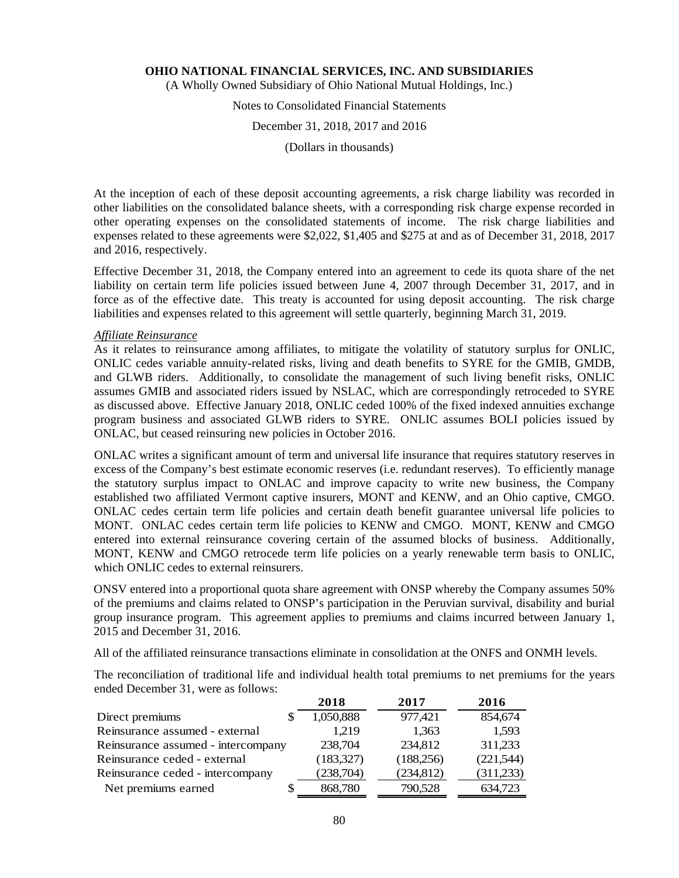At the inception of each of these deposit accounting agreements, a risk charge liability was recorded in other liabilities on the consolidated balance sheets, with a corresponding risk charge expense recorded in other operating expenses on the consolidated statements of income. The risk charge liabilities and expenses related to these agreements were $2,022, $1,405 and $275 at and as of December 31, 2018, 2017 and 2016, respectively.

Effective December 31, 2018, the Company entered into an agreement to cede its quota share of the net liability on certain term life policies issued between June 4, 2007 through December 31, 2017, and in force as of the effective date. This treaty is accounted for using deposit accounting. The risk charge liabilities and expenses related to this agreement will settle quarterly, beginning March 31, 2019.

*Affiliate Reinsurance*

As it relates to reinsurance among affiliates, to mitigate the volatility of statutory surplus for ONLIC, ONLIC cedes variable annuity-related risks, living and death benefits to SYRE for the GMIB, GMDB, and GLWB riders. Additionally, to consolidate the management of such living benefit risks, ONLIC assumes GMIB and associated riders issued by NSLAC, which are correspondingly retroceded to SYRE as discussed above. Effective January 2018, ONLIC ceded 100% of the fixed indexed annuities exchange program business and associated GLWB riders to SYRE. ONLIC assumes BOLI policies issued by ONLAC, but ceased reinsuring new policies in October 2016.

ONLAC writes a significant amount of term and universal life insurance that requires statutory reserves in excess of the Company's best estimate economic reserves (i.e. redundant reserves). To efficiently manage the statutory surplus impact to ONLAC and improve capacity to write new business, the Company established two affiliated Vermont captive insurers, MONT and KENW, and an Ohio captive, CMGO. ONLAC cedes certain term life policies and certain death benefit guarantee universal life policies to MONT. ONLAC cedes certain term life policies to KENW and CMGO. MONT, KENW and CMGO entered into external reinsurance covering certain of the assumed blocks of business. Additionally, MONT, KENW and CMGO retrocede term life policies on a yearly renewable term basis to ONLIC, which ONLIC cedes to external reinsurers.

ONSV entered into a proportional quota share agreement with ONSP whereby the Company assumes 50% of the premiums and claims related to ONSP's participation in the Peruvian survival, disability and burial group insurance program. This agreement applies to premiums and claims incurred between January 1, 2015 and December 31, 2016.

All of the affiliated reinsurance transactions eliminate in consolidation at the ONFS and ONMH levels.

The reconciliation of traditional life and individual health total premiums to net premiums for the years ended December 31, were as follows:

| | 2018 | 2017 | 2016 |
|---|---|---|---|
| Direct premiums | $ 1,050,888 | 977,421 | 854,674 |
| Reinsurance assumed - external | 1,219 | 1,363 | 1,593 |
| Reinsurance assumed - intercompany | 238,704 | 234,812 | 311,233 |
| Reinsurance ceded - external | (183,327) | (188,256) | (221,544) |
| Reinsurance ceded - intercompany | (238,704) | (234,812) | (311,233) |
| Net premiums earned | $ 868,780 | 790,528 | 634,723 |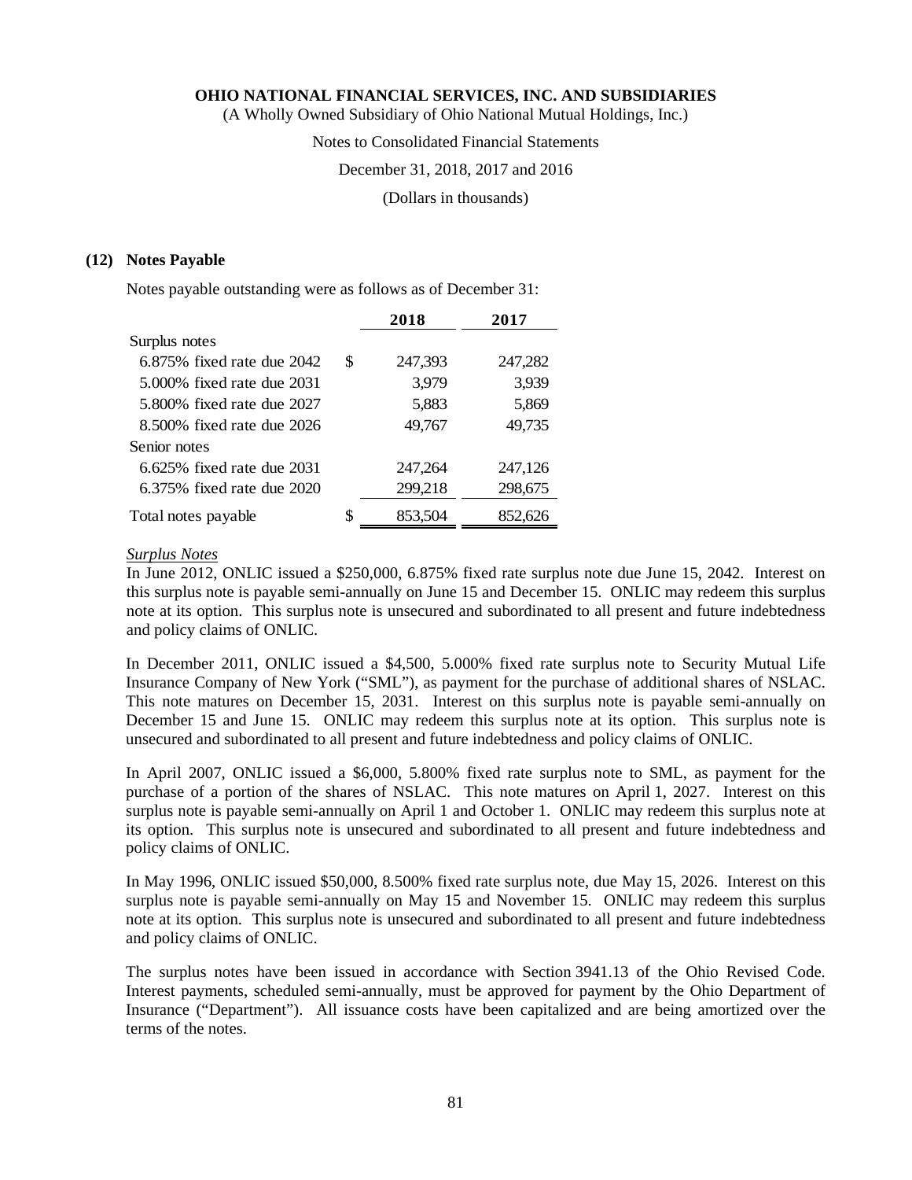# OHIO NATIONAL FINANCIAL SERVICES, INC. AND SUBSIDIARIES

(A Wholly Owned Subsidiary of Ohio National Mutual Holdings, Inc.)

Notes to Consolidated Financial Statements

December 31, 2018, 2017 and 2016

(Dollars in thousands)

## (12) Notes Payable

Notes payable outstanding were as follows as of December 31:

| | 2018 | 2017 |
|---|---|---|
| Surplus notes | | |
| 6.875% fixed rate due 2042 | $ 247,393 | 247,282 |
| 5.000% fixed rate due 2031 | 3,979 | 3,939 |
| 5.800% fixed rate due 2027 | 5,883 | 5,869 |
| 8.500% fixed rate due 2026 | 49,767 | 49,735 |
| Senior notes | | |
| 6.625% fixed rate due 2031 | 247,264 | 247,126 |
| 6.375% fixed rate due 2020 | 299,218 | 298,675 |
| Total notes payable | $ 853,504 | 852,626 |

*Surplus Notes*

In June 2012, ONLIC issued a $250,000, 6.875% fixed rate surplus note due June 15, 2042. Interest on this surplus note is payable semi-annually on June 15 and December 15. ONLIC may redeem this surplus note at its option. This surplus note is unsecured and subordinated to all present and future indebtedness and policy claims of ONLIC.

In December 2011, ONLIC issued a $4,500, 5.000% fixed rate surplus note to Security Mutual Life Insurance Company of New York ("SML"), as payment for the purchase of additional shares of NSLAC. This note matures on December 15, 2031. Interest on this surplus note is payable semi-annually on December 15 and June 15. ONLIC may redeem this surplus note at its option. This surplus note is unsecured and subordinated to all present and future indebtedness and policy claims of ONLIC.

In April 2007, ONLIC issued a $6,000, 5.800% fixed rate surplus note to SML, as payment for the purchase of a portion of the shares of NSLAC. This note matures on April 1, 2027. Interest on this surplus note is payable semi-annually on April 1 and October 1. ONLIC may redeem this surplus note at its option. This surplus note is unsecured and subordinated to all present and future indebtedness and policy claims of ONLIC.

In May 1996, ONLIC issued $50,000, 8.500% fixed rate surplus note, due May 15, 2026. Interest on this surplus note is payable semi-annually on May 15 and November 15. ONLIC may redeem this surplus note at its option. This surplus note is unsecured and subordinated to all present and future indebtedness and policy claims of ONLIC.

The surplus notes have been issued in accordance with Section 3941.13 of the Ohio Revised Code. Interest payments, scheduled semi-annually, must be approved for payment by the Ohio Department of Insurance ("Department"). All issuance costs have been capitalized and are being amortized over the terms of the notes.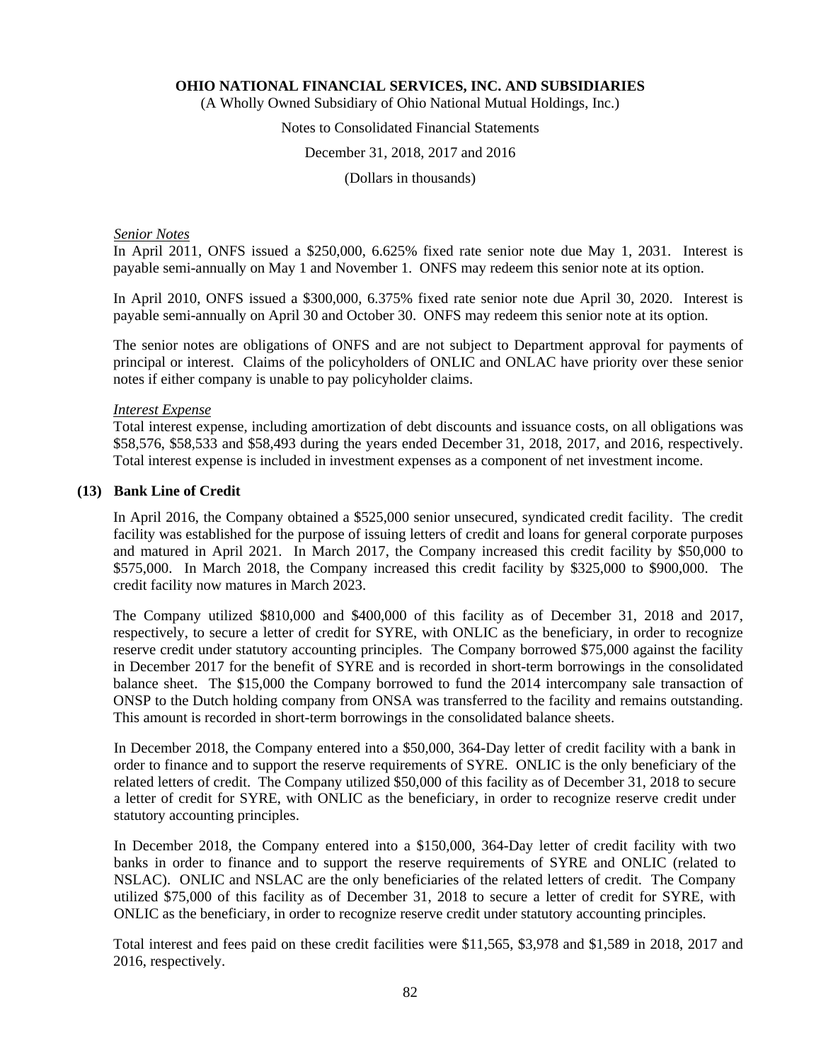*Senior Notes*

In April 2011, ONFS issued a $250,000, 6.625% fixed rate senior note due May 1, 2031. Interest is payable semi-annually on May 1 and November 1. ONFS may redeem this senior note at its option.

In April 2010, ONFS issued a $300,000, 6.375% fixed rate senior note due April 30, 2020. Interest is payable semi-annually on April 30 and October 30. ONFS may redeem this senior note at its option.

The senior notes are obligations of ONFS and are not subject to Department approval for payments of principal or interest. Claims of the policyholders of ONLIC and ONLAC have priority over these senior notes if either company is unable to pay policyholder claims.

*Interest Expense*

Total interest expense, including amortization of debt discounts and issuance costs, on all obligations was $58,576, $58,533 and $58,493 during the years ended December 31, 2018, 2017, and 2016, respectively. Total interest expense is included in investment expenses as a component of net investment income.

## (13) Bank Line of Credit

In April 2016, the Company obtained a $525,000 senior unsecured, syndicated credit facility. The credit facility was established for the purpose of issuing letters of credit and loans for general corporate purposes and matured in April 2021. In March 2017, the Company increased this credit facility by $50,000 to $575,000. In March 2018, the Company increased this credit facility by $325,000 to $900,000. The credit facility now matures in March 2023.

The Company utilized $810,000 and $400,000 of this facility as of December 31, 2018 and 2017, respectively, to secure a letter of credit for SYRE, with ONLIC as the beneficiary, in order to recognize reserve credit under statutory accounting principles. The Company borrowed $75,000 against the facility in December 2017 for the benefit of SYRE and is recorded in short-term borrowings in the consolidated balance sheet. The $15,000 the Company borrowed to fund the 2014 intercompany sale transaction of ONSP to the Dutch holding company from ONSA was transferred to the facility and remains outstanding. This amount is recorded in short-term borrowings in the consolidated balance sheets.

In December 2018, the Company entered into a $50,000, 364-Day letter of credit facility with a bank in order to finance and to support the reserve requirements of SYRE. ONLIC is the only beneficiary of the related letters of credit. The Company utilized $50,000 of this facility as of December 31, 2018 to secure a letter of credit for SYRE, with ONLIC as the beneficiary, in order to recognize reserve credit under statutory accounting principles.

In December 2018, the Company entered into a $150,000, 364-Day letter of credit facility with two banks in order to finance and to support the reserve requirements of SYRE and ONLIC (related to NSLAC). ONLIC and NSLAC are the only beneficiaries of the related letters of credit. The Company utilized $75,000 of this facility as of December 31, 2018 to secure a letter of credit for SYRE, with ONLIC as the beneficiary, in order to recognize reserve credit under statutory accounting principles.

Total interest and fees paid on these credit facilities were $11,565, $3,978 and $1,589 in 2018, 2017 and 2016, respectively.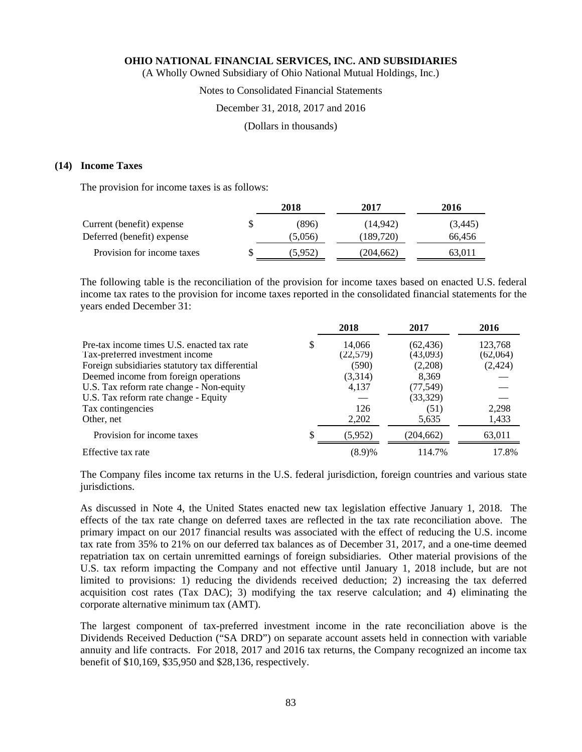## (14) Income Taxes

The provision for income taxes is as follows:

| | 2018 | 2017 | 2016 |
|---|---|---|---|
| Current (benefit) expense | $ (896) | (14,942) | (3,445) |
| Deferred (benefit) expense | (5,056) | (189,720) | 66,456 |
| Provision for income taxes | $ (5,952) | (204,662) | 63,011 |

The following table is the reconciliation of the provision for income taxes based on enacted U.S. federal income tax rates to the provision for income taxes reported in the consolidated financial statements for the years ended December 31:

| | 2018 | 2017 | 2016 |
|---|---|---|---|
| Pre-tax income times U.S. enacted tax rate | $ 14,066 | (62,436) | 123,768 |
| Tax-preferred investment income | (22,579) | (43,093) | (62,064) |
| Foreign subsidiaries statutory tax differential | (590) | (2,208) | (2,424) |
| Deemed income from foreign operations | (3,314) | 8,369 | — |
| U.S. Tax reform rate change - Non-equity | 4,137 | (77,549) | — |
| U.S. Tax reform rate change - Equity | — | (33,329) | — |
| Tax contingencies | 126 | (51) | 2,298 |
| Other, net | 2,202 | 5,635 | 1,433 |
| Provision for income taxes | $ (5,952) | (204,662) | 63,011 |
| Effective tax rate | (8.9)% | 114.7% | 17.8% |

The Company files income tax returns in the U.S. federal jurisdiction, foreign countries and various state jurisdictions.

As discussed in Note 4, the United States enacted new tax legislation effective January 1, 2018. The effects of the tax rate change on deferred taxes are reflected in the tax rate reconciliation above. The primary impact on our 2017 financial results was associated with the effect of reducing the U.S. income tax rate from 35% to 21% on our deferred tax balances as of December 31, 2017, and a one-time deemed repatriation tax on certain unremitted earnings of foreign subsidiaries. Other material provisions of the U.S. tax reform impacting the Company and not effective until January 1, 2018 include, but are not limited to provisions: 1) reducing the dividends received deduction; 2) increasing the tax deferred acquisition cost rates (Tax DAC); 3) modifying the tax reserve calculation; and 4) eliminating the corporate alternative minimum tax (AMT).

The largest component of tax-preferred investment income in the rate reconciliation above is the Dividends Received Deduction ("SA DRD") on separate account assets held in connection with variable annuity and life contracts. For 2018, 2017 and 2016 tax returns, the Company recognized an income tax benefit of $10,169, $35,950 and $28,136, respectively.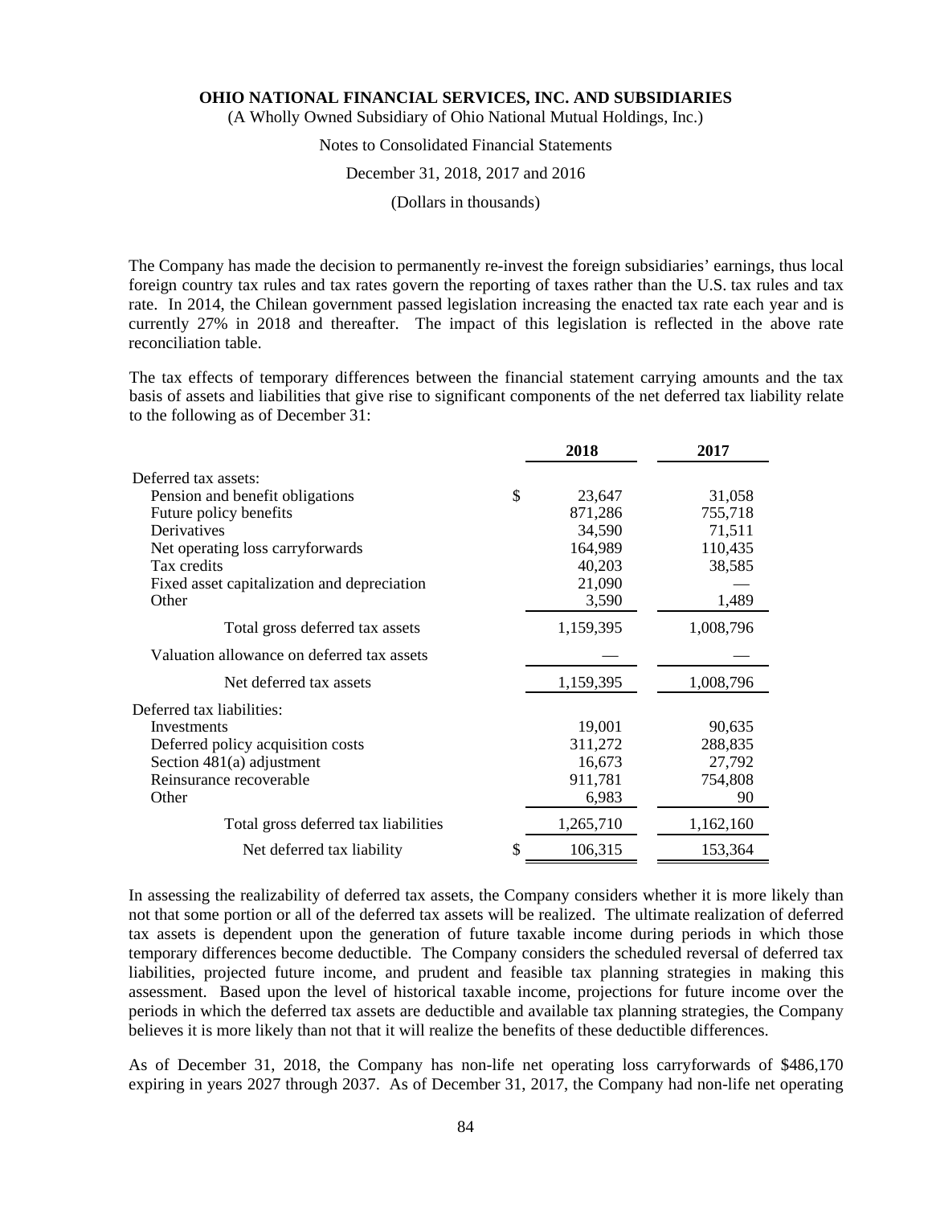The Company has made the decision to permanently re-invest the foreign subsidiaries' earnings, thus local foreign country tax rules and tax rates govern the reporting of taxes rather than the U.S. tax rules and tax rate. In 2014, the Chilean government passed legislation increasing the enacted tax rate each year and is currently 27% in 2018 and thereafter. The impact of this legislation is reflected in the above rate reconciliation table.

The tax effects of temporary differences between the financial statement carrying amounts and the tax basis of assets and liabilities that give rise to significant components of the net deferred tax liability relate to the following as of December 31:

| | 2018 | 2017 |
|---|---|---|
| Deferred tax assets: | | |
| Pension and benefit obligations | $ 23,647 | 31,058 |
| Future policy benefits | 871,286 | 755,718 |
| Derivatives | 34,590 | 71,511 |
| Net operating loss carryforwards | 164,989 | 110,435 |
| Tax credits | 40,203 | 38,585 |
| Fixed asset capitalization and depreciation | 21,090 | — |
| Other | 3,590 | 1,489 |
| Total gross deferred tax assets | 1,159,395 | 1,008,796 |
| Valuation allowance on deferred tax assets | — | — |
| Net deferred tax assets | 1,159,395 | 1,008,796 |
| Deferred tax liabilities: | | |
| Investments | 19,001 | 90,635 |
| Deferred policy acquisition costs | 311,272 | 288,835 |
| Section 481(a) adjustment | 16,673 | 27,792 |
| Reinsurance recoverable | 911,781 | 754,808 |
| Other | 6,983 | 90 |
| Total gross deferred tax liabilities | 1,265,710 | 1,162,160 |
| Net deferred tax liability | $ 106,315 | 153,364 |

In assessing the realizability of deferred tax assets, the Company considers whether it is more likely than not that some portion or all of the deferred tax assets will be realized. The ultimate realization of deferred tax assets is dependent upon the generation of future taxable income during periods in which those temporary differences become deductible. The Company considers the scheduled reversal of deferred tax liabilities, projected future income, and prudent and feasible tax planning strategies in making this assessment. Based upon the level of historical taxable income, projections for future income over the periods in which the deferred tax assets are deductible and available tax planning strategies, the Company believes it is more likely than not that it will realize the benefits of these deductible differences.

As of December 31, 2018, the Company has non-life net operating loss carryforwards of $486,170 expiring in years 2027 through 2037. As of December 31, 2017, the Company had non-life net operating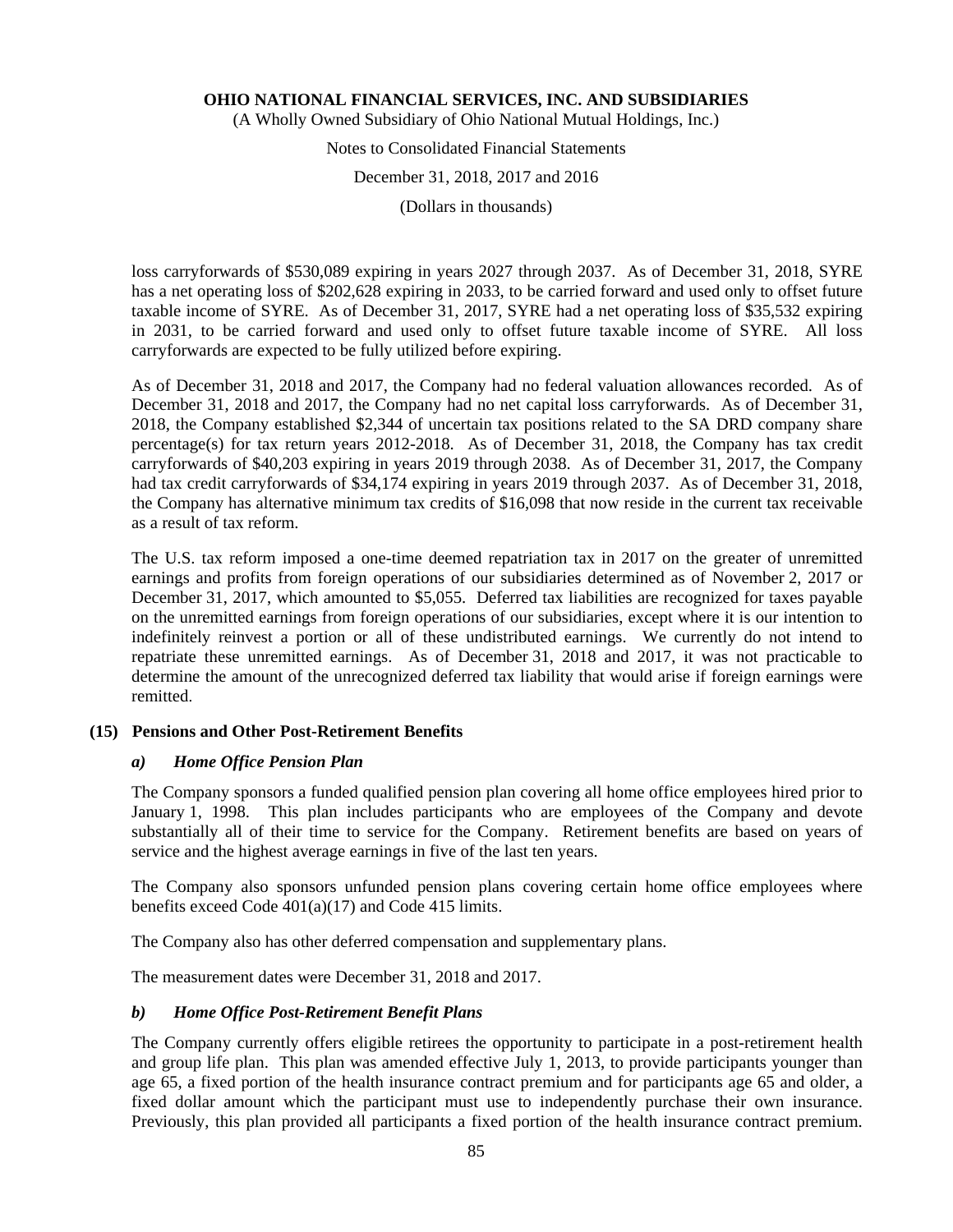loss carryforwards of $530,089 expiring in years 2027 through 2037. As of December 31, 2018, SYRE has a net operating loss of $202,628 expiring in 2033, to be carried forward and used only to offset future taxable income of SYRE. As of December 31, 2017, SYRE had a net operating loss of $35,532 expiring in 2031, to be carried forward and used only to offset future taxable income of SYRE. All loss carryforwards are expected to be fully utilized before expiring.

As of December 31, 2018 and 2017, the Company had no federal valuation allowances recorded. As of December 31, 2018 and 2017, the Company had no net capital loss carryforwards. As of December 31, 2018, the Company established $2,344 of uncertain tax positions related to the SA DRD company share percentage(s) for tax return years 2012-2018. As of December 31, 2018, the Company has tax credit carryforwards of $40,203 expiring in years 2019 through 2038. As of December 31, 2017, the Company had tax credit carryforwards of $34,174 expiring in years 2019 through 2037. As of December 31, 2018, the Company has alternative minimum tax credits of $16,098 that now reside in the current tax receivable as a result of tax reform.

The U.S. tax reform imposed a one-time deemed repatriation tax in 2017 on the greater of unremitted earnings and profits from foreign operations of our subsidiaries determined as of November 2, 2017 or December 31, 2017, which amounted to $5,055. Deferred tax liabilities are recognized for taxes payable on the unremitted earnings from foreign operations of our subsidiaries, except where it is our intention to indefinitely reinvest a portion or all of these undistributed earnings. We currently do not intend to repatriate these unremitted earnings. As of December 31, 2018 and 2017, it was not practicable to determine the amount of the unrecognized deferred tax liability that would arise if foreign earnings were remitted.

## (15) Pensions and Other Post-Retirement Benefits

### *a) Home Office Pension Plan*

The Company sponsors a funded qualified pension plan covering all home office employees hired prior to January 1, 1998. This plan includes participants who are employees of the Company and devote substantially all of their time to service for the Company. Retirement benefits are based on years of service and the highest average earnings in five of the last ten years.

The Company also sponsors unfunded pension plans covering certain home office employees where benefits exceed Code 401(a)(17) and Code 415 limits.

The Company also has other deferred compensation and supplementary plans.

The measurement dates were December 31, 2018 and 2017.

### *b) Home Office Post-Retirement Benefit Plans*

The Company currently offers eligible retirees the opportunity to participate in a post-retirement health and group life plan. This plan was amended effective July 1, 2013, to provide participants younger than age 65, a fixed portion of the health insurance contract premium and for participants age 65 and older, a fixed dollar amount which the participant must use to independently purchase their own insurance. Previously, this plan provided all participants a fixed portion of the health insurance contract premium.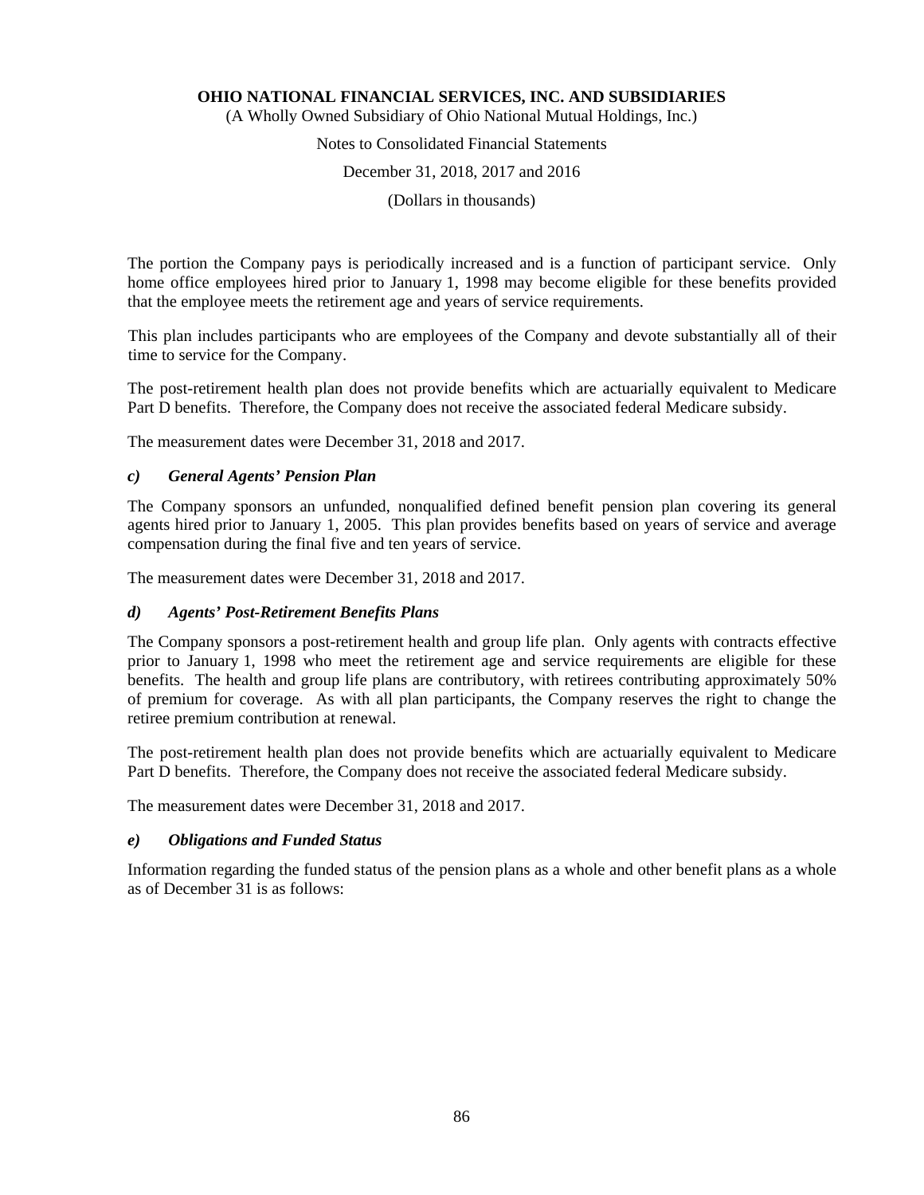The portion the Company pays is periodically increased and is a function of participant service. Only home office employees hired prior to January 1, 1998 may become eligible for these benefits provided that the employee meets the retirement age and years of service requirements.

This plan includes participants who are employees of the Company and devote substantially all of their time to service for the Company.

The post-retirement health plan does not provide benefits which are actuarially equivalent to Medicare Part D benefits. Therefore, the Company does not receive the associated federal Medicare subsidy.

The measurement dates were December 31, 2018 and 2017.

### *c) General Agents' Pension Plan*

The Company sponsors an unfunded, nonqualified defined benefit pension plan covering its general agents hired prior to January 1, 2005. This plan provides benefits based on years of service and average compensation during the final five and ten years of service.

The measurement dates were December 31, 2018 and 2017.

### *d) Agents' Post-Retirement Benefits Plans*

The Company sponsors a post-retirement health and group life plan. Only agents with contracts effective prior to January 1, 1998 who meet the retirement age and service requirements are eligible for these benefits. The health and group life plans are contributory, with retirees contributing approximately 50% of premium for coverage. As with all plan participants, the Company reserves the right to change the retiree premium contribution at renewal.

The post-retirement health plan does not provide benefits which are actuarially equivalent to Medicare Part D benefits. Therefore, the Company does not receive the associated federal Medicare subsidy.

The measurement dates were December 31, 2018 and 2017.

### *e) Obligations and Funded Status*

Information regarding the funded status of the pension plans as a whole and other benefit plans as a whole as of December 31 is as follows: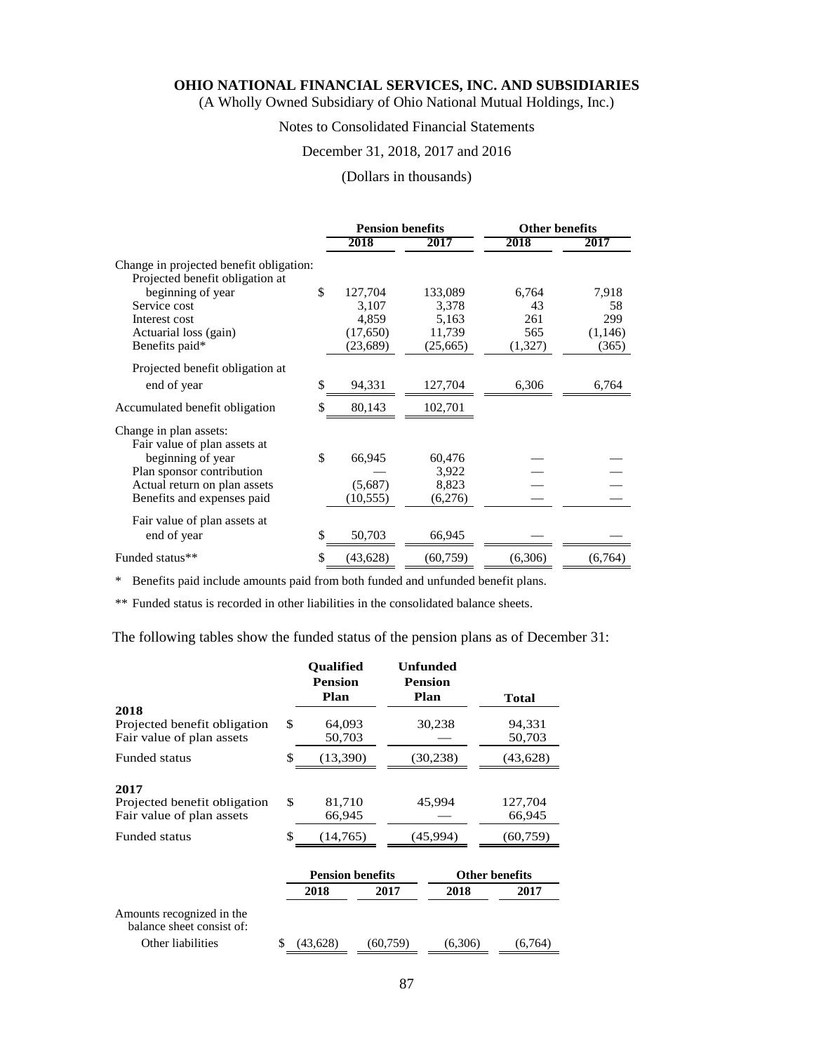# OHIO NATIONAL FINANCIAL SERVICES, INC. AND SUBSIDIARIES

(A Wholly Owned Subsidiary of Ohio National Mutual Holdings, Inc.)

Notes to Consolidated Financial Statements

December 31, 2018, 2017 and 2016

(Dollars in thousands)

| | Pension benefits | | Other benefits | |
|---|---|---|---|---|
| | 2018 | 2017 | 2018 | 2017 |
| Change in projected benefit obligation: | | | | |
| Projected benefit obligation at beginning of year | $ 127,704 | 133,089 | 6,764 | 7,918 |
| Service cost | 3,107 | 3,378 | 43 | 58 |
| Interest cost | 4,859 | 5,163 | 261 | 299 |
| Actuarial loss (gain) | (17,650) | 11,739 | 565 | (1,146) |
| Benefits paid* | (23,689) | (25,665) | (1,327) | (365) |
| Projected benefit obligation at end of year | $ 94,331 | 127,704 | 6,306 | 6,764 |
| Accumulated benefit obligation | $ 80,143 | 102,701 | | |
| Change in plan assets: | | | | |
| Fair value of plan assets at beginning of year | $ 66,945 | 60,476 | — | — |
| Plan sponsor contribution | — | 3,922 | — | — |
| Actual return on plan assets | (5,687) | 8,823 | — | — |
| Benefits and expenses paid | (10,555) | (6,276) | — | — |
| Fair value of plan assets at end of year | $ 50,703 | 66,945 | — | — |
| Funded status** | $ (43,628) | (60,759) | (6,306) | (6,764) |

\* Benefits paid include amounts paid from both funded and unfunded benefit plans.

\*\* Funded status is recorded in other liabilities in the consolidated balance sheets.

The following tables show the funded status of the pension plans as of December 31:

| | Qualified Pension Plan | Unfunded Pension Plan | Total |
|---|---|---|---|
| **2018** | | | |
| Projected benefit obligation | $ 64,093 | 30,238 | 94,331 |
| Fair value of plan assets | 50,703 | — | 50,703 |
| Funded status | $ (13,390) | (30,238) | (43,628) |
| **2017** | | | |
| Projected benefit obligation | $ 81,710 | 45,994 | 127,704 |
| Fair value of plan assets | 66,945 | — | 66,945 |
| Funded status | $ (14,765) | (45,994) | (60,759) |

| | Pension benefits | | Other benefits | |
|---|---|---|---|---|
| | 2018 | 2017 | 2018 | 2017 |
| Amounts recognized in the balance sheet consist of: | | | | |
| Other liabilities | $ (43,628) | (60,759) | (6,306) | (6,764) |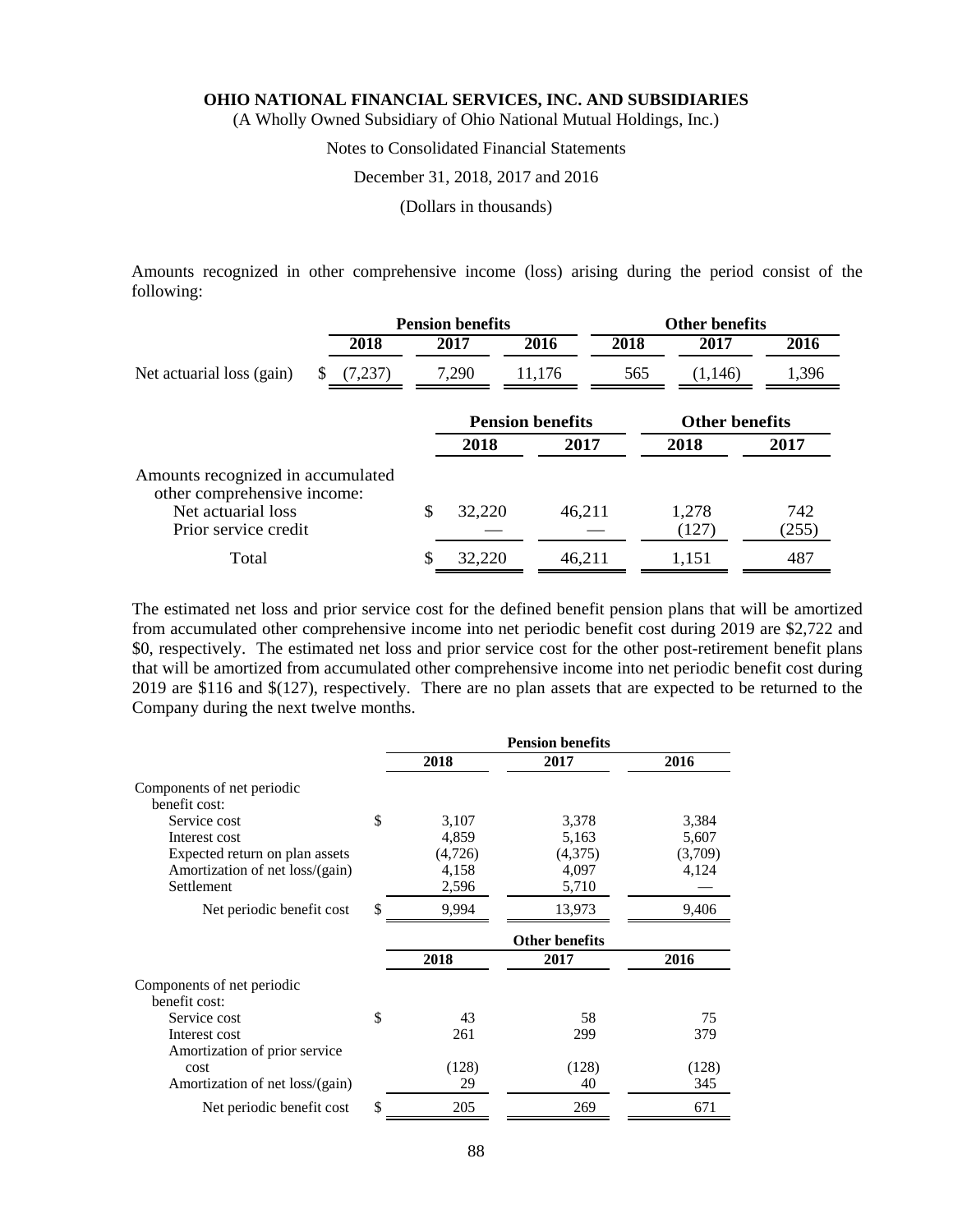**OHIO NATIONAL FINANCIAL SERVICES, INC. AND SUBSIDIARIES**

(A Wholly Owned Subsidiary of Ohio National Mutual Holdings, Inc.)

Notes to Consolidated Financial Statements

December 31, 2018, 2017 and 2016

(Dollars in thousands)

Amounts recognized in other comprehensive income (loss) arising during the period consist of the following:

| | Pension benefits | | | Other benefits | | |
|---|---|---|---|---|---|---|
| | 2018 | 2017 | 2016 | 2018 | 2017 | 2016 |
| Net actuarial loss (gain) | $ (7,237) | 7,290 | 11,176 | 565 | (1,146) | 1,396 |

| | Pension benefits | | Other benefits | |
|---|---|---|---|---|
| | 2018 | 2017 | 2018 | 2017 |
| Amounts recognized in accumulated other comprehensive income: | | | | |
| Net actuarial loss | $ 32,220 | 46,211 | 1,278 | 742 |
| Prior service credit | — | — | (127) | (255) |
| Total | $ 32,220 | 46,211 | 1,151 | 487 |

The estimated net loss and prior service cost for the defined benefit pension plans that will be amortized from accumulated other comprehensive income into net periodic benefit cost during 2019 are $2,722 and $0, respectively. The estimated net loss and prior service cost for the other post-retirement benefit plans that will be amortized from accumulated other comprehensive income into net periodic benefit cost during 2019 are $116 and $(127), respectively. There are no plan assets that are expected to be returned to the Company during the next twelve months.

| | Pension benefits | | |
|---|---|---|---|
| | 2018 | 2017 | 2016 |
| Components of net periodic benefit cost: | | | |
| Service cost | $ 3,107 | 3,378 | 3,384 |
| Interest cost | 4,859 | 5,163 | 5,607 |
| Expected return on plan assets | (4,726) | (4,375) | (3,709) |
| Amortization of net loss/(gain) | 4,158 | 4,097 | 4,124 |
| Settlement | 2,596 | 5,710 | — |
| Net periodic benefit cost | $ 9,994 | 13,973 | 9,406 |

| | Other benefits | | |
|---|---|---|---|
| | 2018 | 2017 | 2016 |
| Components of net periodic benefit cost: | | | |
| Service cost | $ 43 | 58 | 75 |
| Interest cost | 261 | 299 | 379 |
| Amortization of prior service cost | (128) | (128) | (128) |
| Amortization of net loss/(gain) | 29 | 40 | 345 |
| Net periodic benefit cost | $ 205 | 269 | 671 |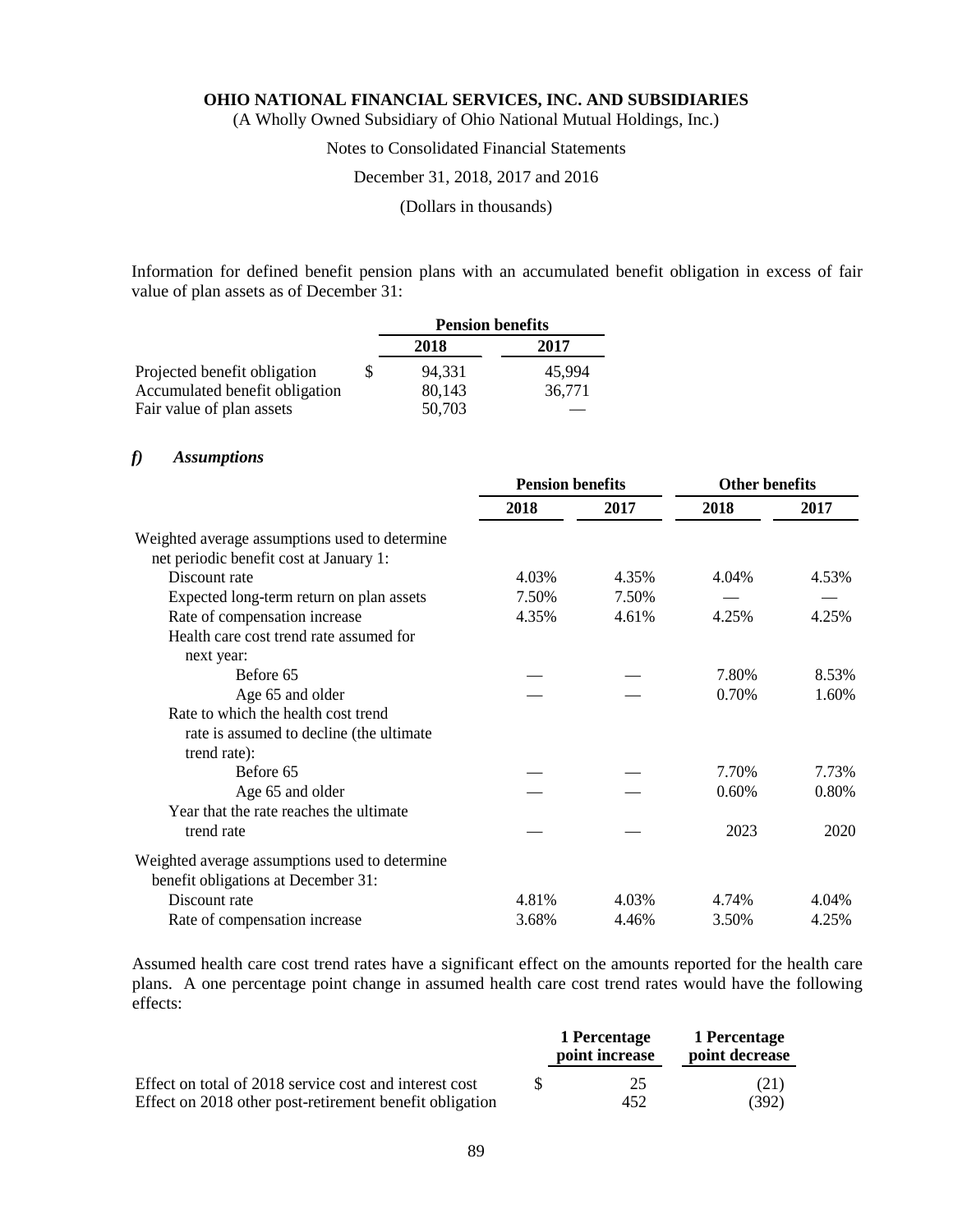Information for defined benefit pension plans with an accumulated benefit obligation in excess of fair value of plan assets as of December 31:

| | Pension benefits | |
|---|---|---|
| | 2018 | 2017 |
| Projected benefit obligation | $ 94,331 | 45,994 |
| Accumulated benefit obligation | 80,143 | 36,771 |
| Fair value of plan assets | 50,703 | — |

### *f) Assumptions*

| | Pension benefits | | Other benefits | |
|---|---|---|---|---|
| | 2018 | 2017 | 2018 | 2017 |
| Weighted average assumptions used to determine net periodic benefit cost at January 1: | | | | |
| Discount rate | 4.03% | 4.35% | 4.04% | 4.53% |
| Expected long-term return on plan assets | 7.50% | 7.50% | — | — |
| Rate of compensation increase | 4.35% | 4.61% | 4.25% | 4.25% |
| Health care cost trend rate assumed for next year: | | | | |
| Before 65 | — | — | 7.80% | 8.53% |
| Age 65 and older | — | — | 0.70% | 1.60% |
| Rate to which the health cost trend rate is assumed to decline (the ultimate trend rate): | | | | |
| Before 65 | — | — | 7.70% | 7.73% |
| Age 65 and older | — | — | 0.60% | 0.80% |
| Year that the rate reaches the ultimate trend rate | — | — | 2023 | 2020 |
| Weighted average assumptions used to determine benefit obligations at December 31: | | | | |
| Discount rate | 4.81% | 4.03% | 4.74% | 4.04% |
| Rate of compensation increase | 3.68% | 4.46% | 3.50% | 4.25% |

Assumed health care cost trend rates have a significant effect on the amounts reported for the health care plans. A one percentage point change in assumed health care cost trend rates would have the following effects:

| | 1 Percentage point increase | 1 Percentage point decrease |
|---|---|---|
| Effect on total of 2018 service cost and interest cost | $ 25 | (21) |
| Effect on 2018 other post-retirement benefit obligation | 452 | (392) |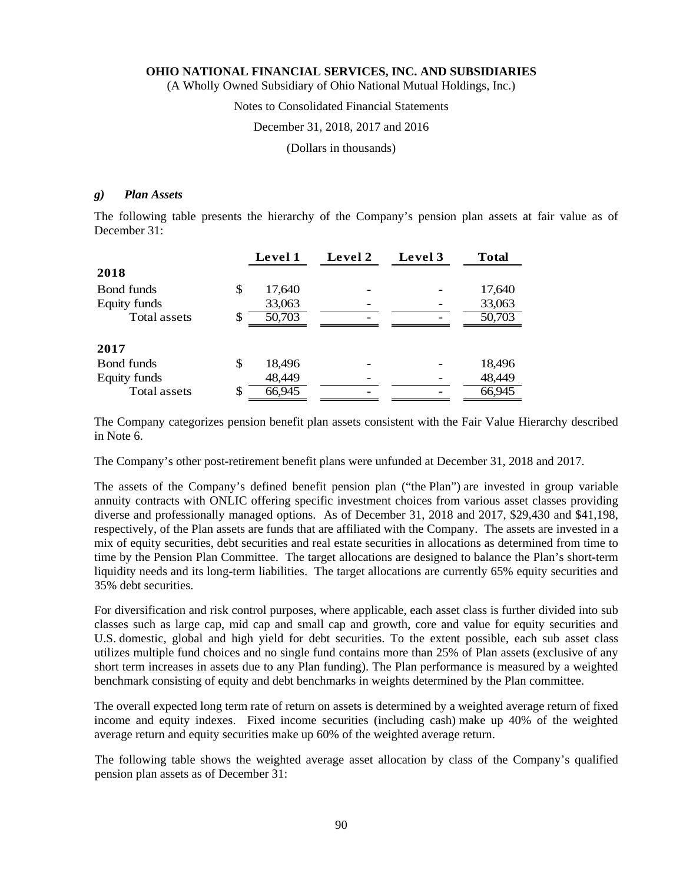#### g) *Plan Assets*

The following table presents the hierarchy of the Company's pension plan assets at fair value as of December 31:

| | Level 1 | Level 2 | Level 3 | Total |
|---|---|---|---|---|
| **2018** | | | | |
| Bond funds | $ 17,640 | - | - | 17,640 |
| Equity funds | 33,063 | - | - | 33,063 |
| Total assets | $ 50,703 | - | - | 50,703 |
| **2017** | | | | |
| Bond funds | $ 18,496 | - | - | 18,496 |
| Equity funds | 48,449 | - | - | 48,449 |
| Total assets | $ 66,945 | - | - | 66,945 |

The Company categorizes pension benefit plan assets consistent with the Fair Value Hierarchy described in Note 6.

The Company's other post-retirement benefit plans were unfunded at December 31, 2018 and 2017.

The assets of the Company's defined benefit pension plan ("the Plan") are invested in group variable annuity contracts with ONLIC offering specific investment choices from various asset classes providing diverse and professionally managed options. As of December 31, 2018 and 2017, $29,430 and $41,198, respectively, of the Plan assets are funds that are affiliated with the Company. The assets are invested in a mix of equity securities, debt securities and real estate securities in allocations as determined from time to time by the Pension Plan Committee. The target allocations are designed to balance the Plan's short-term liquidity needs and its long-term liabilities. The target allocations are currently 65% equity securities and 35% debt securities.

For diversification and risk control purposes, where applicable, each asset class is further divided into sub classes such as large cap, mid cap and small cap and growth, core and value for equity securities and U.S. domestic, global and high yield for debt securities. To the extent possible, each sub asset class utilizes multiple fund choices and no single fund contains more than 25% of Plan assets (exclusive of any short term increases in assets due to any Plan funding). The Plan performance is measured by a weighted benchmark consisting of equity and debt benchmarks in weights determined by the Plan committee.

The overall expected long term rate of return on assets is determined by a weighted average return of fixed income and equity indexes. Fixed income securities (including cash) make up 40% of the weighted average return and equity securities make up 60% of the weighted average return.

The following table shows the weighted average asset allocation by class of the Company's qualified pension plan assets as of December 31: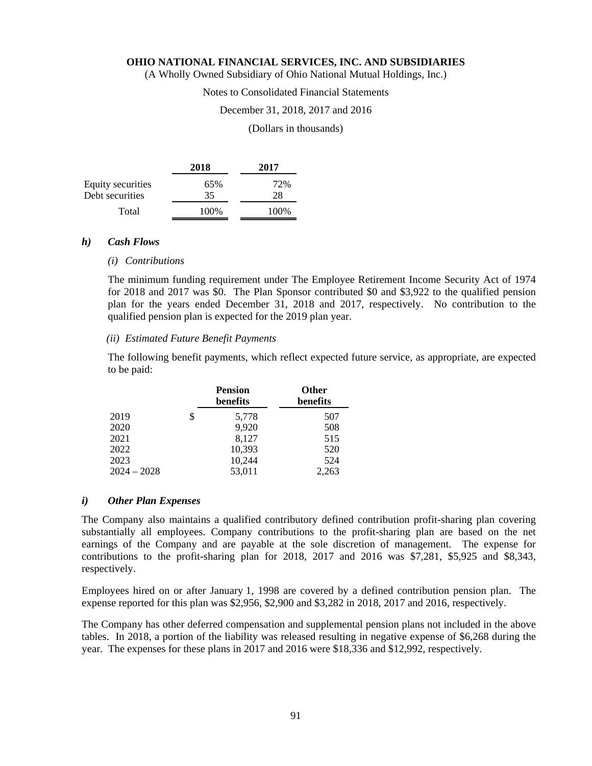|  | 2018 | 2017 |
| --- | --- | --- |
| Equity securities | 65% | 72% |
| Debt securities | 35 | 28 |
| Total | 100% | 100% |

### *h) Cash Flows*

*(i) Contributions*

The minimum funding requirement under The Employee Retirement Income Security Act of 1974 for 2018 and 2017 was $0. The Plan Sponsor contributed $0 and $3,922 to the qualified pension plan for the years ended December 31, 2018 and 2017, respectively. No contribution to the qualified pension plan is expected for the 2019 plan year.

*(ii) Estimated Future Benefit Payments*

The following benefit payments, which reflect expected future service, as appropriate, are expected to be paid:

|  | Pension benefits | Other benefits |
| --- | --- | --- |
| 2019 | $ 5,778 | 507 |
| 2020 | 9,920 | 508 |
| 2021 | 8,127 | 515 |
| 2022 | 10,393 | 520 |
| 2023 | 10,244 | 524 |
| 2024 – 2028 | 53,011 | 2,263 |

### *i) Other Plan Expenses*

The Company also maintains a qualified contributory defined contribution profit-sharing plan covering substantially all employees. Company contributions to the profit-sharing plan are based on the net earnings of the Company and are payable at the sole discretion of management. The expense for contributions to the profit-sharing plan for 2018, 2017 and 2016 was $7,281, $5,925 and $8,343, respectively.

Employees hired on or after January 1, 1998 are covered by a defined contribution pension plan. The expense reported for this plan was $2,956, $2,900 and $3,282 in 2018, 2017 and 2016, respectively.

The Company has other deferred compensation and supplemental pension plans not included in the above tables. In 2018, a portion of the liability was released resulting in negative expense of $6,268 during the year. The expenses for these plans in 2017 and 2016 were $18,336 and $12,992, respectively.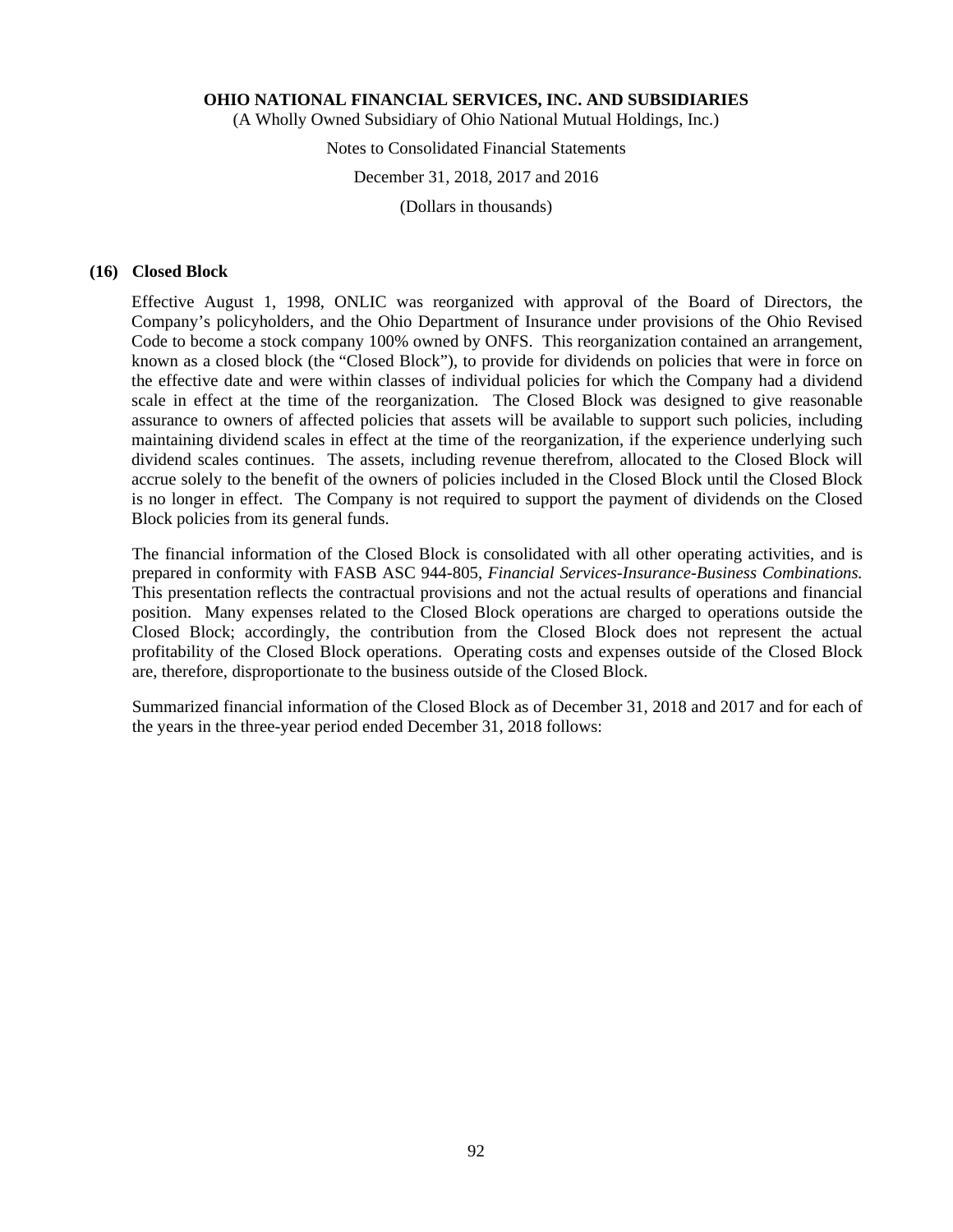## (16) Closed Block

Effective August 1, 1998, ONLIC was reorganized with approval of the Board of Directors, the Company's policyholders, and the Ohio Department of Insurance under provisions of the Ohio Revised Code to become a stock company 100% owned by ONFS. This reorganization contained an arrangement, known as a closed block (the "Closed Block"), to provide for dividends on policies that were in force on the effective date and were within classes of individual policies for which the Company had a dividend scale in effect at the time of the reorganization. The Closed Block was designed to give reasonable assurance to owners of affected policies that assets will be available to support such policies, including maintaining dividend scales in effect at the time of the reorganization, if the experience underlying such dividend scales continues. The assets, including revenue therefrom, allocated to the Closed Block will accrue solely to the benefit of the owners of policies included in the Closed Block until the Closed Block is no longer in effect. The Company is not required to support the payment of dividends on the Closed Block policies from its general funds.

The financial information of the Closed Block is consolidated with all other operating activities, and is prepared in conformity with FASB ASC 944-805, *Financial Services-Insurance-Business Combinations.* This presentation reflects the contractual provisions and not the actual results of operations and financial position. Many expenses related to the Closed Block operations are charged to operations outside the Closed Block; accordingly, the contribution from the Closed Block does not represent the actual profitability of the Closed Block operations. Operating costs and expenses outside of the Closed Block are, therefore, disproportionate to the business outside of the Closed Block.

Summarized financial information of the Closed Block as of December 31, 2018 and 2017 and for each of the years in the three-year period ended December 31, 2018 follows: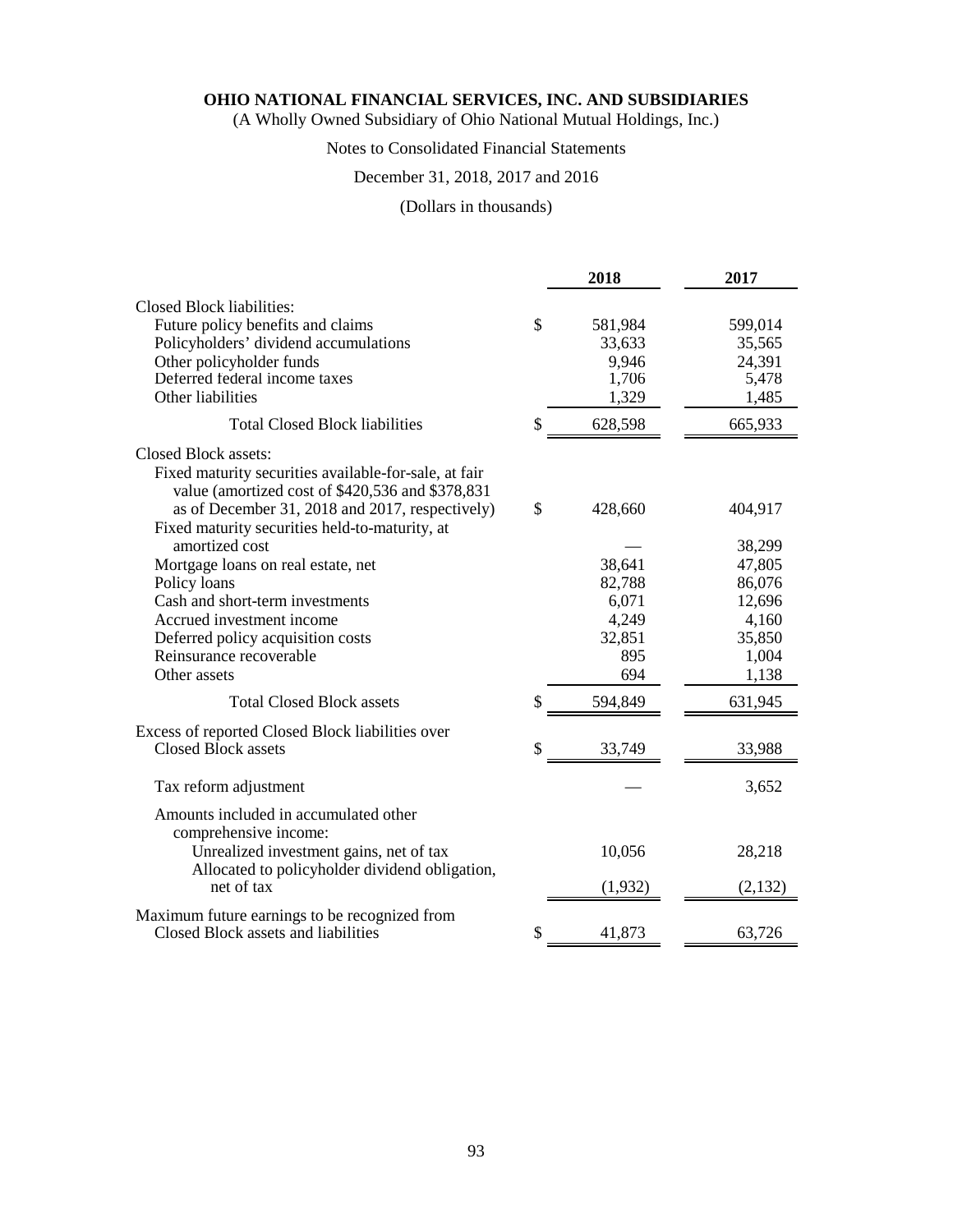# OHIO NATIONAL FINANCIAL SERVICES, INC. AND SUBSIDIARIES

(A Wholly Owned Subsidiary of Ohio National Mutual Holdings, Inc.)

Notes to Consolidated Financial Statements

December 31, 2018, 2017 and 2016

(Dollars in thousands)

| | 2018 | 2017 |
|---|---|---|
| Closed Block liabilities: | | |
| Future policy benefits and claims | $ 581,984 | 599,014 |
| Policyholders' dividend accumulations | 33,633 | 35,565 |
| Other policyholder funds | 9,946 | 24,391 |
| Deferred federal income taxes | 1,706 | 5,478 |
| Other liabilities | 1,329 | 1,485 |
| Total Closed Block liabilities | $ 628,598 | 665,933 |
| Closed Block assets: | | |
| Fixed maturity securities available-for-sale, at fair value (amortized cost of $420,536 and $378,831 as of December 31, 2018 and 2017, respectively) | $ 428,660 | 404,917 |
| Fixed maturity securities held-to-maturity, at amortized cost | — | 38,299 |
| Mortgage loans on real estate, net | 38,641 | 47,805 |
| Policy loans | 82,788 | 86,076 |
| Cash and short-term investments | 6,071 | 12,696 |
| Accrued investment income | 4,249 | 4,160 |
| Deferred policy acquisition costs | 32,851 | 35,850 |
| Reinsurance recoverable | 895 | 1,004 |
| Other assets | 694 | 1,138 |
| Total Closed Block assets | $ 594,849 | 631,945 |
| Excess of reported Closed Block liabilities over Closed Block assets | $ 33,749 | 33,988 |
| Tax reform adjustment | — | 3,652 |
| Amounts included in accumulated other comprehensive income: | | |
| Unrealized investment gains, net of tax | 10,056 | 28,218 |
| Allocated to policyholder dividend obligation, net of tax | (1,932) | (2,132) |
| Maximum future earnings to be recognized from Closed Block assets and liabilities | $ 41,873 | 63,726 |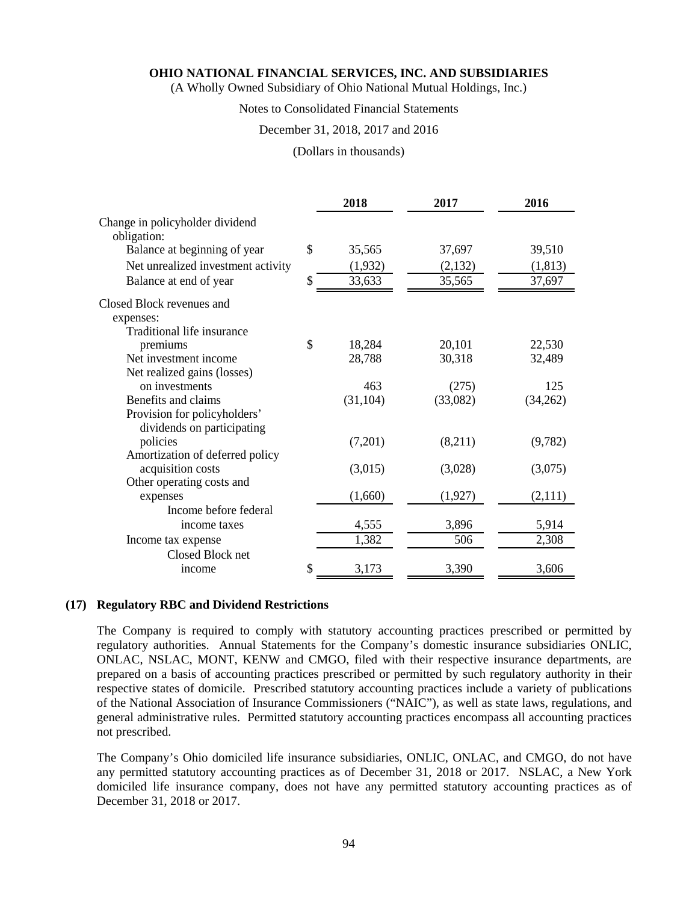|  | 2018 | 2017 | 2016 |
|---|---|---|---|
| Change in policyholder dividend obligation: |  |  |  |
| Balance at beginning of year | $ 35,565 | 37,697 | 39,510 |
| Net unrealized investment activity | (1,932) | (2,132) | (1,813) |
| Balance at end of year | $ 33,633 | 35,565 | 37,697 |
| Closed Block revenues and expenses: |  |  |  |
| Traditional life insurance premiums | $ 18,284 | 20,101 | 22,530 |
| Net investment income | 28,788 | 30,318 | 32,489 |
| Net realized gains (losses) on investments | 463 | (275) | 125 |
| Benefits and claims | (31,104) | (33,082) | (34,262) |
| Provision for policyholders' dividends on participating policies | (7,201) | (8,211) | (9,782) |
| Amortization of deferred policy acquisition costs | (3,015) | (3,028) | (3,075) |
| Other operating costs and expenses | (1,660) | (1,927) | (2,111) |
| Income before federal income taxes | 4,555 | 3,896 | 5,914 |
| Income tax expense | 1,382 | 506 | 2,308 |
| Closed Block net income | $ 3,173 | 3,390 | 3,606 |

## (17) Regulatory RBC and Dividend Restrictions

The Company is required to comply with statutory accounting practices prescribed or permitted by regulatory authorities. Annual Statements for the Company's domestic insurance subsidiaries ONLIC, ONLAC, NSLAC, MONT, KENW and CMGO, filed with their respective insurance departments, are prepared on a basis of accounting practices prescribed or permitted by such regulatory authority in their respective states of domicile. Prescribed statutory accounting practices include a variety of publications of the National Association of Insurance Commissioners ("NAIC"), as well as state laws, regulations, and general administrative rules. Permitted statutory accounting practices encompass all accounting practices not prescribed.

The Company's Ohio domiciled life insurance subsidiaries, ONLIC, ONLAC, and CMGO, do not have any permitted statutory accounting practices as of December 31, 2018 or 2017. NSLAC, a New York domiciled life insurance company, does not have any permitted statutory accounting practices as of December 31, 2018 or 2017.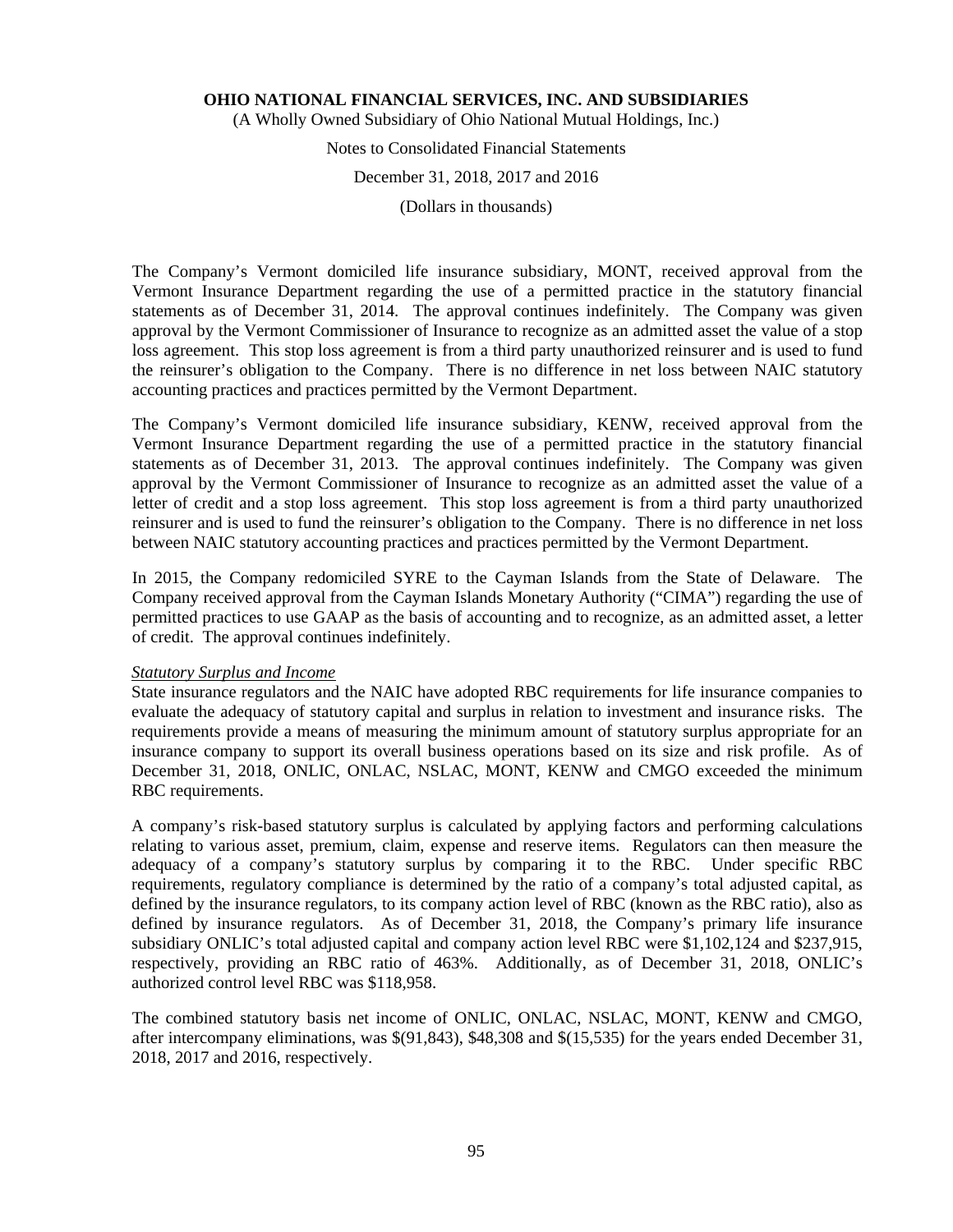The Company's Vermont domiciled life insurance subsidiary, MONT, received approval from the Vermont Insurance Department regarding the use of a permitted practice in the statutory financial statements as of December 31, 2014. The approval continues indefinitely. The Company was given approval by the Vermont Commissioner of Insurance to recognize as an admitted asset the value of a stop loss agreement. This stop loss agreement is from a third party unauthorized reinsurer and is used to fund the reinsurer's obligation to the Company. There is no difference in net loss between NAIC statutory accounting practices and practices permitted by the Vermont Department.

The Company's Vermont domiciled life insurance subsidiary, KENW, received approval from the Vermont Insurance Department regarding the use of a permitted practice in the statutory financial statements as of December 31, 2013. The approval continues indefinitely. The Company was given approval by the Vermont Commissioner of Insurance to recognize as an admitted asset the value of a letter of credit and a stop loss agreement. This stop loss agreement is from a third party unauthorized reinsurer and is used to fund the reinsurer's obligation to the Company. There is no difference in net loss between NAIC statutory accounting practices and practices permitted by the Vermont Department.

In 2015, the Company redomiciled SYRE to the Cayman Islands from the State of Delaware. The Company received approval from the Cayman Islands Monetary Authority ("CIMA") regarding the use of permitted practices to use GAAP as the basis of accounting and to recognize, as an admitted asset, a letter of credit. The approval continues indefinitely.

*Statutory Surplus and Income*

State insurance regulators and the NAIC have adopted RBC requirements for life insurance companies to evaluate the adequacy of statutory capital and surplus in relation to investment and insurance risks. The requirements provide a means of measuring the minimum amount of statutory surplus appropriate for an insurance company to support its overall business operations based on its size and risk profile. As of December 31, 2018, ONLIC, ONLAC, NSLAC, MONT, KENW and CMGO exceeded the minimum RBC requirements.

A company's risk-based statutory surplus is calculated by applying factors and performing calculations relating to various asset, premium, claim, expense and reserve items. Regulators can then measure the adequacy of a company's statutory surplus by comparing it to the RBC. Under specific RBC requirements, regulatory compliance is determined by the ratio of a company's total adjusted capital, as defined by the insurance regulators, to its company action level of RBC (known as the RBC ratio), also as defined by insurance regulators. As of December 31, 2018, the Company's primary life insurance subsidiary ONLIC's total adjusted capital and company action level RBC were $1,102,124 and $237,915, respectively, providing an RBC ratio of 463%. Additionally, as of December 31, 2018, ONLIC's authorized control level RBC was $118,958.

The combined statutory basis net income of ONLIC, ONLAC, NSLAC, MONT, KENW and CMGO, after intercompany eliminations, was $(91,843), $48,308 and $(15,535) for the years ended December 31, 2018, 2017 and 2016, respectively.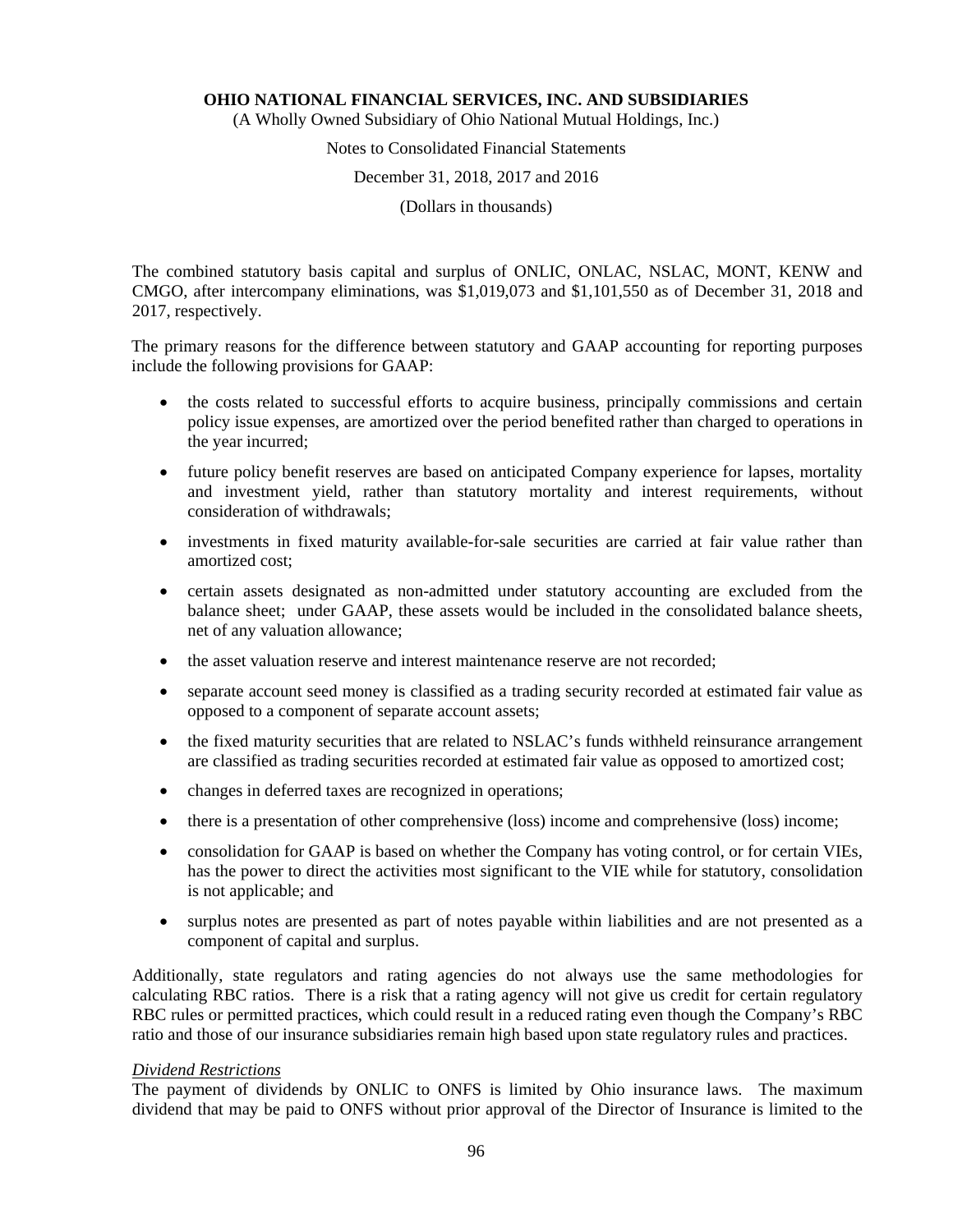The combined statutory basis capital and surplus of ONLIC, ONLAC, NSLAC, MONT, KENW and CMGO, after intercompany eliminations, was $1,019,073 and $1,101,550 as of December 31, 2018 and 2017, respectively.

The primary reasons for the difference between statutory and GAAP accounting for reporting purposes include the following provisions for GAAP:

- the costs related to successful efforts to acquire business, principally commissions and certain policy issue expenses, are amortized over the period benefited rather than charged to operations in the year incurred;
- future policy benefit reserves are based on anticipated Company experience for lapses, mortality and investment yield, rather than statutory mortality and interest requirements, without consideration of withdrawals;
- investments in fixed maturity available-for-sale securities are carried at fair value rather than amortized cost;
- certain assets designated as non-admitted under statutory accounting are excluded from the balance sheet; under GAAP, these assets would be included in the consolidated balance sheets, net of any valuation allowance;
- the asset valuation reserve and interest maintenance reserve are not recorded;
- separate account seed money is classified as a trading security recorded at estimated fair value as opposed to a component of separate account assets;
- the fixed maturity securities that are related to NSLAC's funds withheld reinsurance arrangement are classified as trading securities recorded at estimated fair value as opposed to amortized cost;
- changes in deferred taxes are recognized in operations;
- there is a presentation of other comprehensive (loss) income and comprehensive (loss) income;
- consolidation for GAAP is based on whether the Company has voting control, or for certain VIEs, has the power to direct the activities most significant to the VIE while for statutory, consolidation is not applicable; and
- surplus notes are presented as part of notes payable within liabilities and are not presented as a component of capital and surplus.

Additionally, state regulators and rating agencies do not always use the same methodologies for calculating RBC ratios. There is a risk that a rating agency will not give us credit for certain regulatory RBC rules or permitted practices, which could result in a reduced rating even though the Company's RBC ratio and those of our insurance subsidiaries remain high based upon state regulatory rules and practices.

*Dividend Restrictions*

The payment of dividends by ONLIC to ONFS is limited by Ohio insurance laws. The maximum dividend that may be paid to ONFS without prior approval of the Director of Insurance is limited to the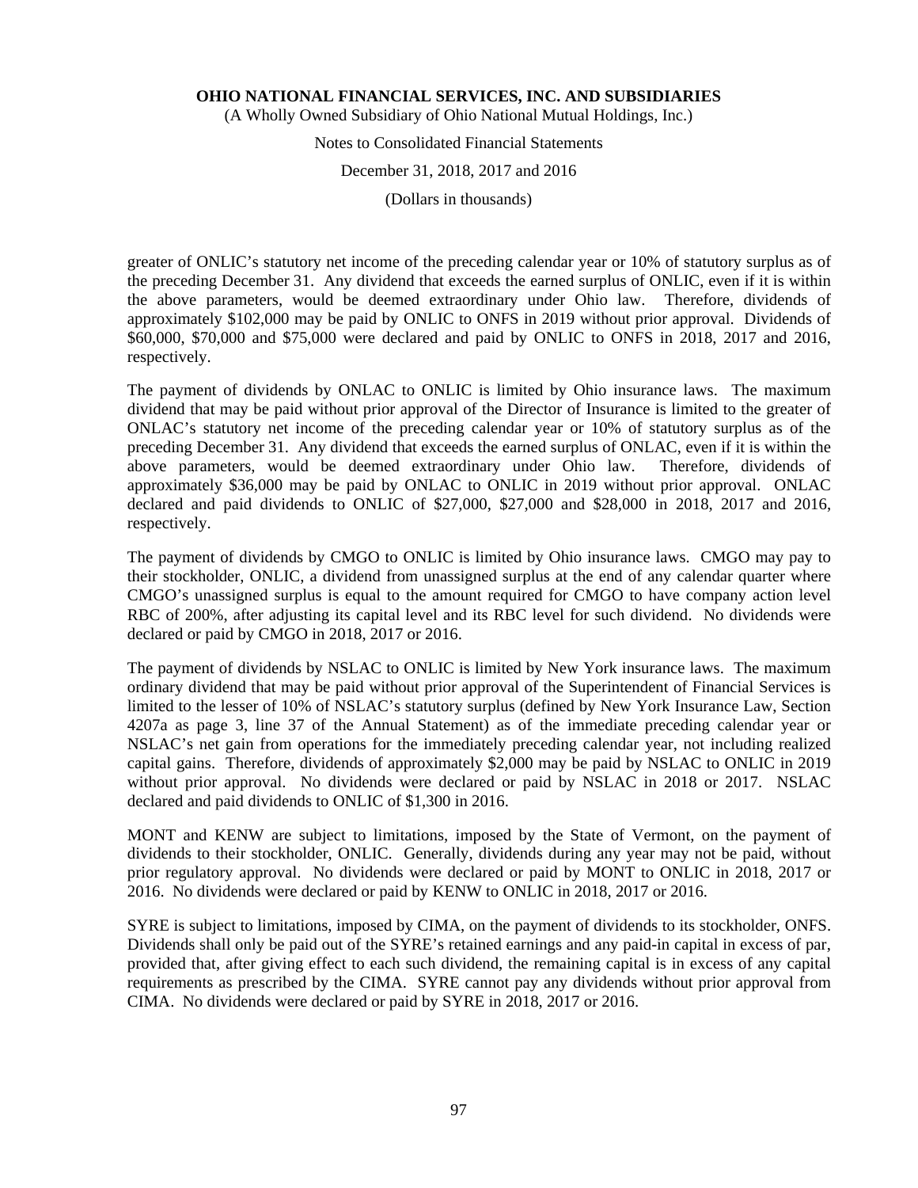greater of ONLIC's statutory net income of the preceding calendar year or 10% of statutory surplus as of the preceding December 31. Any dividend that exceeds the earned surplus of ONLIC, even if it is within the above parameters, would be deemed extraordinary under Ohio law. Therefore, dividends of approximately $102,000 may be paid by ONLIC to ONFS in 2019 without prior approval. Dividends of $60,000, $70,000 and $75,000 were declared and paid by ONLIC to ONFS in 2018, 2017 and 2016, respectively.

The payment of dividends by ONLAC to ONLIC is limited by Ohio insurance laws. The maximum dividend that may be paid without prior approval of the Director of Insurance is limited to the greater of ONLAC's statutory net income of the preceding calendar year or 10% of statutory surplus as of the preceding December 31. Any dividend that exceeds the earned surplus of ONLAC, even if it is within the above parameters, would be deemed extraordinary under Ohio law. Therefore, dividends of approximately $36,000 may be paid by ONLAC to ONLIC in 2019 without prior approval. ONLAC declared and paid dividends to ONLIC of $27,000, $27,000 and $28,000 in 2018, 2017 and 2016, respectively.

The payment of dividends by CMGO to ONLIC is limited by Ohio insurance laws. CMGO may pay to their stockholder, ONLIC, a dividend from unassigned surplus at the end of any calendar quarter where CMGO's unassigned surplus is equal to the amount required for CMGO to have company action level RBC of 200%, after adjusting its capital level and its RBC level for such dividend. No dividends were declared or paid by CMGO in 2018, 2017 or 2016.

The payment of dividends by NSLAC to ONLIC is limited by New York insurance laws. The maximum ordinary dividend that may be paid without prior approval of the Superintendent of Financial Services is limited to the lesser of 10% of NSLAC's statutory surplus (defined by New York Insurance Law, Section 4207a as page 3, line 37 of the Annual Statement) as of the immediate preceding calendar year or NSLAC's net gain from operations for the immediately preceding calendar year, not including realized capital gains. Therefore, dividends of approximately $2,000 may be paid by NSLAC to ONLIC in 2019 without prior approval. No dividends were declared or paid by NSLAC in 2018 or 2017. NSLAC declared and paid dividends to ONLIC of $1,300 in 2016.

MONT and KENW are subject to limitations, imposed by the State of Vermont, on the payment of dividends to their stockholder, ONLIC. Generally, dividends during any year may not be paid, without prior regulatory approval. No dividends were declared or paid by MONT to ONLIC in 2018, 2017 or 2016. No dividends were declared or paid by KENW to ONLIC in 2018, 2017 or 2016.

SYRE is subject to limitations, imposed by CIMA, on the payment of dividends to its stockholder, ONFS. Dividends shall only be paid out of the SYRE's retained earnings and any paid-in capital in excess of par, provided that, after giving effect to each such dividend, the remaining capital is in excess of any capital requirements as prescribed by the CIMA. SYRE cannot pay any dividends without prior approval from CIMA. No dividends were declared or paid by SYRE in 2018, 2017 or 2016.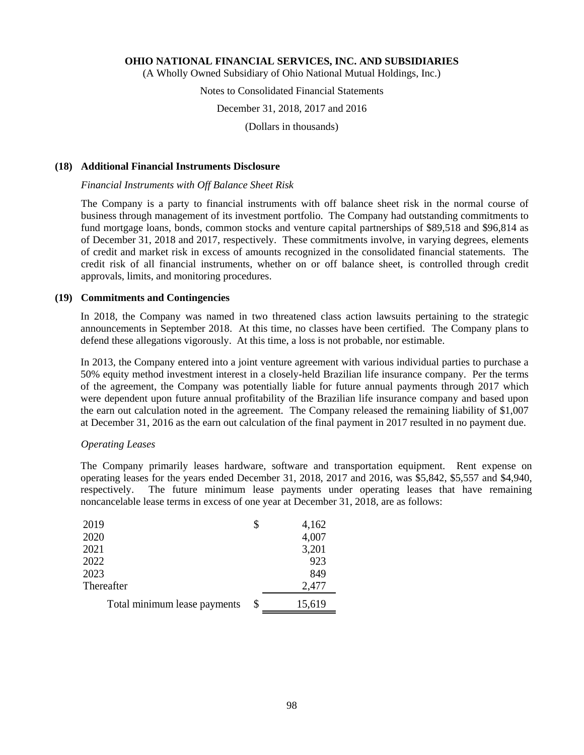**OHIO NATIONAL FINANCIAL SERVICES, INC. AND SUBSIDIARIES**
(A Wholly Owned Subsidiary of Ohio National Mutual Holdings, Inc.)

Notes to Consolidated Financial Statements

December 31, 2018, 2017 and 2016

(Dollars in thousands)

## (18) Additional Financial Instruments Disclosure

*Financial Instruments with Off Balance Sheet Risk*

The Company is a party to financial instruments with off balance sheet risk in the normal course of business through management of its investment portfolio. The Company had outstanding commitments to fund mortgage loans, bonds, common stocks and venture capital partnerships of $89,518 and $96,814 as of December 31, 2018 and 2017, respectively. These commitments involve, in varying degrees, elements of credit and market risk in excess of amounts recognized in the consolidated financial statements. The credit risk of all financial instruments, whether on or off balance sheet, is controlled through credit approvals, limits, and monitoring procedures.

## (19) Commitments and Contingencies

In 2018, the Company was named in two threatened class action lawsuits pertaining to the strategic announcements in September 2018. At this time, no classes have been certified. The Company plans to defend these allegations vigorously. At this time, a loss is not probable, nor estimable.

In 2013, the Company entered into a joint venture agreement with various individual parties to purchase a 50% equity method investment interest in a closely-held Brazilian life insurance company. Per the terms of the agreement, the Company was potentially liable for future annual payments through 2017 which were dependent upon future annual profitability of the Brazilian life insurance company and based upon the earn out calculation noted in the agreement. The Company released the remaining liability of $1,007 at December 31, 2016 as the earn out calculation of the final payment in 2017 resulted in no payment due.

*Operating Leases*

The Company primarily leases hardware, software and transportation equipment. Rent expense on operating leases for the years ended December 31, 2018, 2017 and 2016, was $5,842, $5,557 and $4,940, respectively. The future minimum lease payments under operating leases that have remaining noncancelable lease terms in excess of one year at December 31, 2018, are as follows:

| | | |
|---|---|---|
| 2019 | $ | 4,162 |
| 2020 | | 4,007 |
| 2021 | | 3,201 |
| 2022 | | 923 |
| 2023 | | 849 |
| Thereafter | | 2,477 |
| Total minimum lease payments | $ | 15,619 |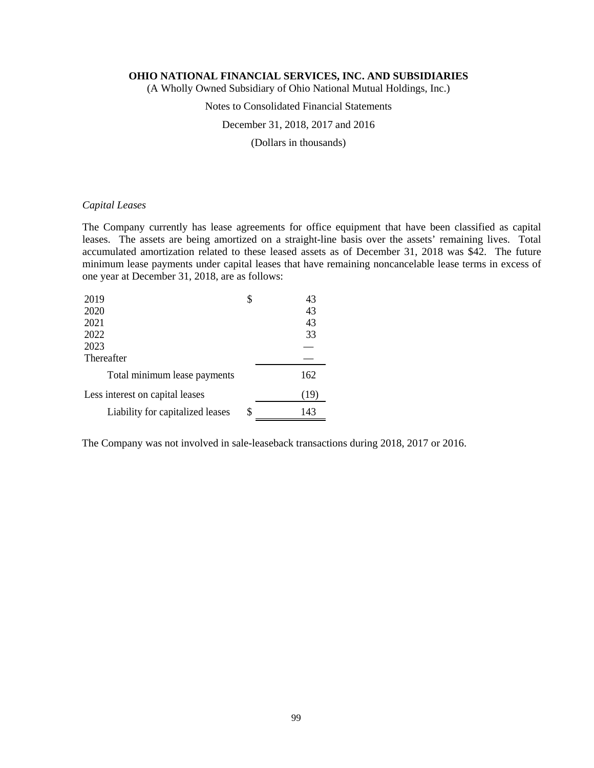*Capital Leases*

The Company currently has lease agreements for office equipment that have been classified as capital leases. The assets are being amortized on a straight-line basis over the assets' remaining lives. Total accumulated amortization related to these leased assets as of December 31, 2018 was $42. The future minimum lease payments under capital leases that have remaining noncancelable lease terms in excess of one year at December 31, 2018, are as follows:

| | |
|---|---|
| 2019 | $ 43 |
| 2020 | 43 |
| 2021 | 43 |
| 2022 | 33 |
| 2023 | — |
| Thereafter | — |
| Total minimum lease payments | 162 |
| Less interest on capital leases | (19) |
| Liability for capitalized leases | $ 143 |

The Company was not involved in sale-leaseback transactions during 2018, 2017 or 2016.